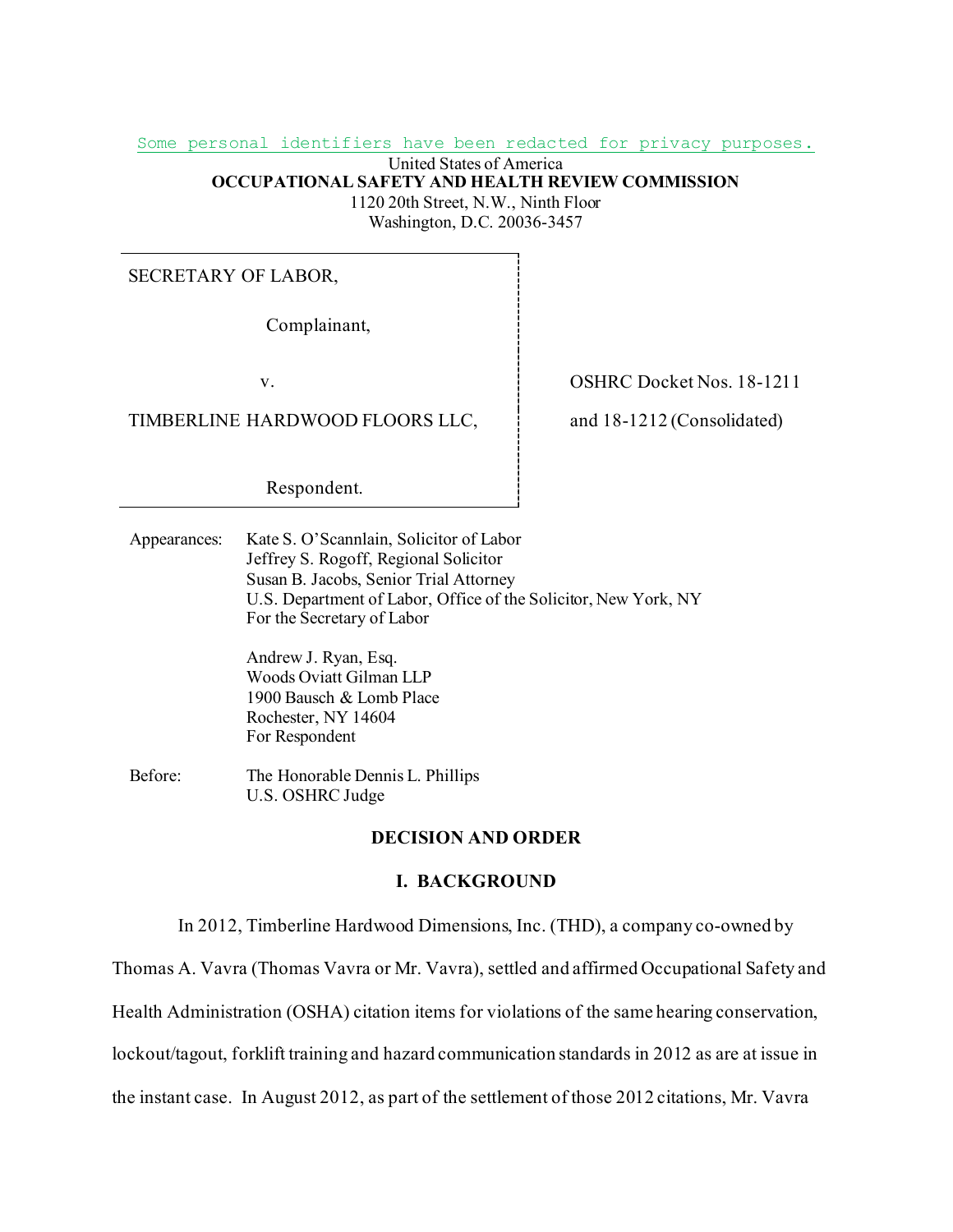Some personal identifiers have been redacted for privacy purposes.

United States of America
**OCCUPATIONAL SAFETY AND HEALTH REVIEW COMMISSION**
1120 20th Street, N.W., Ninth Floor
Washington, D.C. 20036-3457

| | |
|---|---|
| SECRETARY OF LABOR,<br><br>Complainant,<br><br>v.<br><br>TIMBERLINE HARDWOOD FLOORS LLC,<br><br>Respondent. | OSHRC Docket Nos. 18-1211<br>and 18-1212 (Consolidated) |

Appearances: Kate S. O'Scannlain, Solicitor of Labor
Jeffrey S. Rogoff, Regional Solicitor
Susan B. Jacobs, Senior Trial Attorney
U.S. Department of Labor, Office of the Solicitor, New York, NY
For the Secretary of Labor

Andrew J. Ryan, Esq.
Woods Oviatt Gilman LLP
1900 Bausch & Lomb Place
Rochester, NY 14604
For Respondent

Before: The Honorable Dennis L. Phillips
U.S. OSHRC Judge

## DECISION AND ORDER

### I. BACKGROUND

In 2012, Timberline Hardwood Dimensions, Inc. (THD), a company co-owned by Thomas A. Vavra (Thomas Vavra or Mr. Vavra), settled and affirmed Occupational Safety and Health Administration (OSHA) citation items for violations of the same hearing conservation, lockout/tagout, forklift training and hazard communication standards in 2012 as are at issue in the instant case. In August 2012, as part of the settlement of those 2012 citations, Mr. Vavra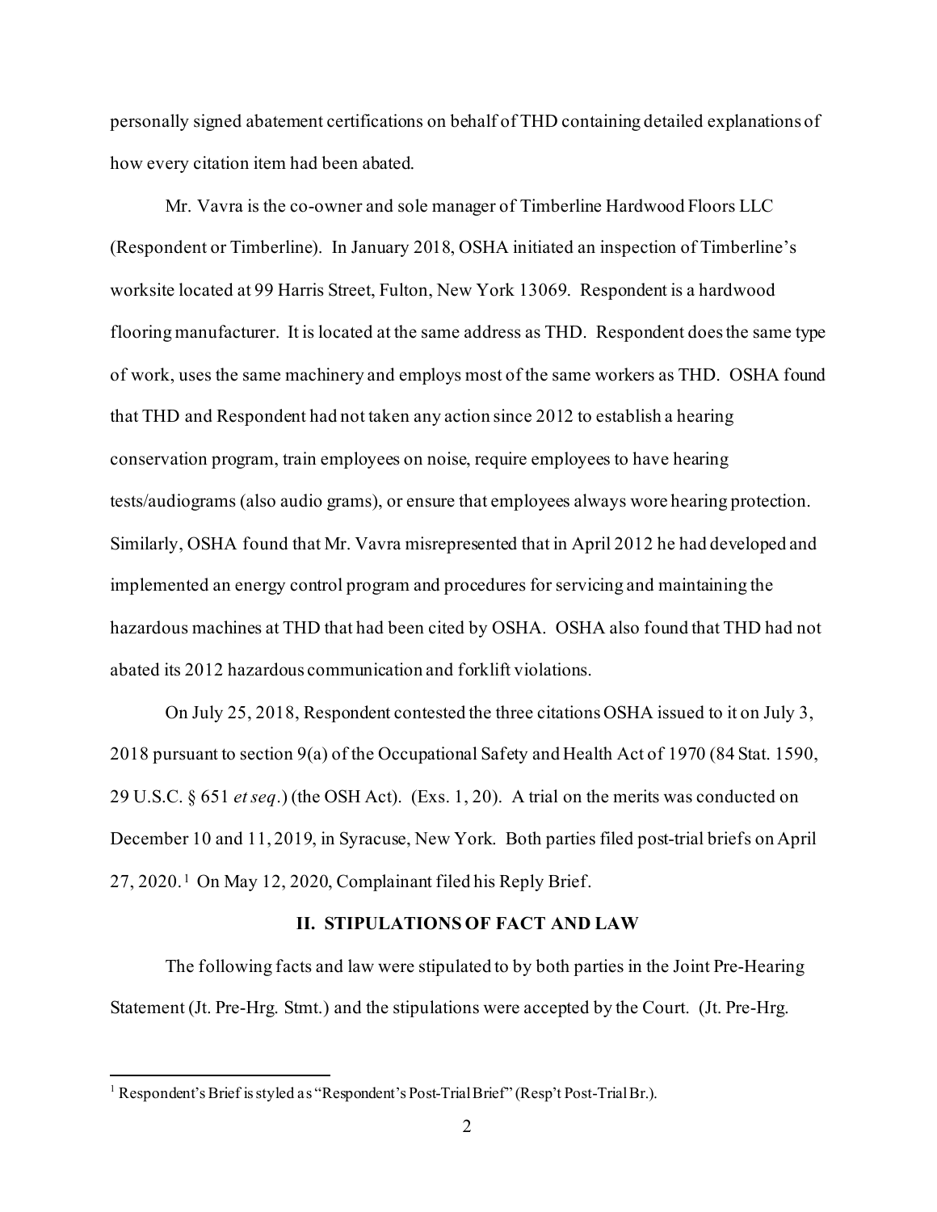personally signed abatement certifications on behalf of THD containing detailed explanations of how every citation item had been abated.

Mr. Vavra is the co-owner and sole manager of Timberline Hardwood Floors LLC (Respondent or Timberline). In January 2018, OSHA initiated an inspection of Timberline's worksite located at 99 Harris Street, Fulton, New York 13069. Respondent is a hardwood flooring manufacturer. It is located at the same address as THD. Respondent does the same type of work, uses the same machinery and employs most of the same workers as THD. OSHA found that THD and Respondent had not taken any action since 2012 to establish a hearing conservation program, train employees on noise, require employees to have hearing tests/audiograms (also audio grams), or ensure that employees always wore hearing protection. Similarly, OSHA found that Mr. Vavra misrepresented that in April 2012 he had developed and implemented an energy control program and procedures for servicing and maintaining the hazardous machines at THD that had been cited by OSHA. OSHA also found that THD had not abated its 2012 hazardous communication and forklift violations.

On July 25, 2018, Respondent contested the three citations OSHA issued to it on July 3, 2018 pursuant to section 9(a) of the Occupational Safety and Health Act of 1970 (84 Stat. 1590, 29 U.S.C. § 651 *et seq*.) (the OSH Act). (Exs. 1, 20). A trial on the merits was conducted on December 10 and 11, 2019, in Syracuse, New York. Both parties filed post-trial briefs on April 27, 2020.[1] On May 12, 2020, Complainant filed his Reply Brief.

## II. STIPULATIONS OF FACT AND LAW

The following facts and law were stipulated to by both parties in the Joint Pre-Hearing Statement (Jt. Pre-Hrg. Stmt.) and the stipulations were accepted by the Court. (Jt. Pre-Hrg.

---

[1] Respondent's Brief is styled as "Respondent's Post-Trial Brief" (Resp't Post-Trial Br.).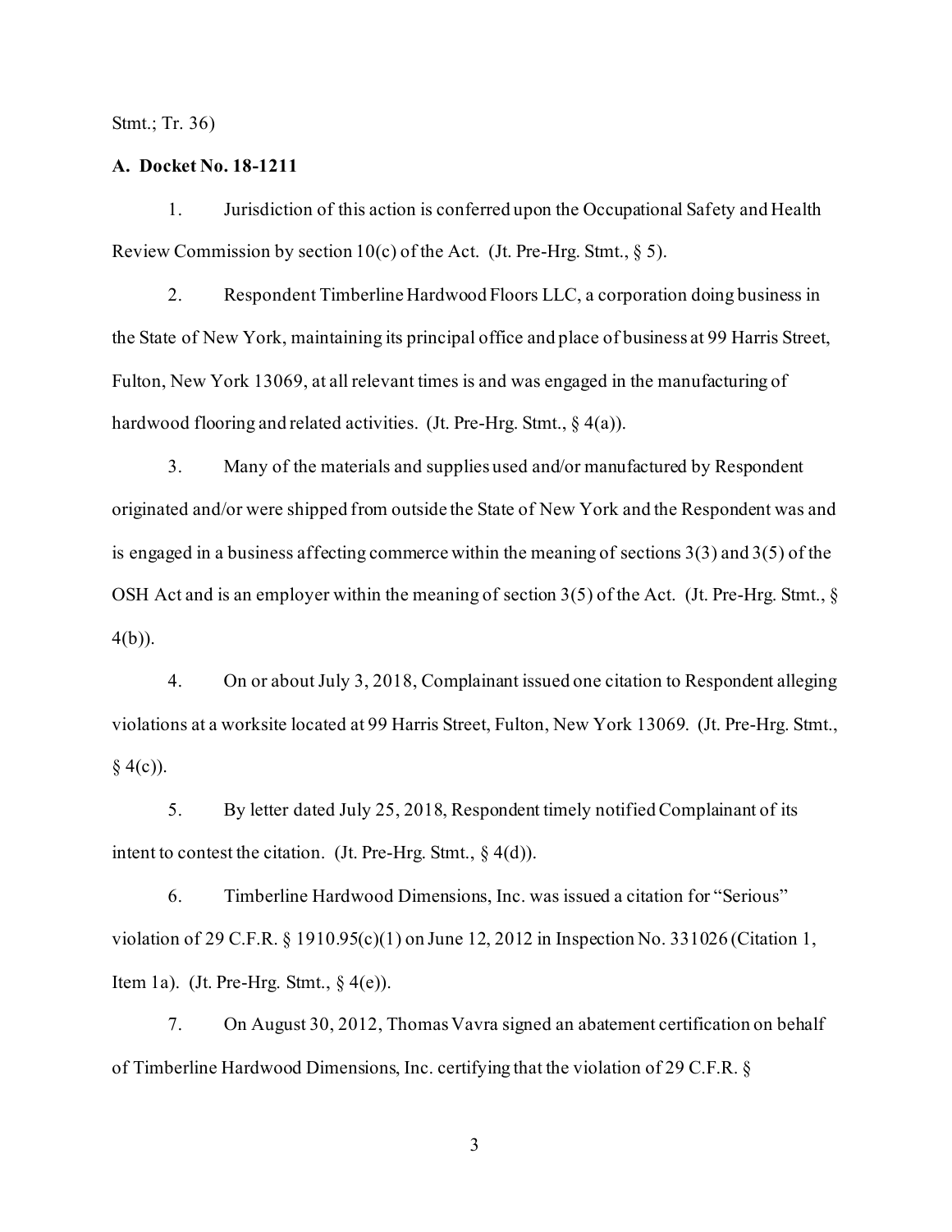Stmt.; Tr. 36)

**A. Docket No. 18-1211**

1. Jurisdiction of this action is conferred upon the Occupational Safety and Health Review Commission by section 10(c) of the Act. (Jt. Pre-Hrg. Stmt., § 5).

2. Respondent Timberline Hardwood Floors LLC, a corporation doing business in the State of New York, maintaining its principal office and place of business at 99 Harris Street, Fulton, New York 13069, at all relevant times is and was engaged in the manufacturing of hardwood flooring and related activities. (Jt. Pre-Hrg. Stmt., § 4(a)).

3. Many of the materials and supplies used and/or manufactured by Respondent originated and/or were shipped from outside the State of New York and the Respondent was and is engaged in a business affecting commerce within the meaning of sections 3(3) and 3(5) of the OSH Act and is an employer within the meaning of section 3(5) of the Act. (Jt. Pre-Hrg. Stmt., § 4(b)).

4. On or about July 3, 2018, Complainant issued one citation to Respondent alleging violations at a worksite located at 99 Harris Street, Fulton, New York 13069. (Jt. Pre-Hrg. Stmt., § 4(c)).

5. By letter dated July 25, 2018, Respondent timely notified Complainant of its intent to contest the citation. (Jt. Pre-Hrg. Stmt., § 4(d)).

6. Timberline Hardwood Dimensions, Inc. was issued a citation for "Serious" violation of 29 C.F.R. § 1910.95(c)(1) on June 12, 2012 in Inspection No. 331026 (Citation 1, Item 1a). (Jt. Pre-Hrg. Stmt., § 4(e)).

7. On August 30, 2012, Thomas Vavra signed an abatement certification on behalf of Timberline Hardwood Dimensions, Inc. certifying that the violation of 29 C.F.R. §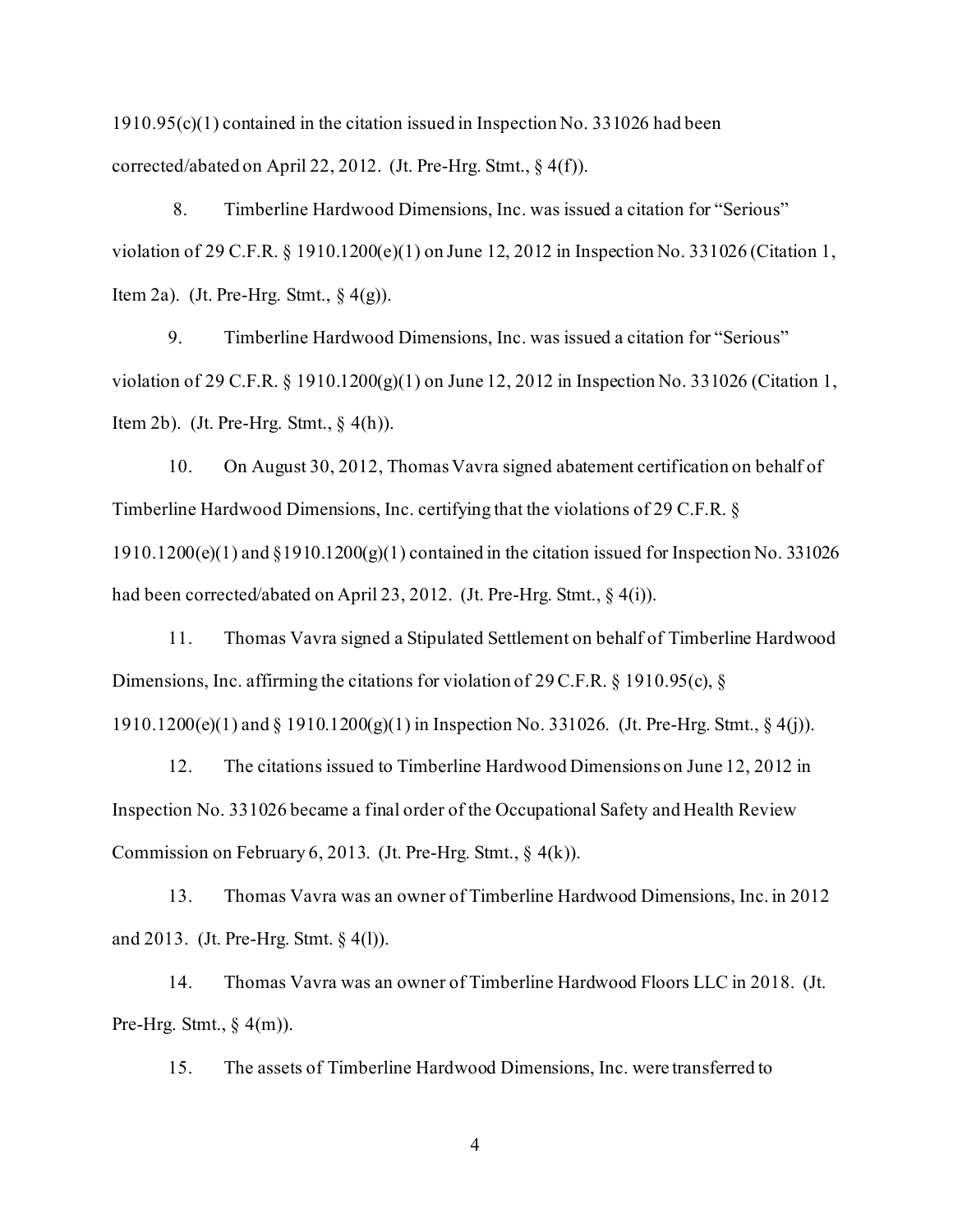1910.95(c)(1) contained in the citation issued in Inspection No. 331026 had been corrected/abated on April 22, 2012. (Jt. Pre-Hrg. Stmt., § 4(f)).

8. Timberline Hardwood Dimensions, Inc. was issued a citation for "Serious" violation of 29 C.F.R. § 1910.1200(e)(1) on June 12, 2012 in Inspection No. 331026 (Citation 1, Item 2a). (Jt. Pre-Hrg. Stmt., § 4(g)).

9. Timberline Hardwood Dimensions, Inc. was issued a citation for "Serious" violation of 29 C.F.R. § 1910.1200(g)(1) on June 12, 2012 in Inspection No. 331026 (Citation 1, Item 2b). (Jt. Pre-Hrg. Stmt., § 4(h)).

10. On August 30, 2012, Thomas Vavra signed abatement certification on behalf of Timberline Hardwood Dimensions, Inc. certifying that the violations of 29 C.F.R. § 1910.1200(e)(1) and §1910.1200(g)(1) contained in the citation issued for Inspection No. 331026 had been corrected/abated on April 23, 2012. (Jt. Pre-Hrg. Stmt., § 4(i)).

11. Thomas Vavra signed a Stipulated Settlement on behalf of Timberline Hardwood Dimensions, Inc. affirming the citations for violation of 29 C.F.R. § 1910.95(c), § 1910.1200(e)(1) and § 1910.1200(g)(1) in Inspection No. 331026. (Jt. Pre-Hrg. Stmt., § 4(j)).

12. The citations issued to Timberline Hardwood Dimensions on June 12, 2012 in Inspection No. 331026 became a final order of the Occupational Safety and Health Review Commission on February 6, 2013. (Jt. Pre-Hrg. Stmt., § 4(k)).

13. Thomas Vavra was an owner of Timberline Hardwood Dimensions, Inc. in 2012 and 2013. (Jt. Pre-Hrg. Stmt. § 4(l)).

14. Thomas Vavra was an owner of Timberline Hardwood Floors LLC in 2018. (Jt. Pre-Hrg. Stmt., § 4(m)).

15. The assets of Timberline Hardwood Dimensions, Inc. were transferred to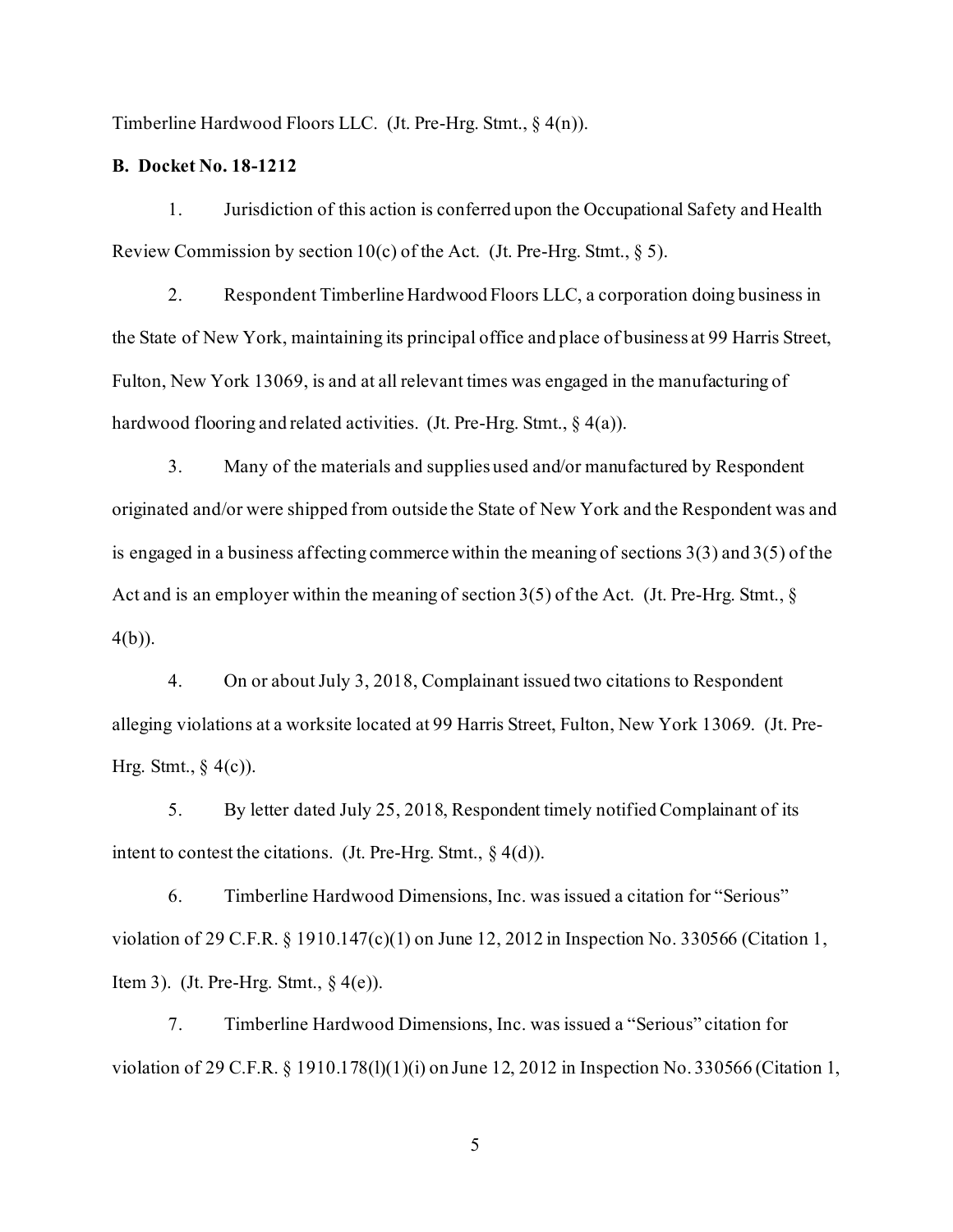Timberline Hardwood Floors LLC. (Jt. Pre-Hrg. Stmt., § 4(n)).

**B. Docket No. 18-1212**

1. Jurisdiction of this action is conferred upon the Occupational Safety and Health Review Commission by section 10(c) of the Act. (Jt. Pre-Hrg. Stmt., § 5).

2. Respondent Timberline Hardwood Floors LLC, a corporation doing business in the State of New York, maintaining its principal office and place of business at 99 Harris Street, Fulton, New York 13069, is and at all relevant times was engaged in the manufacturing of hardwood flooring and related activities. (Jt. Pre-Hrg. Stmt., § 4(a)).

3. Many of the materials and supplies used and/or manufactured by Respondent originated and/or were shipped from outside the State of New York and the Respondent was and is engaged in a business affecting commerce within the meaning of sections 3(3) and 3(5) of the Act and is an employer within the meaning of section 3(5) of the Act. (Jt. Pre-Hrg. Stmt., § 4(b)).

4. On or about July 3, 2018, Complainant issued two citations to Respondent alleging violations at a worksite located at 99 Harris Street, Fulton, New York 13069. (Jt. Pre-Hrg. Stmt., § 4(c)).

5. By letter dated July 25, 2018, Respondent timely notified Complainant of its intent to contest the citations. (Jt. Pre-Hrg. Stmt., § 4(d)).

6. Timberline Hardwood Dimensions, Inc. was issued a citation for "Serious" violation of 29 C.F.R. § 1910.147(c)(1) on June 12, 2012 in Inspection No. 330566 (Citation 1, Item 3). (Jt. Pre-Hrg. Stmt., § 4(e)).

7. Timberline Hardwood Dimensions, Inc. was issued a "Serious" citation for violation of 29 C.F.R. § 1910.178(l)(1)(i) on June 12, 2012 in Inspection No. 330566 (Citation 1,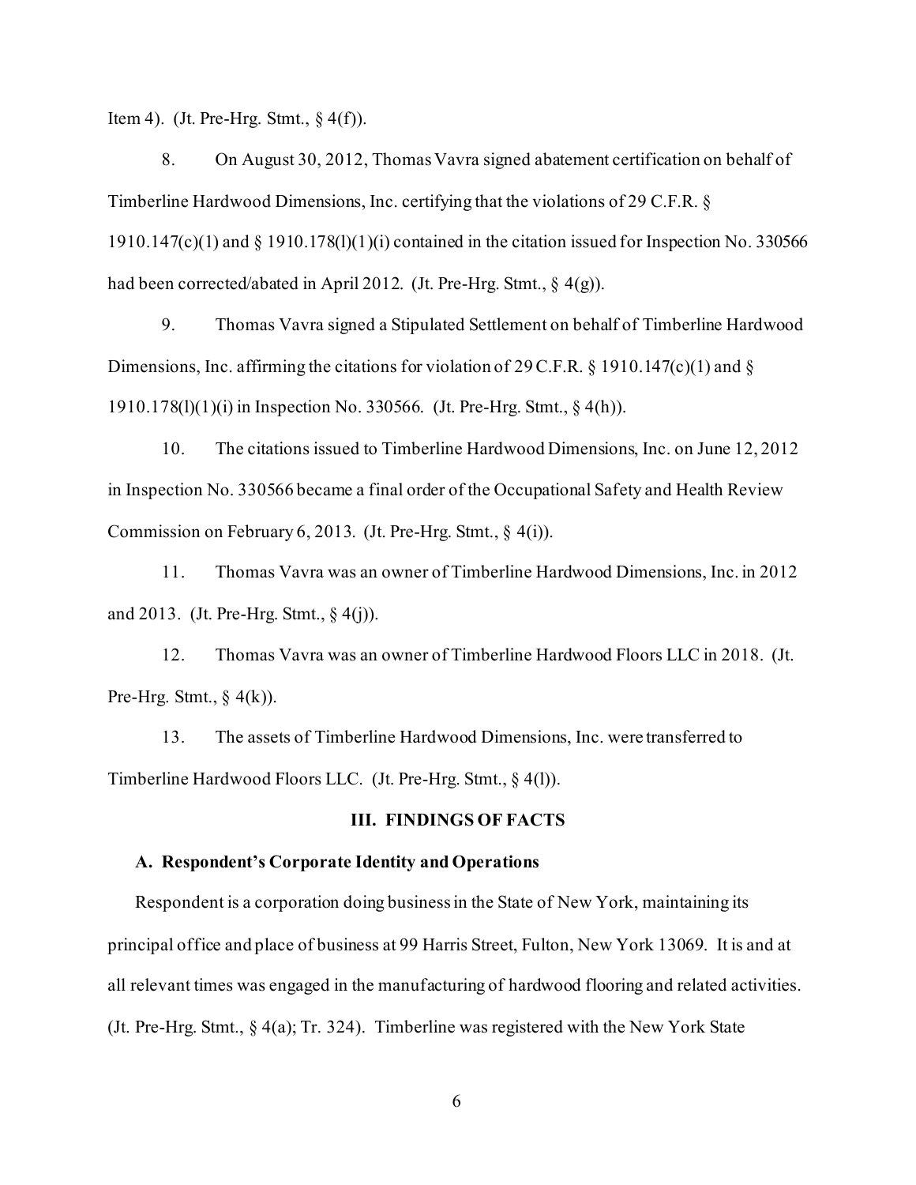Item 4). (Jt. Pre-Hrg. Stmt., § 4(f)).

8. On August 30, 2012, Thomas Vavra signed abatement certification on behalf of Timberline Hardwood Dimensions, Inc. certifying that the violations of 29 C.F.R. § 1910.147(c)(1) and § 1910.178(l)(1)(i) contained in the citation issued for Inspection No. 330566 had been corrected/abated in April 2012. (Jt. Pre-Hrg. Stmt., § 4(g)).

9. Thomas Vavra signed a Stipulated Settlement on behalf of Timberline Hardwood Dimensions, Inc. affirming the citations for violation of 29 C.F.R. § 1910.147(c)(1) and § 1910.178(l)(1)(i) in Inspection No. 330566. (Jt. Pre-Hrg. Stmt., § 4(h)).

10. The citations issued to Timberline Hardwood Dimensions, Inc. on June 12, 2012 in Inspection No. 330566 became a final order of the Occupational Safety and Health Review Commission on February 6, 2013. (Jt. Pre-Hrg. Stmt., § 4(i)).

11. Thomas Vavra was an owner of Timberline Hardwood Dimensions, Inc. in 2012 and 2013. (Jt. Pre-Hrg. Stmt., § 4(j)).

12. Thomas Vavra was an owner of Timberline Hardwood Floors LLC in 2018. (Jt. Pre-Hrg. Stmt., § 4(k)).

13. The assets of Timberline Hardwood Dimensions, Inc. were transferred to Timberline Hardwood Floors LLC. (Jt. Pre-Hrg. Stmt., § 4(l)).

## III. FINDINGS OF FACTS

### A. Respondent's Corporate Identity and Operations

Respondent is a corporation doing business in the State of New York, maintaining its principal office and place of business at 99 Harris Street, Fulton, New York 13069. It is and at all relevant times was engaged in the manufacturing of hardwood flooring and related activities. (Jt. Pre-Hrg. Stmt., § 4(a); Tr. 324). Timberline was registered with the New York State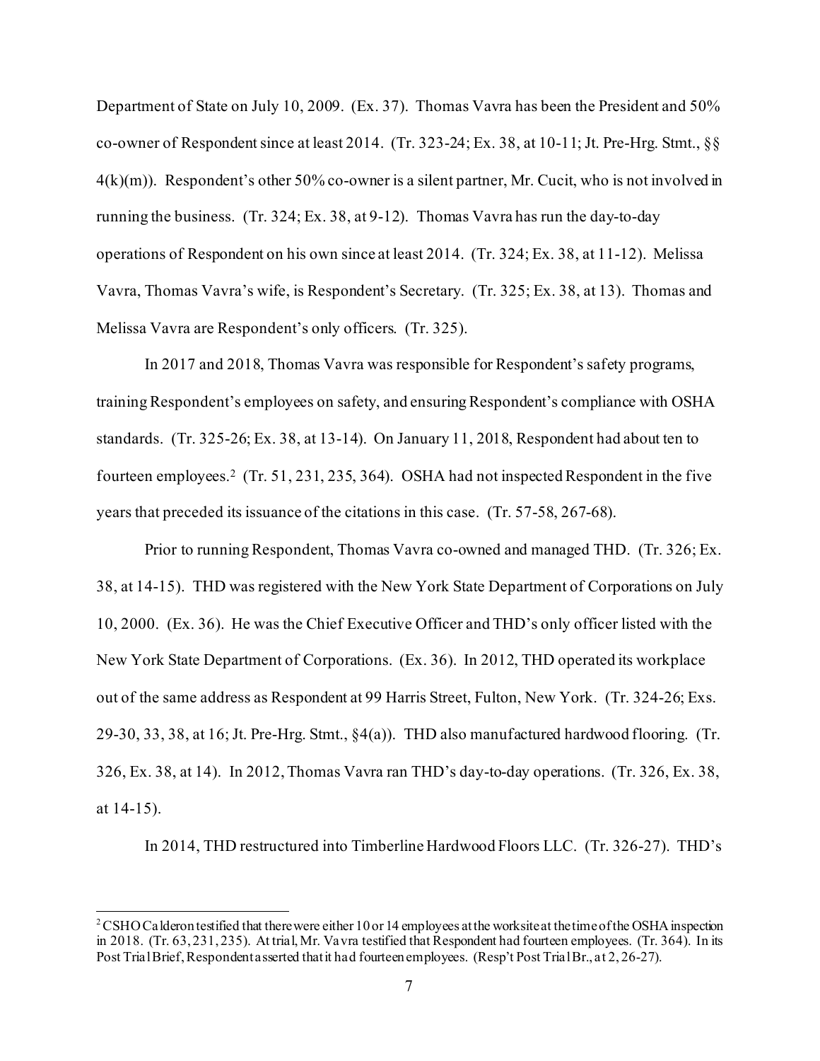Department of State on July 10, 2009. (Ex. 37). Thomas Vavra has been the President and 50% co-owner of Respondent since at least 2014. (Tr. 323-24; Ex. 38, at 10-11; Jt. Pre-Hrg. Stmt., §§ 4(k)(m)). Respondent's other 50% co-owner is a silent partner, Mr. Cucit, who is not involved in running the business. (Tr. 324; Ex. 38, at 9-12). Thomas Vavra has run the day-to-day operations of Respondent on his own since at least 2014. (Tr. 324; Ex. 38, at 11-12). Melissa Vavra, Thomas Vavra's wife, is Respondent's Secretary. (Tr. 325; Ex. 38, at 13). Thomas and Melissa Vavra are Respondent's only officers. (Tr. 325).

In 2017 and 2018, Thomas Vavra was responsible for Respondent's safety programs, training Respondent's employees on safety, and ensuring Respondent's compliance with OSHA standards. (Tr. 325-26; Ex. 38, at 13-14). On January 11, 2018, Respondent had about ten to fourteen employees.[2] (Tr. 51, 231, 235, 364). OSHA had not inspected Respondent in the five years that preceded its issuance of the citations in this case. (Tr. 57-58, 267-68).

Prior to running Respondent, Thomas Vavra co-owned and managed THD. (Tr. 326; Ex. 38, at 14-15). THD was registered with the New York State Department of Corporations on July 10, 2000. (Ex. 36). He was the Chief Executive Officer and THD's only officer listed with the New York State Department of Corporations. (Ex. 36). In 2012, THD operated its workplace out of the same address as Respondent at 99 Harris Street, Fulton, New York. (Tr. 324-26; Exs. 29-30, 33, 38, at 16; Jt. Pre-Hrg. Stmt., §4(a)). THD also manufactured hardwood flooring. (Tr. 326, Ex. 38, at 14). In 2012, Thomas Vavra ran THD's day-to-day operations. (Tr. 326, Ex. 38, at 14-15).

In 2014, THD restructured into Timberline Hardwood Floors LLC. (Tr. 326-27). THD's

---

[2] CSHO Calderon testified that there were either 10 or 14 employees at the worksite at the time of the OSHA inspection in 2018. (Tr. 63, 231, 235). At trial, Mr. Vavra testified that Respondent had fourteen employees. (Tr. 364). In its Post Trial Brief, Respondent asserted that it had fourteen employees. (Resp't Post Trial Br., at 2, 26-27).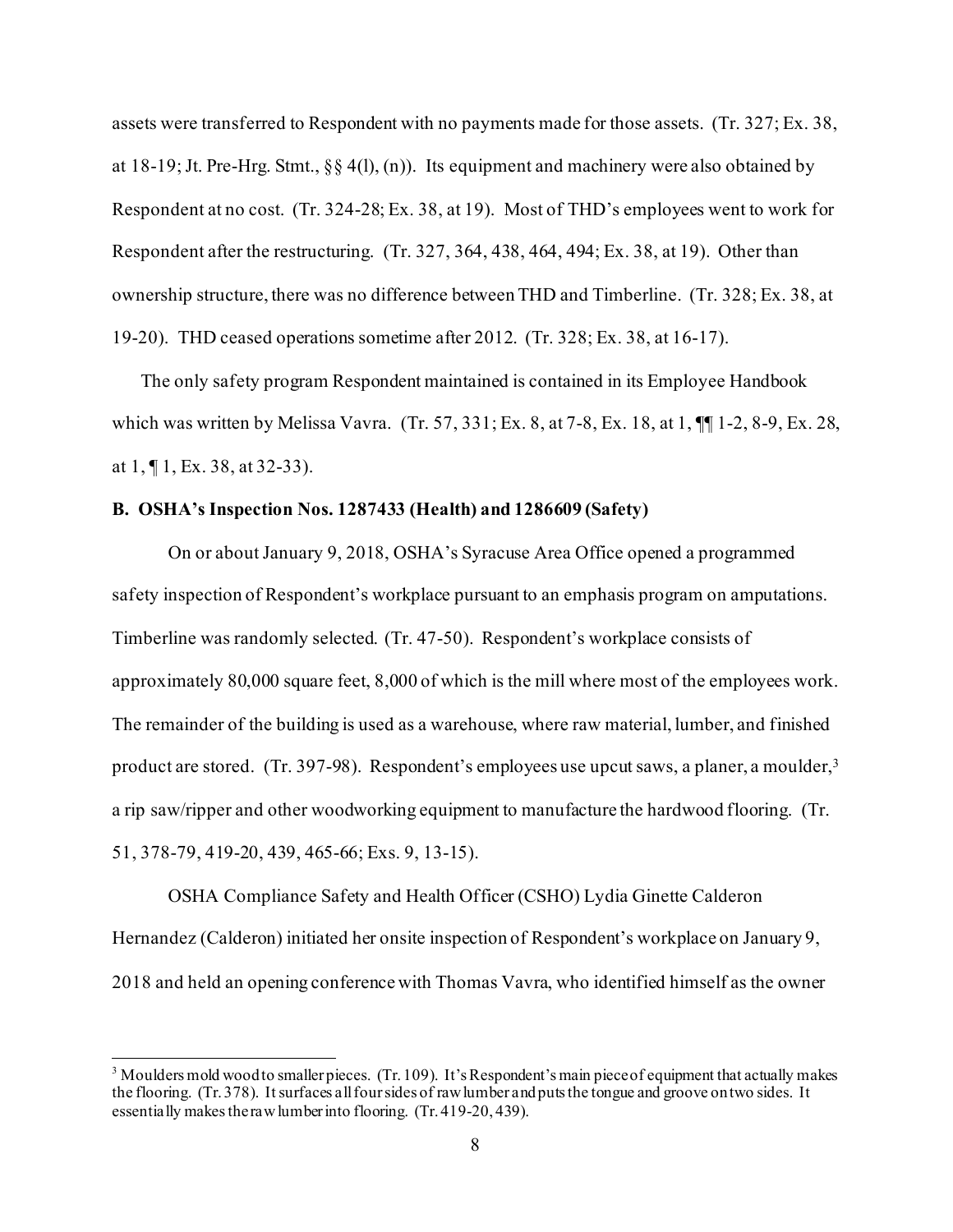assets were transferred to Respondent with no payments made for those assets. (Tr. 327; Ex. 38, at 18-19; Jt. Pre-Hrg. Stmt., §§ 4(l), (n)). Its equipment and machinery were also obtained by Respondent at no cost. (Tr. 324-28; Ex. 38, at 19). Most of THD's employees went to work for Respondent after the restructuring. (Tr. 327, 364, 438, 464, 494; Ex. 38, at 19). Other than ownership structure, there was no difference between THD and Timberline. (Tr. 328; Ex. 38, at 19-20). THD ceased operations sometime after 2012. (Tr. 328; Ex. 38, at 16-17).

The only safety program Respondent maintained is contained in its Employee Handbook which was written by Melissa Vavra. (Tr. 57, 331; Ex. 8, at 7-8, Ex. 18, at 1, ¶¶ 1-2, 8-9, Ex. 28, at 1, ¶ 1, Ex. 38, at 32-33).

**B. OSHA's Inspection Nos. 1287433 (Health) and 1286609 (Safety)**

On or about January 9, 2018, OSHA's Syracuse Area Office opened a programmed safety inspection of Respondent's workplace pursuant to an emphasis program on amputations. Timberline was randomly selected. (Tr. 47-50). Respondent's workplace consists of approximately 80,000 square feet, 8,000 of which is the mill where most of the employees work. The remainder of the building is used as a warehouse, where raw material, lumber, and finished product are stored. (Tr. 397-98). Respondent's employees use upcut saws, a planer, a moulder,[3] a rip saw/ripper and other woodworking equipment to manufacture the hardwood flooring. (Tr. 51, 378-79, 419-20, 439, 465-66; Exs. 9, 13-15).

OSHA Compliance Safety and Health Officer (CSHO) Lydia Ginette Calderon Hernandez (Calderon) initiated her onsite inspection of Respondent's workplace on January 9, 2018 and held an opening conference with Thomas Vavra, who identified himself as the owner

---

[3] Moulders mold wood to smaller pieces. (Tr. 109). It's Respondent's main piece of equipment that actually makes the flooring. (Tr. 378). It surfaces all four sides of raw lumber and puts the tongue and groove on two sides. It essentially makes the raw lumber into flooring. (Tr. 419-20, 439).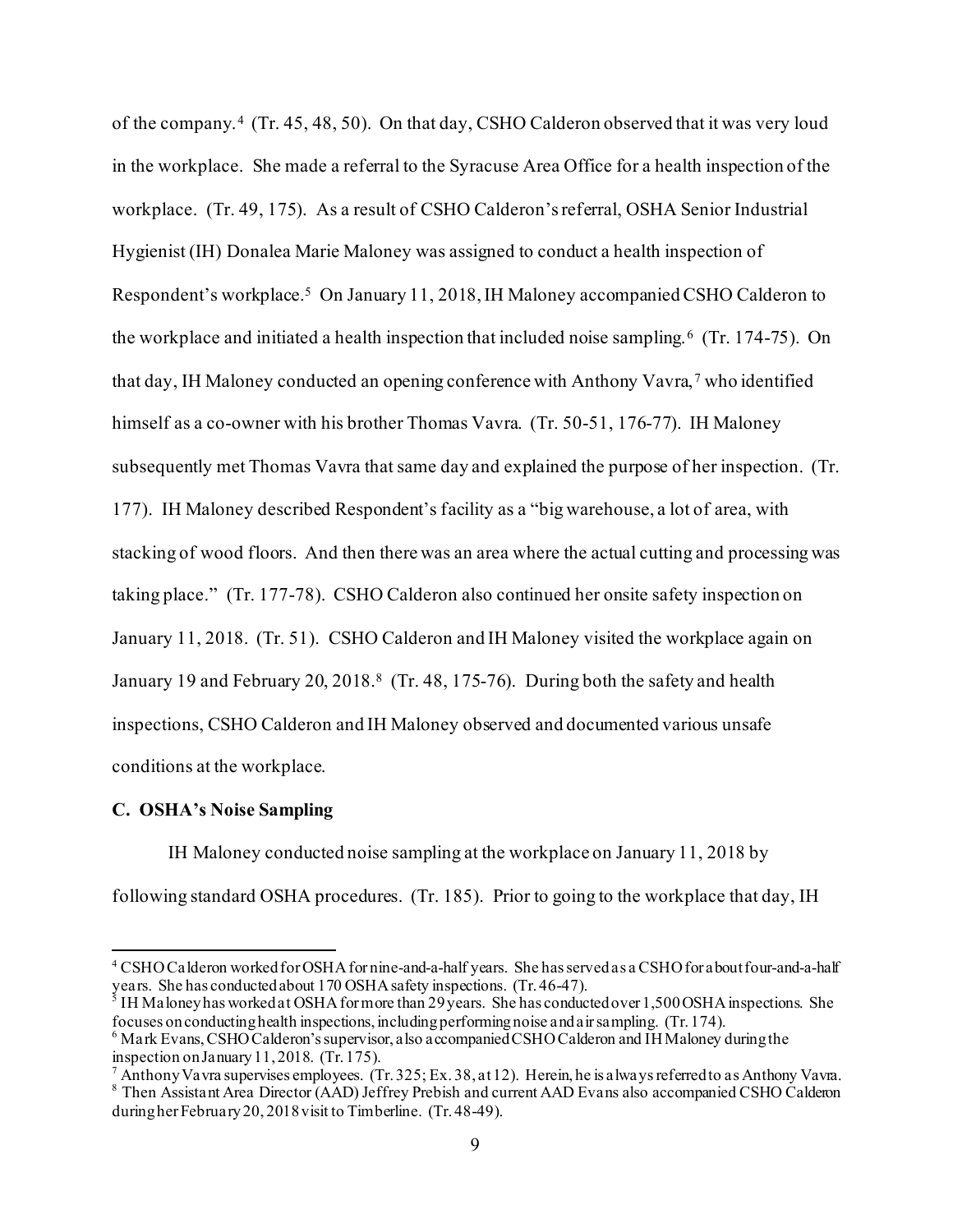of the company.[4] (Tr. 45, 48, 50). On that day, CSHO Calderon observed that it was very loud in the workplace. She made a referral to the Syracuse Area Office for a health inspection of the workplace. (Tr. 49, 175). As a result of CSHO Calderon's referral, OSHA Senior Industrial Hygienist (IH) Donalea Marie Maloney was assigned to conduct a health inspection of Respondent's workplace.[5] On January 11, 2018, IH Maloney accompanied CSHO Calderon to the workplace and initiated a health inspection that included noise sampling.[6] (Tr. 174-75). On that day, IH Maloney conducted an opening conference with Anthony Vavra,[7] who identified himself as a co-owner with his brother Thomas Vavra. (Tr. 50-51, 176-77). IH Maloney subsequently met Thomas Vavra that same day and explained the purpose of her inspection. (Tr. 177). IH Maloney described Respondent's facility as a "big warehouse, a lot of area, with stacking of wood floors. And then there was an area where the actual cutting and processing was taking place." (Tr. 177-78). CSHO Calderon also continued her onsite safety inspection on January 11, 2018. (Tr. 51). CSHO Calderon and IH Maloney visited the workplace again on January 19 and February 20, 2018.[8] (Tr. 48, 175-76). During both the safety and health inspections, CSHO Calderon and IH Maloney observed and documented various unsafe conditions at the workplace.

**C. OSHA's Noise Sampling**

IH Maloney conducted noise sampling at the workplace on January 11, 2018 by following standard OSHA procedures. (Tr. 185). Prior to going to the workplace that day, IH

---

[4] CSHO Calderon worked for OSHA for nine-and-a-half years. She has served as a CSHO for about four-and-a-half years. She has conducted about 170 OSHA safety inspections. (Tr. 46-47).

[5] IH Maloney has worked at OSHA for more than 29 years. She has conducted over 1,500 OSHA inspections. She focuses on conducting health inspections, including performing noise and air sampling. (Tr. 174).

[6] Mark Evans, CSHO Calderon's supervisor, also accompanied CSHO Calderon and IH Maloney during the inspection on January 11, 2018. (Tr. 175).

[7] Anthony Vavra supervises employees. (Tr. 325; Ex. 38, at 12). Herein, he is always referred to as Anthony Vavra.

[8] Then Assistant Area Director (AAD) Jeffrey Prebish and current AAD Evans also accompanied CSHO Calderon during her February 20, 2018 visit to Timberline. (Tr. 48-49).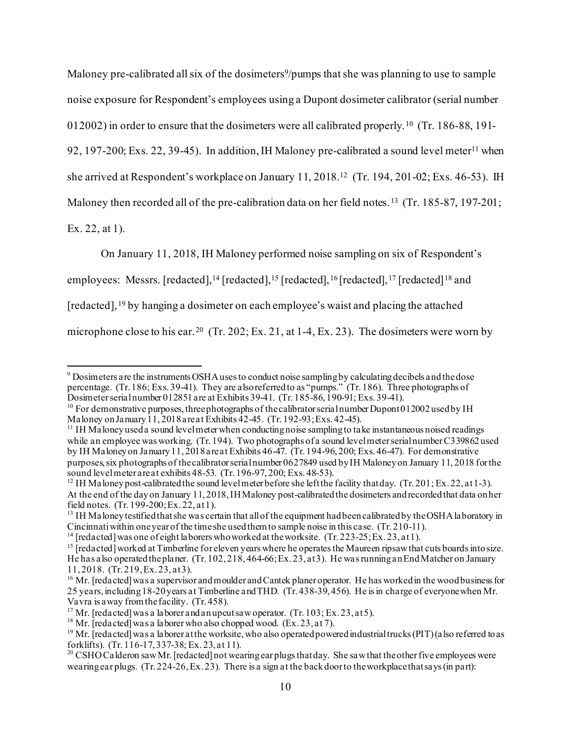Maloney pre-calibrated all six of the dosimeters[9]/pumps that she was planning to use to sample noise exposure for Respondent's employees using a Dupont dosimeter calibrator (serial number 012002) in order to ensure that the dosimeters were all calibrated properly.[10] (Tr. 186-88, 191-92, 197-200; Exs. 22, 39-45). In addition, IH Maloney pre-calibrated a sound level meter[11] when she arrived at Respondent's workplace on January 11, 2018.[12] (Tr. 194, 201-02; Exs. 46-53). IH Maloney then recorded all of the pre-calibration data on her field notes.[13] (Tr. 185-87, 197-201; Ex. 22, at 1).

On January 11, 2018, IH Maloney performed noise sampling on six of Respondent's employees: Messrs. [redacted],[14] [redacted],[15] [redacted],[16] [redacted],[17] [redacted][18] and [redacted],[19] by hanging a dosimeter on each employee's waist and placing the attached microphone close to his ear.[20] (Tr. 202; Ex. 21, at 1-4, Ex. 23). The dosimeters were worn by

---

[9] Dosimeters are the instruments OSHA uses to conduct noise sampling by calculating decibels and the dose percentage. (Tr. 186; Exs. 39-41). They are also referred to as "pumps." (Tr. 186). Three photographs of Dosimeter serial number 012851 are at Exhibits 39-41. (Tr. 185-86, 190-91; Exs. 39-41).

[10] For demonstrative purposes, three photographs of the calibrator serial number Dupont 012002 used by IH Maloney on January 11, 2018 are at Exhibits 42-45. (Tr. 192-93; Exs. 42-45).

[11] IH Maloney used a sound level meter when conducting noise sampling to take instantaneous noised readings while an employee was working. (Tr. 194). Two photographs of a sound level meter serial number C339862 used by IH Maloney on January 11, 2018 are at Exhibits 46-47. (Tr. 194-96, 200; Exs. 46-47). For demonstrative purposes, six photographs of the calibrator serial number 0627849 used by IH Maloney on January 11, 2018 for the sound level meter are at exhibits 48-53. (Tr. 196-97, 200; Exs. 48-53).

[12] IH Maloney post-calibrated the sound level meter before she left the facility that day. (Tr. 201; Ex. 22, at 1-3). At the end of the day on January 11, 2018, IH Maloney post-calibrated the dosimeters and recorded that data on her field notes. (Tr. 199-200; Ex. 22, at 1).

[13] IH Maloney testified that she was certain that all of the equipment had been calibrated by the OSHA laboratory in Cincinnati within one year of the time she used them to sample noise in this case. (Tr. 210-11).

[14] [redacted] was one of eight laborers who worked at the worksite. (Tr. 223-25; Ex. 23, at 1).

[15] [redacted] worked at Timberline for eleven years where he operates the Maureen ripsaw that cuts boards into size. He has also operated the planer. (Tr. 102, 218, 464-66; Ex. 23, at 3). He was running an End Matcher on January 11, 2018. (Tr. 219, Ex. 23, at 3).

[16] Mr. [redacted] was a supervisor and moulder and Cantek planer operator. He has worked in the wood business for 25 years, including 18-20 years at Timberline and THD. (Tr. 438-39, 456). He is in charge of everyone when Mr. Vavra is away from the facility. (Tr. 458).

[17] Mr. [redacted] was a laborer and an upcut saw operator. (Tr. 103; Ex. 23, at 5).

[18] Mr. [redacted] was a laborer who also chopped wood. (Ex. 23, at 7).

[19] Mr. [redacted] was a laborer at the worksite, who also operated powered industrial trucks (PIT) (also referred to as forklifts). (Tr. 116-17, 337-38; Ex. 23, at 11).

[20] CSHO Calderon saw Mr. [redacted] not wearing ear plugs that day. She saw that the other five employees were wearing ear plugs. (Tr. 224-26, Ex. 23). There is a sign at the back door to the workplace that says (in part):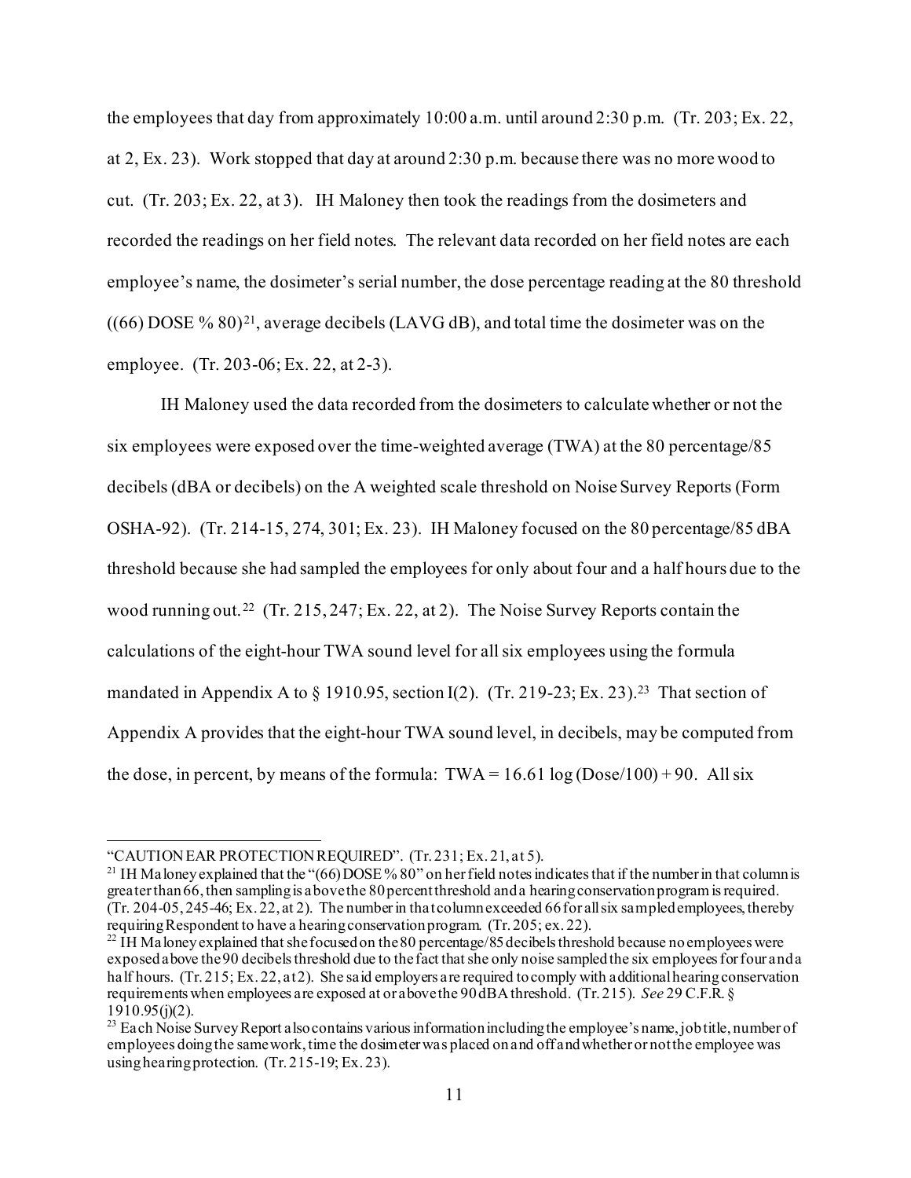the employees that day from approximately 10:00 a.m. until around 2:30 p.m. (Tr. 203; Ex. 22, at 2, Ex. 23). Work stopped that day at around 2:30 p.m. because there was no more wood to cut. (Tr. 203; Ex. 22, at 3). IH Maloney then took the readings from the dosimeters and recorded the readings on her field notes. The relevant data recorded on her field notes are each employee's name, the dosimeter's serial number, the dose percentage reading at the 80 threshold ((66) DOSE % 80)[21], average decibels (LAVG dB), and total time the dosimeter was on the employee. (Tr. 203-06; Ex. 22, at 2-3).

IH Maloney used the data recorded from the dosimeters to calculate whether or not the six employees were exposed over the time-weighted average (TWA) at the 80 percentage/85 decibels (dBA or decibels) on the A weighted scale threshold on Noise Survey Reports (Form OSHA-92). (Tr. 214-15, 274, 301; Ex. 23). IH Maloney focused on the 80 percentage/85 dBA threshold because she had sampled the employees for only about four and a half hours due to the wood running out.[22] (Tr. 215, 247; Ex. 22, at 2). The Noise Survey Reports contain the calculations of the eight-hour TWA sound level for all six employees using the formula mandated in Appendix A to § 1910.95, section I(2). (Tr. 219-23; Ex. 23).[23] That section of Appendix A provides that the eight-hour TWA sound level, in decibels, may be computed from the dose, in percent, by means of the formula: $TWA = 16.61 \log (Dose/100) + 90$. All six

---

"CAUTION EAR PROTECTION REQUIRED". (Tr. 231; Ex. 21, at 5).

[21] IH Maloney explained that the "(66) DOSE % 80" on her field notes indicates that if the number in that column is greater than 66, then sampling is above the 80 percent threshold and a hearing conservation program is required. (Tr. 204-05, 245-46; Ex. 22, at 2). The number in that column exceeded 66 for all six sampled employees, thereby requiring Respondent to have a hearing conservation program. (Tr. 205; ex. 22).

[22] IH Maloney explained that she focused on the 80 percentage/85 decibels threshold because no employees were exposed above the 90 decibels threshold due to the fact that she only noise sampled the six employees for four and a half hours. (Tr. 215; Ex. 22, at 2). She said employers are required to comply with additional hearing conservation requirements when employees are exposed at or above the 90 dBA threshold. (Tr. 215). *See* 29 C.F.R. § 1910.95(j)(2).

[23] Each Noise Survey Report also contains various information including the employee's name, job title, number of employees doing the same work, time the dosimeter was placed on and off and whether or not the employee was using hearing protection. (Tr. 215-19; Ex. 23).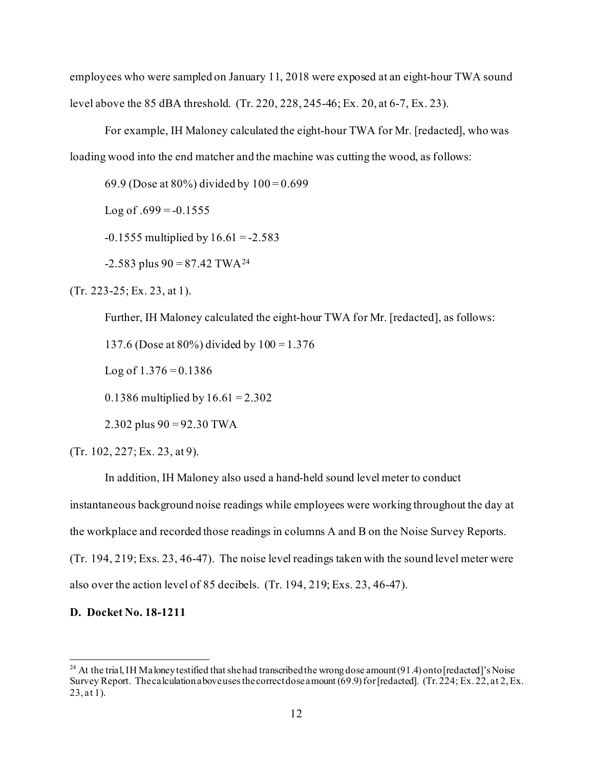employees who were sampled on January 11, 2018 were exposed at an eight-hour TWA sound level above the 85 dBA threshold. (Tr. 220, 228, 245-46; Ex. 20, at 6-7, Ex. 23).

For example, IH Maloney calculated the eight-hour TWA for Mr. [redacted], who was loading wood into the end matcher and the machine was cutting the wood, as follows:

69.9 (Dose at 80%) divided by 100 = 0.699

Log of .699 = -0.1555

-0.1555 multiplied by 16.61 = -2.583

-2.583 plus 90 = 87.42 TWA[24]

(Tr. 223-25; Ex. 23, at 1).

Further, IH Maloney calculated the eight-hour TWA for Mr. [redacted], as follows:

137.6 (Dose at 80%) divided by 100 = 1.376

Log of 1.376 = 0.1386

0.1386 multiplied by 16.61 = 2.302

2.302 plus 90 = 92.30 TWA

(Tr. 102, 227; Ex. 23, at 9).

In addition, IH Maloney also used a hand-held sound level meter to conduct instantaneous background noise readings while employees were working throughout the day at the workplace and recorded those readings in columns A and B on the Noise Survey Reports. (Tr. 194, 219; Exs. 23, 46-47). The noise level readings taken with the sound level meter were also over the action level of 85 decibels. (Tr. 194, 219; Exs. 23, 46-47).

**D. Docket No. 18-1211**

---

[24] At the trial, IH Maloney testified that she had transcribed the wrong dose amount (91.4) onto [redacted]'s Noise Survey Report. The calculation above uses the correct dose amount (69.9) for [redacted]. (Tr. 224; Ex. 22, at 2, Ex. 23, at 1).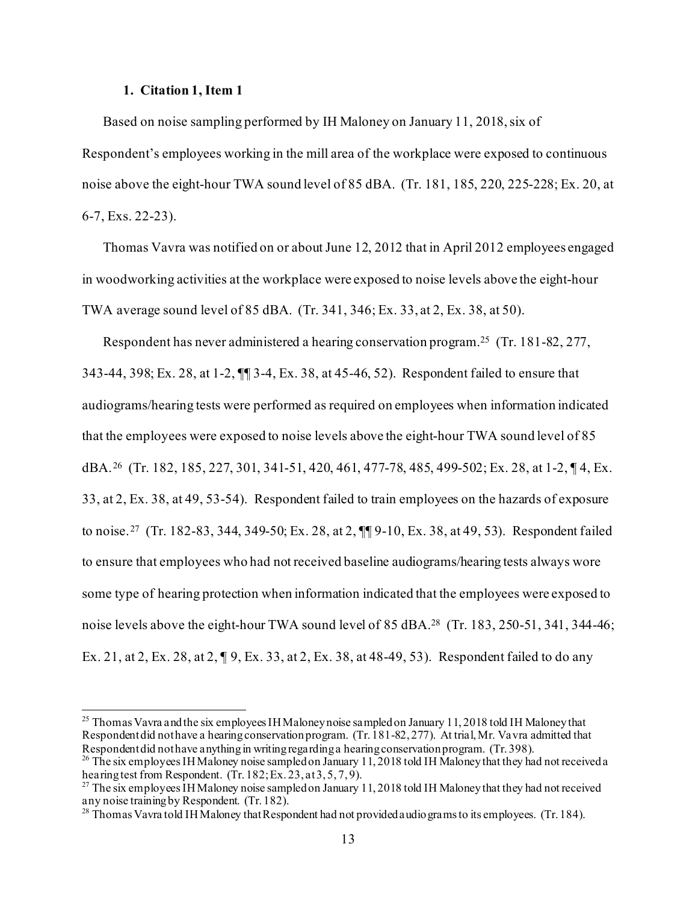### 1. Citation 1, Item 1

Based on noise sampling performed by IH Maloney on January 11, 2018, six of Respondent's employees working in the mill area of the workplace were exposed to continuous noise above the eight-hour TWA sound level of 85 dBA. (Tr. 181, 185, 220, 225-228; Ex. 20, at 6-7, Exs. 22-23).

Thomas Vavra was notified on or about June 12, 2012 that in April 2012 employees engaged in woodworking activities at the workplace were exposed to noise levels above the eight-hour TWA average sound level of 85 dBA. (Tr. 341, 346; Ex. 33, at 2, Ex. 38, at 50).

Respondent has never administered a hearing conservation program.[25] (Tr. 181-82, 277, 343-44, 398; Ex. 28, at 1-2, ¶¶ 3-4, Ex. 38, at 45-46, 52). Respondent failed to ensure that audiograms/hearing tests were performed as required on employees when information indicated that the employees were exposed to noise levels above the eight-hour TWA sound level of 85 dBA.[26] (Tr. 182, 185, 227, 301, 341-51, 420, 461, 477-78, 485, 499-502; Ex. 28, at 1-2, ¶ 4, Ex. 33, at 2, Ex. 38, at 49, 53-54). Respondent failed to train employees on the hazards of exposure to noise.[27] (Tr. 182-83, 344, 349-50; Ex. 28, at 2, ¶¶ 9-10, Ex. 38, at 49, 53). Respondent failed to ensure that employees who had not received baseline audiograms/hearing tests always wore some type of hearing protection when information indicated that the employees were exposed to noise levels above the eight-hour TWA sound level of 85 dBA.[28] (Tr. 183, 250-51, 341, 344-46; Ex. 21, at 2, Ex. 28, at 2, ¶ 9, Ex. 33, at 2, Ex. 38, at 48-49, 53). Respondent failed to do any

---

[25] Thomas Vavra and the six employees IH Maloney noise sampled on January 11, 2018 told IH Maloney that Respondent did not have a hearing conservation program. (Tr. 181-82, 277). At trial, Mr. Vavra admitted that Respondent did not have anything in writing regarding a hearing conservation program. (Tr. 398).

[26] The six employees IH Maloney noise sampled on January 11, 2018 told IH Maloney that they had not received a hearing test from Respondent. (Tr. 182; Ex. 23, at 3, 5, 7, 9).

[27] The six employees IH Maloney noise sampled on January 11, 2018 told IH Maloney that they had not received any noise training by Respondent. (Tr. 182).

[28] Thomas Vavra told IH Maloney that Respondent had not provided audiograms to its employees. (Tr. 184).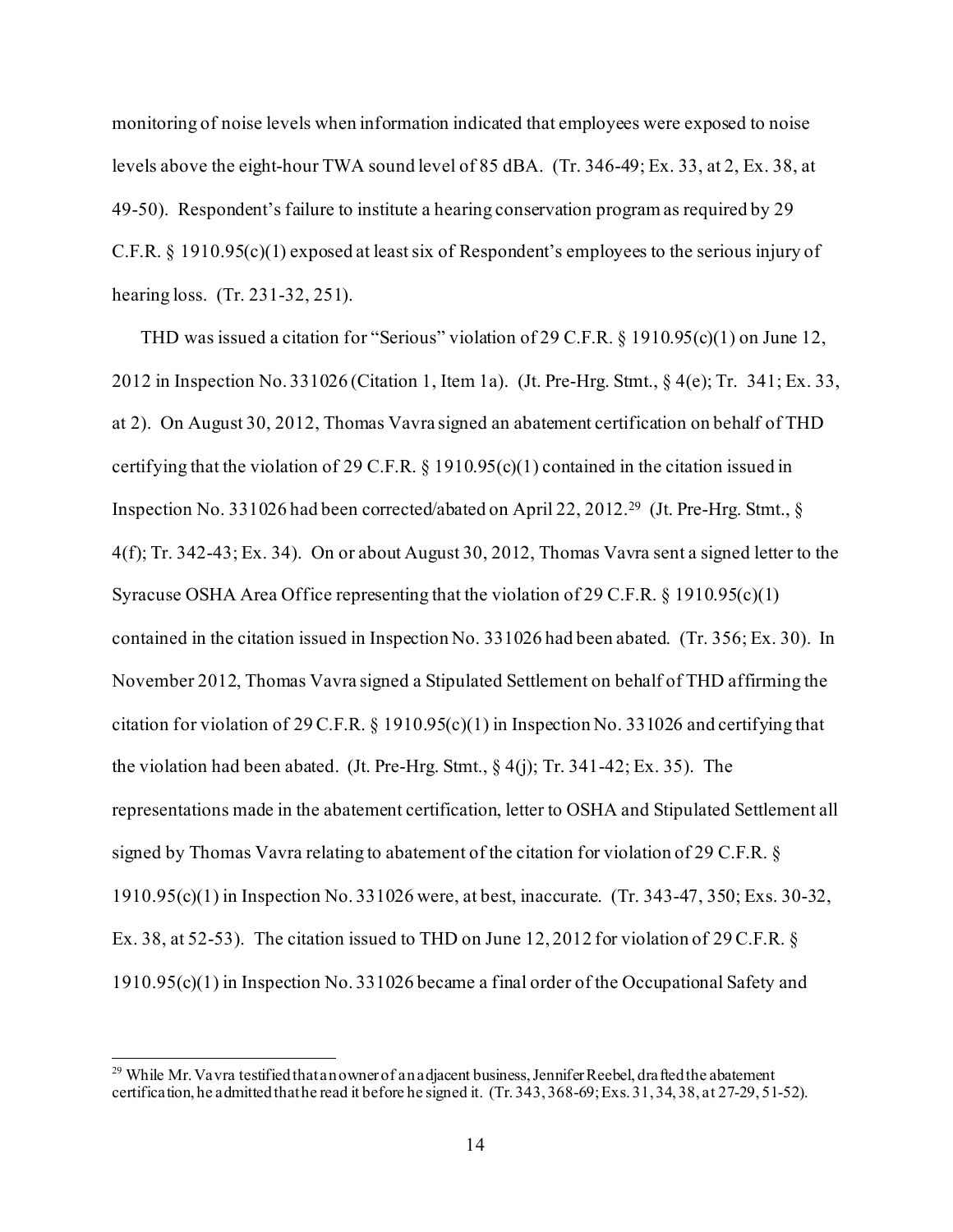monitoring of noise levels when information indicated that employees were exposed to noise levels above the eight-hour TWA sound level of 85 dBA. (Tr. 346-49; Ex. 33, at 2, Ex. 38, at 49-50). Respondent's failure to institute a hearing conservation program as required by 29 C.F.R. § 1910.95(c)(1) exposed at least six of Respondent's employees to the serious injury of hearing loss. (Tr. 231-32, 251).

THD was issued a citation for "Serious" violation of 29 C.F.R. § 1910.95(c)(1) on June 12, 2012 in Inspection No. 331026 (Citation 1, Item 1a). (Jt. Pre-Hrg. Stmt., § 4(e); Tr. 341; Ex. 33, at 2). On August 30, 2012, Thomas Vavra signed an abatement certification on behalf of THD certifying that the violation of 29 C.F.R. § 1910.95(c)(1) contained in the citation issued in Inspection No. 331026 had been corrected/abated on April 22, 2012.[29] (Jt. Pre-Hrg. Stmt., § 4(f); Tr. 342-43; Ex. 34). On or about August 30, 2012, Thomas Vavra sent a signed letter to the Syracuse OSHA Area Office representing that the violation of 29 C.F.R. § 1910.95(c)(1) contained in the citation issued in Inspection No. 331026 had been abated. (Tr. 356; Ex. 30). In November 2012, Thomas Vavra signed a Stipulated Settlement on behalf of THD affirming the citation for violation of 29 C.F.R. § 1910.95(c)(1) in Inspection No. 331026 and certifying that the violation had been abated. (Jt. Pre-Hrg. Stmt., § 4(j); Tr. 341-42; Ex. 35). The representations made in the abatement certification, letter to OSHA and Stipulated Settlement all signed by Thomas Vavra relating to abatement of the citation for violation of 29 C.F.R. § 1910.95(c)(1) in Inspection No. 331026 were, at best, inaccurate. (Tr. 343-47, 350; Exs. 30-32, Ex. 38, at 52-53). The citation issued to THD on June 12, 2012 for violation of 29 C.F.R. § 1910.95(c)(1) in Inspection No. 331026 became a final order of the Occupational Safety and

[29] While Mr. Vavra testified that an owner of an adjacent business, Jennifer Reebel, drafted the abatement certification, he admitted that he read it before he signed it. (Tr. 343, 368-69; Exs. 31, 34, 38, at 27-29, 51-52).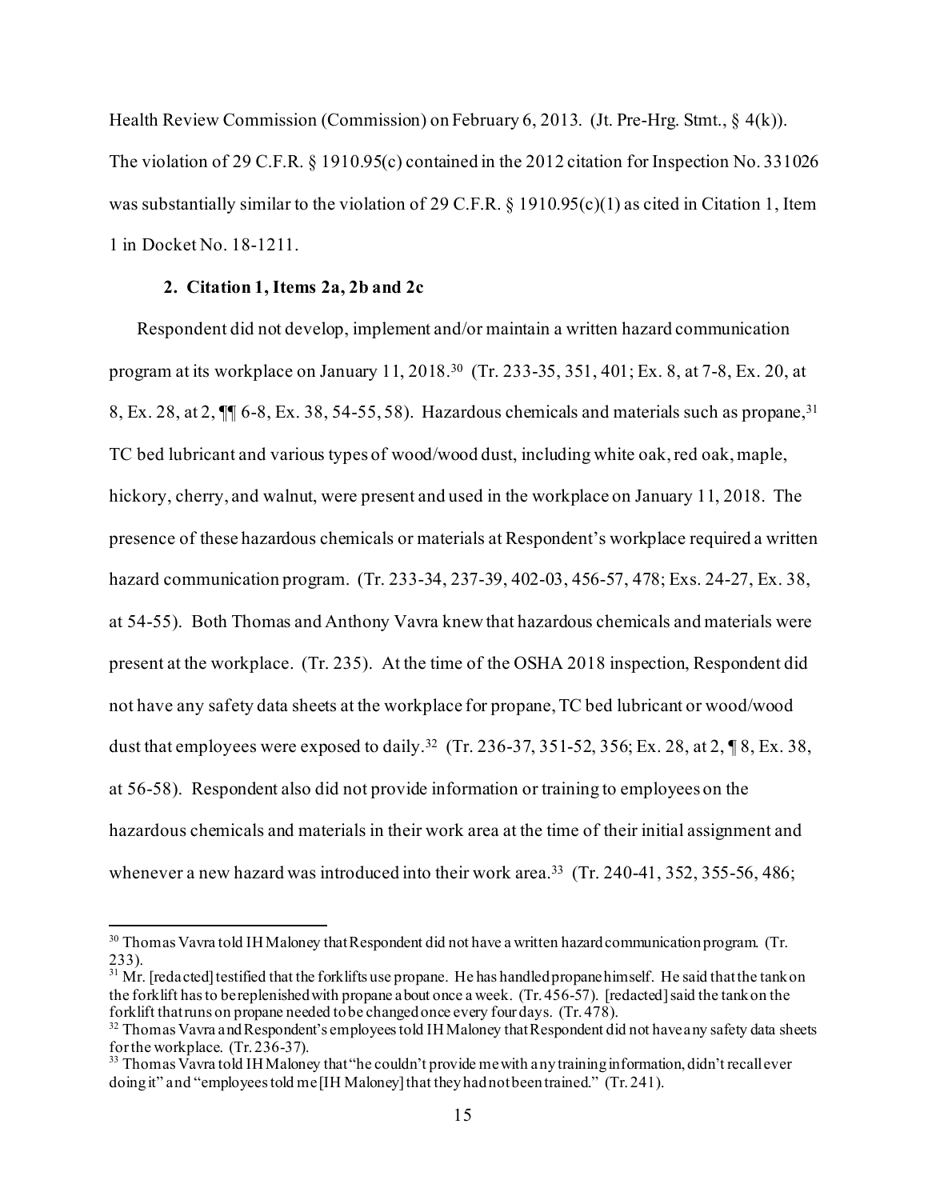Health Review Commission (Commission) on February 6, 2013. (Jt. Pre-Hrg. Stmt., § 4(k)). The violation of 29 C.F.R. § 1910.95(c) contained in the 2012 citation for Inspection No. 331026 was substantially similar to the violation of 29 C.F.R. § 1910.95(c)(1) as cited in Citation 1, Item 1 in Docket No. 18-1211.

**2. Citation 1, Items 2a, 2b and 2c**

Respondent did not develop, implement and/or maintain a written hazard communication program at its workplace on January 11, 2018.[30] (Tr. 233-35, 351, 401; Ex. 8, at 7-8, Ex. 20, at 8, Ex. 28, at 2, ¶¶ 6-8, Ex. 38, 54-55, 58). Hazardous chemicals and materials such as propane,[31] TC bed lubricant and various types of wood/wood dust, including white oak, red oak, maple, hickory, cherry, and walnut, were present and used in the workplace on January 11, 2018. The presence of these hazardous chemicals or materials at Respondent's workplace required a written hazard communication program. (Tr. 233-34, 237-39, 402-03, 456-57, 478; Exs. 24-27, Ex. 38, at 54-55). Both Thomas and Anthony Vavra knew that hazardous chemicals and materials were present at the workplace. (Tr. 235). At the time of the OSHA 2018 inspection, Respondent did not have any safety data sheets at the workplace for propane, TC bed lubricant or wood/wood dust that employees were exposed to daily.[32] (Tr. 236-37, 351-52, 356; Ex. 28, at 2, ¶ 8, Ex. 38, at 56-58). Respondent also did not provide information or training to employees on the hazardous chemicals and materials in their work area at the time of their initial assignment and whenever a new hazard was introduced into their work area.[33] (Tr. 240-41, 352, 355-56, 486;

---

[30] Thomas Vavra told IH Maloney that Respondent did not have a written hazard communication program. (Tr. 233).

[31] Mr. [redacted] testified that the forklifts use propane. He has handled propane himself. He said that the tank on the forklift has to be replenished with propane about once a week. (Tr. 456-57). [redacted] said the tank on the forklift that runs on propane needed to be changed once every four days. (Tr. 478).

[32] Thomas Vavra and Respondent's employees told IH Maloney that Respondent did not have any safety data sheets for the workplace. (Tr. 236-37).

[33] Thomas Vavra told IH Maloney that "he couldn't provide me with any training information, didn't recall ever doing it" and "employees told me [IH Maloney] that they had not been trained." (Tr. 241).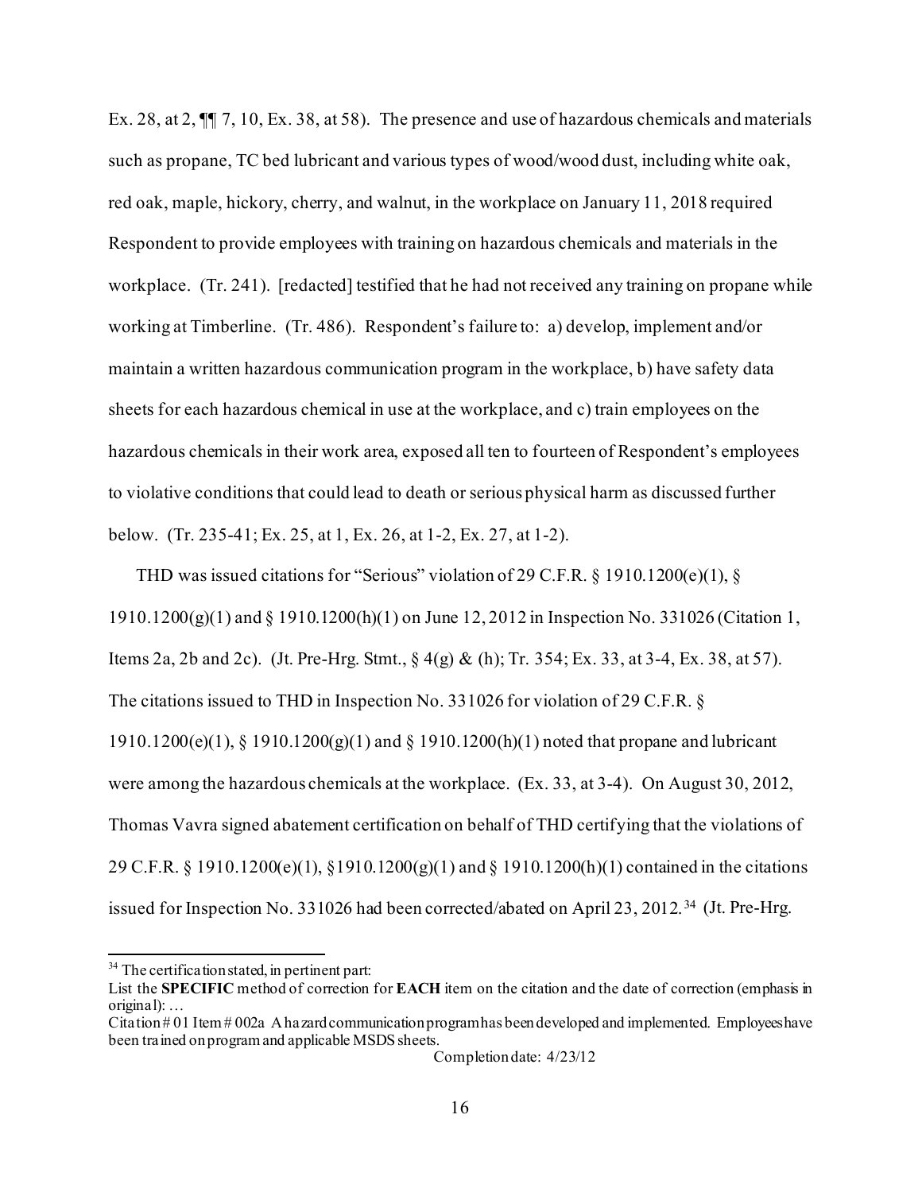Ex. 28, at 2, ¶¶ 7, 10, Ex. 38, at 58). The presence and use of hazardous chemicals and materials such as propane, TC bed lubricant and various types of wood/wood dust, including white oak, red oak, maple, hickory, cherry, and walnut, in the workplace on January 11, 2018 required Respondent to provide employees with training on hazardous chemicals and materials in the workplace. (Tr. 241). [redacted] testified that he had not received any training on propane while working at Timberline. (Tr. 486). Respondent's failure to: a) develop, implement and/or maintain a written hazardous communication program in the workplace, b) have safety data sheets for each hazardous chemical in use at the workplace, and c) train employees on the hazardous chemicals in their work area, exposed all ten to fourteen of Respondent's employees to violative conditions that could lead to death or serious physical harm as discussed further below. (Tr. 235-41; Ex. 25, at 1, Ex. 26, at 1-2, Ex. 27, at 1-2).

THD was issued citations for "Serious" violation of 29 C.F.R. § 1910.1200(e)(1), § 1910.1200(g)(1) and § 1910.1200(h)(1) on June 12, 2012 in Inspection No. 331026 (Citation 1, Items 2a, 2b and 2c). (Jt. Pre-Hrg. Stmt., § 4(g) & (h); Tr. 354; Ex. 33, at 3-4, Ex. 38, at 57). The citations issued to THD in Inspection No. 331026 for violation of 29 C.F.R. § 1910.1200(e)(1), § 1910.1200(g)(1) and § 1910.1200(h)(1) noted that propane and lubricant were among the hazardous chemicals at the workplace. (Ex. 33, at 3-4). On August 30, 2012, Thomas Vavra signed abatement certification on behalf of THD certifying that the violations of 29 C.F.R. § 1910.1200(e)(1), §1910.1200(g)(1) and § 1910.1200(h)(1) contained in the citations issued for Inspection No. 331026 had been corrected/abated on April 23, 2012.[34] (Jt. Pre-Hrg.

---

[34] The certification stated, in pertinent part:
List the **SPECIFIC** method of correction for **EACH** item on the citation and the date of correction (emphasis in original): …
Citation # 01 Item # 002a A hazard communication program has been developed and implemented. Employees have been trained on program and applicable MSDS sheets.
Completion date: 4/23/12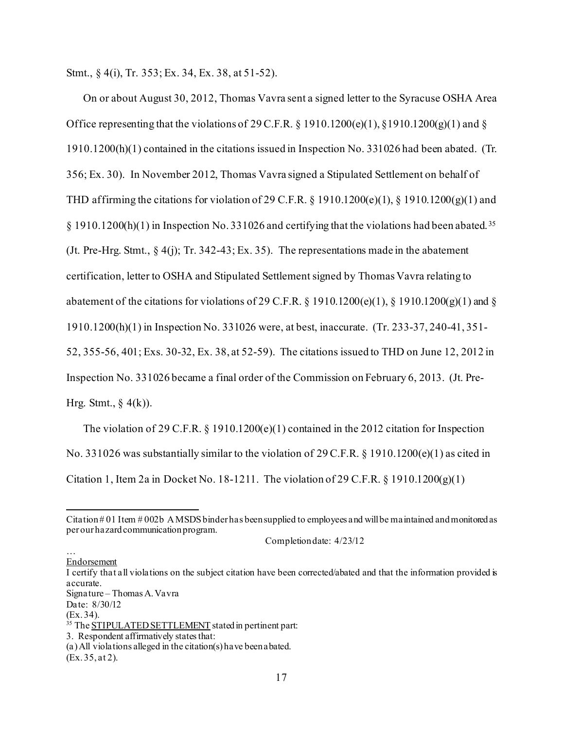Stmt., § 4(i), Tr. 353; Ex. 34, Ex. 38, at 51-52).

On or about August 30, 2012, Thomas Vavra sent a signed letter to the Syracuse OSHA Area Office representing that the violations of 29 C.F.R. § 1910.1200(e)(1), §1910.1200(g)(1) and § 1910.1200(h)(1) contained in the citations issued in Inspection No. 331026 had been abated. (Tr. 356; Ex. 30). In November 2012, Thomas Vavra signed a Stipulated Settlement on behalf of THD affirming the citations for violation of 29 C.F.R. § 1910.1200(e)(1), § 1910.1200(g)(1) and § 1910.1200(h)(1) in Inspection No. 331026 and certifying that the violations had been abated.[35] (Jt. Pre-Hrg. Stmt., § 4(j); Tr. 342-43; Ex. 35). The representations made in the abatement certification, letter to OSHA and Stipulated Settlement signed by Thomas Vavra relating to abatement of the citations for violations of 29 C.F.R. § 1910.1200(e)(1), § 1910.1200(g)(1) and § 1910.1200(h)(1) in Inspection No. 331026 were, at best, inaccurate. (Tr. 233-37, 240-41, 351-52, 355-56, 401; Exs. 30-32, Ex. 38, at 52-59). The citations issued to THD on June 12, 2012 in Inspection No. 331026 became a final order of the Commission on February 6, 2013. (Jt. Pre-Hrg. Stmt., § 4(k)).

The violation of 29 C.F.R. § 1910.1200(e)(1) contained in the 2012 citation for Inspection No. 331026 was substantially similar to the violation of 29 C.F.R. § 1910.1200(e)(1) as cited in Citation 1, Item 2a in Docket No. 18-1211. The violation of 29 C.F.R. § 1910.1200(g)(1)

---

Citation # 01 Item # 002b A MSDS binder has been supplied to employees and will be maintained and monitored as per our hazard communication program.

Completion date: 4/23/12

…

Endorsement

I certify that all violations on the subject citation have been corrected/abated and that the information provided is accurate.

Signature – Thomas A. Vavra

Date: 8/30/12

(Ex. 34).

[35] The STIPULATED SETTLEMENT stated in pertinent part:

3. Respondent affirmatively states that:

(a) All violations alleged in the citation(s) have been abated.

(Ex. 35, at 2).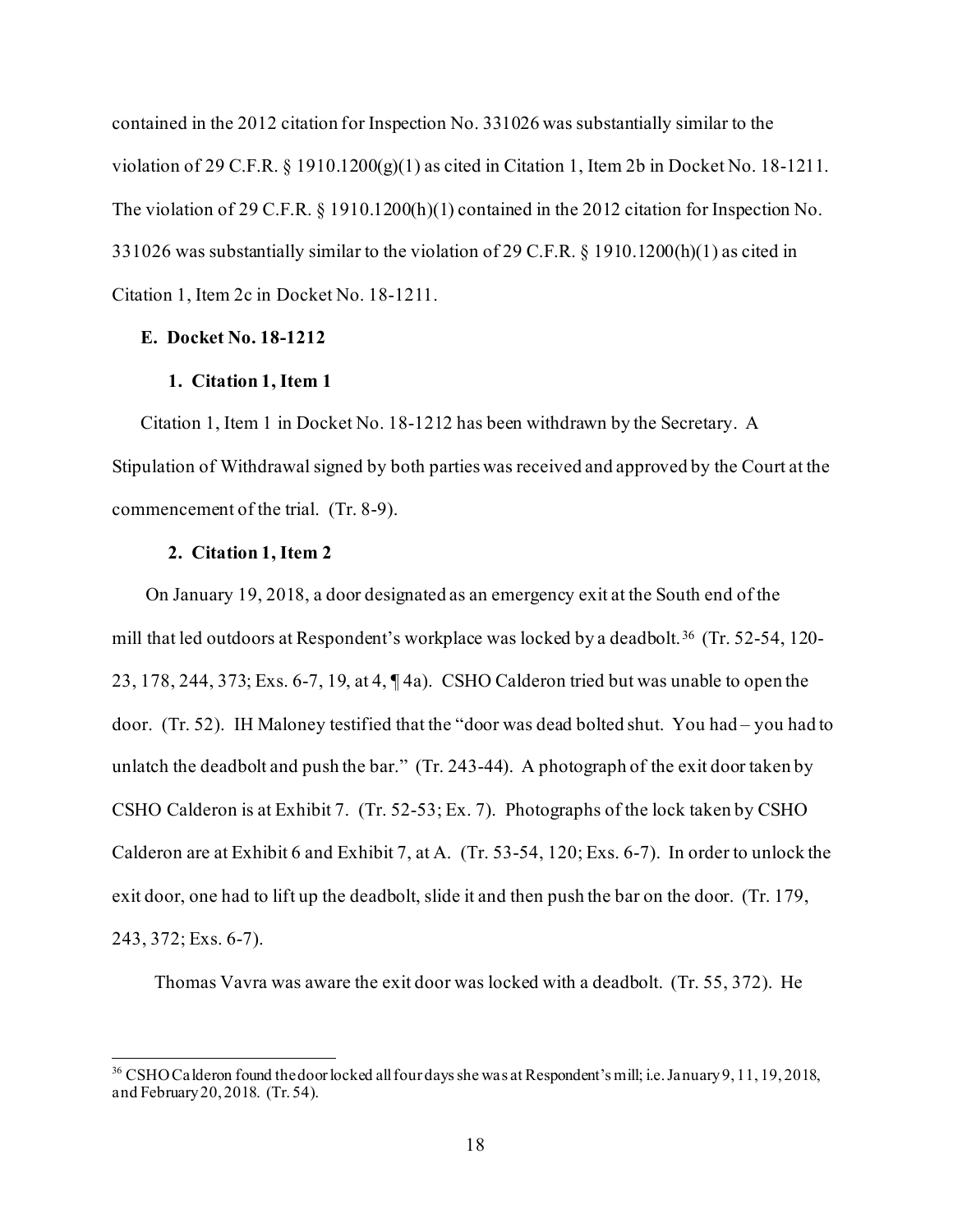contained in the 2012 citation for Inspection No. 331026 was substantially similar to the violation of 29 C.F.R. § 1910.1200(g)(1) as cited in Citation 1, Item 2b in Docket No. 18-1211. The violation of 29 C.F.R. § 1910.1200(h)(1) contained in the 2012 citation for Inspection No. 331026 was substantially similar to the violation of 29 C.F.R. § 1910.1200(h)(1) as cited in Citation 1, Item 2c in Docket No. 18-1211.

### E. Docket No. 18-1212

#### 1. Citation 1, Item 1

Citation 1, Item 1 in Docket No. 18-1212 has been withdrawn by the Secretary. A Stipulation of Withdrawal signed by both parties was received and approved by the Court at the commencement of the trial. (Tr. 8-9).

#### 2. Citation 1, Item 2

On January 19, 2018, a door designated as an emergency exit at the South end of the mill that led outdoors at Respondent's workplace was locked by a deadbolt.[36] (Tr. 52-54, 120-23, 178, 244, 373; Exs. 6-7, 19, at 4, ¶ 4a). CSHO Calderon tried but was unable to open the door. (Tr. 52). IH Maloney testified that the "door was dead bolted shut. You had – you had to unlatch the deadbolt and push the bar." (Tr. 243-44). A photograph of the exit door taken by CSHO Calderon is at Exhibit 7. (Tr. 52-53; Ex. 7). Photographs of the lock taken by CSHO Calderon are at Exhibit 6 and Exhibit 7, at A. (Tr. 53-54, 120; Exs. 6-7). In order to unlock the exit door, one had to lift up the deadbolt, slide it and then push the bar on the door. (Tr. 179, 243, 372; Exs. 6-7).

Thomas Vavra was aware the exit door was locked with a deadbolt. (Tr. 55, 372). He

---

[36] CSHO Calderon found the door locked all four days she was at Respondent's mill; i.e. January 9, 11, 19, 2018, and February 20, 2018. (Tr. 54).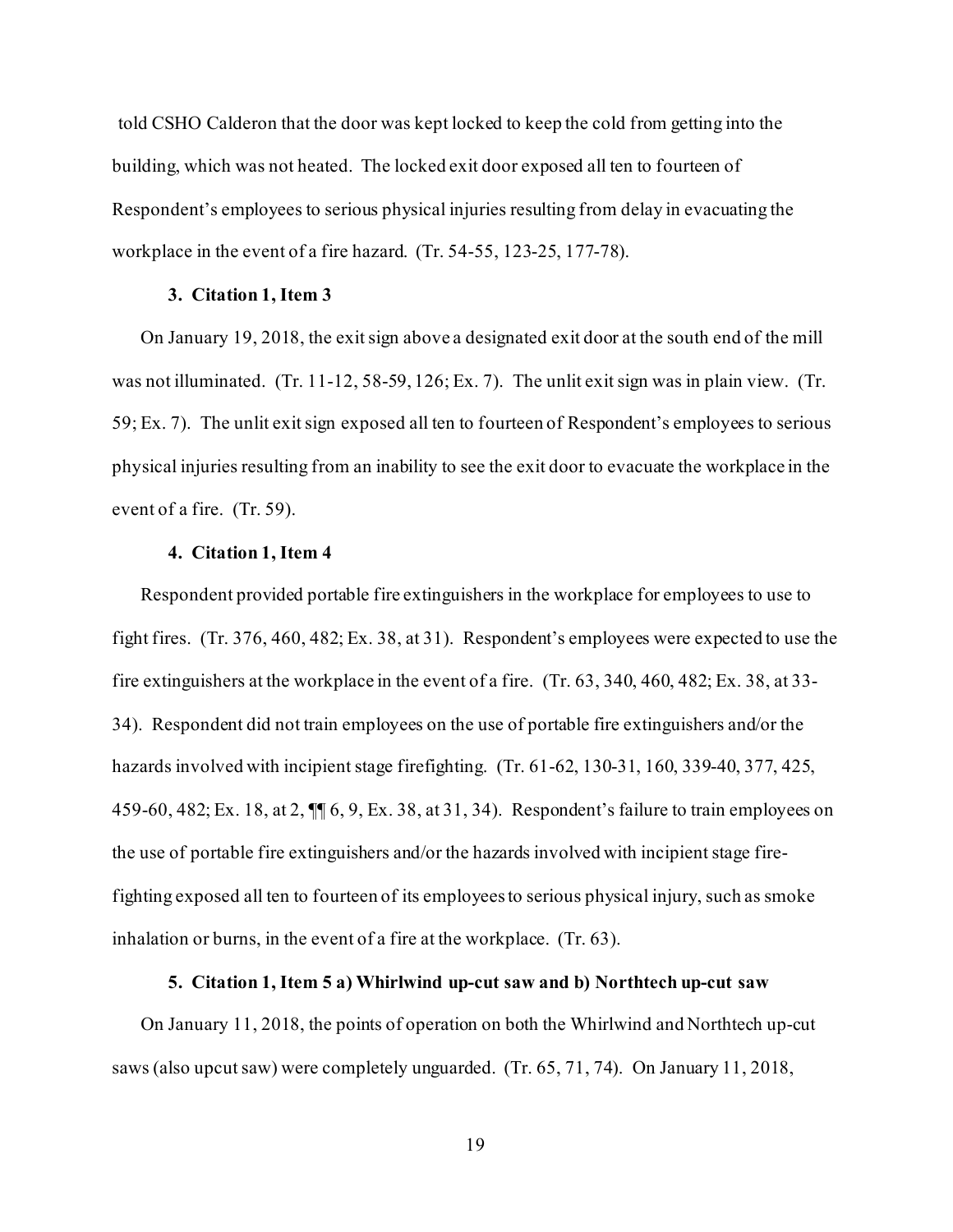told CSHO Calderon that the door was kept locked to keep the cold from getting into the building, which was not heated. The locked exit door exposed all ten to fourteen of Respondent's employees to serious physical injuries resulting from delay in evacuating the workplace in the event of a fire hazard. (Tr. 54-55, 123-25, 177-78).

### 3. Citation 1, Item 3

On January 19, 2018, the exit sign above a designated exit door at the south end of the mill was not illuminated. (Tr. 11-12, 58-59, 126; Ex. 7). The unlit exit sign was in plain view. (Tr. 59; Ex. 7). The unlit exit sign exposed all ten to fourteen of Respondent's employees to serious physical injuries resulting from an inability to see the exit door to evacuate the workplace in the event of a fire. (Tr. 59).

### 4. Citation 1, Item 4

Respondent provided portable fire extinguishers in the workplace for employees to use to fight fires. (Tr. 376, 460, 482; Ex. 38, at 31). Respondent's employees were expected to use the fire extinguishers at the workplace in the event of a fire. (Tr. 63, 340, 460, 482; Ex. 38, at 33-34). Respondent did not train employees on the use of portable fire extinguishers and/or the hazards involved with incipient stage firefighting. (Tr. 61-62, 130-31, 160, 339-40, 377, 425, 459-60, 482; Ex. 18, at 2, ¶¶ 6, 9, Ex. 38, at 31, 34). Respondent's failure to train employees on the use of portable fire extinguishers and/or the hazards involved with incipient stage fire-fighting exposed all ten to fourteen of its employees to serious physical injury, such as smoke inhalation or burns, in the event of a fire at the workplace. (Tr. 63).

### 5. Citation 1, Item 5 a) Whirlwind up-cut saw and b) Northtech up-cut saw

On January 11, 2018, the points of operation on both the Whirlwind and Northtech up-cut saws (also upcut saw) were completely unguarded. (Tr. 65, 71, 74). On January 11, 2018,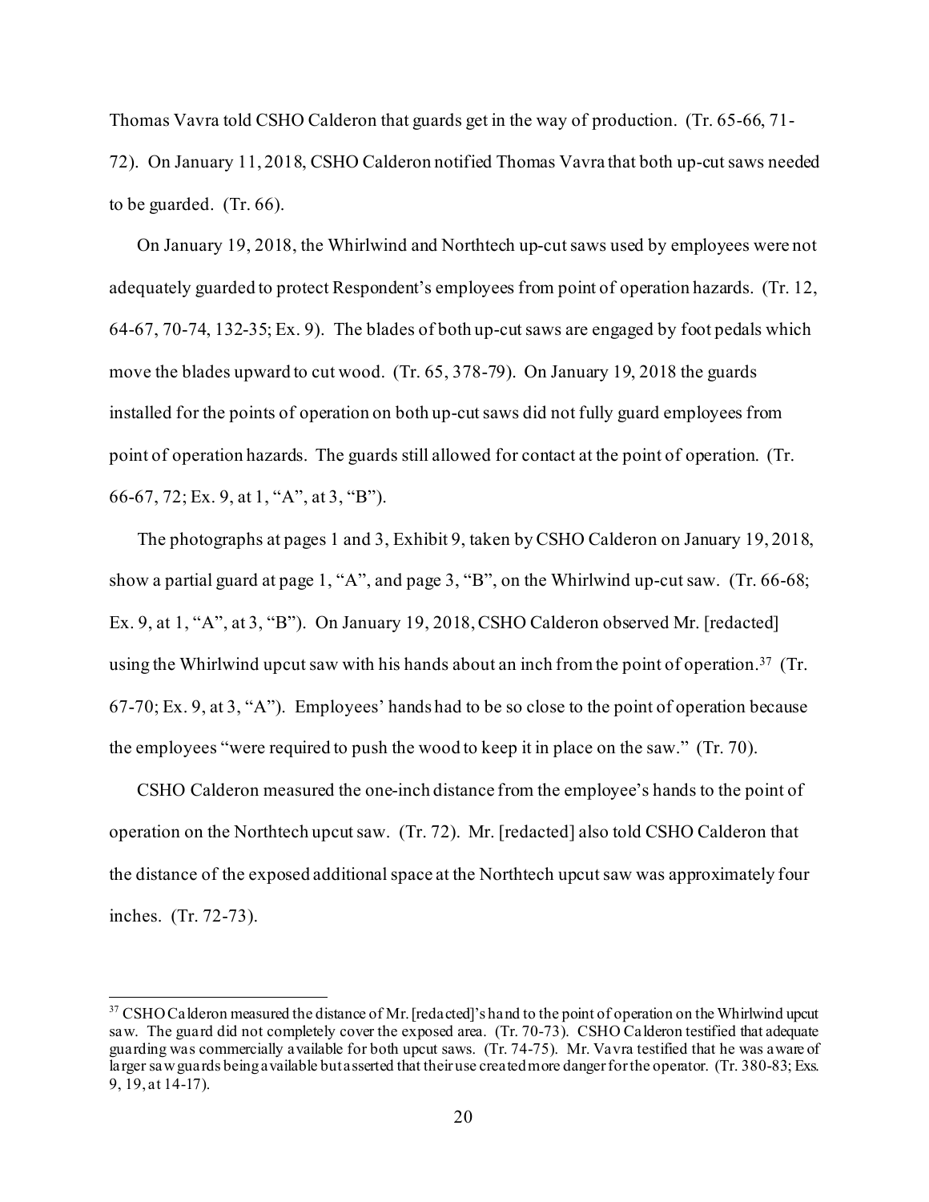Thomas Vavra told CSHO Calderon that guards get in the way of production. (Tr. 65-66, 71-72). On January 11, 2018, CSHO Calderon notified Thomas Vavra that both up-cut saws needed to be guarded. (Tr. 66).

On January 19, 2018, the Whirlwind and Northtech up-cut saws used by employees were not adequately guarded to protect Respondent's employees from point of operation hazards. (Tr. 12, 64-67, 70-74, 132-35; Ex. 9). The blades of both up-cut saws are engaged by foot pedals which move the blades upward to cut wood. (Tr. 65, 378-79). On January 19, 2018 the guards installed for the points of operation on both up-cut saws did not fully guard employees from point of operation hazards. The guards still allowed for contact at the point of operation. (Tr. 66-67, 72; Ex. 9, at 1, "A", at 3, "B").

The photographs at pages 1 and 3, Exhibit 9, taken by CSHO Calderon on January 19, 2018, show a partial guard at page 1, "A", and page 3, "B", on the Whirlwind up-cut saw. (Tr. 66-68; Ex. 9, at 1, "A", at 3, "B"). On January 19, 2018, CSHO Calderon observed Mr. [redacted] using the Whirlwind upcut saw with his hands about an inch from the point of operation.[37] (Tr. 67-70; Ex. 9, at 3, "A"). Employees' hands had to be so close to the point of operation because the employees "were required to push the wood to keep it in place on the saw." (Tr. 70).

CSHO Calderon measured the one-inch distance from the employee's hands to the point of operation on the Northtech upcut saw. (Tr. 72). Mr. [redacted] also told CSHO Calderon that the distance of the exposed additional space at the Northtech upcut saw was approximately four inches. (Tr. 72-73).

---

[37] CSHO Calderon measured the distance of Mr. [redacted]'s hand to the point of operation on the Whirlwind upcut saw. The guard did not completely cover the exposed area. (Tr. 70-73). CSHO Calderon testified that adequate guarding was commercially available for both upcut saws. (Tr. 74-75). Mr. Vavra testified that he was aware of larger saw guards being available but asserted that their use created more danger for the operator. (Tr. 380-83; Exs. 9, 19, at 14-17).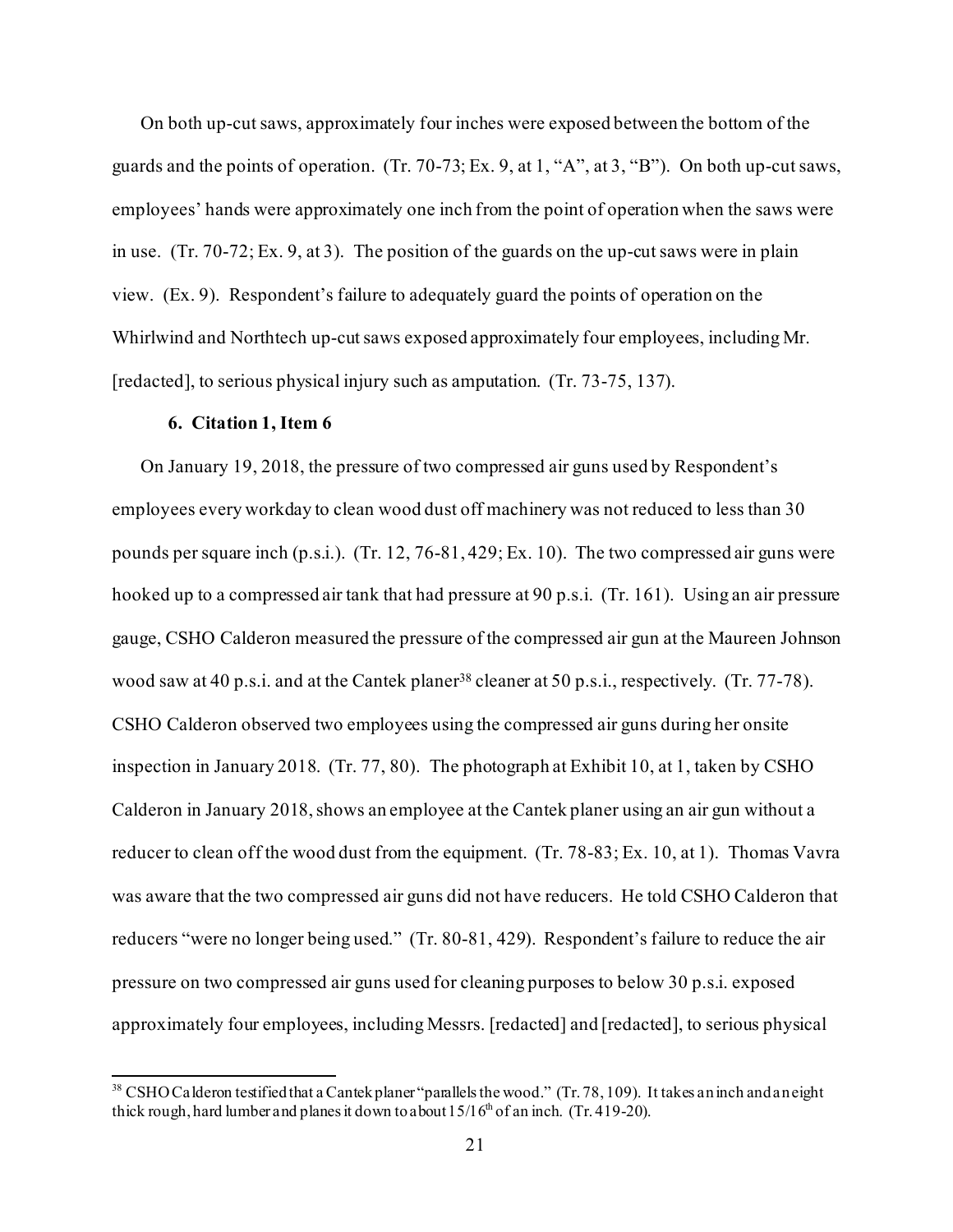On both up-cut saws, approximately four inches were exposed between the bottom of the guards and the points of operation. (Tr. 70-73; Ex. 9, at 1, "A", at 3, "B"). On both up-cut saws, employees' hands were approximately one inch from the point of operation when the saws were in use. (Tr. 70-72; Ex. 9, at 3). The position of the guards on the up-cut saws were in plain view. (Ex. 9). Respondent's failure to adequately guard the points of operation on the Whirlwind and Northtech up-cut saws exposed approximately four employees, including Mr. [redacted], to serious physical injury such as amputation. (Tr. 73-75, 137).

### 6. Citation 1, Item 6

On January 19, 2018, the pressure of two compressed air guns used by Respondent's employees every workday to clean wood dust off machinery was not reduced to less than 30 pounds per square inch (p.s.i.). (Tr. 12, 76-81, 429; Ex. 10). The two compressed air guns were hooked up to a compressed air tank that had pressure at 90 p.s.i. (Tr. 161). Using an air pressure gauge, CSHO Calderon measured the pressure of the compressed air gun at the Maureen Johnson wood saw at 40 p.s.i. and at the Cantek planer[38] cleaner at 50 p.s.i., respectively. (Tr. 77-78). CSHO Calderon observed two employees using the compressed air guns during her onsite inspection in January 2018. (Tr. 77, 80). The photograph at Exhibit 10, at 1, taken by CSHO Calderon in January 2018, shows an employee at the Cantek planer using an air gun without a reducer to clean off the wood dust from the equipment. (Tr. 78-83; Ex. 10, at 1). Thomas Vavra was aware that the two compressed air guns did not have reducers. He told CSHO Calderon that reducers "were no longer being used." (Tr. 80-81, 429). Respondent's failure to reduce the air pressure on two compressed air guns used for cleaning purposes to below 30 p.s.i. exposed approximately four employees, including Messrs. [redacted] and [redacted], to serious physical

---

[38] CSHO Calderon testified that a Cantek planer "parallels the wood." (Tr. 78, 109). It takes an inch and an eight thick rough, hard lumber and planes it down to about 15/16th of an inch. (Tr. 419-20).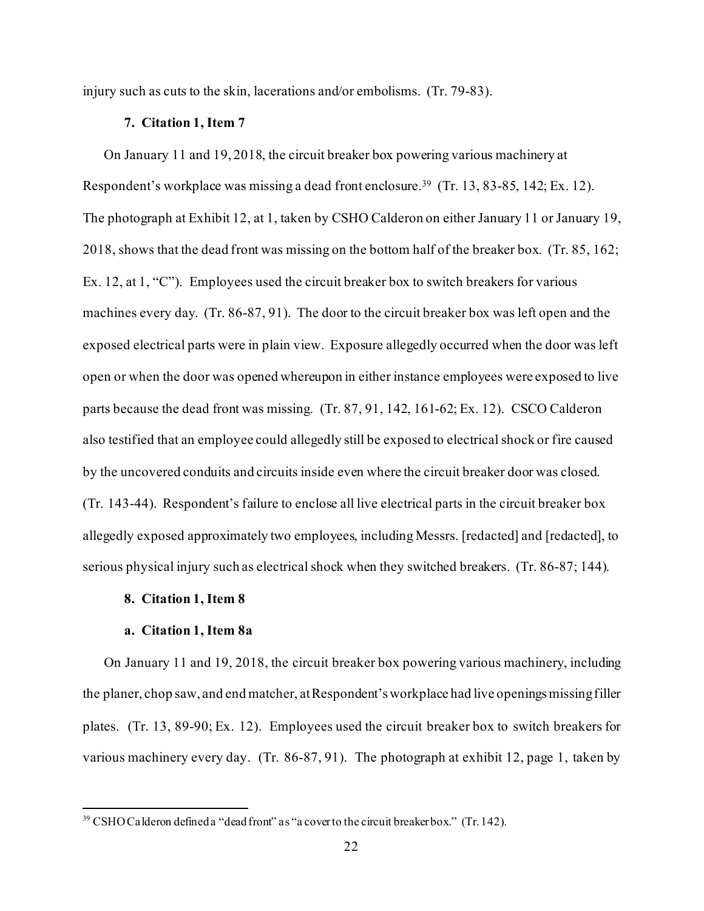injury such as cuts to the skin, lacerations and/or embolisms. (Tr. 79-83).

**7. Citation 1, Item 7**

On January 11 and 19, 2018, the circuit breaker box powering various machinery at Respondent's workplace was missing a dead front enclosure.[39] (Tr. 13, 83-85, 142; Ex. 12). The photograph at Exhibit 12, at 1, taken by CSHO Calderon on either January 11 or January 19, 2018, shows that the dead front was missing on the bottom half of the breaker box. (Tr. 85, 162; Ex. 12, at 1, "C"). Employees used the circuit breaker box to switch breakers for various machines every day. (Tr. 86-87, 91). The door to the circuit breaker box was left open and the exposed electrical parts were in plain view. Exposure allegedly occurred when the door was left open or when the door was opened whereupon in either instance employees were exposed to live parts because the dead front was missing. (Tr. 87, 91, 142, 161-62; Ex. 12). CSCO Calderon also testified that an employee could allegedly still be exposed to electrical shock or fire caused by the uncovered conduits and circuits inside even where the circuit breaker door was closed. (Tr. 143-44). Respondent's failure to enclose all live electrical parts in the circuit breaker box allegedly exposed approximately two employees, including Messrs. [redacted] and [redacted], to serious physical injury such as electrical shock when they switched breakers. (Tr. 86-87; 144).

**8. Citation 1, Item 8**

**a. Citation 1, Item 8a**

On January 11 and 19, 2018, the circuit breaker box powering various machinery, including the planer, chop saw, and end matcher, at Respondent's workplace had live openings missing filler plates. (Tr. 13, 89-90; Ex. 12). Employees used the circuit breaker box to switch breakers for various machinery every day. (Tr. 86-87, 91). The photograph at exhibit 12, page 1, taken by

---

[39] CSHO Calderon defined a "dead front" as "a cover to the circuit breaker box." (Tr. 142).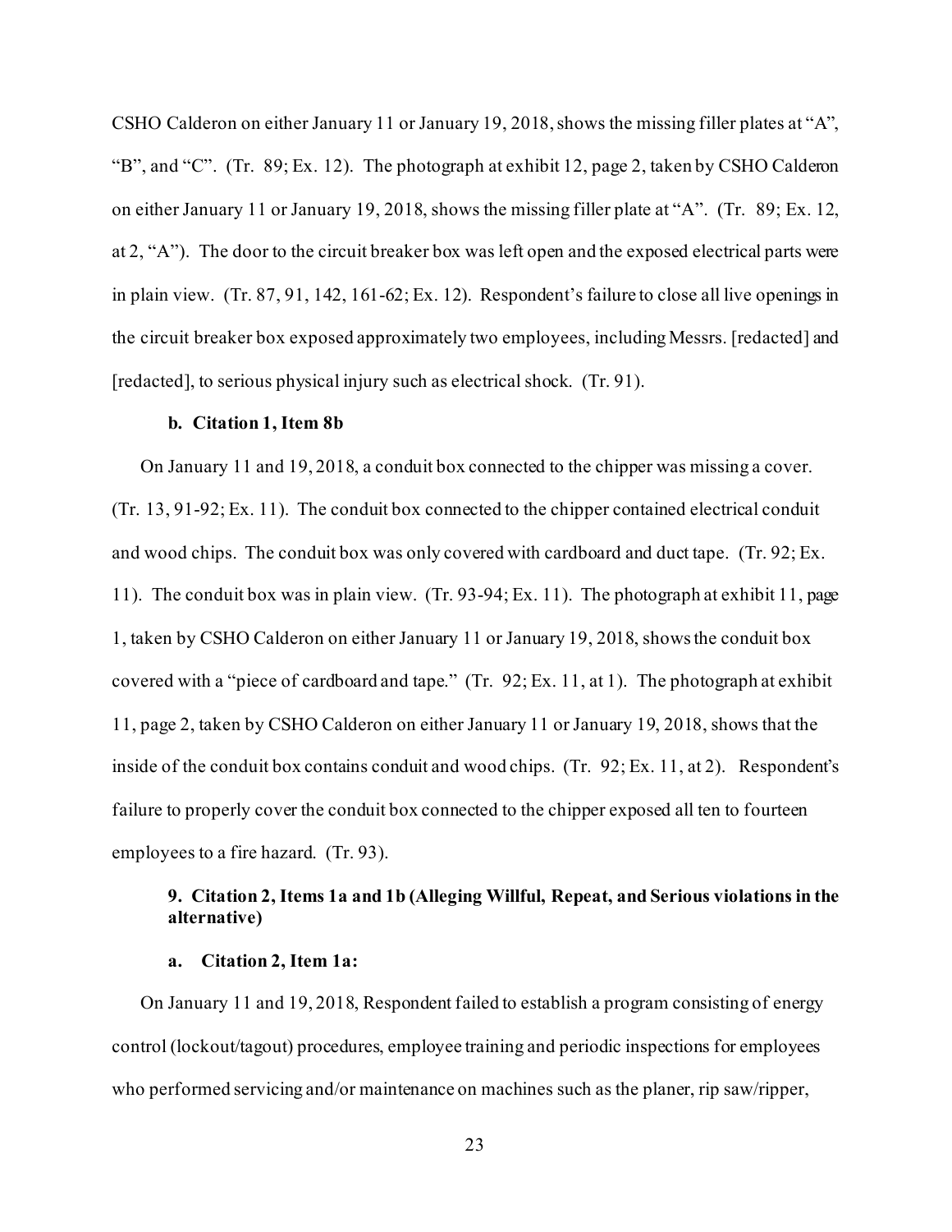CSHO Calderon on either January 11 or January 19, 2018, shows the missing filler plates at "A", "B", and "C". (Tr. 89; Ex. 12). The photograph at exhibit 12, page 2, taken by CSHO Calderon on either January 11 or January 19, 2018, shows the missing filler plate at "A". (Tr. 89; Ex. 12, at 2, "A"). The door to the circuit breaker box was left open and the exposed electrical parts were in plain view. (Tr. 87, 91, 142, 161-62; Ex. 12). Respondent's failure to close all live openings in the circuit breaker box exposed approximately two employees, including Messrs. [redacted] and [redacted], to serious physical injury such as electrical shock. (Tr. 91).

**b. Citation 1, Item 8b**

On January 11 and 19, 2018, a conduit box connected to the chipper was missing a cover. (Tr. 13, 91-92; Ex. 11). The conduit box connected to the chipper contained electrical conduit and wood chips. The conduit box was only covered with cardboard and duct tape. (Tr. 92; Ex. 11). The conduit box was in plain view. (Tr. 93-94; Ex. 11). The photograph at exhibit 11, page 1, taken by CSHO Calderon on either January 11 or January 19, 2018, shows the conduit box covered with a "piece of cardboard and tape." (Tr. 92; Ex. 11, at 1). The photograph at exhibit 11, page 2, taken by CSHO Calderon on either January 11 or January 19, 2018, shows that the inside of the conduit box contains conduit and wood chips. (Tr. 92; Ex. 11, at 2). Respondent's failure to properly cover the conduit box connected to the chipper exposed all ten to fourteen employees to a fire hazard. (Tr. 93).

**9. Citation 2, Items 1a and 1b (Alleging Willful, Repeat, and Serious violations in the alternative)**

**a. Citation 2, Item 1a:**

On January 11 and 19, 2018, Respondent failed to establish a program consisting of energy control (lockout/tagout) procedures, employee training and periodic inspections for employees who performed servicing and/or maintenance on machines such as the planer, rip saw/ripper,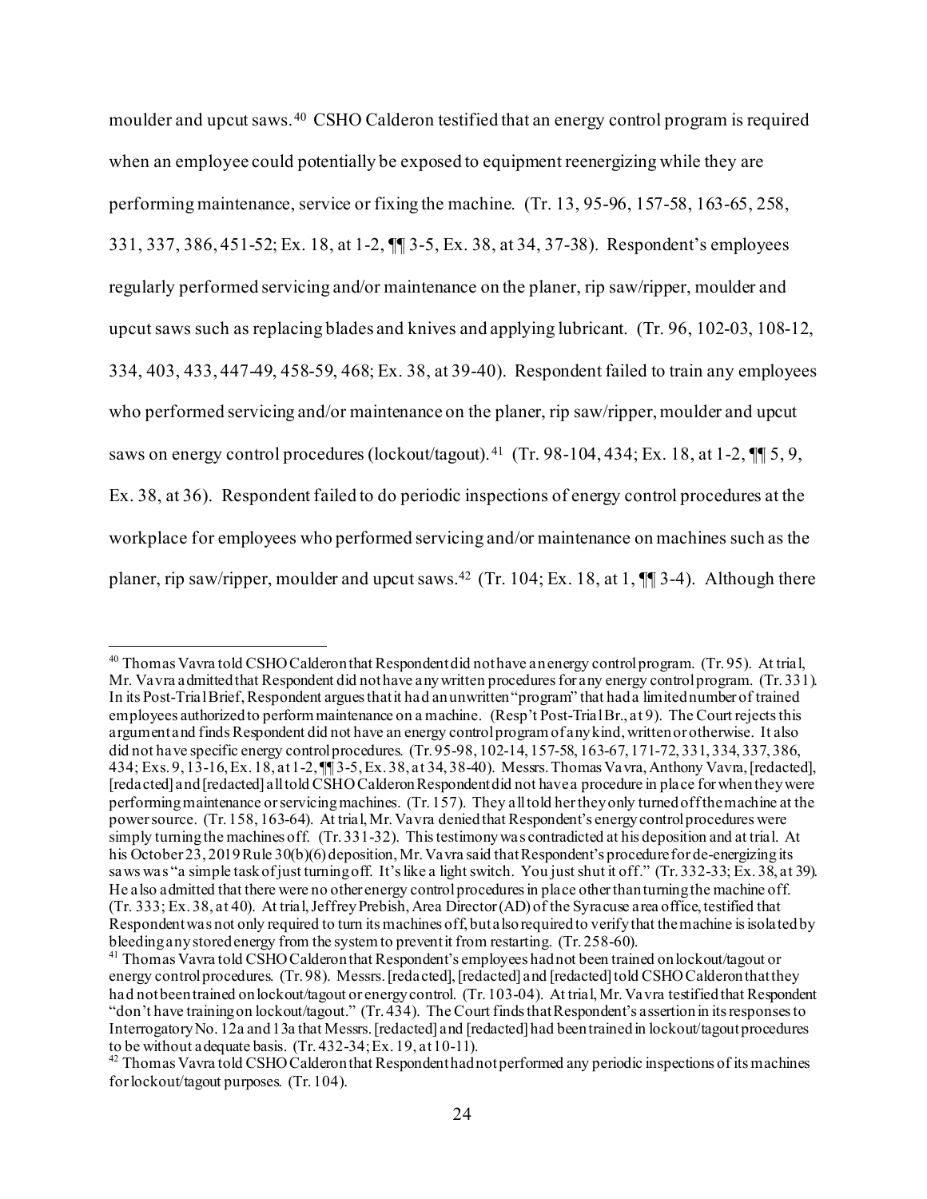moulder and upcut saws.[40] CSHO Calderon testified that an energy control program is required when an employee could potentially be exposed to equipment reenergizing while they are performing maintenance, service or fixing the machine. (Tr. 13, 95-96, 157-58, 163-65, 258, 331, 337, 386, 451-52; Ex. 18, at 1-2, ¶¶ 3-5, Ex. 38, at 34, 37-38). Respondent's employees regularly performed servicing and/or maintenance on the planer, rip saw/ripper, moulder and upcut saws such as replacing blades and knives and applying lubricant. (Tr. 96, 102-03, 108-12, 334, 403, 433, 447-49, 458-59, 468; Ex. 38, at 39-40). Respondent failed to train any employees who performed servicing and/or maintenance on the planer, rip saw/ripper, moulder and upcut saws on energy control procedures (lockout/tagout).[41] (Tr. 98-104, 434; Ex. 18, at 1-2, ¶¶ 5, 9, Ex. 38, at 36). Respondent failed to do periodic inspections of energy control procedures at the workplace for employees who performed servicing and/or maintenance on machines such as the planer, rip saw/ripper, moulder and upcut saws.[42] (Tr. 104; Ex. 18, at 1, ¶¶ 3-4). Although there

---

[40] Thomas Vavra told CSHO Calderon that Respondent did not have an energy control program. (Tr. 95). At trial, Mr. Vavra admitted that Respondent did not have any written procedures for any energy control program. (Tr. 331). In its Post-Trial Brief, Respondent argues that it had an unwritten "program" that had a limited number of trained employees authorized to perform maintenance on a machine. (Resp't Post-Trial Br., at 9). The Court rejects this argument and finds Respondent did not have an energy control program of any kind, written or otherwise. It also did not have specific energy control procedures. (Tr. 95-98, 102-14, 157-58, 163-67, 171-72, 331, 334, 337, 386, 434; Exs. 9, 13-16, Ex. 18, at 1-2, ¶¶ 3-5, Ex. 38, at 34, 38-40). Messrs. Thomas Vavra, Anthony Vavra, [redacted], [redacted] and [redacted] all told CSHO Calderon Respondent did not have a procedure in place for when they were performing maintenance or servicing machines. (Tr. 157). They all told her they only turned off the machine at the power source. (Tr. 158, 163-64). At trial, Mr. Vavra denied that Respondent's energy control procedures were simply turning the machines off. (Tr. 331-32). This testimony was contradicted at his deposition and at trial. At his October 23, 2019 Rule 30(b)(6) deposition, Mr. Vavra said that Respondent's procedure for de-energizing its saws was "a simple task of just turning off. It's like a light switch. You just shut it off." (Tr. 332-33; Ex. 38, at 39). He also admitted that there were no other energy control procedures in place other than turning the machine off. (Tr. 333; Ex. 38, at 40). At trial, Jeffrey Prebish, Area Director (AD) of the Syracuse area office, testified that Respondent was not only required to turn its machines off, but also required to verify that the machine is isolated by bleeding any stored energy from the system to prevent it from restarting. (Tr. 258-60).

[41] Thomas Vavra told CSHO Calderon that Respondent's employees had not been trained on lockout/tagout or energy control procedures. (Tr. 98). Messrs. [redacted], [redacted] and [redacted] told CSHO Calderon that they had not been trained on lockout/tagout or energy control. (Tr. 103-04). At trial, Mr. Vavra testified that Respondent "don't have training on lockout/tagout." (Tr. 434). The Court finds that Respondent's assertion in its responses to Interrogatory No. 12a and 13a that Messrs. [redacted] and [redacted] had been trained in lockout/tagout procedures to be without adequate basis. (Tr. 432-34; Ex. 19, at 10-11).

[42] Thomas Vavra told CSHO Calderon that Respondent had not performed any periodic inspections of its machines for lockout/tagout purposes. (Tr. 104).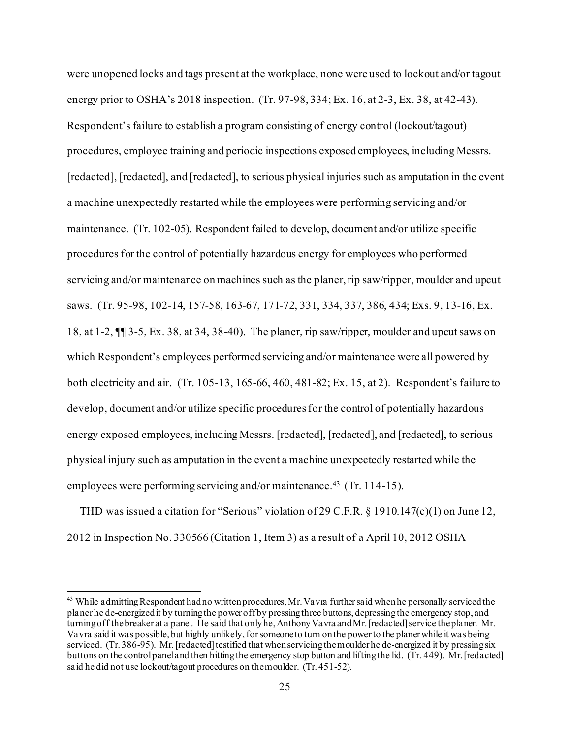were unopened locks and tags present at the workplace, none were used to lockout and/or tagout energy prior to OSHA's 2018 inspection. (Tr. 97-98, 334; Ex. 16, at 2-3, Ex. 38, at 42-43). Respondent's failure to establish a program consisting of energy control (lockout/tagout) procedures, employee training and periodic inspections exposed employees, including Messrs. [redacted], [redacted], and [redacted], to serious physical injuries such as amputation in the event a machine unexpectedly restarted while the employees were performing servicing and/or maintenance. (Tr. 102-05). Respondent failed to develop, document and/or utilize specific procedures for the control of potentially hazardous energy for employees who performed servicing and/or maintenance on machines such as the planer, rip saw/ripper, moulder and upcut saws. (Tr. 95-98, 102-14, 157-58, 163-67, 171-72, 331, 334, 337, 386, 434; Exs. 9, 13-16, Ex. 18, at 1-2, ¶¶ 3-5, Ex. 38, at 34, 38-40). The planer, rip saw/ripper, moulder and upcut saws on which Respondent's employees performed servicing and/or maintenance were all powered by both electricity and air. (Tr. 105-13, 165-66, 460, 481-82; Ex. 15, at 2). Respondent's failure to develop, document and/or utilize specific procedures for the control of potentially hazardous energy exposed employees, including Messrs. [redacted], [redacted], and [redacted], to serious physical injury such as amputation in the event a machine unexpectedly restarted while the employees were performing servicing and/or maintenance.[43] (Tr. 114-15).

THD was issued a citation for "Serious" violation of 29 C.F.R. § 1910.147(c)(1) on June 12, 2012 in Inspection No. 330566 (Citation 1, Item 3) as a result of a April 10, 2012 OSHA

---

[43] While admitting Respondent had no written procedures, Mr. Vavra further said when he personally serviced the planer he de-energized it by turning the power off by pressing three buttons, depressing the emergency stop, and turning off the breaker at a panel. He said that only he, Anthony Vavra and Mr. [redacted] service the planer. Mr. Vavra said it was possible, but highly unlikely, for someone to turn on the power to the planer while it was being serviced. (Tr. 386-95). Mr. [redacted] testified that when servicing the moulder he de-energized it by pressing six buttons on the control panel and then hitting the emergency stop button and lifting the lid. (Tr. 449). Mr. [redacted] said he did not use lockout/tagout procedures on the moulder. (Tr. 451-52).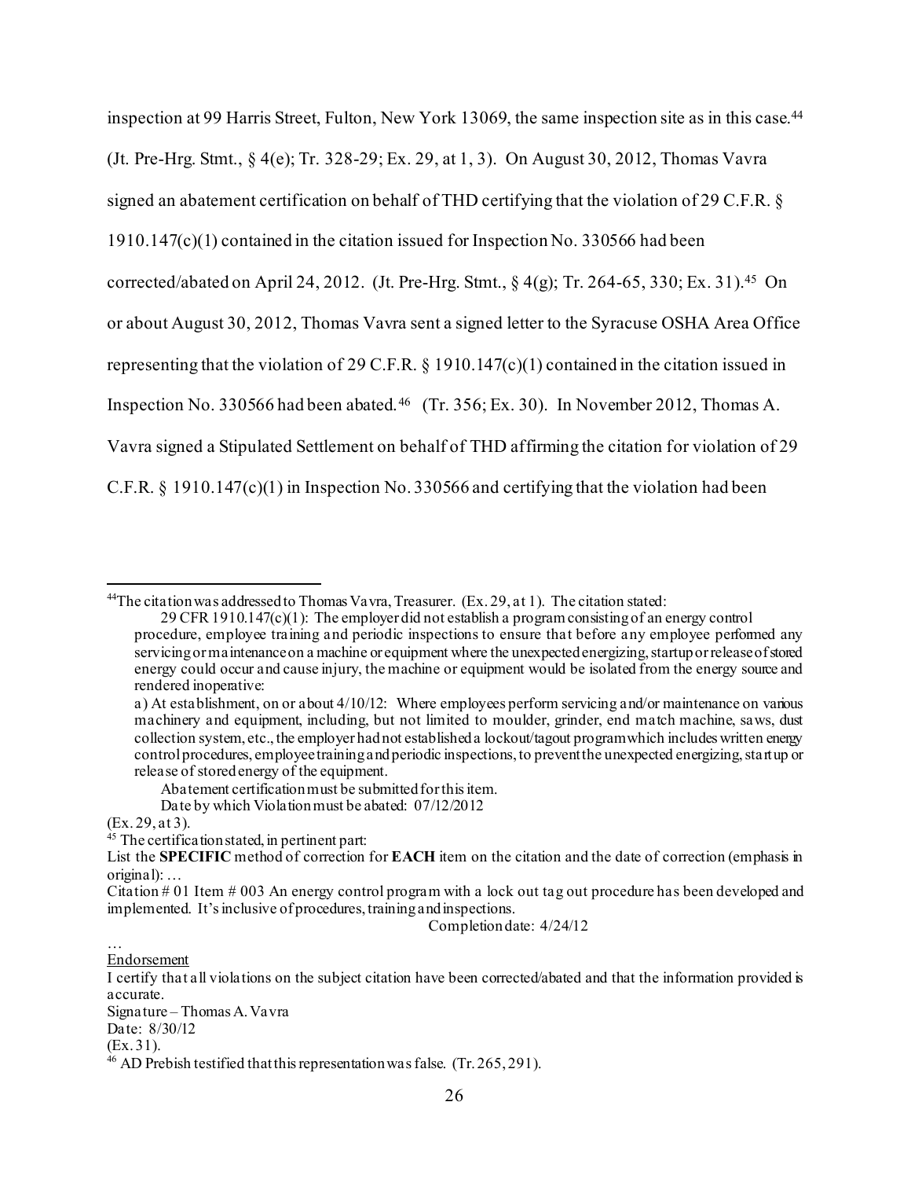inspection at 99 Harris Street, Fulton, New York 13069, the same inspection site as in this case.[44] (Jt. Pre-Hrg. Stmt., § 4(e); Tr. 328-29; Ex. 29, at 1, 3). On August 30, 2012, Thomas Vavra signed an abatement certification on behalf of THD certifying that the violation of 29 C.F.R. § 1910.147(c)(1) contained in the citation issued for Inspection No. 330566 had been corrected/abated on April 24, 2012. (Jt. Pre-Hrg. Stmt., § 4(g); Tr. 264-65, 330; Ex. 31).[45] On or about August 30, 2012, Thomas Vavra sent a signed letter to the Syracuse OSHA Area Office representing that the violation of 29 C.F.R. § 1910.147(c)(1) contained in the citation issued in Inspection No. 330566 had been abated.[46] (Tr. 356; Ex. 30). In November 2012, Thomas A. Vavra signed a Stipulated Settlement on behalf of THD affirming the citation for violation of 29 C.F.R. § 1910.147(c)(1) in Inspection No. 330566 and certifying that the violation had been

---

[44] The citation was addressed to Thomas Vavra, Treasurer. (Ex. 29, at 1). The citation stated:

> 29 CFR 1910.147(c)(1): The employer did not establish a program consisting of an energy control procedure, employee training and periodic inspections to ensure that before any employee performed any servicing or maintenance on a machine or equipment where the unexpected energizing, startup or release of stored energy could occur and cause injury, the machine or equipment would be isolated from the energy source and rendered inoperative:
>
> a) At establishment, on or about 4/10/12: Where employees perform servicing and/or maintenance on various machinery and equipment, including, but not limited to moulder, grinder, end match machine, saws, dust collection system, etc., the employer had not established a lockout/tagout program which includes written energy control procedures, employee training and periodic inspections, to prevent the unexpected energizing, startup or release of stored energy of the equipment.
>
> Abatement certification must be submitted for this item.
>
> Date by which Violation must be abated: 07/12/2012

(Ex. 29, at 3).

[45] The certification stated, in pertinent part:

List the **SPECIFIC** method of correction for **EACH** item on the citation and the date of correction (emphasis in original): …

Citation # 01 Item # 003 An energy control program with a lock out tag out procedure has been developed and implemented. It's inclusive of procedures, training and inspections.

Completion date: 4/24/12

…

Endorsement

I certify that all violations on the subject citation have been corrected/abated and that the information provided is accurate.

Signature – Thomas A. Vavra

Date: 8/30/12

(Ex. 31).

[46] AD Prebish testified that this representation was false. (Tr. 265, 291).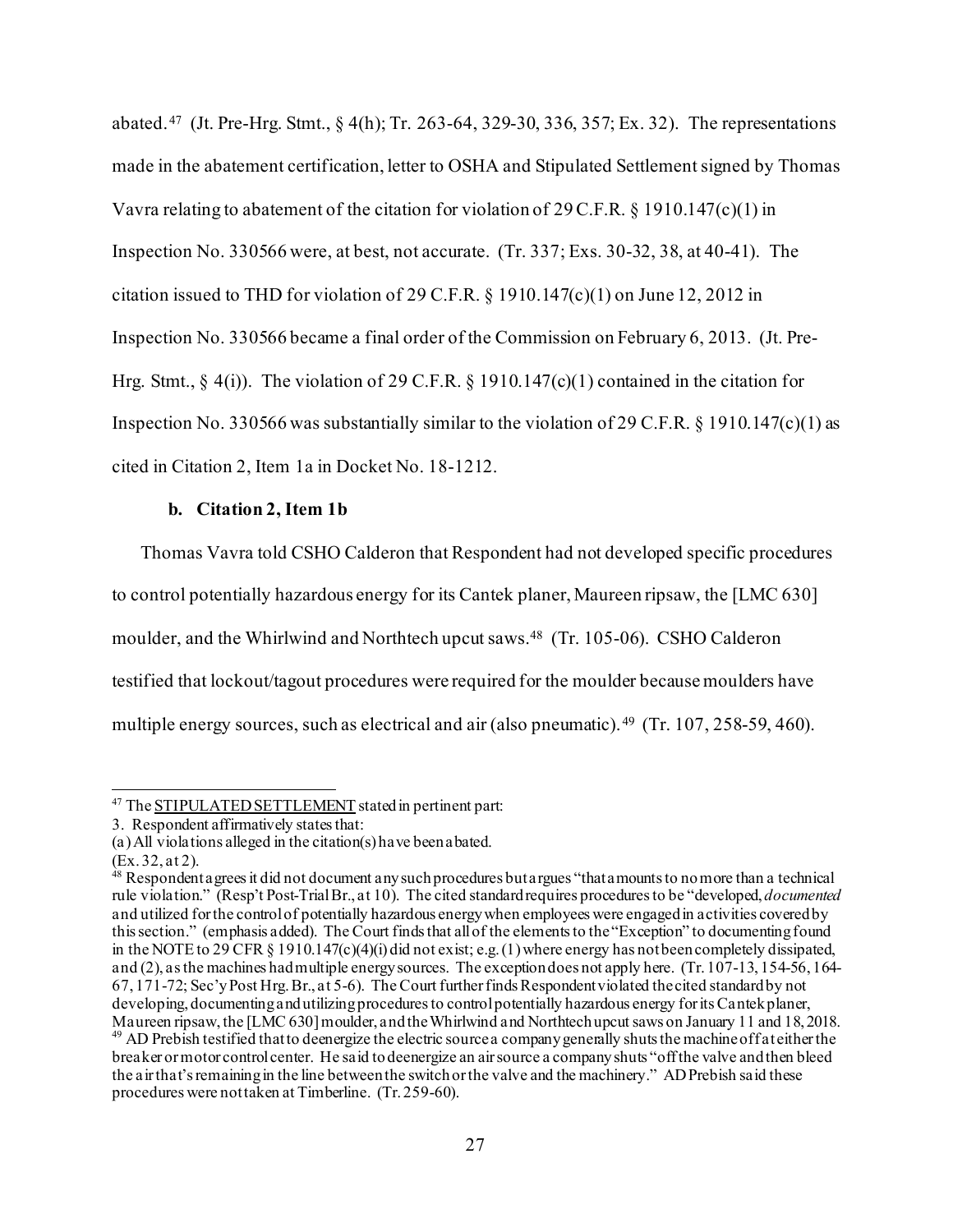abated.[47] (Jt. Pre-Hrg. Stmt., § 4(h); Tr. 263-64, 329-30, 336, 357; Ex. 32). The representations made in the abatement certification, letter to OSHA and Stipulated Settlement signed by Thomas Vavra relating to abatement of the citation for violation of 29 C.F.R. § 1910.147(c)(1) in Inspection No. 330566 were, at best, not accurate. (Tr. 337; Exs. 30-32, 38, at 40-41). The citation issued to THD for violation of 29 C.F.R. § 1910.147(c)(1) on June 12, 2012 in Inspection No. 330566 became a final order of the Commission on February 6, 2013. (Jt. Pre-Hrg. Stmt., § 4(i)). The violation of 29 C.F.R. § 1910.147(c)(1) contained in the citation for Inspection No. 330566 was substantially similar to the violation of 29 C.F.R. § 1910.147(c)(1) as cited in Citation 2, Item 1a in Docket No. 18-1212.

**b. Citation 2, Item 1b**

Thomas Vavra told CSHO Calderon that Respondent had not developed specific procedures to control potentially hazardous energy for its Cantek planer, Maureen ripsaw, the [LMC 630] moulder, and the Whirlwind and Northtech upcut saws.[48] (Tr. 105-06). CSHO Calderon testified that lockout/tagout procedures were required for the moulder because moulders have multiple energy sources, such as electrical and air (also pneumatic).[49] (Tr. 107, 258-59, 460).

---

[47] The STIPULATED SETTLEMENT stated in pertinent part:
3. Respondent affirmatively states that:
(a) All violations alleged in the citation(s) have been abated.
(Ex. 32, at 2).

[48] Respondent agrees it did not document any such procedures but argues "that amounts to no more than a technical rule violation." (Resp't Post-Trial Br., at 10). The cited standard requires procedures to be "developed, *documented* and utilized for the control of potentially hazardous energy when employees were engaged in activities covered by this section." (emphasis added). The Court finds that all of the elements to the "Exception" to documenting found in the NOTE to 29 CFR § 1910.147(c)(4)(i) did not exist; e.g. (1) where energy has not been completely dissipated, and (2), as the machines had multiple energy sources. The exception does not apply here. (Tr. 107-13, 154-56, 164-67, 171-72; Sec'y Post Hrg. Br., at 5-6). The Court further finds Respondent violated the cited standard by not developing, documenting and utilizing procedures to control potentially hazardous energy for its Cantek planer, Maureen ripsaw, the [LMC 630] moulder, and the Whirlwind and Northtech upcut saws on January 11 and 18, 2018.

[49] AD Prebish testified that to deenergize the electric source a company generally shuts the machine off at either the breaker or motor control center. He said to deenergize an air source a company shuts "off the valve and then bleed the air that's remaining in the line between the switch or the valve and the machinery." AD Prebish said these procedures were not taken at Timberline. (Tr. 259-60).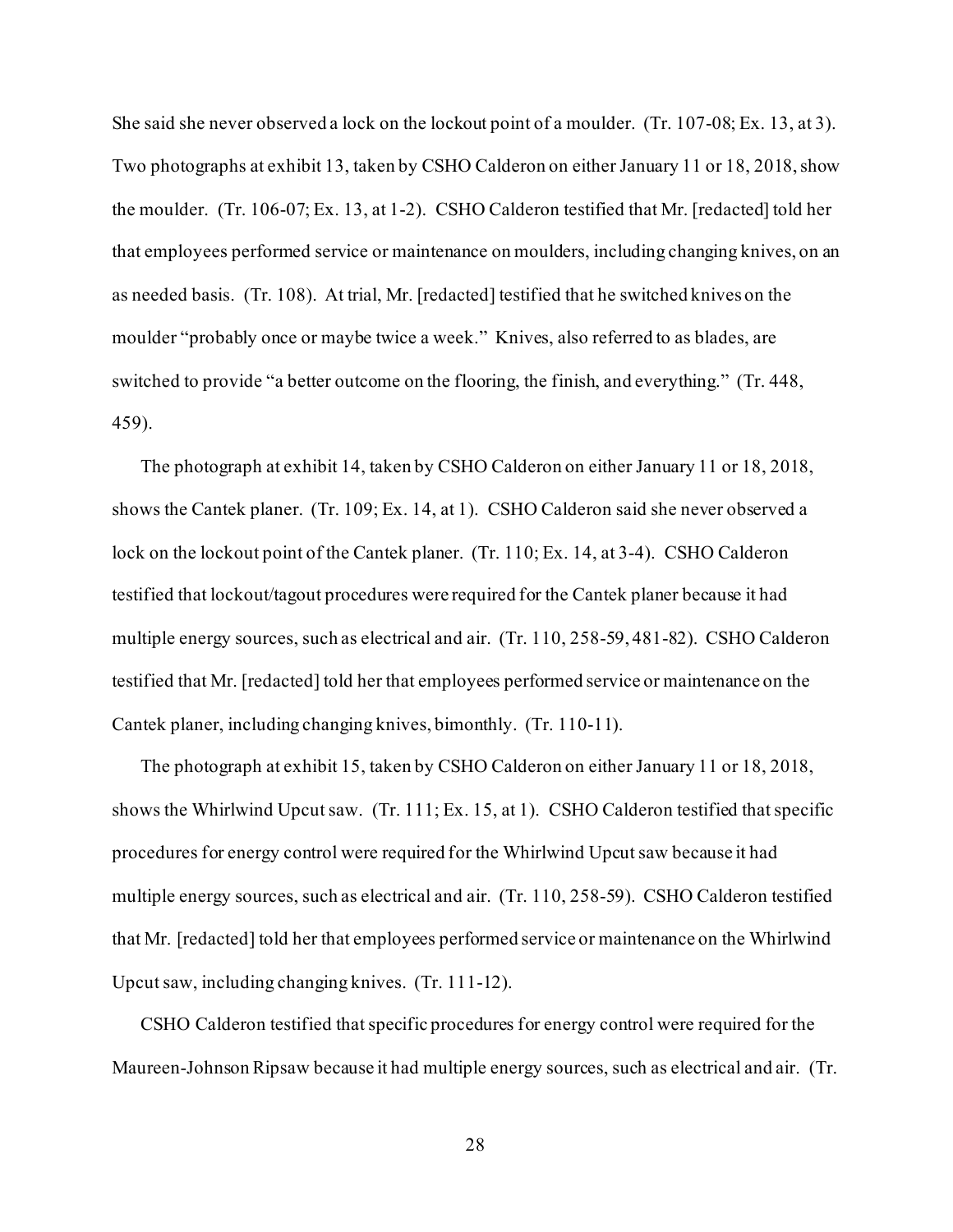She said she never observed a lock on the lockout point of a moulder. (Tr. 107-08; Ex. 13, at 3). Two photographs at exhibit 13, taken by CSHO Calderon on either January 11 or 18, 2018, show the moulder. (Tr. 106-07; Ex. 13, at 1-2). CSHO Calderon testified that Mr. [redacted] told her that employees performed service or maintenance on moulders, including changing knives, on an as needed basis. (Tr. 108). At trial, Mr. [redacted] testified that he switched knives on the moulder "probably once or maybe twice a week." Knives, also referred to as blades, are switched to provide "a better outcome on the flooring, the finish, and everything." (Tr. 448, 459).

The photograph at exhibit 14, taken by CSHO Calderon on either January 11 or 18, 2018, shows the Cantek planer. (Tr. 109; Ex. 14, at 1). CSHO Calderon said she never observed a lock on the lockout point of the Cantek planer. (Tr. 110; Ex. 14, at 3-4). CSHO Calderon testified that lockout/tagout procedures were required for the Cantek planer because it had multiple energy sources, such as electrical and air. (Tr. 110, 258-59, 481-82). CSHO Calderon testified that Mr. [redacted] told her that employees performed service or maintenance on the Cantek planer, including changing knives, bimonthly. (Tr. 110-11).

The photograph at exhibit 15, taken by CSHO Calderon on either January 11 or 18, 2018, shows the Whirlwind Upcut saw. (Tr. 111; Ex. 15, at 1). CSHO Calderon testified that specific procedures for energy control were required for the Whirlwind Upcut saw because it had multiple energy sources, such as electrical and air. (Tr. 110, 258-59). CSHO Calderon testified that Mr. [redacted] told her that employees performed service or maintenance on the Whirlwind Upcut saw, including changing knives. (Tr. 111-12).

CSHO Calderon testified that specific procedures for energy control were required for the Maureen-Johnson Ripsaw because it had multiple energy sources, such as electrical and air. (Tr.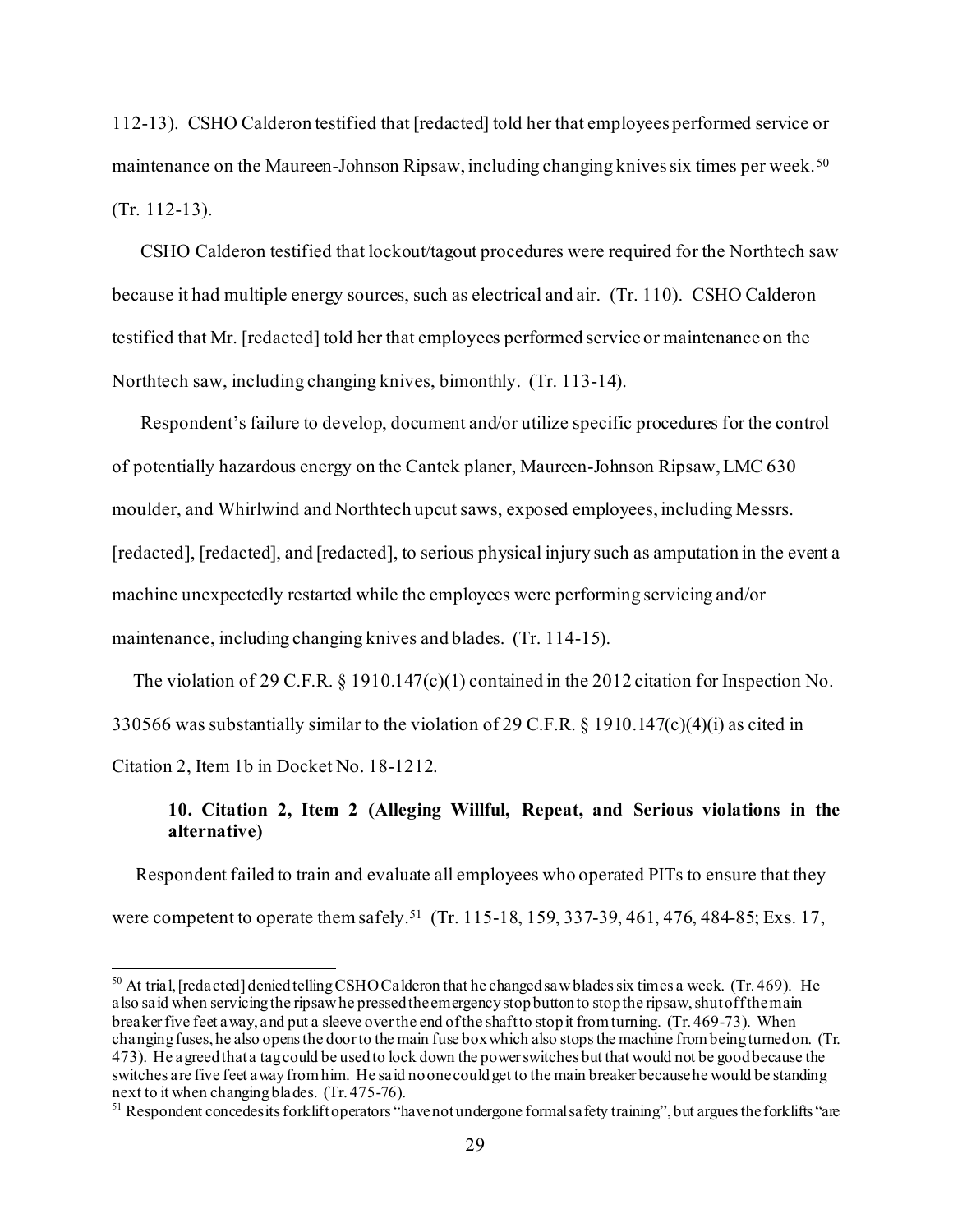112-13). CSHO Calderon testified that [redacted] told her that employees performed service or maintenance on the Maureen-Johnson Ripsaw, including changing knives six times per week.[50] (Tr. 112-13).

CSHO Calderon testified that lockout/tagout procedures were required for the Northtech saw because it had multiple energy sources, such as electrical and air. (Tr. 110). CSHO Calderon testified that Mr. [redacted] told her that employees performed service or maintenance on the Northtech saw, including changing knives, bimonthly. (Tr. 113-14).

Respondent's failure to develop, document and/or utilize specific procedures for the control of potentially hazardous energy on the Cantek planer, Maureen-Johnson Ripsaw, LMC 630 moulder, and Whirlwind and Northtech upcut saws, exposed employees, including Messrs. [redacted], [redacted], and [redacted], to serious physical injury such as amputation in the event a machine unexpectedly restarted while the employees were performing servicing and/or maintenance, including changing knives and blades. (Tr. 114-15).

The violation of 29 C.F.R. § 1910.147(c)(1) contained in the 2012 citation for Inspection No. 330566 was substantially similar to the violation of 29 C.F.R. § 1910.147(c)(4)(i) as cited in Citation 2, Item 1b in Docket No. 18-1212.

#### 10. Citation 2, Item 2 (Alleging Willful, Repeat, and Serious violations in the alternative)

Respondent failed to train and evaluate all employees who operated PITs to ensure that they were competent to operate them safely.[51] (Tr. 115-18, 159, 337-39, 461, 476, 484-85; Exs. 17,

---

[50] At trial, [redacted] denied telling CSHO Calderon that he changed saw blades six times a week. (Tr. 469). He also said when servicing the ripsaw he pressed the emergency stop button to stop the ripsaw, shut off the main breaker five feet away, and put a sleeve over the end of the shaft to stop it from turning. (Tr. 469-73). When changing fuses, he also opens the door to the main fuse box which also stops the machine from being turned on. (Tr. 473). He agreed that a tag could be used to lock down the power switches but that would not be good because the switches are five feet away from him. He said no one could get to the main breaker because he would be standing next to it when changing blades. (Tr. 475-76).

[51] Respondent concedes its forklift operators "have not undergone formal safety training", but argues the forklifts "are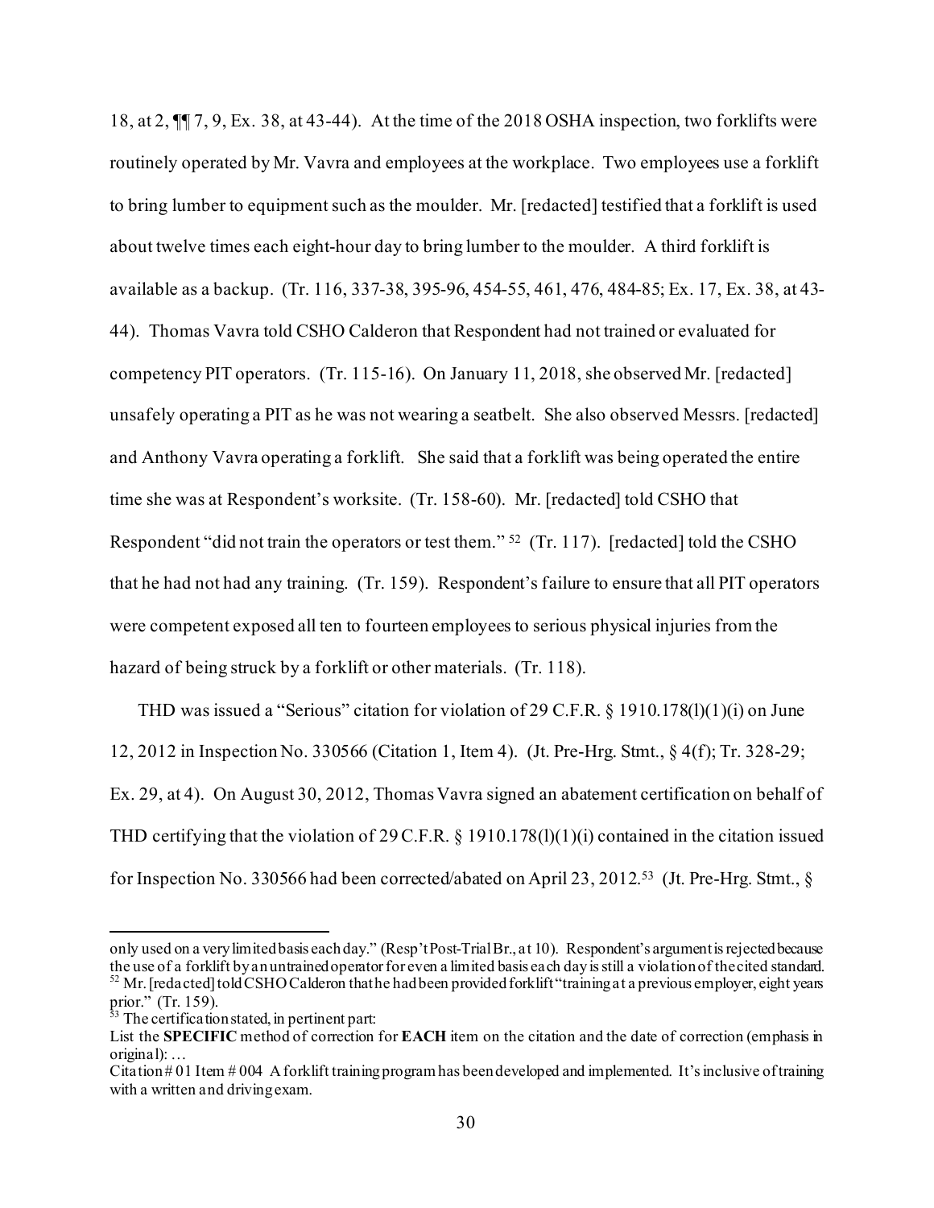18, at 2, ¶¶ 7, 9, Ex. 38, at 43-44). At the time of the 2018 OSHA inspection, two forklifts were routinely operated by Mr. Vavra and employees at the workplace. Two employees use a forklift to bring lumber to equipment such as the moulder. Mr. [redacted] testified that a forklift is used about twelve times each eight-hour day to bring lumber to the moulder. A third forklift is available as a backup. (Tr. 116, 337-38, 395-96, 454-55, 461, 476, 484-85; Ex. 17, Ex. 38, at 43-44). Thomas Vavra told CSHO Calderon that Respondent had not trained or evaluated for competency PIT operators. (Tr. 115-16). On January 11, 2018, she observed Mr. [redacted] unsafely operating a PIT as he was not wearing a seatbelt. She also observed Messrs. [redacted] and Anthony Vavra operating a forklift. She said that a forklift was being operated the entire time she was at Respondent's worksite. (Tr. 158-60). Mr. [redacted] told CSHO that Respondent "did not train the operators or test them." [52] (Tr. 117). [redacted] told the CSHO that he had not had any training. (Tr. 159). Respondent's failure to ensure that all PIT operators were competent exposed all ten to fourteen employees to serious physical injuries from the hazard of being struck by a forklift or other materials. (Tr. 118).

THD was issued a "Serious" citation for violation of 29 C.F.R. § 1910.178(l)(1)(i) on June 12, 2012 in Inspection No. 330566 (Citation 1, Item 4). (Jt. Pre-Hrg. Stmt., § 4(f); Tr. 328-29; Ex. 29, at 4). On August 30, 2012, Thomas Vavra signed an abatement certification on behalf of THD certifying that the violation of 29 C.F.R. § 1910.178(l)(1)(i) contained in the citation issued for Inspection No. 330566 had been corrected/abated on April 23, 2012.[53] (Jt. Pre-Hrg. Stmt., §

---

only used on a very limited basis each day." (Resp't Post-Trial Br., at 10). Respondent's argument is rejected because the use of a forklift by an untrained operator for even a limited basis each day is still a violation of the cited standard.

[52] Mr. [redacted] told CSHO Calderon that he had been provided forklift "training at a previous employer, eight years prior." (Tr. 159).

[53] The certification stated, in pertinent part:

List the **SPECIFIC** method of correction for **EACH** item on the citation and the date of correction (emphasis in original): …

Citation # 01 Item # 004 A forklift training program has been developed and implemented. It's inclusive of training with a written and driving exam.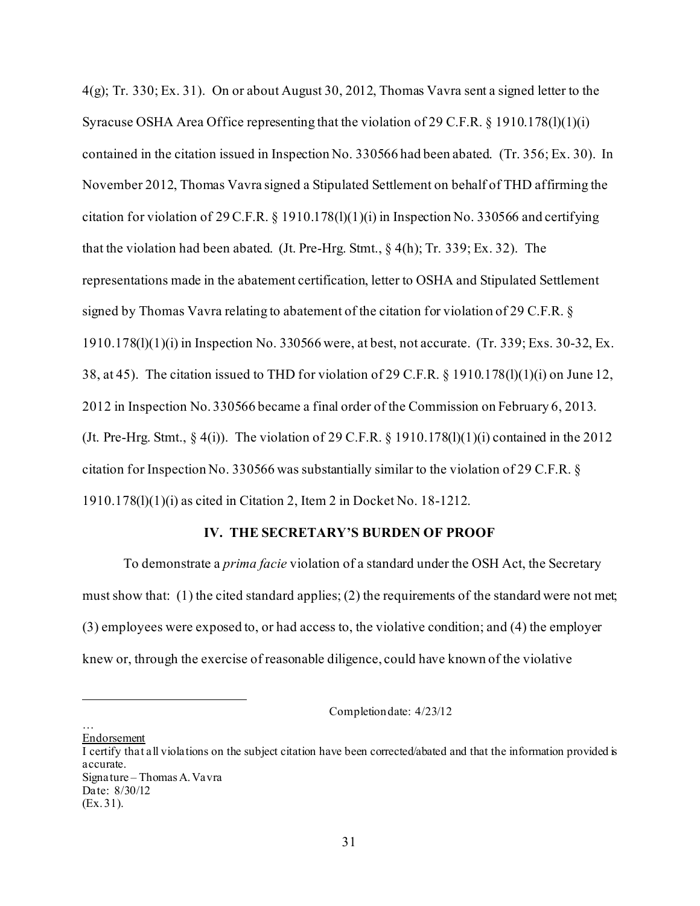4(g); Tr. 330; Ex. 31). On or about August 30, 2012, Thomas Vavra sent a signed letter to the Syracuse OSHA Area Office representing that the violation of 29 C.F.R. § 1910.178(l)(1)(i) contained in the citation issued in Inspection No. 330566 had been abated. (Tr. 356; Ex. 30). In November 2012, Thomas Vavra signed a Stipulated Settlement on behalf of THD affirming the citation for violation of 29 C.F.R. § 1910.178(l)(1)(i) in Inspection No. 330566 and certifying that the violation had been abated. (Jt. Pre-Hrg. Stmt., § 4(h); Tr. 339; Ex. 32). The representations made in the abatement certification, letter to OSHA and Stipulated Settlement signed by Thomas Vavra relating to abatement of the citation for violation of 29 C.F.R. § 1910.178(l)(1)(i) in Inspection No. 330566 were, at best, not accurate. (Tr. 339; Exs. 30-32, Ex. 38, at 45). The citation issued to THD for violation of 29 C.F.R. § 1910.178(l)(1)(i) on June 12, 2012 in Inspection No. 330566 became a final order of the Commission on February 6, 2013. (Jt. Pre-Hrg. Stmt., § 4(i)). The violation of 29 C.F.R. § 1910.178(l)(1)(i) contained in the 2012 citation for Inspection No. 330566 was substantially similar to the violation of 29 C.F.R. § 1910.178(l)(1)(i) as cited in Citation 2, Item 2 in Docket No. 18-1212.

## IV. THE SECRETARY'S BURDEN OF PROOF

To demonstrate a *prima facie* violation of a standard under the OSH Act, the Secretary must show that: (1) the cited standard applies; (2) the requirements of the standard were not met; (3) employees were exposed to, or had access to, the violative condition; and (4) the employer knew or, through the exercise of reasonable diligence, could have known of the violative

---

Completion date: 4/23/12

…
Endorsement
I certify that all violations on the subject citation have been corrected/abated and that the information provided is accurate.
Signature – Thomas A. Vavra
Date: 8/30/12
(Ex. 31).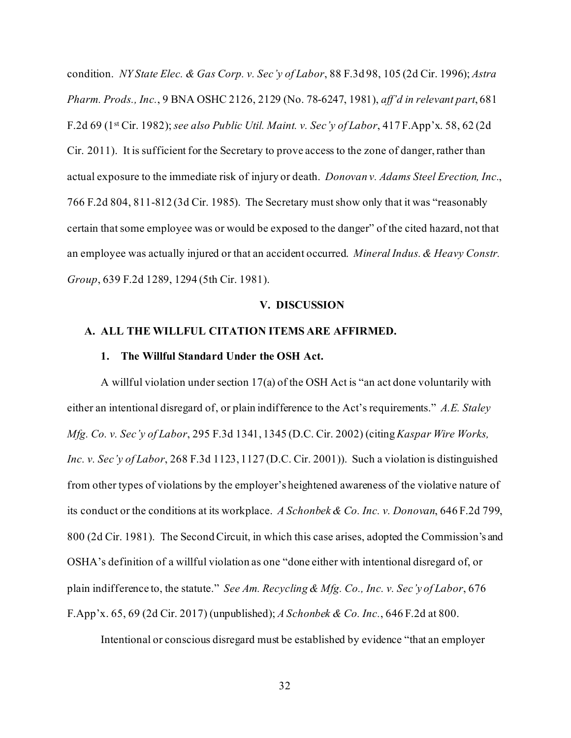condition. *NY State Elec. & Gas Corp. v. Sec'y of Labor*, 88 F.3d 98, 105 (2d Cir. 1996); *Astra Pharm. Prods., Inc.*, 9 BNA OSHC 2126, 2129 (No. 78-6247, 1981), *aff'd in relevant part*, 681 F.2d 69 (1st Cir. 1982); *see also Public Util. Maint. v. Sec'y of Labor*, 417 F.App'x. 58, 62 (2d Cir. 2011). It is sufficient for the Secretary to prove access to the zone of danger, rather than actual exposure to the immediate risk of injury or death. *Donovan v. Adams Steel Erection, Inc.*, 766 F.2d 804, 811-812 (3d Cir. 1985). The Secretary must show only that it was "reasonably certain that some employee was or would be exposed to the danger" of the cited hazard, not that an employee was actually injured or that an accident occurred. *Mineral Indus. & Heavy Constr. Group*, 639 F.2d 1289, 1294 (5th Cir. 1981).

## V. DISCUSSION

### A. ALL THE WILLFUL CITATION ITEMS ARE AFFIRMED.

#### 1. The Willful Standard Under the OSH Act.

A willful violation under section 17(a) of the OSH Act is "an act done voluntarily with either an intentional disregard of, or plain indifference to the Act's requirements." *A.E. Staley Mfg. Co. v. Sec'y of Labor*, 295 F.3d 1341, 1345 (D.C. Cir. 2002) (citing *Kaspar Wire Works, Inc. v. Sec'y of Labor*, 268 F.3d 1123, 1127 (D.C. Cir. 2001)). Such a violation is distinguished from other types of violations by the employer's heightened awareness of the violative nature of its conduct or the conditions at its workplace. *A Schonbek & Co. Inc. v. Donovan*, 646 F.2d 799, 800 (2d Cir. 1981). The Second Circuit, in which this case arises, adopted the Commission's and OSHA's definition of a willful violation as one "done either with intentional disregard of, or plain indifference to, the statute." *See Am. Recycling & Mfg. Co., Inc. v. Sec'y of Labor*, 676 F.App'x. 65, 69 (2d Cir. 2017) (unpublished); *A Schonbek & Co. Inc.*, 646 F.2d at 800.

Intentional or conscious disregard must be established by evidence "that an employer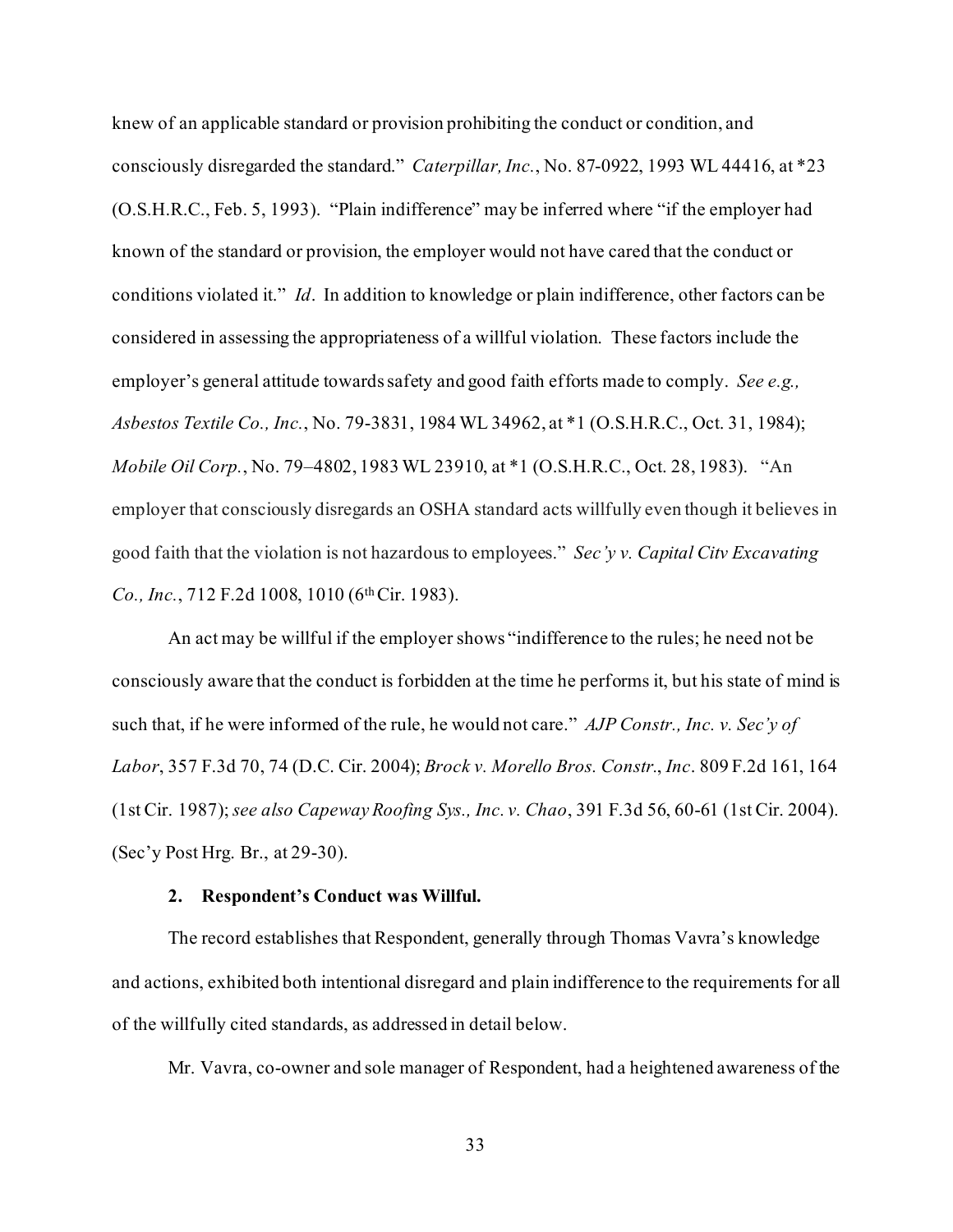knew of an applicable standard or provision prohibiting the conduct or condition, and consciously disregarded the standard." *Caterpillar, Inc.*, No. 87-0922, 1993 WL 44416, at *23 (O.S.H.R.C., Feb. 5, 1993). "Plain indifference" may be inferred where "if the employer had known of the standard or provision, the employer would not have cared that the conduct or conditions violated it." *Id*. In addition to knowledge or plain indifference, other factors can be considered in assessing the appropriateness of a willful violation. These factors include the employer's general attitude towards safety and good faith efforts made to comply. *See e.g., Asbestos Textile Co., Inc.*, No. 79-3831, 1984 WL 34962, at *1 (O.S.H.R.C., Oct. 31, 1984); *Mobile Oil Corp.*, No. 79–4802, 1983 WL 23910, at *1 (O.S.H.R.C., Oct. 28, 1983). "An employer that consciously disregards an OSHA standard acts willfully even though it believes in good faith that the violation is not hazardous to employees." *Sec'y v. Capital Citv Excavating Co., Inc.*, 712 F.2d 1008, 1010 (6th Cir. 1983).

An act may be willful if the employer shows "indifference to the rules; he need not be consciously aware that the conduct is forbidden at the time he performs it, but his state of mind is such that, if he were informed of the rule, he would not care." *AJP Constr., Inc. v. Sec'y of Labor*, 357 F.3d 70, 74 (D.C. Cir. 2004); *Brock v. Morello Bros. Constr., Inc*. 809 F.2d 161, 164 (1st Cir. 1987); *see also Capeway Roofing Sys., Inc. v. Chao*, 391 F.3d 56, 60-61 (1st Cir. 2004). (Sec'y Post Hrg. Br., at 29-30).

**2. Respondent's Conduct was Willful.**

The record establishes that Respondent, generally through Thomas Vavra's knowledge and actions, exhibited both intentional disregard and plain indifference to the requirements for all of the willfully cited standards, as addressed in detail below.

Mr. Vavra, co-owner and sole manager of Respondent, had a heightened awareness of the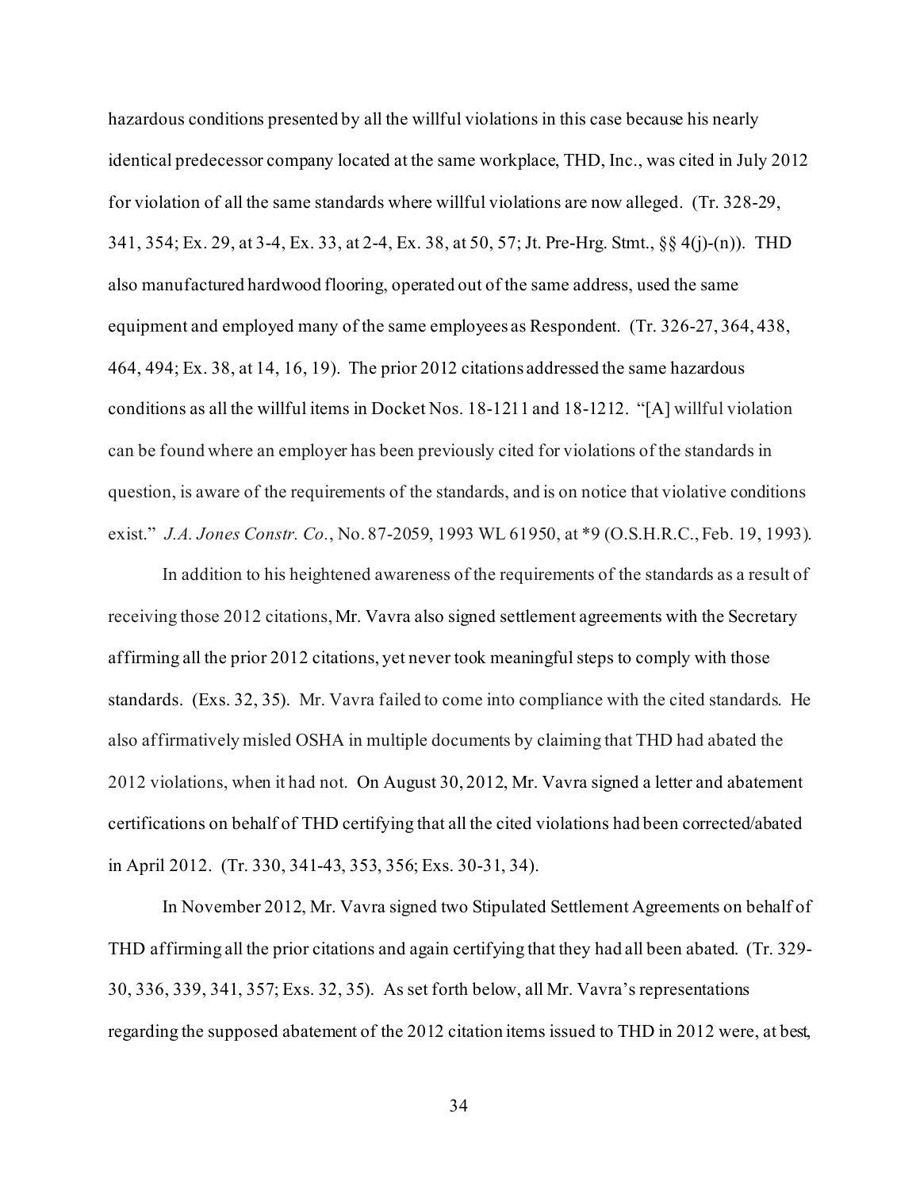hazardous conditions presented by all the willful violations in this case because his nearly identical predecessor company located at the same workplace, THD, Inc., was cited in July 2012 for violation of all the same standards where willful violations are now alleged. (Tr. 328-29, 341, 354; Ex. 29, at 3-4, Ex. 33, at 2-4, Ex. 38, at 50, 57; Jt. Pre-Hrg. Stmt., §§ 4(j)-(n)). THD also manufactured hardwood flooring, operated out of the same address, used the same equipment and employed many of the same employees as Respondent. (Tr. 326-27, 364, 438, 464, 494; Ex. 38, at 14, 16, 19). The prior 2012 citations addressed the same hazardous conditions as all the willful items in Docket Nos. 18-1211 and 18-1212. "[A] willful violation can be found where an employer has been previously cited for violations of the standards in question, is aware of the requirements of the standards, and is on notice that violative conditions exist." *J.A. Jones Constr. Co.*, No. 87-2059, 1993 WL 61950, at *9 (O.S.H.R.C., Feb. 19, 1993).

In addition to his heightened awareness of the requirements of the standards as a result of receiving those 2012 citations, Mr. Vavra also signed settlement agreements with the Secretary affirming all the prior 2012 citations, yet never took meaningful steps to comply with those standards. (Exs. 32, 35). Mr. Vavra failed to come into compliance with the cited standards. He also affirmatively misled OSHA in multiple documents by claiming that THD had abated the 2012 violations, when it had not. On August 30, 2012, Mr. Vavra signed a letter and abatement certifications on behalf of THD certifying that all the cited violations had been corrected/abated in April 2012. (Tr. 330, 341-43, 353, 356; Exs. 30-31, 34).

In November 2012, Mr. Vavra signed two Stipulated Settlement Agreements on behalf of THD affirming all the prior citations and again certifying that they had all been abated. (Tr. 329-30, 336, 339, 341, 357; Exs. 32, 35). As set forth below, all Mr. Vavra's representations regarding the supposed abatement of the 2012 citation items issued to THD in 2012 were, at best,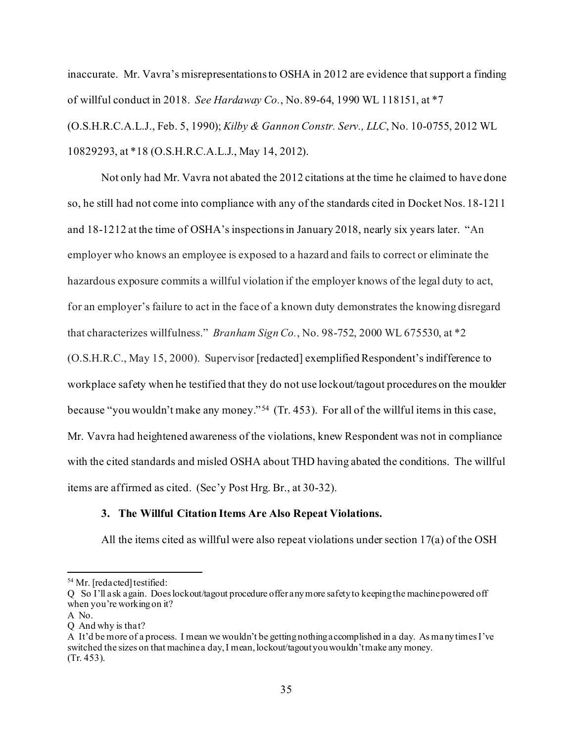inaccurate. Mr. Vavra's misrepresentations to OSHA in 2012 are evidence that support a finding of willful conduct in 2018. *See Hardaway Co.*, No. 89-64, 1990 WL 118151, at *7 (O.S.H.R.C.A.L.J., Feb. 5, 1990); *Kilby & Gannon Constr. Serv., LLC*, No. 10-0755, 2012 WL 10829293, at *18 (O.S.H.R.C.A.L.J., May 14, 2012).

Not only had Mr. Vavra not abated the 2012 citations at the time he claimed to have done so, he still had not come into compliance with any of the standards cited in Docket Nos. 18-1211 and 18-1212 at the time of OSHA's inspections in January 2018, nearly six years later. "An employer who knows an employee is exposed to a hazard and fails to correct or eliminate the hazardous exposure commits a willful violation if the employer knows of the legal duty to act, for an employer's failure to act in the face of a known duty demonstrates the knowing disregard that characterizes willfulness." *Branham Sign Co.*, No. 98-752, 2000 WL 675530, at *2 (O.S.H.R.C., May 15, 2000). Supervisor [redacted] exemplified Respondent's indifference to workplace safety when he testified that they do not use lockout/tagout procedures on the moulder because "you wouldn't make any money."[54] (Tr. 453). For all of the willful items in this case, Mr. Vavra had heightened awareness of the violations, knew Respondent was not in compliance with the cited standards and misled OSHA about THD having abated the conditions. The willful items are affirmed as cited. (Sec'y Post Hrg. Br., at 30-32).

### 3. The Willful Citation Items Are Also Repeat Violations.

All the items cited as willful were also repeat violations under section 17(a) of the OSH

---

[54] Mr. [redacted] testified:

Q So I'll ask again. Does lockout/tagout procedure offer any more safety to keeping the machine powered off when you're working on it?

A No.

Q And why is that?

A It'd be more of a process. I mean we wouldn't be getting nothing accomplished in a day. As many times I've switched the sizes on that machine a day, I mean, lockout/tagout you wouldn't make any money.

(Tr. 453).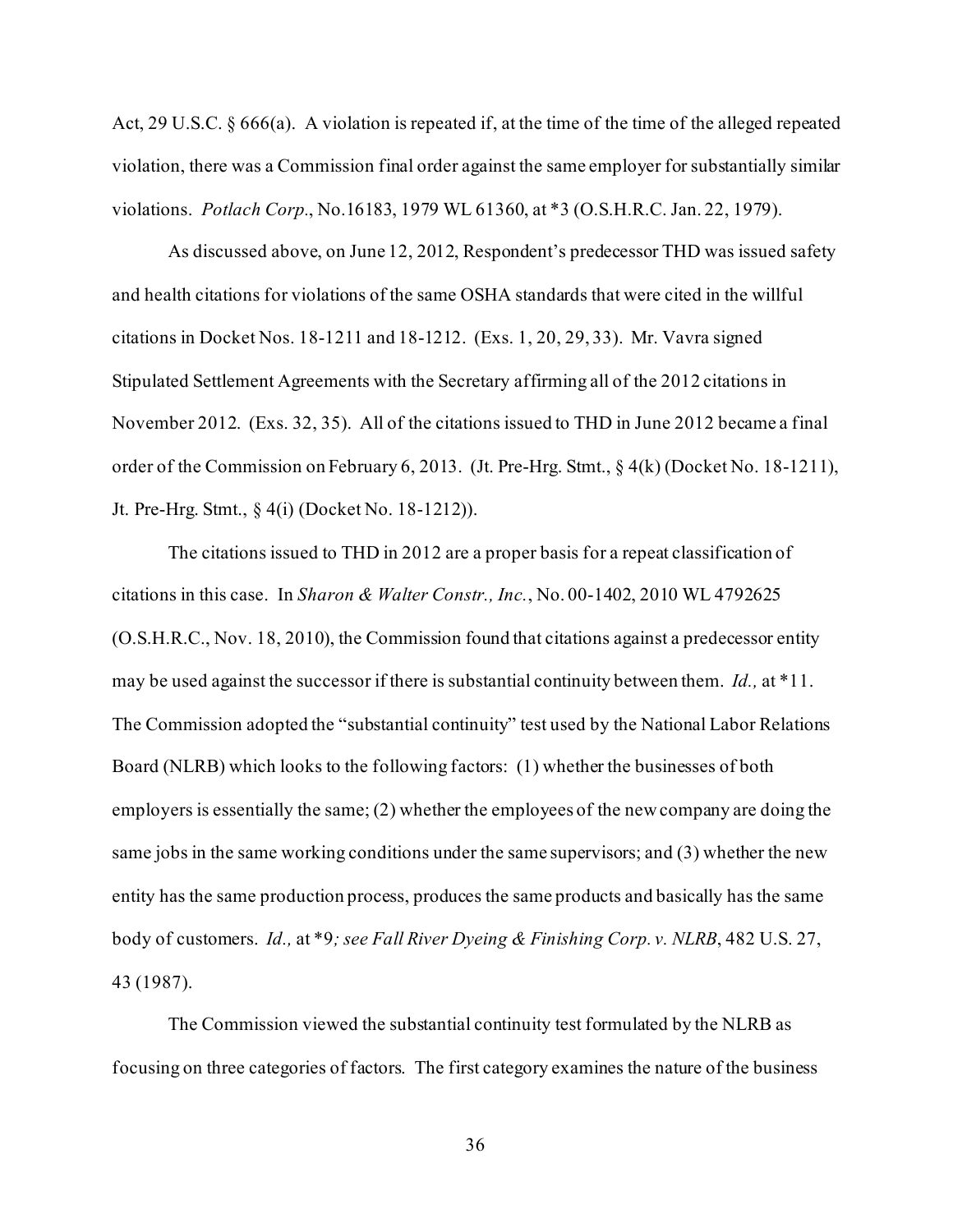Act, 29 U.S.C. § 666(a). A violation is repeated if, at the time of the time of the alleged repeated violation, there was a Commission final order against the same employer for substantially similar violations. *Potlach Corp*., No.16183, 1979 WL 61360, at *3 (O.S.H.R.C. Jan. 22, 1979).

As discussed above, on June 12, 2012, Respondent's predecessor THD was issued safety and health citations for violations of the same OSHA standards that were cited in the willful citations in Docket Nos. 18-1211 and 18-1212. (Exs. 1, 20, 29, 33). Mr. Vavra signed Stipulated Settlement Agreements with the Secretary affirming all of the 2012 citations in November 2012. (Exs. 32, 35). All of the citations issued to THD in June 2012 became a final order of the Commission on February 6, 2013. (Jt. Pre-Hrg. Stmt., § 4(k) (Docket No. 18-1211), Jt. Pre-Hrg. Stmt., § 4(i) (Docket No. 18-1212)).

The citations issued to THD in 2012 are a proper basis for a repeat classification of citations in this case. In *Sharon & Walter Constr., Inc.*, No. 00-1402, 2010 WL 4792625 (O.S.H.R.C., Nov. 18, 2010), the Commission found that citations against a predecessor entity may be used against the successor if there is substantial continuity between them. *Id.,* at *11. The Commission adopted the "substantial continuity" test used by the National Labor Relations Board (NLRB) which looks to the following factors: (1) whether the businesses of both employers is essentially the same; (2) whether the employees of the new company are doing the same jobs in the same working conditions under the same supervisors; and (3) whether the new entity has the same production process, produces the same products and basically has the same body of customers. *Id.,* at *9*; see Fall River Dyeing & Finishing Corp. v. NLRB*, 482 U.S. 27, 43 (1987).

The Commission viewed the substantial continuity test formulated by the NLRB as focusing on three categories of factors. The first category examines the nature of the business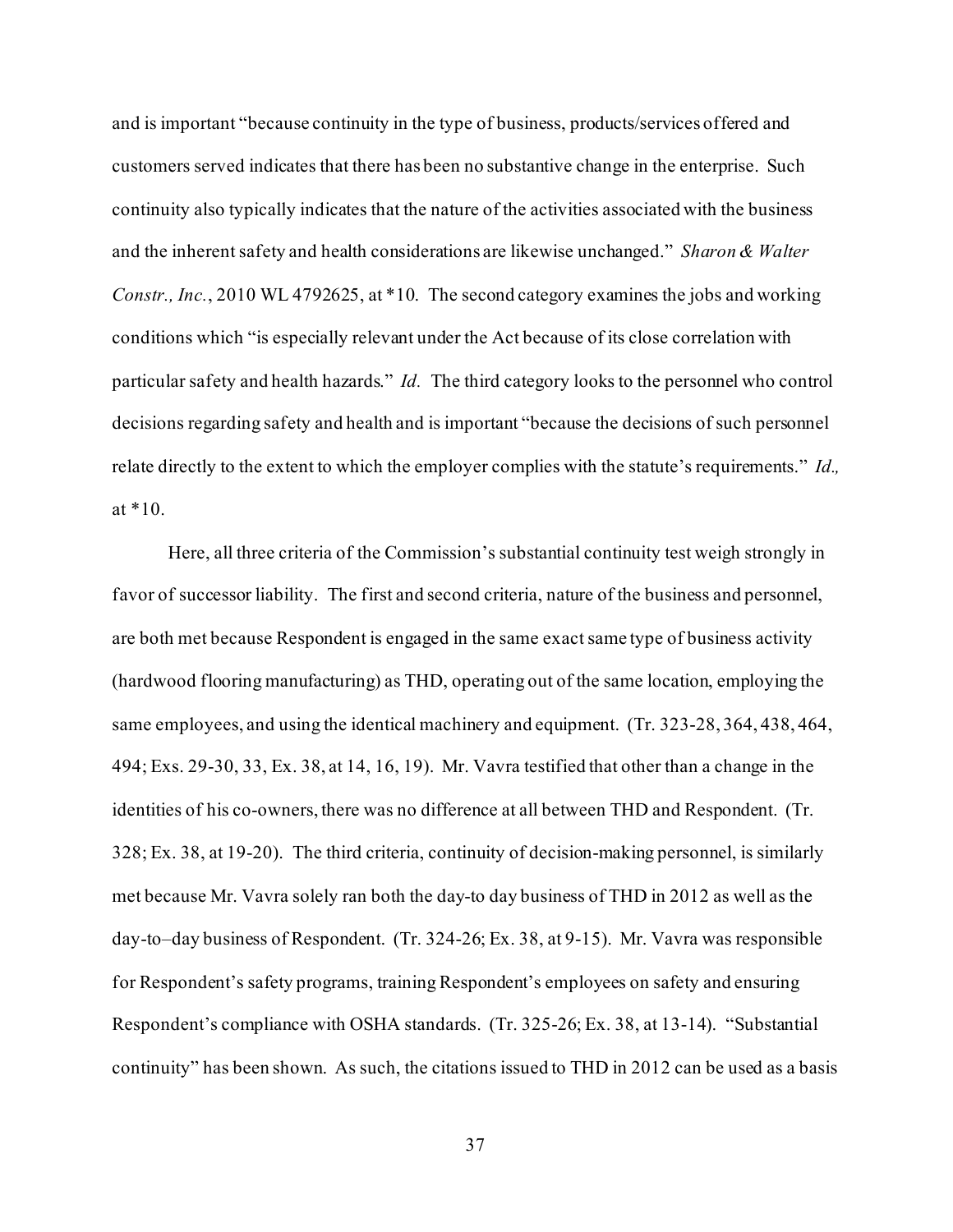and is important "because continuity in the type of business, products/services offered and customers served indicates that there has been no substantive change in the enterprise. Such continuity also typically indicates that the nature of the activities associated with the business and the inherent safety and health considerations are likewise unchanged." *Sharon & Walter Constr., Inc.*, 2010 WL 4792625, at *10. The second category examines the jobs and working conditions which "is especially relevant under the Act because of its close correlation with particular safety and health hazards." *Id*. The third category looks to the personnel who control decisions regarding safety and health and is important "because the decisions of such personnel relate directly to the extent to which the employer complies with the statute's requirements." *Id.,* at *10.

Here, all three criteria of the Commission's substantial continuity test weigh strongly in favor of successor liability. The first and second criteria, nature of the business and personnel, are both met because Respondent is engaged in the same exact same type of business activity (hardwood flooring manufacturing) as THD, operating out of the same location, employing the same employees, and using the identical machinery and equipment. (Tr. 323-28, 364, 438, 464, 494; Exs. 29-30, 33, Ex. 38, at 14, 16, 19). Mr. Vavra testified that other than a change in the identities of his co-owners, there was no difference at all between THD and Respondent. (Tr. 328; Ex. 38, at 19-20). The third criteria, continuity of decision-making personnel, is similarly met because Mr. Vavra solely ran both the day-to day business of THD in 2012 as well as the day-to–day business of Respondent. (Tr. 324-26; Ex. 38, at 9-15). Mr. Vavra was responsible for Respondent's safety programs, training Respondent's employees on safety and ensuring Respondent's compliance with OSHA standards. (Tr. 325-26; Ex. 38, at 13-14). "Substantial continuity" has been shown. As such, the citations issued to THD in 2012 can be used as a basis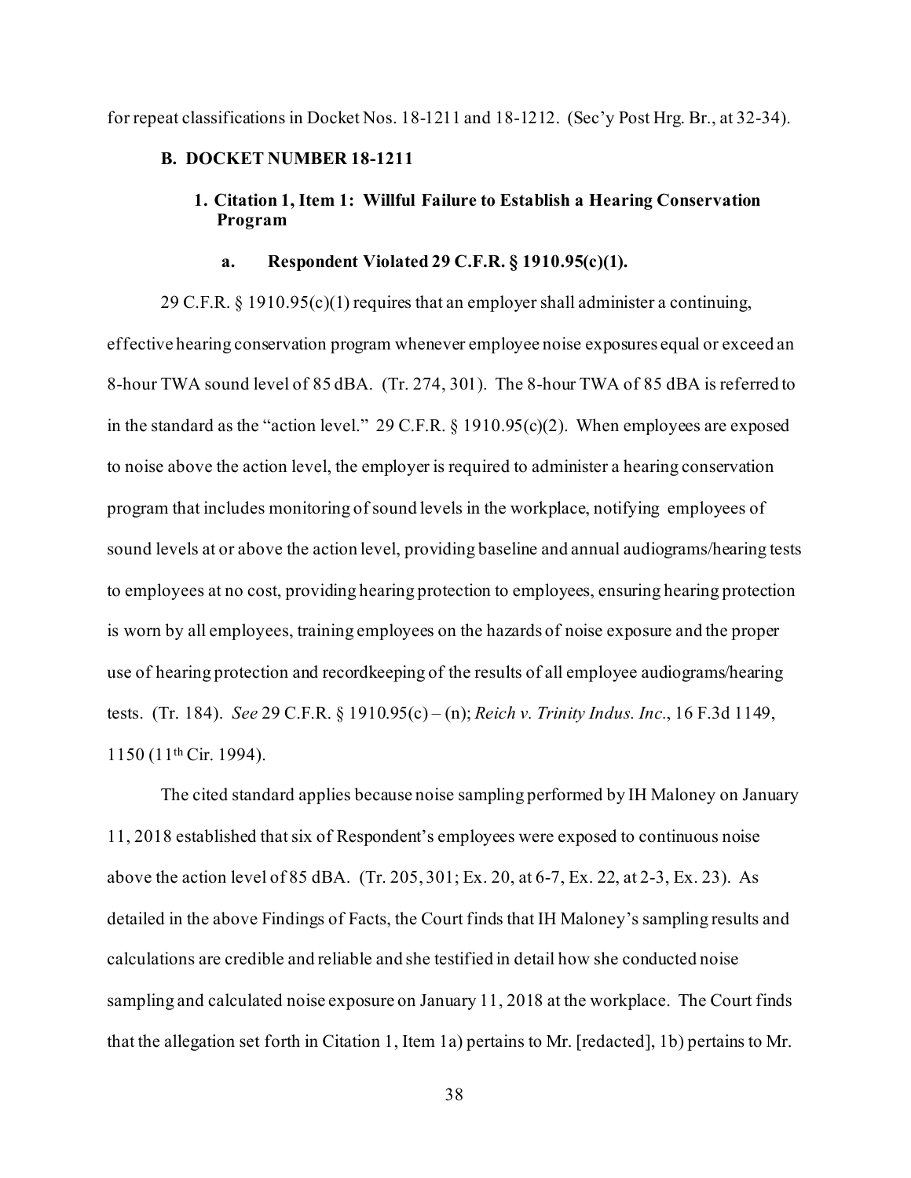for repeat classifications in Docket Nos. 18-1211 and 18-1212. (Sec'y Post Hrg. Br., at 32-34).

### B. DOCKET NUMBER 18-1211

#### 1. Citation 1, Item 1: Willful Failure to Establish a Hearing Conservation Program

##### a. Respondent Violated 29 C.F.R. § 1910.95(c)(1).

29 C.F.R. § 1910.95(c)(1) requires that an employer shall administer a continuing, effective hearing conservation program whenever employee noise exposures equal or exceed an 8-hour TWA sound level of 85 dBA. (Tr. 274, 301). The 8-hour TWA of 85 dBA is referred to in the standard as the "action level." 29 C.F.R. § 1910.95(c)(2). When employees are exposed to noise above the action level, the employer is required to administer a hearing conservation program that includes monitoring of sound levels in the workplace, notifying employees of sound levels at or above the action level, providing baseline and annual audiograms/hearing tests to employees at no cost, providing hearing protection to employees, ensuring hearing protection is worn by all employees, training employees on the hazards of noise exposure and the proper use of hearing protection and recordkeeping of the results of all employee audiograms/hearing tests. (Tr. 184). *See* 29 C.F.R. § 1910.95(c) – (n); *Reich v. Trinity Indus. Inc.*, 16 F.3d 1149, 1150 (11th Cir. 1994).

The cited standard applies because noise sampling performed by IH Maloney on January 11, 2018 established that six of Respondent's employees were exposed to continuous noise above the action level of 85 dBA. (Tr. 205, 301; Ex. 20, at 6-7, Ex. 22, at 2-3, Ex. 23). As detailed in the above Findings of Facts, the Court finds that IH Maloney's sampling results and calculations are credible and reliable and she testified in detail how she conducted noise sampling and calculated noise exposure on January 11, 2018 at the workplace. The Court finds that the allegation set forth in Citation 1, Item 1a) pertains to Mr. [redacted], 1b) pertains to Mr.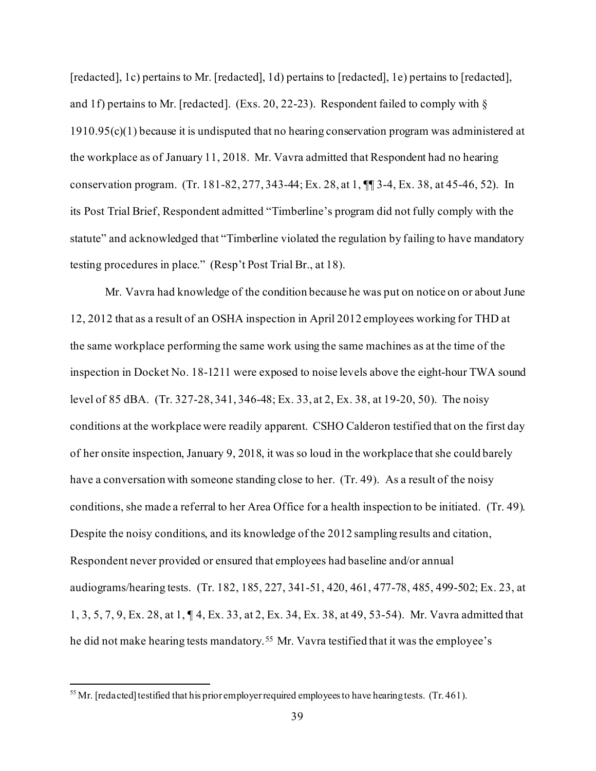[redacted], 1c) pertains to Mr. [redacted], 1d) pertains to [redacted], 1e) pertains to [redacted], and 1f) pertains to Mr. [redacted]. (Exs. 20, 22-23). Respondent failed to comply with § 1910.95(c)(1) because it is undisputed that no hearing conservation program was administered at the workplace as of January 11, 2018. Mr. Vavra admitted that Respondent had no hearing conservation program. (Tr. 181-82, 277, 343-44; Ex. 28, at 1, ¶¶ 3-4, Ex. 38, at 45-46, 52). In its Post Trial Brief, Respondent admitted "Timberline's program did not fully comply with the statute" and acknowledged that "Timberline violated the regulation by failing to have mandatory testing procedures in place." (Resp't Post Trial Br., at 18).

Mr. Vavra had knowledge of the condition because he was put on notice on or about June 12, 2012 that as a result of an OSHA inspection in April 2012 employees working for THD at the same workplace performing the same work using the same machines as at the time of the inspection in Docket No. 18-1211 were exposed to noise levels above the eight-hour TWA sound level of 85 dBA. (Tr. 327-28, 341, 346-48; Ex. 33, at 2, Ex. 38, at 19-20, 50). The noisy conditions at the workplace were readily apparent. CSHO Calderon testified that on the first day of her onsite inspection, January 9, 2018, it was so loud in the workplace that she could barely have a conversation with someone standing close to her. (Tr. 49). As a result of the noisy conditions, she made a referral to her Area Office for a health inspection to be initiated. (Tr. 49). Despite the noisy conditions, and its knowledge of the 2012 sampling results and citation, Respondent never provided or ensured that employees had baseline and/or annual audiograms/hearing tests. (Tr. 182, 185, 227, 341-51, 420, 461, 477-78, 485, 499-502; Ex. 23, at 1, 3, 5, 7, 9, Ex. 28, at 1, ¶ 4, Ex. 33, at 2, Ex. 34, Ex. 38, at 49, 53-54). Mr. Vavra admitted that he did not make hearing tests mandatory.[55] Mr. Vavra testified that it was the employee's

[55] Mr. [redacted] testified that his prior employer required employees to have hearing tests. (Tr. 461).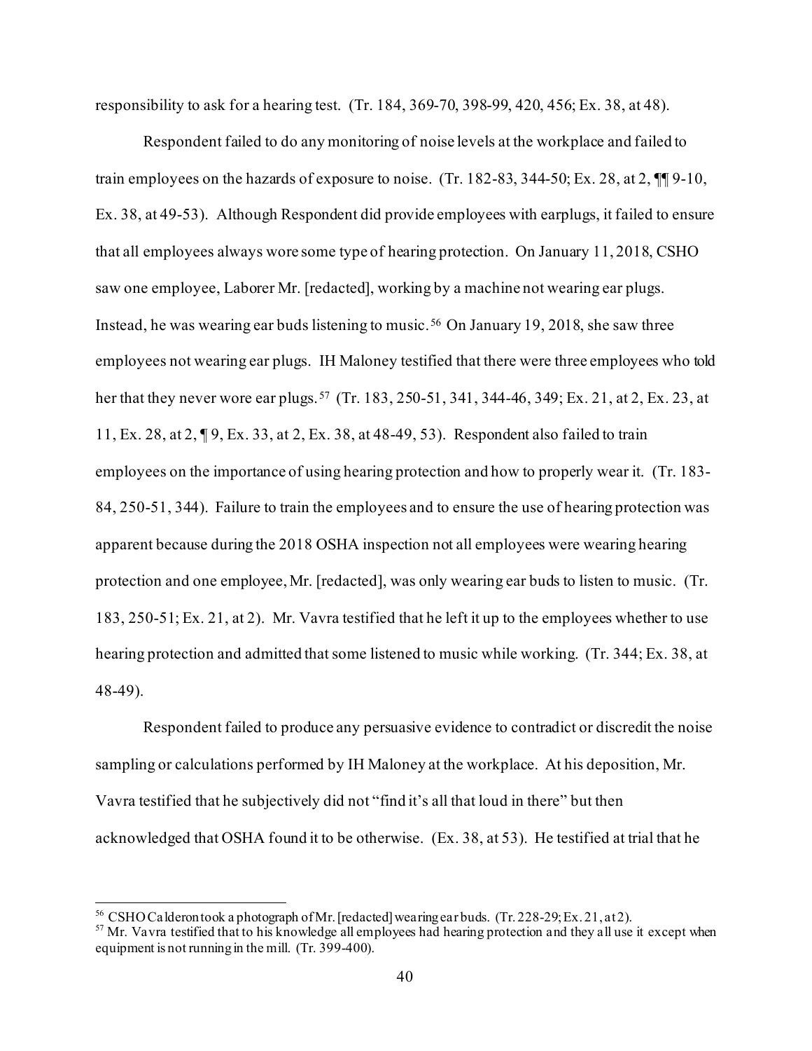responsibility to ask for a hearing test. (Tr. 184, 369-70, 398-99, 420, 456; Ex. 38, at 48).

Respondent failed to do any monitoring of noise levels at the workplace and failed to train employees on the hazards of exposure to noise. (Tr. 182-83, 344-50; Ex. 28, at 2, ¶¶ 9-10, Ex. 38, at 49-53). Although Respondent did provide employees with earplugs, it failed to ensure that all employees always wore some type of hearing protection. On January 11, 2018, CSHO saw one employee, Laborer Mr. [redacted], working by a machine not wearing ear plugs. Instead, he was wearing ear buds listening to music.[56] On January 19, 2018, she saw three employees not wearing ear plugs. IH Maloney testified that there were three employees who told her that they never wore ear plugs.[57] (Tr. 183, 250-51, 341, 344-46, 349; Ex. 21, at 2, Ex. 23, at 11, Ex. 28, at 2, ¶ 9, Ex. 33, at 2, Ex. 38, at 48-49, 53). Respondent also failed to train employees on the importance of using hearing protection and how to properly wear it. (Tr. 183-84, 250-51, 344). Failure to train the employees and to ensure the use of hearing protection was apparent because during the 2018 OSHA inspection not all employees were wearing hearing protection and one employee, Mr. [redacted], was only wearing ear buds to listen to music. (Tr. 183, 250-51; Ex. 21, at 2). Mr. Vavra testified that he left it up to the employees whether to use hearing protection and admitted that some listened to music while working. (Tr. 344; Ex. 38, at 48-49).

Respondent failed to produce any persuasive evidence to contradict or discredit the noise sampling or calculations performed by IH Maloney at the workplace. At his deposition, Mr. Vavra testified that he subjectively did not "find it's all that loud in there" but then acknowledged that OSHA found it to be otherwise. (Ex. 38, at 53). He testified at trial that he

---

[56] CSHO Calderon took a photograph of Mr. [redacted] wearing ear buds. (Tr. 228-29; Ex. 21, at 2).

[57] Mr. Vavra testified that to his knowledge all employees had hearing protection and they all use it except when equipment is not running in the mill. (Tr. 399-400).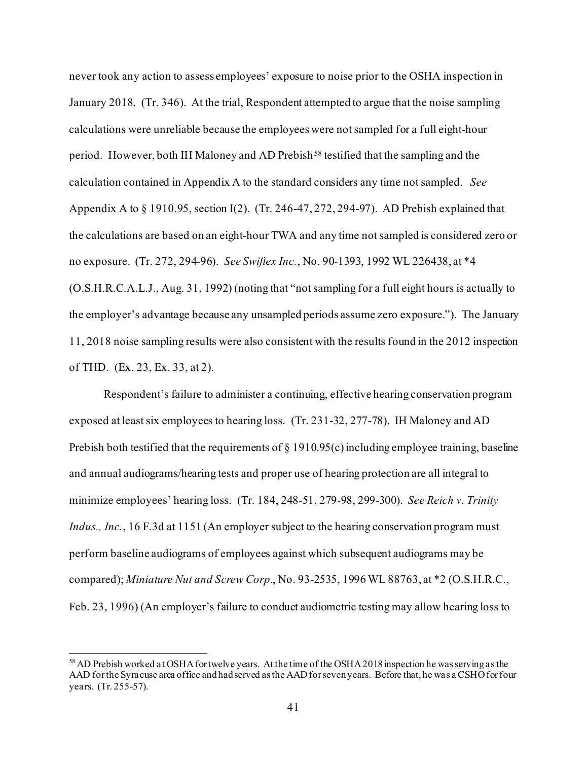never took any action to assess employees' exposure to noise prior to the OSHA inspection in January 2018. (Tr. 346). At the trial, Respondent attempted to argue that the noise sampling calculations were unreliable because the employees were not sampled for a full eight-hour period. However, both IH Maloney and AD Prebish[58] testified that the sampling and the calculation contained in Appendix A to the standard considers any time not sampled. *See* Appendix A to § 1910.95, section I(2). (Tr. 246-47, 272, 294-97). AD Prebish explained that the calculations are based on an eight-hour TWA and any time not sampled is considered zero or no exposure. (Tr. 272, 294-96). *See Swiftex Inc.*, No. 90-1393, 1992 WL 226438, at *4 (O.S.H.R.C.A.L.J., Aug. 31, 1992) (noting that "not sampling for a full eight hours is actually to the employer's advantage because any unsampled periods assume zero exposure."). The January 11, 2018 noise sampling results were also consistent with the results found in the 2012 inspection of THD. (Ex. 23, Ex. 33, at 2).

Respondent's failure to administer a continuing, effective hearing conservation program exposed at least six employees to hearing loss. (Tr. 231-32, 277-78). IH Maloney and AD Prebish both testified that the requirements of § 1910.95(c) including employee training, baseline and annual audiograms/hearing tests and proper use of hearing protection are all integral to minimize employees' hearing loss. (Tr. 184, 248-51, 279-98, 299-300). *See Reich v. Trinity Indus., Inc.*, 16 F.3d at 1151 (An employer subject to the hearing conservation program must perform baseline audiograms of employees against which subsequent audiograms may be compared); *Miniature Nut and Screw Corp*., No. 93-2535, 1996 WL 88763, at *2 (O.S.H.R.C., Feb. 23, 1996) (An employer's failure to conduct audiometric testing may allow hearing loss to

---

[58] AD Prebish worked at OSHA for twelve years. At the time of the OSHA 2018 inspection he was serving as the AAD for the Syracuse area office and had served as the AAD for seven years. Before that, he was a CSHO for four years. (Tr. 255-57).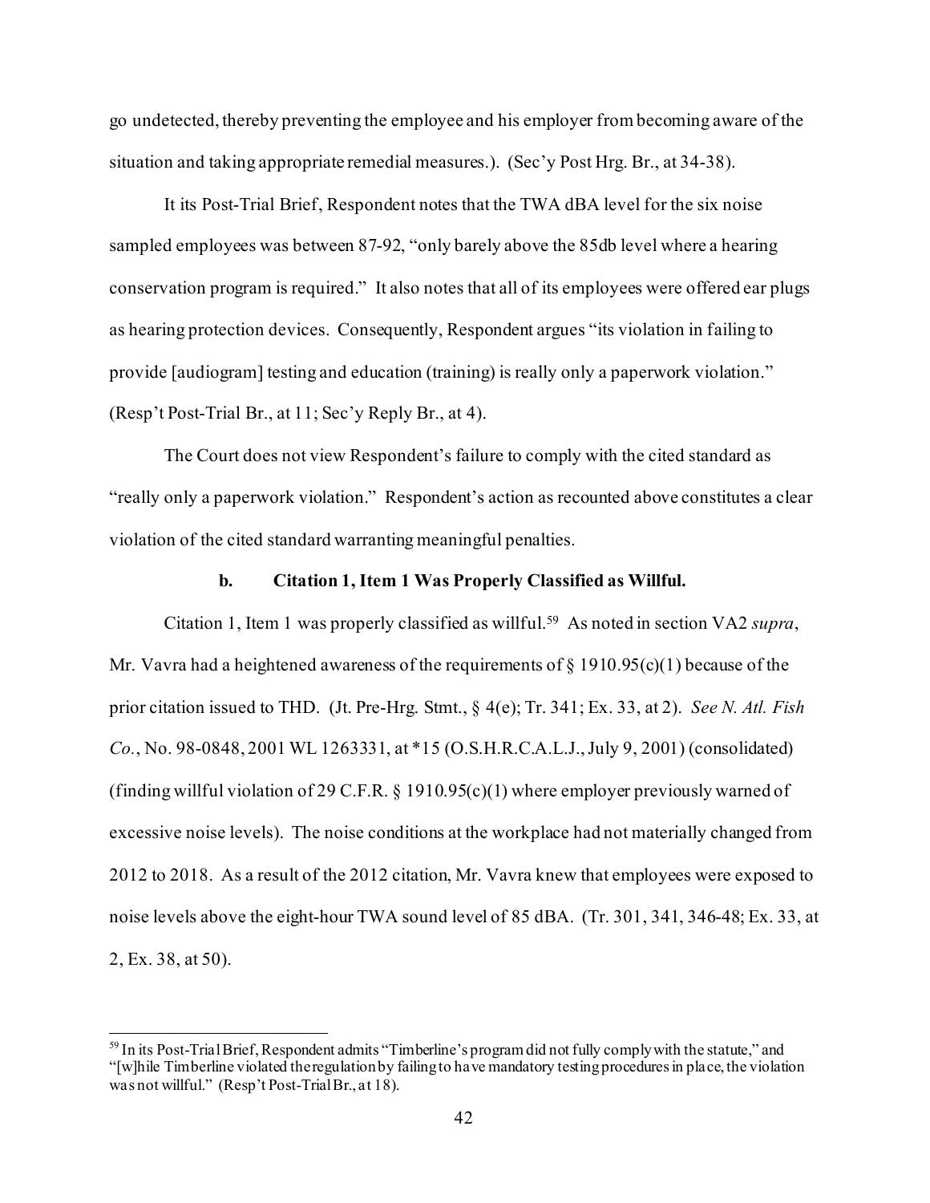go undetected, thereby preventing the employee and his employer from becoming aware of the situation and taking appropriate remedial measures.). (Sec'y Post Hrg. Br., at 34-38).

It its Post-Trial Brief, Respondent notes that the TWA dBA level for the six noise sampled employees was between 87-92, "only barely above the 85db level where a hearing conservation program is required." It also notes that all of its employees were offered ear plugs as hearing protection devices. Consequently, Respondent argues "its violation in failing to provide [audiogram] testing and education (training) is really only a paperwork violation." (Resp't Post-Trial Br., at 11; Sec'y Reply Br., at 4).

The Court does not view Respondent's failure to comply with the cited standard as "really only a paperwork violation." Respondent's action as recounted above constitutes a clear violation of the cited standard warranting meaningful penalties.

**b. Citation 1, Item 1 Was Properly Classified as Willful.**

Citation 1, Item 1 was properly classified as willful.[59] As noted in section VA2 *supra*, Mr. Vavra had a heightened awareness of the requirements of § 1910.95(c)(1) because of the prior citation issued to THD. (Jt. Pre-Hrg. Stmt., § 4(e); Tr. 341; Ex. 33, at 2). *See N. Atl. Fish Co.*, No. 98-0848, 2001 WL 1263331, at *15 (O.S.H.R.C.A.L.J., July 9, 2001) (consolidated) (finding willful violation of 29 C.F.R. § 1910.95(c)(1) where employer previously warned of excessive noise levels). The noise conditions at the workplace had not materially changed from 2012 to 2018. As a result of the 2012 citation, Mr. Vavra knew that employees were exposed to noise levels above the eight-hour TWA sound level of 85 dBA. (Tr. 301, 341, 346-48; Ex. 33, at 2, Ex. 38, at 50).

[59] In its Post-Trial Brief, Respondent admits "Timberline's program did not fully comply with the statute," and "[w]hile Timberline violated the regulation by failing to have mandatory testing procedures in place, the violation was not willful." (Resp't Post-Trial Br., at 18).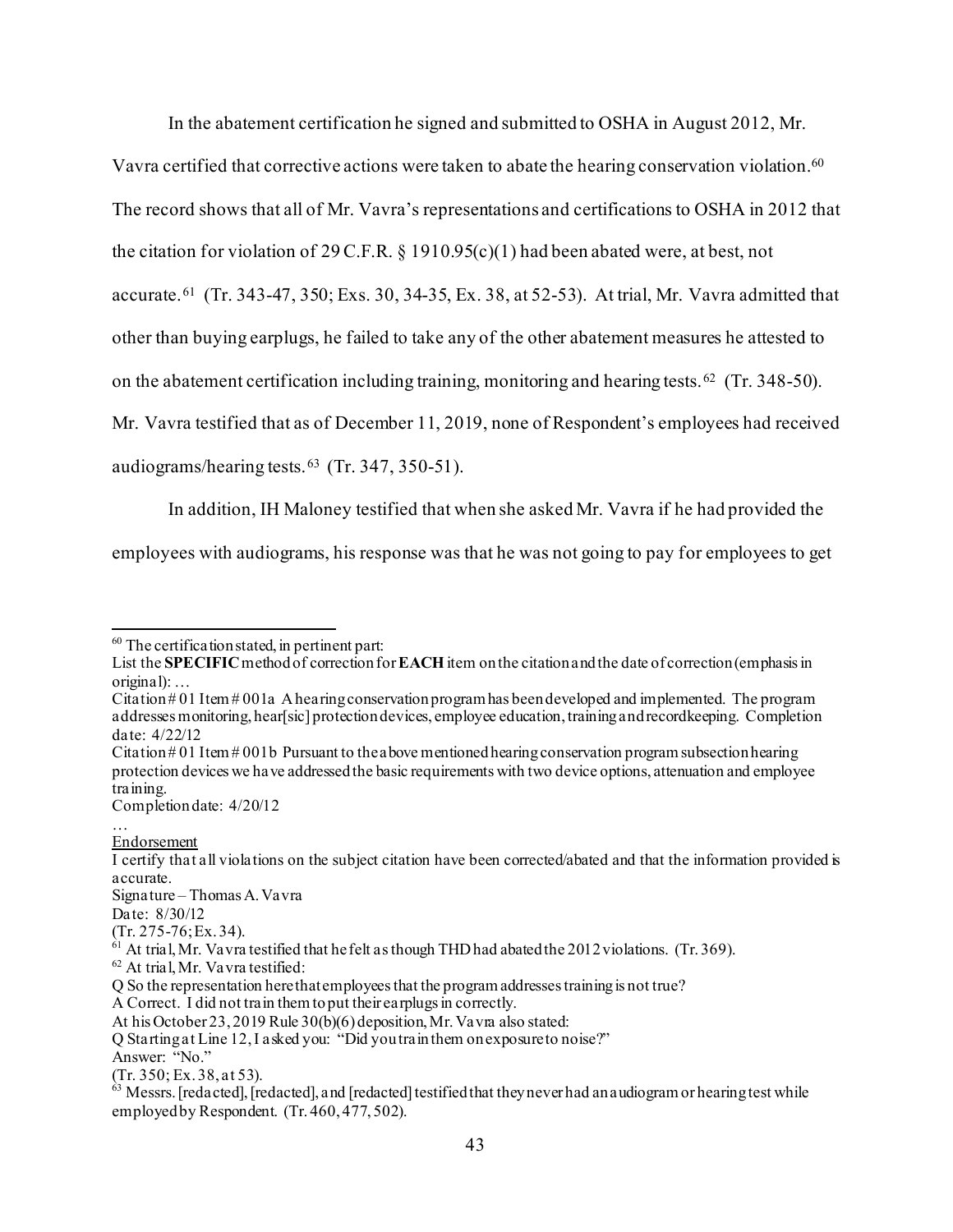In the abatement certification he signed and submitted to OSHA in August 2012, Mr. Vavra certified that corrective actions were taken to abate the hearing conservation violation.[60] The record shows that all of Mr. Vavra's representations and certifications to OSHA in 2012 that the citation for violation of 29 C.F.R. § 1910.95(c)(1) had been abated were, at best, not accurate.[61] (Tr. 343-47, 350; Exs. 30, 34-35, Ex. 38, at 52-53). At trial, Mr. Vavra admitted that other than buying earplugs, he failed to take any of the other abatement measures he attested to on the abatement certification including training, monitoring and hearing tests.[62] (Tr. 348-50). Mr. Vavra testified that as of December 11, 2019, none of Respondent's employees had received audiograms/hearing tests.[63] (Tr. 347, 350-51).

In addition, IH Maloney testified that when she asked Mr. Vavra if he had provided the employees with audiograms, his response was that he was not going to pay for employees to get

---

[60] The certification stated, in pertinent part:

List the **SPECIFIC** method of correction for **EACH** item on the citation and the date of correction (emphasis in original): …

Citation # 01 Item # 001a A hearing conservation program has been developed and implemented. The program addresses monitoring, hear[sic] protection devices, employee education, training and recordkeeping. Completion date: 4/22/12

Citation # 01 Item # 001b Pursuant to the above mentioned hearing conservation program subsection hearing protection devices we have addressed the basic requirements with two device options, attenuation and employee training.

Completion date: 4/20/12

…

Endorsement

I certify that all violations on the subject citation have been corrected/abated and that the information provided is accurate.

Signature – Thomas A. Vavra

Date: 8/30/12

(Tr. 275-76; Ex. 34).

[61] At trial, Mr. Vavra testified that he felt as though THD had abated the 2012 violations. (Tr. 369).

[62] At trial, Mr. Vavra testified:

Q So the representation here that employees that the program addresses training is not true?

A Correct. I did not train them to put their earplugs in correctly.

At his October 23, 2019 Rule 30(b)(6) deposition, Mr. Vavra also stated:

Q Starting at Line 12, I asked you: "Did you train them on exposure to noise?"

Answer: "No."

(Tr. 350; Ex. 38, at 53).

[63] Messrs. [redacted], [redacted], and [redacted] testified that they never had an audiogram or hearing test while employed by Respondent. (Tr. 460, 477, 502).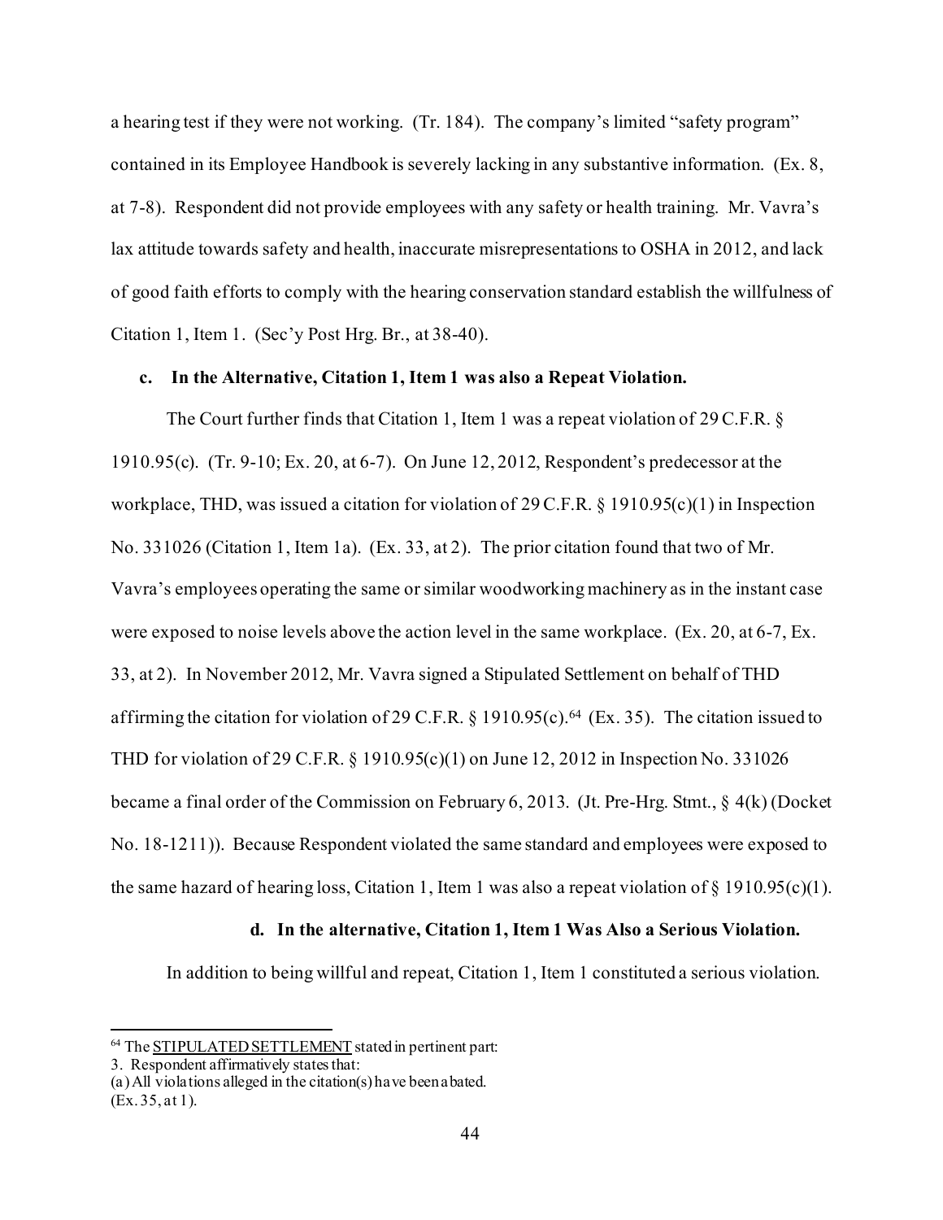a hearing test if they were not working. (Tr. 184). The company's limited "safety program" contained in its Employee Handbook is severely lacking in any substantive information. (Ex. 8, at 7-8). Respondent did not provide employees with any safety or health training. Mr. Vavra's lax attitude towards safety and health, inaccurate misrepresentations to OSHA in 2012, and lack of good faith efforts to comply with the hearing conservation standard establish the willfulness of Citation 1, Item 1. (Sec'y Post Hrg. Br., at 38-40).

**c. In the Alternative, Citation 1, Item 1 was also a Repeat Violation.**

The Court further finds that Citation 1, Item 1 was a repeat violation of 29 C.F.R. § 1910.95(c). (Tr. 9-10; Ex. 20, at 6-7). On June 12, 2012, Respondent's predecessor at the workplace, THD, was issued a citation for violation of 29 C.F.R. § 1910.95(c)(1) in Inspection No. 331026 (Citation 1, Item 1a). (Ex. 33, at 2). The prior citation found that two of Mr. Vavra's employees operating the same or similar woodworking machinery as in the instant case were exposed to noise levels above the action level in the same workplace. (Ex. 20, at 6-7, Ex. 33, at 2). In November 2012, Mr. Vavra signed a Stipulated Settlement on behalf of THD affirming the citation for violation of 29 C.F.R. § 1910.95(c).[64] (Ex. 35). The citation issued to THD for violation of 29 C.F.R. § 1910.95(c)(1) on June 12, 2012 in Inspection No. 331026 became a final order of the Commission on February 6, 2013. (Jt. Pre-Hrg. Stmt., § 4(k) (Docket No. 18-1211)). Because Respondent violated the same standard and employees were exposed to the same hazard of hearing loss, Citation 1, Item 1 was also a repeat violation of § 1910.95(c)(1).

**d. In the alternative, Citation 1, Item 1 Was Also a Serious Violation.**

In addition to being willful and repeat, Citation 1, Item 1 constituted a serious violation.

---

[64] The STIPULATED SETTLEMENT stated in pertinent part:
3. Respondent affirmatively states that:
(a) All violations alleged in the citation(s) have been abated.
(Ex. 35, at 1).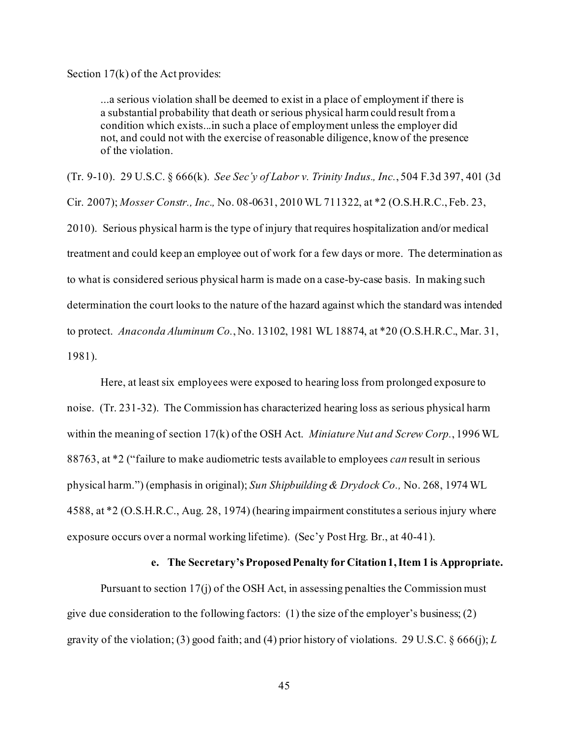Section 17(k) of the Act provides:

> ...a serious violation shall be deemed to exist in a place of employment if there is a substantial probability that death or serious physical harm could result from a condition which exists...in such a place of employment unless the employer did not, and could not with the exercise of reasonable diligence, know of the presence of the violation.

(Tr. 9-10). 29 U.S.C. § 666(k). *See Sec'y of Labor v. Trinity Indus., Inc.*, 504 F.3d 397, 401 (3d Cir. 2007); *Mosser Constr., Inc.,* No. 08-0631, 2010 WL 711322, at *2 (O.S.H.R.C., Feb. 23, 2010). Serious physical harm is the type of injury that requires hospitalization and/or medical treatment and could keep an employee out of work for a few days or more. The determination as to what is considered serious physical harm is made on a case-by-case basis. In making such determination the court looks to the nature of the hazard against which the standard was intended to protect. *Anaconda Aluminum Co.*, No. 13102, 1981 WL 18874, at *20 (O.S.H.R.C., Mar. 31, 1981).

Here, at least six employees were exposed to hearing loss from prolonged exposure to noise. (Tr. 231-32). The Commission has characterized hearing loss as serious physical harm within the meaning of section 17(k) of the OSH Act. *Miniature Nut and Screw Corp.*, 1996 WL 88763, at *2 ("failure to make audiometric tests available to employees *can* result in serious physical harm.") (emphasis in original); *Sun Shipbuilding & Drydock Co.,* No. 268, 1974 WL 4588, at *2 (O.S.H.R.C., Aug. 28, 1974) (hearing impairment constitutes a serious injury where exposure occurs over a normal working lifetime). (Sec'y Post Hrg. Br., at 40-41).

**e. The Secretary's Proposed Penalty for Citation 1, Item 1 is Appropriate.**

Pursuant to section 17(j) of the OSH Act, in assessing penalties the Commission must give due consideration to the following factors: (1) the size of the employer's business; (2) gravity of the violation; (3) good faith; and (4) prior history of violations. 29 U.S.C. § 666(j); *L*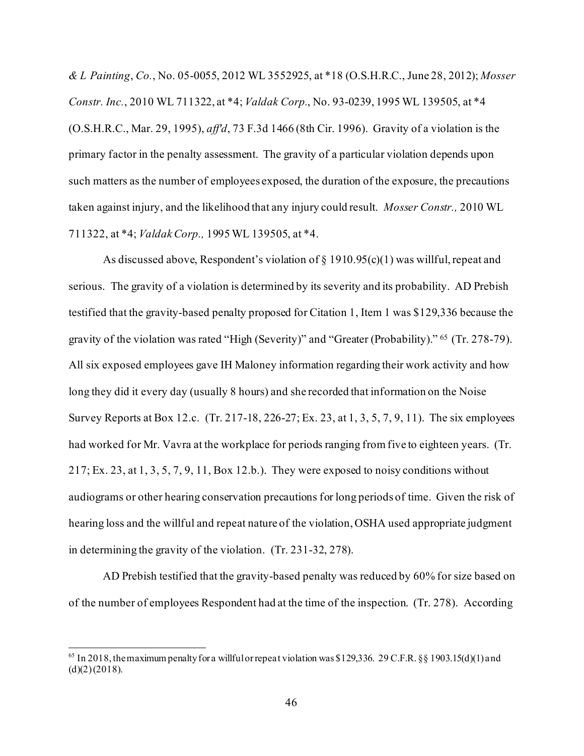*& L Painting*, *Co.*, No. 05-0055, 2012 WL 3552925, at *18 (O.S.H.R.C., June 28, 2012); *Mosser Constr. Inc.*, 2010 WL 711322, at *4; *Valdak Corp*., No. 93-0239, 1995 WL 139505, at *4 (O.S.H.R.C., Mar. 29, 1995), *aff'd*, 73 F.3d 1466 (8th Cir. 1996). Gravity of a violation is the primary factor in the penalty assessment. The gravity of a particular violation depends upon such matters as the number of employees exposed, the duration of the exposure, the precautions taken against injury, and the likelihood that any injury could result. *Mosser Constr.,* 2010 WL 711322, at *4; *Valdak Corp.,* 1995 WL 139505, at *4.

As discussed above, Respondent's violation of § 1910.95(c)(1) was willful, repeat and serious. The gravity of a violation is determined by its severity and its probability. AD Prebish testified that the gravity-based penalty proposed for Citation 1, Item 1 was $129,336 because the gravity of the violation was rated "High (Severity)" and "Greater (Probability)."[65] (Tr. 278-79). All six exposed employees gave IH Maloney information regarding their work activity and how long they did it every day (usually 8 hours) and she recorded that information on the Noise Survey Reports at Box 12.c. (Tr. 217-18, 226-27; Ex. 23, at 1, 3, 5, 7, 9, 11). The six employees had worked for Mr. Vavra at the workplace for periods ranging from five to eighteen years. (Tr. 217; Ex. 23, at 1, 3, 5, 7, 9, 11, Box 12.b.). They were exposed to noisy conditions without audiograms or other hearing conservation precautions for long periods of time. Given the risk of hearing loss and the willful and repeat nature of the violation, OSHA used appropriate judgment in determining the gravity of the violation. (Tr. 231-32, 278).

AD Prebish testified that the gravity-based penalty was reduced by 60% for size based on of the number of employees Respondent had at the time of the inspection. (Tr. 278). According

---

[65] In 2018, the maximum penalty for a willful or repeat violation was $129,336. 29 C.F.R. §§ 1903.15(d)(1) and (d)(2) (2018).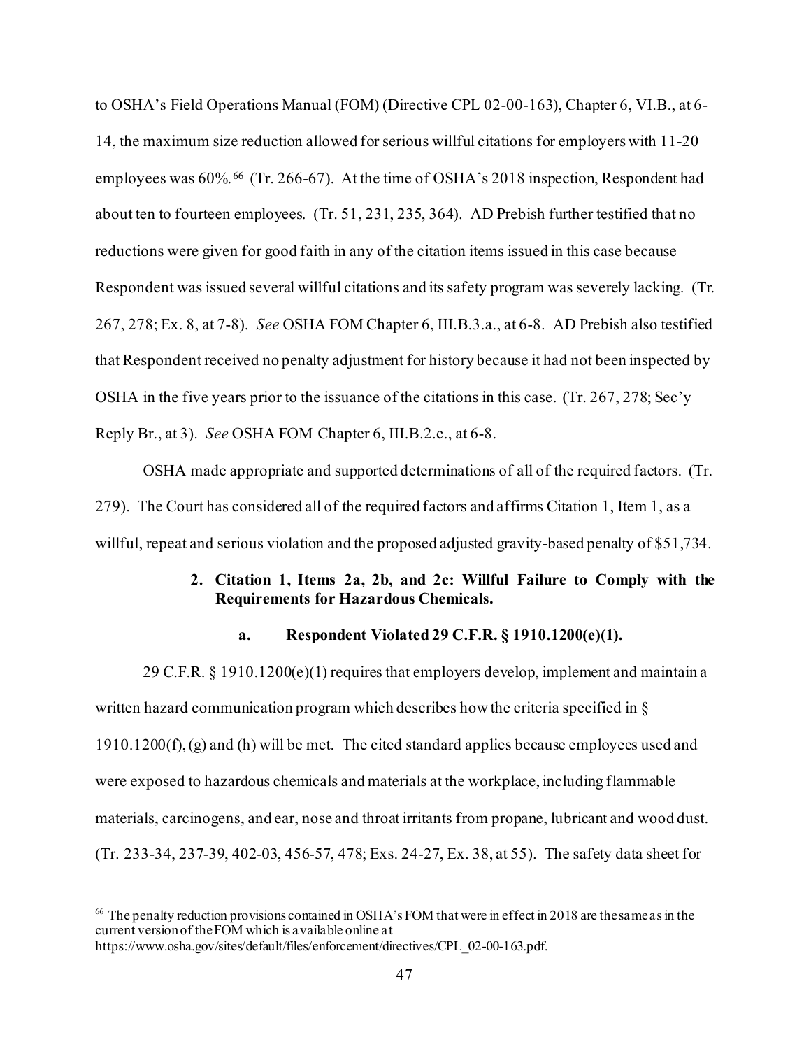to OSHA's Field Operations Manual (FOM) (Directive CPL 02-00-163), Chapter 6, VI.B., at 6-14, the maximum size reduction allowed for serious willful citations for employers with 11-20 employees was 60%.[66] (Tr. 266-67). At the time of OSHA's 2018 inspection, Respondent had about ten to fourteen employees. (Tr. 51, 231, 235, 364). AD Prebish further testified that no reductions were given for good faith in any of the citation items issued in this case because Respondent was issued several willful citations and its safety program was severely lacking. (Tr. 267, 278; Ex. 8, at 7-8). *See* OSHA FOM Chapter 6, III.B.3.a., at 6-8. AD Prebish also testified that Respondent received no penalty adjustment for history because it had not been inspected by OSHA in the five years prior to the issuance of the citations in this case. (Tr. 267, 278; Sec'y Reply Br., at 3). *See* OSHA FOM Chapter 6, III.B.2.c., at 6-8.

OSHA made appropriate and supported determinations of all of the required factors. (Tr. 279). The Court has considered all of the required factors and affirms Citation 1, Item 1, as a willful, repeat and serious violation and the proposed adjusted gravity-based penalty of $51,734.

### 2. Citation 1, Items 2a, 2b, and 2c: Willful Failure to Comply with the Requirements for Hazardous Chemicals.

#### a. Respondent Violated 29 C.F.R. § 1910.1200(e)(1).

29 C.F.R. § 1910.1200(e)(1) requires that employers develop, implement and maintain a written hazard communication program which describes how the criteria specified in § 1910.1200(f), (g) and (h) will be met. The cited standard applies because employees used and were exposed to hazardous chemicals and materials at the workplace, including flammable materials, carcinogens, and ear, nose and throat irritants from propane, lubricant and wood dust. (Tr. 233-34, 237-39, 402-03, 456-57, 478; Exs. 24-27, Ex. 38, at 55). The safety data sheet for

[66] The penalty reduction provisions contained in OSHA's FOM that were in effect in 2018 are the same as in the current version of the FOM which is available online at https://www.osha.gov/sites/default/files/enforcement/directives/CPL_02-00-163.pdf.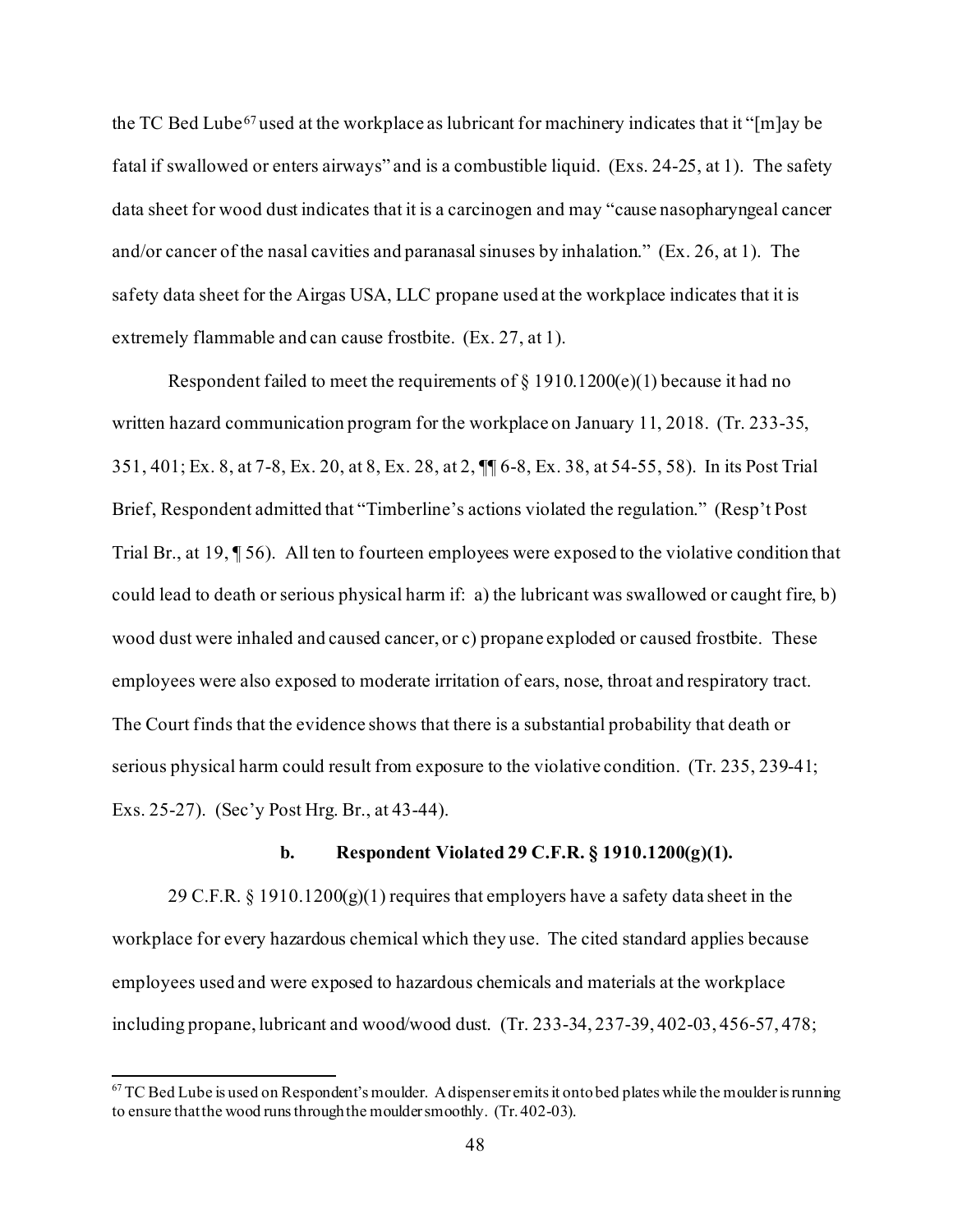the TC Bed Lube[67] used at the workplace as lubricant for machinery indicates that it "[m]ay be fatal if swallowed or enters airways" and is a combustible liquid. (Exs. 24-25, at 1). The safety data sheet for wood dust indicates that it is a carcinogen and may "cause nasopharyngeal cancer and/or cancer of the nasal cavities and paranasal sinuses by inhalation." (Ex. 26, at 1). The safety data sheet for the Airgas USA, LLC propane used at the workplace indicates that it is extremely flammable and can cause frostbite. (Ex. 27, at 1).

Respondent failed to meet the requirements of § 1910.1200(e)(1) because it had no written hazard communication program for the workplace on January 11, 2018. (Tr. 233-35, 351, 401; Ex. 8, at 7-8, Ex. 20, at 8, Ex. 28, at 2, ¶¶ 6-8, Ex. 38, at 54-55, 58). In its Post Trial Brief, Respondent admitted that "Timberline's actions violated the regulation." (Resp't Post Trial Br., at 19, ¶ 56). All ten to fourteen employees were exposed to the violative condition that could lead to death or serious physical harm if: a) the lubricant was swallowed or caught fire, b) wood dust were inhaled and caused cancer, or c) propane exploded or caused frostbite. These employees were also exposed to moderate irritation of ears, nose, throat and respiratory tract. The Court finds that the evidence shows that there is a substantial probability that death or serious physical harm could result from exposure to the violative condition. (Tr. 235, 239-41; Exs. 25-27). (Sec'y Post Hrg. Br., at 43-44).

#### b. Respondent Violated 29 C.F.R. § 1910.1200(g)(1).

29 C.F.R. § 1910.1200(g)(1) requires that employers have a safety data sheet in the workplace for every hazardous chemical which they use. The cited standard applies because employees used and were exposed to hazardous chemicals and materials at the workplace including propane, lubricant and wood/wood dust. (Tr. 233-34, 237-39, 402-03, 456-57, 478;

---

[67] TC Bed Lube is used on Respondent's moulder. A dispenser emits it onto bed plates while the moulder is running to ensure that the wood runs through the moulder smoothly. (Tr. 402-03).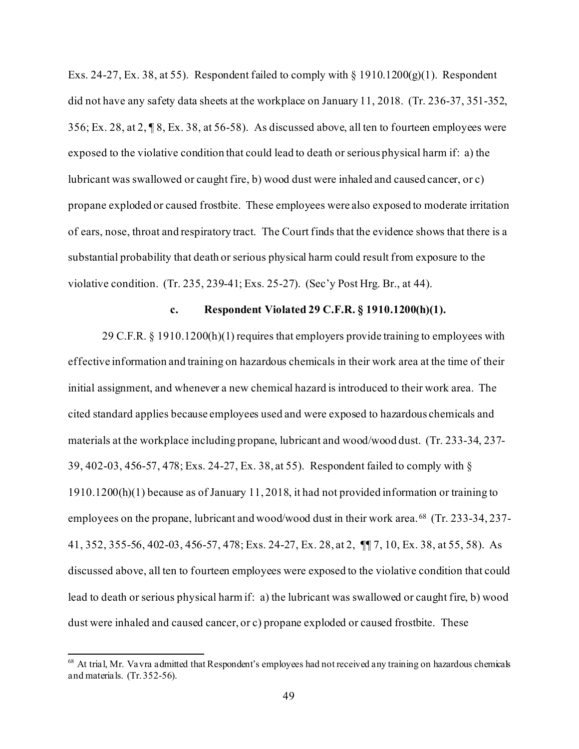Exs. 24-27, Ex. 38, at 55). Respondent failed to comply with § 1910.1200(g)(1). Respondent did not have any safety data sheets at the workplace on January 11, 2018. (Tr. 236-37, 351-352, 356; Ex. 28, at 2, ¶ 8, Ex. 38, at 56-58). As discussed above, all ten to fourteen employees were exposed to the violative condition that could lead to death or serious physical harm if: a) the lubricant was swallowed or caught fire, b) wood dust were inhaled and caused cancer, or c) propane exploded or caused frostbite. These employees were also exposed to moderate irritation of ears, nose, throat and respiratory tract. The Court finds that the evidence shows that there is a substantial probability that death or serious physical harm could result from exposure to the violative condition. (Tr. 235, 239-41; Exs. 25-27). (Sec'y Post Hrg. Br., at 44).

#### c. Respondent Violated 29 C.F.R. § 1910.1200(h)(1).

29 C.F.R. § 1910.1200(h)(1) requires that employers provide training to employees with effective information and training on hazardous chemicals in their work area at the time of their initial assignment, and whenever a new chemical hazard is introduced to their work area. The cited standard applies because employees used and were exposed to hazardous chemicals and materials at the workplace including propane, lubricant and wood/wood dust. (Tr. 233-34, 237-39, 402-03, 456-57, 478; Exs. 24-27, Ex. 38, at 55). Respondent failed to comply with § 1910.1200(h)(1) because as of January 11, 2018, it had not provided information or training to employees on the propane, lubricant and wood/wood dust in their work area.[68] (Tr. 233-34, 237-41, 352, 355-56, 402-03, 456-57, 478; Exs. 24-27, Ex. 28, at 2, ¶¶ 7, 10, Ex. 38, at 55, 58). As discussed above, all ten to fourteen employees were exposed to the violative condition that could lead to death or serious physical harm if: a) the lubricant was swallowed or caught fire, b) wood dust were inhaled and caused cancer, or c) propane exploded or caused frostbite. These

---

[68] At trial, Mr. Vavra admitted that Respondent's employees had not received any training on hazardous chemicals and materials. (Tr. 352-56).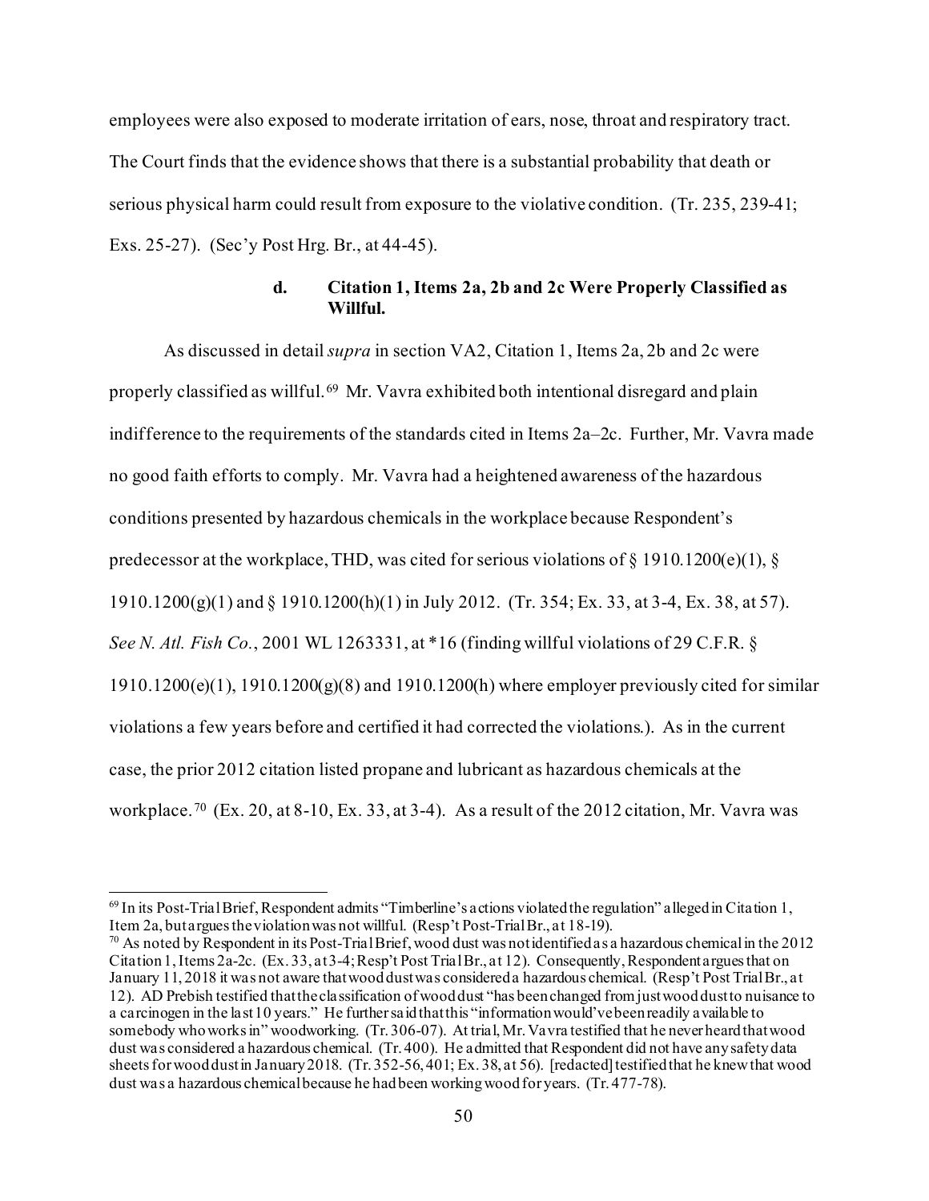employees were also exposed to moderate irritation of ears, nose, throat and respiratory tract. The Court finds that the evidence shows that there is a substantial probability that death or serious physical harm could result from exposure to the violative condition. (Tr. 235, 239-41; Exs. 25-27). (Sec'y Post Hrg. Br., at 44-45).

#### d. Citation 1, Items 2a, 2b and 2c Were Properly Classified as Willful.

As discussed in detail *supra* in section VA2, Citation 1, Items 2a, 2b and 2c were properly classified as willful.[69] Mr. Vavra exhibited both intentional disregard and plain indifference to the requirements of the standards cited in Items 2a–2c. Further, Mr. Vavra made no good faith efforts to comply. Mr. Vavra had a heightened awareness of the hazardous conditions presented by hazardous chemicals in the workplace because Respondent's predecessor at the workplace, THD, was cited for serious violations of § 1910.1200(e)(1), § 1910.1200(g)(1) and § 1910.1200(h)(1) in July 2012. (Tr. 354; Ex. 33, at 3-4, Ex. 38, at 57). *See N. Atl. Fish Co.*, 2001 WL 1263331, at *16 (finding willful violations of 29 C.F.R. § 1910.1200(e)(1), 1910.1200(g)(8) and 1910.1200(h) where employer previously cited for similar violations a few years before and certified it had corrected the violations.). As in the current case, the prior 2012 citation listed propane and lubricant as hazardous chemicals at the workplace.[70] (Ex. 20, at 8-10, Ex. 33, at 3-4). As a result of the 2012 citation, Mr. Vavra was

---

[69] In its Post-Trial Brief, Respondent admits "Timberline's actions violated the regulation" alleged in Citation 1, Item 2a, but argues the violation was not willful. (Resp't Post-Trial Br., at 18-19).

[70] As noted by Respondent in its Post-Trial Brief, wood dust was not identified as a hazardous chemical in the 2012 Citation 1, Items 2a-2c. (Ex. 33, at 3-4; Resp't Post Trial Br., at 12). Consequently, Respondent argues that on January 11, 2018 it was not aware that wood dust was considered a hazardous chemical. (Resp't Post Trial Br., at 12). AD Prebish testified that the classification of wood dust "has been changed from just wood dust to nuisance to a carcinogen in the last 10 years." He further said that this "information would've been readily available to somebody who works in" woodworking. (Tr. 306-07). At trial, Mr. Vavra testified that he never heard that wood dust was considered a hazardous chemical. (Tr. 400). He admitted that Respondent did not have any safety data sheets for wood dust in January 2018. (Tr. 352-56, 401; Ex. 38, at 56). [redacted] testified that he knew that wood dust was a hazardous chemical because he had been working wood for years. (Tr. 477-78).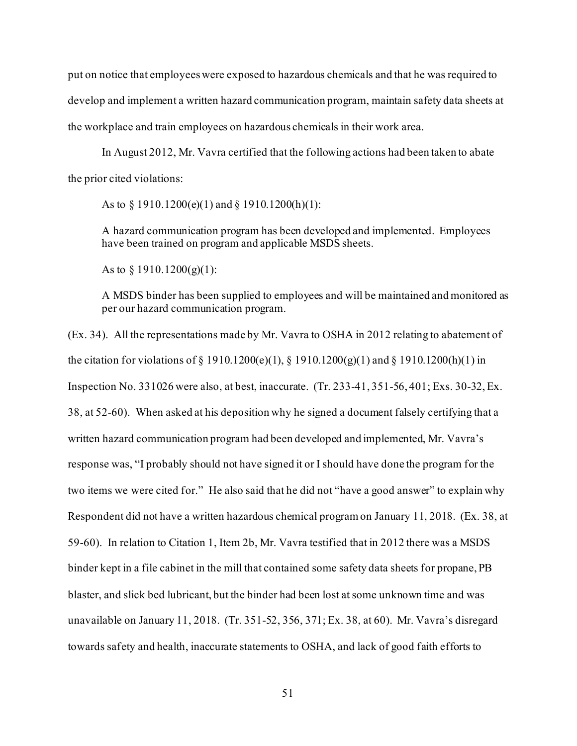put on notice that employees were exposed to hazardous chemicals and that he was required to develop and implement a written hazard communication program, maintain safety data sheets at the workplace and train employees on hazardous chemicals in their work area.

In August 2012, Mr. Vavra certified that the following actions had been taken to abate the prior cited violations:

> As to § 1910.1200(e)(1) and § 1910.1200(h)(1):
>
> A hazard communication program has been developed and implemented. Employees have been trained on program and applicable MSDS sheets.
>
> As to § 1910.1200(g)(1):
>
> A MSDS binder has been supplied to employees and will be maintained and monitored as per our hazard communication program.

(Ex. 34). All the representations made by Mr. Vavra to OSHA in 2012 relating to abatement of the citation for violations of § 1910.1200(e)(1), § 1910.1200(g)(1) and § 1910.1200(h)(1) in Inspection No. 331026 were also, at best, inaccurate. (Tr. 233-41, 351-56, 401; Exs. 30-32, Ex. 38, at 52-60). When asked at his deposition why he signed a document falsely certifying that a written hazard communication program had been developed and implemented, Mr. Vavra's response was, "I probably should not have signed it or I should have done the program for the two items we were cited for." He also said that he did not "have a good answer" to explain why Respondent did not have a written hazardous chemical program on January 11, 2018. (Ex. 38, at 59-60). In relation to Citation 1, Item 2b, Mr. Vavra testified that in 2012 there was a MSDS binder kept in a file cabinet in the mill that contained some safety data sheets for propane, PB blaster, and slick bed lubricant, but the binder had been lost at some unknown time and was unavailable on January 11, 2018. (Tr. 351-52, 356, 371; Ex. 38, at 60). Mr. Vavra's disregard towards safety and health, inaccurate statements to OSHA, and lack of good faith efforts to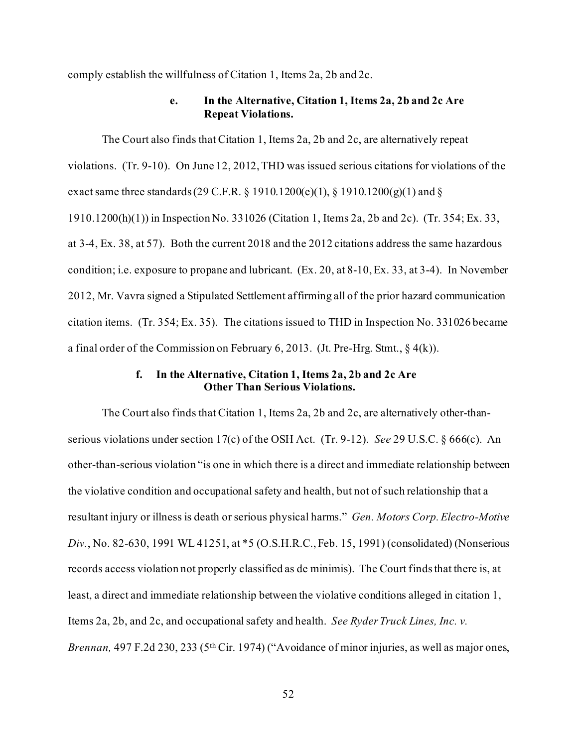comply establish the willfulness of Citation 1, Items 2a, 2b and 2c.

#### e. In the Alternative, Citation 1, Items 2a, 2b and 2c Are Repeat Violations.

The Court also finds that Citation 1, Items 2a, 2b and 2c, are alternatively repeat violations. (Tr. 9-10). On June 12, 2012, THD was issued serious citations for violations of the exact same three standards (29 C.F.R. § 1910.1200(e)(1), § 1910.1200(g)(1) and § 1910.1200(h)(1)) in Inspection No. 331026 (Citation 1, Items 2a, 2b and 2c). (Tr. 354; Ex. 33, at 3-4, Ex. 38, at 57). Both the current 2018 and the 2012 citations address the same hazardous condition; i.e. exposure to propane and lubricant. (Ex. 20, at 8-10, Ex. 33, at 3-4). In November 2012, Mr. Vavra signed a Stipulated Settlement affirming all of the prior hazard communication citation items. (Tr. 354; Ex. 35). The citations issued to THD in Inspection No. 331026 became a final order of the Commission on February 6, 2013. (Jt. Pre-Hrg. Stmt., § 4(k)).

#### f. In the Alternative, Citation 1, Items 2a, 2b and 2c Are Other Than Serious Violations.

The Court also finds that Citation 1, Items 2a, 2b and 2c, are alternatively other-than-serious violations under section 17(c) of the OSH Act. (Tr. 9-12). *See* 29 U.S.C. § 666(c). An other-than-serious violation "is one in which there is a direct and immediate relationship between the violative condition and occupational safety and health, but not of such relationship that a resultant injury or illness is death or serious physical harms." *Gen. Motors Corp. Electro-Motive Div.*, No. 82-630, 1991 WL 41251, at *5 (O.S.H.R.C., Feb. 15, 1991) (consolidated) (Nonserious records access violation not properly classified as de minimis). The Court finds that there is, at least, a direct and immediate relationship between the violative conditions alleged in citation 1, Items 2a, 2b, and 2c, and occupational safety and health. *See Ryder Truck Lines, Inc. v. Brennan,* 497 F.2d 230, 233 (5th Cir. 1974) ("Avoidance of minor injuries, as well as major ones,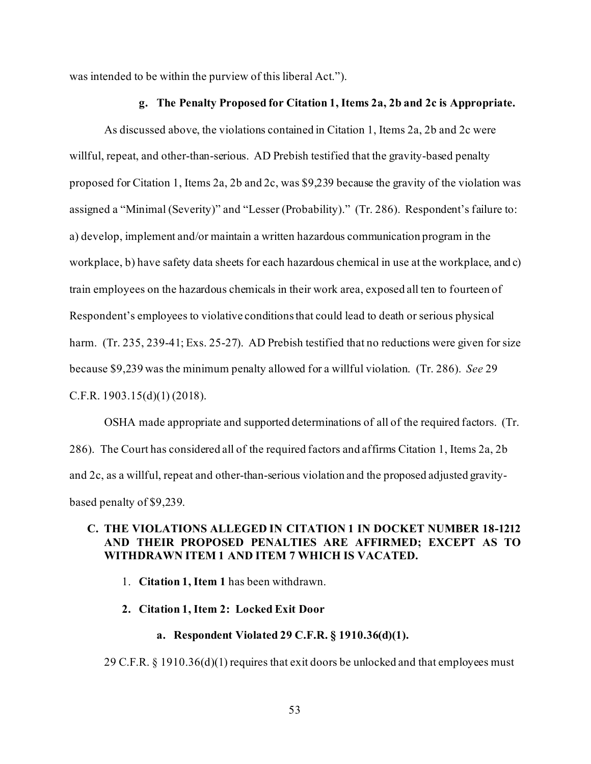was intended to be within the purview of this liberal Act.").

#### g. The Penalty Proposed for Citation 1, Items 2a, 2b and 2c is Appropriate.

As discussed above, the violations contained in Citation 1, Items 2a, 2b and 2c were willful, repeat, and other-than-serious. AD Prebish testified that the gravity-based penalty proposed for Citation 1, Items 2a, 2b and 2c, was $9,239 because the gravity of the violation was assigned a "Minimal (Severity)" and "Lesser (Probability)." (Tr. 286). Respondent's failure to: a) develop, implement and/or maintain a written hazardous communication program in the workplace, b) have safety data sheets for each hazardous chemical in use at the workplace, and c) train employees on the hazardous chemicals in their work area, exposed all ten to fourteen of Respondent's employees to violative conditions that could lead to death or serious physical harm. (Tr. 235, 239-41; Exs. 25-27). AD Prebish testified that no reductions were given for size because $9,239 was the minimum penalty allowed for a willful violation. (Tr. 286). *See* 29 C.F.R. 1903.15(d)(1) (2018).

OSHA made appropriate and supported determinations of all of the required factors. (Tr. 286). The Court has considered all of the required factors and affirms Citation 1, Items 2a, 2b and 2c, as a willful, repeat and other-than-serious violation and the proposed adjusted gravity-based penalty of $9,239.

## C. THE VIOLATIONS ALLEGED IN CITATION 1 IN DOCKET NUMBER 18-1212 AND THEIR PROPOSED PENALTIES ARE AFFIRMED; EXCEPT AS TO WITHDRAWN ITEM 1 AND ITEM 7 WHICH IS VACATED.

1. **Citation 1, Item 1** has been withdrawn.

### 2. Citation 1, Item 2: Locked Exit Door

#### a. Respondent Violated 29 C.F.R. § 1910.36(d)(1).

29 C.F.R. § 1910.36(d)(1) requires that exit doors be unlocked and that employees must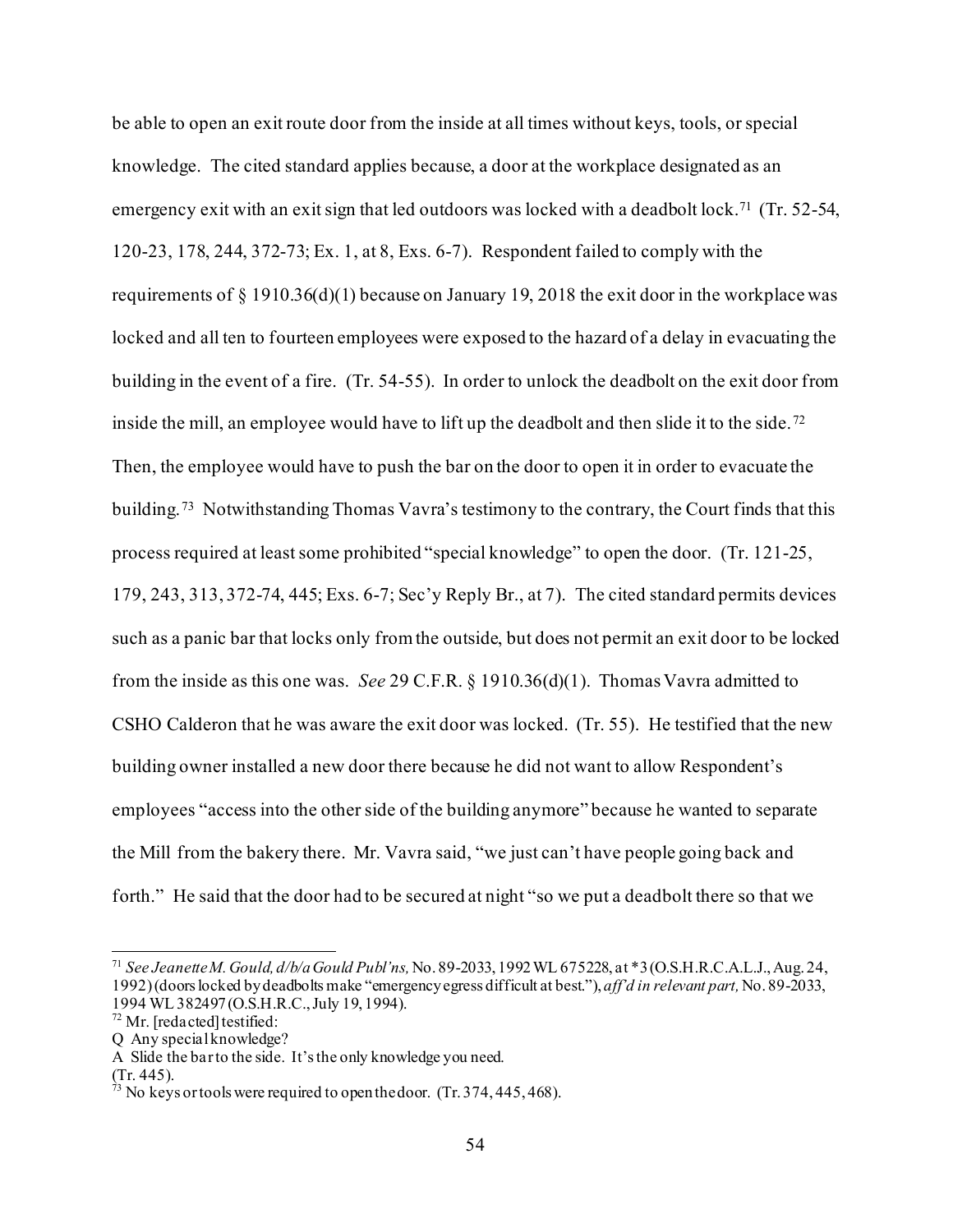be able to open an exit route door from the inside at all times without keys, tools, or special knowledge. The cited standard applies because, a door at the workplace designated as an emergency exit with an exit sign that led outdoors was locked with a deadbolt lock.[71] (Tr. 52-54, 120-23, 178, 244, 372-73; Ex. 1, at 8, Exs. 6-7). Respondent failed to comply with the requirements of § 1910.36(d)(1) because on January 19, 2018 the exit door in the workplace was locked and all ten to fourteen employees were exposed to the hazard of a delay in evacuating the building in the event of a fire. (Tr. 54-55). In order to unlock the deadbolt on the exit door from inside the mill, an employee would have to lift up the deadbolt and then slide it to the side.[72] Then, the employee would have to push the bar on the door to open it in order to evacuate the building.[73] Notwithstanding Thomas Vavra's testimony to the contrary, the Court finds that this process required at least some prohibited "special knowledge" to open the door. (Tr. 121-25, 179, 243, 313, 372-74, 445; Exs. 6-7; Sec'y Reply Br., at 7). The cited standard permits devices such as a panic bar that locks only from the outside, but does not permit an exit door to be locked from the inside as this one was. *See* 29 C.F.R. § 1910.36(d)(1). Thomas Vavra admitted to CSHO Calderon that he was aware the exit door was locked. (Tr. 55). He testified that the new building owner installed a new door there because he did not want to allow Respondent's employees "access into the other side of the building anymore" because he wanted to separate the Mill from the bakery there. Mr. Vavra said, "we just can't have people going back and forth." He said that the door had to be secured at night "so we put a deadbolt there so that we

---

[71] *See Jeanette M. Gould, d/b/a Gould Publ'ns,* No. 89-2033, 1992 WL 675228, at *3 (O.S.H.R.C.A.L.J., Aug. 24, 1992) (doors locked by deadbolts make "emergency egress difficult at best."), *aff'd in relevant part,* No. 89-2033, 1994 WL 382497 (O.S.H.R.C., July 19, 1994).

[72] Mr. [redacted] testified:
Q Any special knowledge?
A Slide the bar to the side. It's the only knowledge you need.
(Tr. 445).

[73] No keys or tools were required to open the door. (Tr. 374, 445, 468).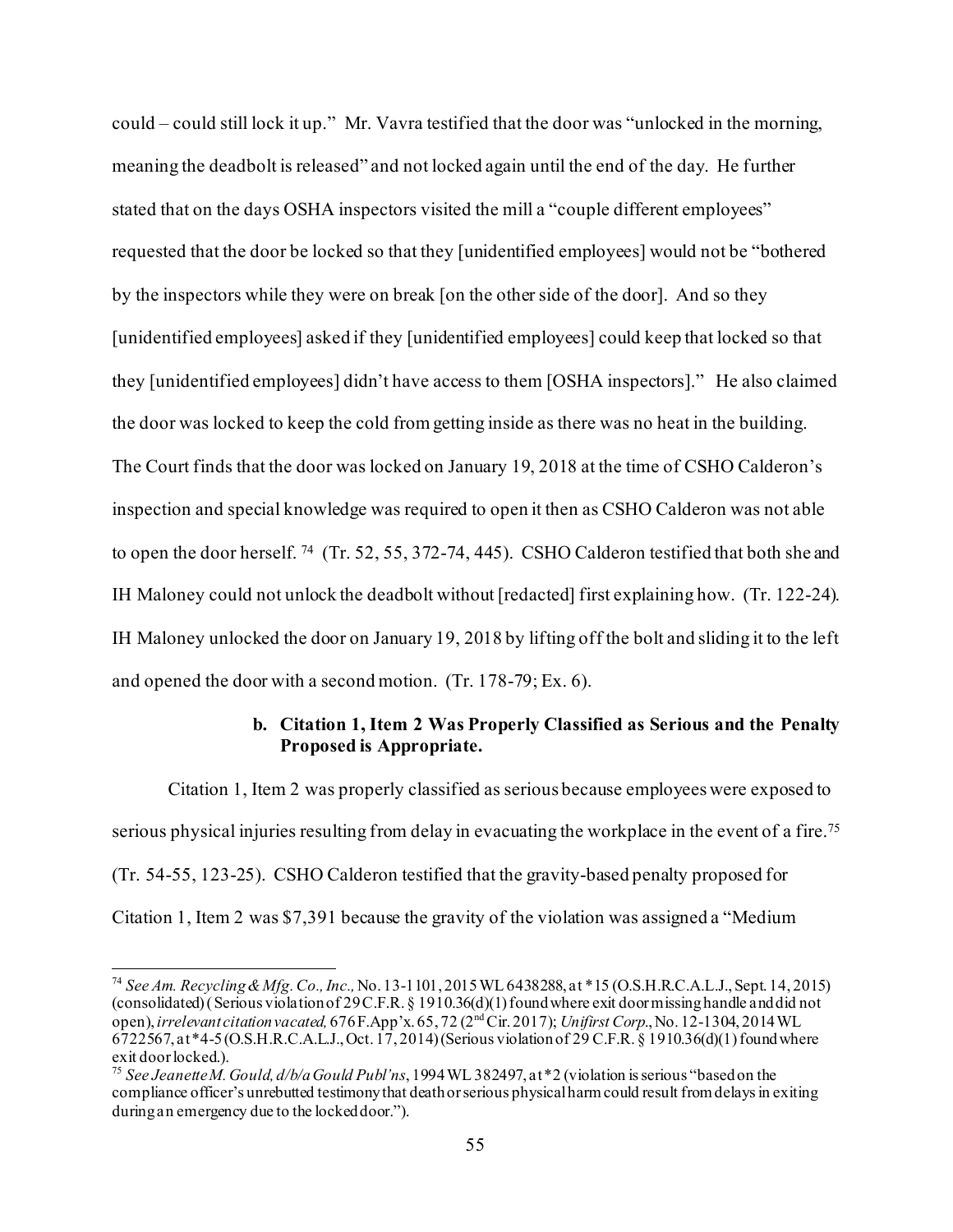could – could still lock it up." Mr. Vavra testified that the door was "unlocked in the morning, meaning the deadbolt is released" and not locked again until the end of the day. He further stated that on the days OSHA inspectors visited the mill a "couple different employees" requested that the door be locked so that they [unidentified employees] would not be "bothered by the inspectors while they were on break [on the other side of the door]. And so they [unidentified employees] asked if they [unidentified employees] could keep that locked so that they [unidentified employees] didn't have access to them [OSHA inspectors]." He also claimed the door was locked to keep the cold from getting inside as there was no heat in the building. The Court finds that the door was locked on January 19, 2018 at the time of CSHO Calderon's inspection and special knowledge was required to open it then as CSHO Calderon was not able to open the door herself. [74] (Tr. 52, 55, 372-74, 445). CSHO Calderon testified that both she and IH Maloney could not unlock the deadbolt without [redacted] first explaining how. (Tr. 122-24). IH Maloney unlocked the door on January 19, 2018 by lifting off the bolt and sliding it to the left and opened the door with a second motion. (Tr. 178-79; Ex. 6).

### b. Citation 1, Item 2 Was Properly Classified as Serious and the Penalty Proposed is Appropriate.

Citation 1, Item 2 was properly classified as serious because employees were exposed to serious physical injuries resulting from delay in evacuating the workplace in the event of a fire.[75] (Tr. 54-55, 123-25). CSHO Calderon testified that the gravity-based penalty proposed for Citation 1, Item 2 was $7,391 because the gravity of the violation was assigned a "Medium

---

[74] *See Am. Recycling & Mfg. Co., Inc.*, No. 13-1101, 2015 WL 6438288, at *15 (O.S.H.R.C.A.L.J., Sept. 14, 2015) (consolidated) ( Serious violation of 29 C.F.R. § 1910.36(d)(1) found where exit door missing handle and did not open), *irrelevant citation vacated,* 676 F.App'x. 65, 72 (2nd Cir. 2017); *Unifirst Corp.*, No. 12-1304, 2014 WL 6722567, at *4-5 (O.S.H.R.C.A.L.J., Oct. 17, 2014) (Serious violation of 29 C.F.R. § 1910.36(d)(1) found where exit door locked.).

[75] *See Jeanette M. Gould, d/b/a Gould Publ'ns*, 1994 WL 382497, at *2 (violation is serious "based on the compliance officer's unrebutted testimony that death or serious physical harm could result from delays in exiting during an emergency due to the locked door.").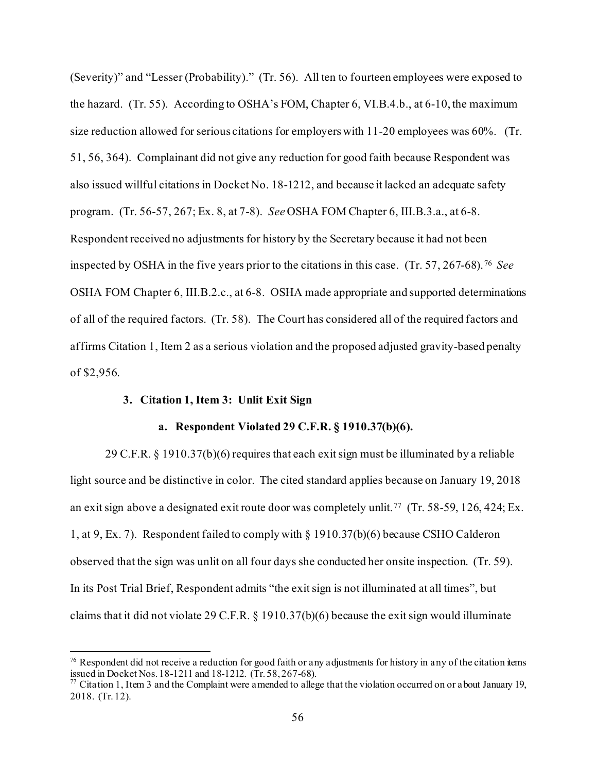(Severity)" and "Lesser (Probability)." (Tr. 56). All ten to fourteen employees were exposed to the hazard. (Tr. 55). According to OSHA's FOM, Chapter 6, VI.B.4.b., at 6-10, the maximum size reduction allowed for serious citations for employers with 11-20 employees was 60%. (Tr. 51, 56, 364). Complainant did not give any reduction for good faith because Respondent was also issued willful citations in Docket No. 18-1212, and because it lacked an adequate safety program. (Tr. 56-57, 267; Ex. 8, at 7-8). *See* OSHA FOM Chapter 6, III.B.3.a., at 6-8. Respondent received no adjustments for history by the Secretary because it had not been inspected by OSHA in the five years prior to the citations in this case. (Tr. 57, 267-68).[76] *See* OSHA FOM Chapter 6, III.B.2.c., at 6-8. OSHA made appropriate and supported determinations of all of the required factors. (Tr. 58). The Court has considered all of the required factors and affirms Citation 1, Item 2 as a serious violation and the proposed adjusted gravity-based penalty of $2,956.

### 3. Citation 1, Item 3: Unlit Exit Sign

#### a. Respondent Violated 29 C.F.R. § 1910.37(b)(6).

29 C.F.R. § 1910.37(b)(6) requires that each exit sign must be illuminated by a reliable light source and be distinctive in color. The cited standard applies because on January 19, 2018 an exit sign above a designated exit route door was completely unlit.[77] (Tr. 58-59, 126, 424; Ex. 1, at 9, Ex. 7). Respondent failed to comply with § 1910.37(b)(6) because CSHO Calderon observed that the sign was unlit on all four days she conducted her onsite inspection. (Tr. 59). In its Post Trial Brief, Respondent admits "the exit sign is not illuminated at all times", but claims that it did not violate 29 C.F.R. § 1910.37(b)(6) because the exit sign would illuminate

---

[76] Respondent did not receive a reduction for good faith or any adjustments for history in any of the citation items issued in Docket Nos. 18-1211 and 18-1212. (Tr. 58, 267-68).

[77] Citation 1, Item 3 and the Complaint were amended to allege that the violation occurred on or about January 19, 2018. (Tr. 12).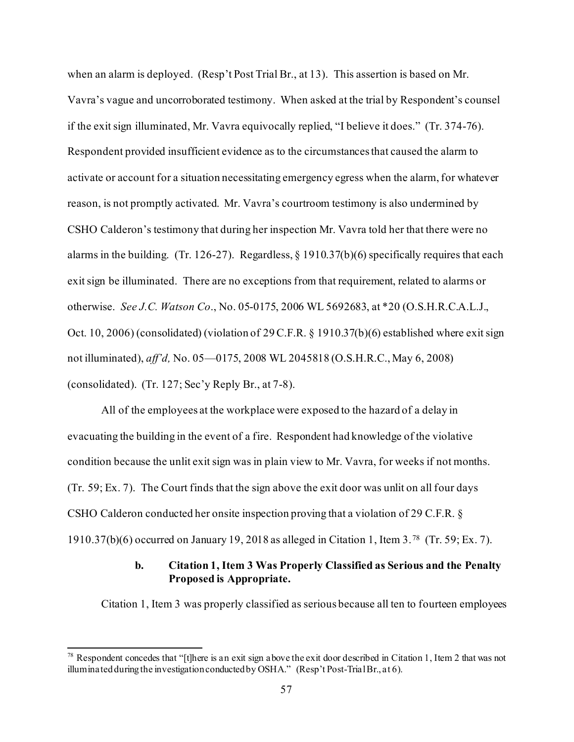when an alarm is deployed. (Resp't Post Trial Br., at 13). This assertion is based on Mr. Vavra's vague and uncorroborated testimony. When asked at the trial by Respondent's counsel if the exit sign illuminated, Mr. Vavra equivocally replied, "I believe it does." (Tr. 374-76). Respondent provided insufficient evidence as to the circumstances that caused the alarm to activate or account for a situation necessitating emergency egress when the alarm, for whatever reason, is not promptly activated. Mr. Vavra's courtroom testimony is also undermined by CSHO Calderon's testimony that during her inspection Mr. Vavra told her that there were no alarms in the building. (Tr. 126-27). Regardless, § 1910.37(b)(6) specifically requires that each exit sign be illuminated. There are no exceptions from that requirement, related to alarms or otherwise. *See J.C. Watson Co*., No. 05-0175, 2006 WL 5692683, at *20 (O.S.H.R.C.A.L.J., Oct. 10, 2006) (consolidated) (violation of 29 C.F.R. § 1910.37(b)(6) established where exit sign not illuminated), *aff'd,* No. 05—0175, 2008 WL 2045818 (O.S.H.R.C., May 6, 2008) (consolidated). (Tr. 127; Sec'y Reply Br., at 7-8).

All of the employees at the workplace were exposed to the hazard of a delay in evacuating the building in the event of a fire. Respondent had knowledge of the violative condition because the unlit exit sign was in plain view to Mr. Vavra, for weeks if not months. (Tr. 59; Ex. 7). The Court finds that the sign above the exit door was unlit on all four days CSHO Calderon conducted her onsite inspection proving that a violation of 29 C.F.R. § 1910.37(b)(6) occurred on January 19, 2018 as alleged in Citation 1, Item 3.[78] (Tr. 59; Ex. 7).

**b. Citation 1, Item 3 Was Properly Classified as Serious and the Penalty Proposed is Appropriate.**

Citation 1, Item 3 was properly classified as serious because all ten to fourteen employees

[78] Respondent concedes that "[t]here is an exit sign above the exit door described in Citation 1, Item 2 that was not illuminated during the investigation conducted by OSHA." (Resp't Post-Trial Br., at 6).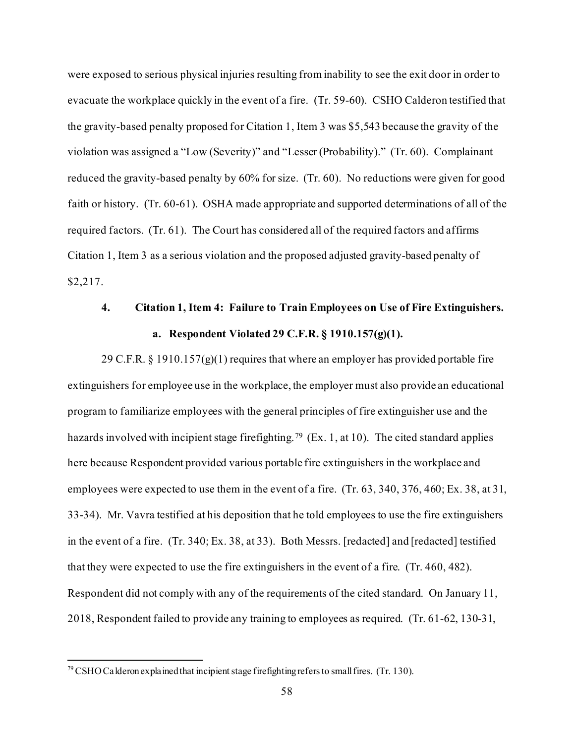were exposed to serious physical injuries resulting from inability to see the exit door in order to evacuate the workplace quickly in the event of a fire. (Tr. 59-60). CSHO Calderon testified that the gravity-based penalty proposed for Citation 1, Item 3 was $5,543 because the gravity of the violation was assigned a "Low (Severity)" and "Lesser (Probability)." (Tr. 60). Complainant reduced the gravity-based penalty by 60% for size. (Tr. 60). No reductions were given for good faith or history. (Tr. 60-61). OSHA made appropriate and supported determinations of all of the required factors. (Tr. 61). The Court has considered all of the required factors and affirms Citation 1, Item 3 as a serious violation and the proposed adjusted gravity-based penalty of $2,217.

### 4. Citation 1, Item 4: Failure to Train Employees on Use of Fire Extinguishers.

#### a. Respondent Violated 29 C.F.R. § 1910.157(g)(1).

29 C.F.R. § 1910.157(g)(1) requires that where an employer has provided portable fire extinguishers for employee use in the workplace, the employer must also provide an educational program to familiarize employees with the general principles of fire extinguisher use and the hazards involved with incipient stage firefighting.[79] (Ex. 1, at 10). The cited standard applies here because Respondent provided various portable fire extinguishers in the workplace and employees were expected to use them in the event of a fire. (Tr. 63, 340, 376, 460; Ex. 38, at 31, 33-34). Mr. Vavra testified at his deposition that he told employees to use the fire extinguishers in the event of a fire. (Tr. 340; Ex. 38, at 33). Both Messrs. [redacted] and [redacted] testified that they were expected to use the fire extinguishers in the event of a fire. (Tr. 460, 482). Respondent did not comply with any of the requirements of the cited standard. On January 11, 2018, Respondent failed to provide any training to employees as required. (Tr. 61-62, 130-31,

---

[79] CSHO Calderon explained that incipient stage firefighting refers to small fires. (Tr. 130).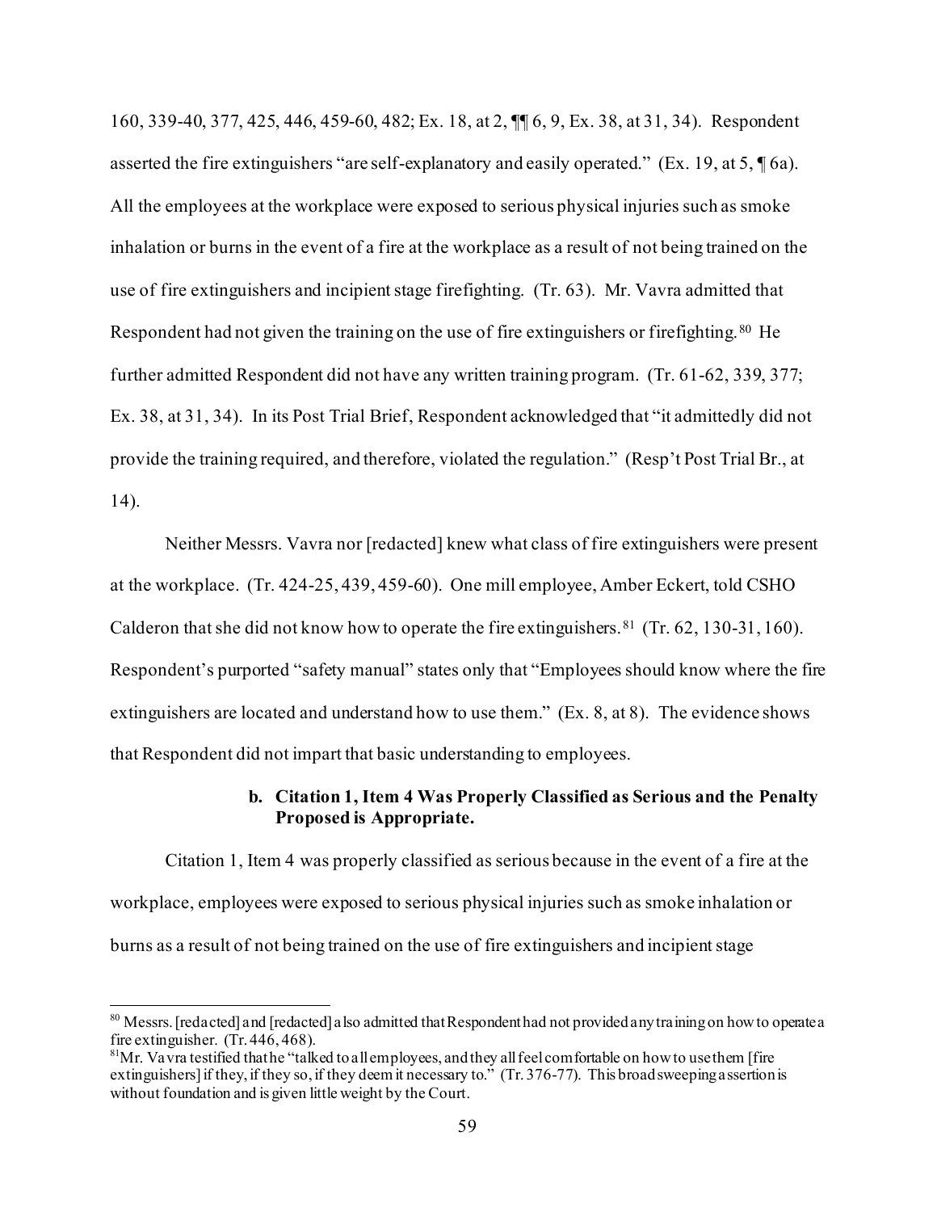160, 339-40, 377, 425, 446, 459-60, 482; Ex. 18, at 2, ¶¶ 6, 9, Ex. 38, at 31, 34). Respondent asserted the fire extinguishers "are self-explanatory and easily operated." (Ex. 19, at 5, ¶ 6a). All the employees at the workplace were exposed to serious physical injuries such as smoke inhalation or burns in the event of a fire at the workplace as a result of not being trained on the use of fire extinguishers and incipient stage firefighting. (Tr. 63). Mr. Vavra admitted that Respondent had not given the training on the use of fire extinguishers or firefighting.[80] He further admitted Respondent did not have any written training program. (Tr. 61-62, 339, 377; Ex. 38, at 31, 34). In its Post Trial Brief, Respondent acknowledged that "it admittedly did not provide the training required, and therefore, violated the regulation." (Resp't Post Trial Br., at 14).

Neither Messrs. Vavra nor [redacted] knew what class of fire extinguishers were present at the workplace. (Tr. 424-25, 439, 459-60). One mill employee, Amber Eckert, told CSHO Calderon that she did not know how to operate the fire extinguishers.[81] (Tr. 62, 130-31, 160). Respondent's purported "safety manual" states only that "Employees should know where the fire extinguishers are located and understand how to use them." (Ex. 8, at 8). The evidence shows that Respondent did not impart that basic understanding to employees.

**b. Citation 1, Item 4 Was Properly Classified as Serious and the Penalty Proposed is Appropriate.**

Citation 1, Item 4 was properly classified as serious because in the event of a fire at the workplace, employees were exposed to serious physical injuries such as smoke inhalation or burns as a result of not being trained on the use of fire extinguishers and incipient stage

---

[80] Messrs. [redacted] and [redacted] also admitted that Respondent had not provided any training on how to operate a fire extinguisher. (Tr. 446, 468).

[81] Mr. Vavra testified that he "talked to all employees, and they all feel comfortable on how to use them [fire extinguishers] if they, if they so, if they deem it necessary to." (Tr. 376-77). This broad sweeping assertion is without foundation and is given little weight by the Court.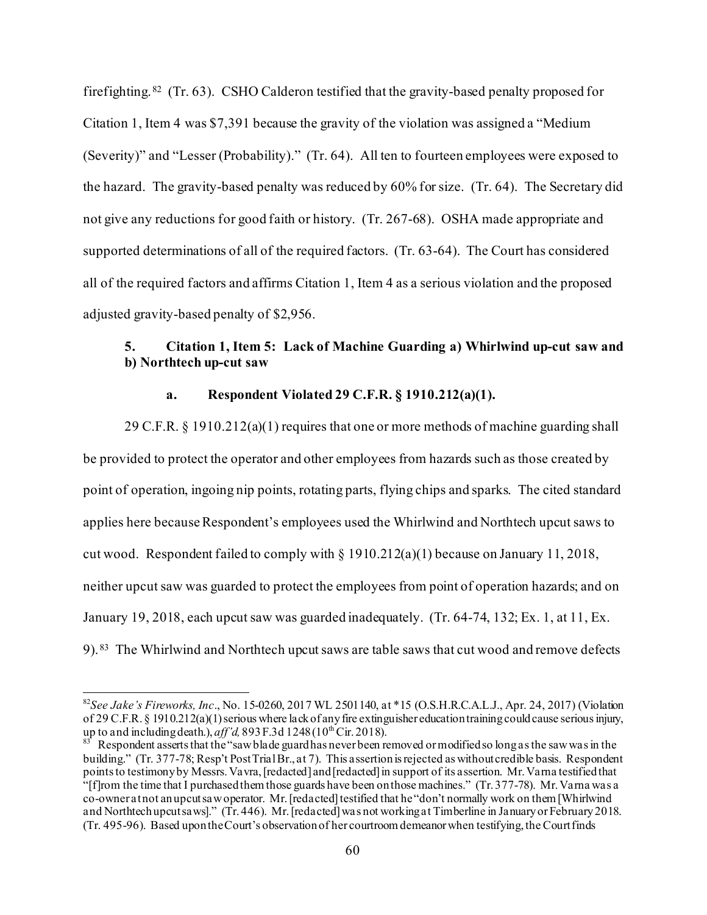firefighting.[82] (Tr. 63). CSHO Calderon testified that the gravity-based penalty proposed for Citation 1, Item 4 was $7,391 because the gravity of the violation was assigned a "Medium (Severity)" and "Lesser (Probability)." (Tr. 64). All ten to fourteen employees were exposed to the hazard. The gravity-based penalty was reduced by 60% for size. (Tr. 64). The Secretary did not give any reductions for good faith or history. (Tr. 267-68). OSHA made appropriate and supported determinations of all of the required factors. (Tr. 63-64). The Court has considered all of the required factors and affirms Citation 1, Item 4 as a serious violation and the proposed adjusted gravity-based penalty of $2,956.

### 5. Citation 1, Item 5: Lack of Machine Guarding a) Whirlwind up-cut saw and b) Northtech up-cut saw

#### a. Respondent Violated 29 C.F.R. § 1910.212(a)(1).

29 C.F.R. § 1910.212(a)(1) requires that one or more methods of machine guarding shall be provided to protect the operator and other employees from hazards such as those created by point of operation, ingoing nip points, rotating parts, flying chips and sparks. The cited standard applies here because Respondent's employees used the Whirlwind and Northtech upcut saws to cut wood. Respondent failed to comply with § 1910.212(a)(1) because on January 11, 2018, neither upcut saw was guarded to protect the employees from point of operation hazards; and on January 19, 2018, each upcut saw was guarded inadequately. (Tr. 64-74, 132; Ex. 1, at 11, Ex. 9).[83] The Whirlwind and Northtech upcut saws are table saws that cut wood and remove defects

---

[82] *See Jake's Fireworks, Inc*., No. 15-0260, 2017 WL 2501140, at *15 (O.S.H.R.C.A.L.J., Apr. 24, 2017) (Violation of 29 C.F.R. § 1910.212(a)(1) serious where lack of any fire extinguisher education training could cause serious injury, up to and including death.), *aff'd,* 893 F.3d 1248 (10th Cir. 2018).

[83] Respondent asserts that the "saw blade guard has never been removed or modified so long as the saw was in the building." (Tr. 377-78; Resp't Post Trial Br., at 7). This assertion is rejected as without credible basis. Respondent points to testimony by Messrs. Vavra, [redacted] and [redacted] in support of its assertion. Mr. Varna testified that "[f]rom the time that I purchased them those guards have been on those machines." (Tr. 377-78). Mr. Varna was a co-owner at not an upcut saw operator. Mr. [redacted] testified that he "don't normally work on them [Whirlwind and Northtech upcut saws]." (Tr. 446). Mr. [redacted] was not working at Timberline in January or February 2018. (Tr. 495-96). Based upon the Court's observation of her courtroom demeanor when testifying, the Court finds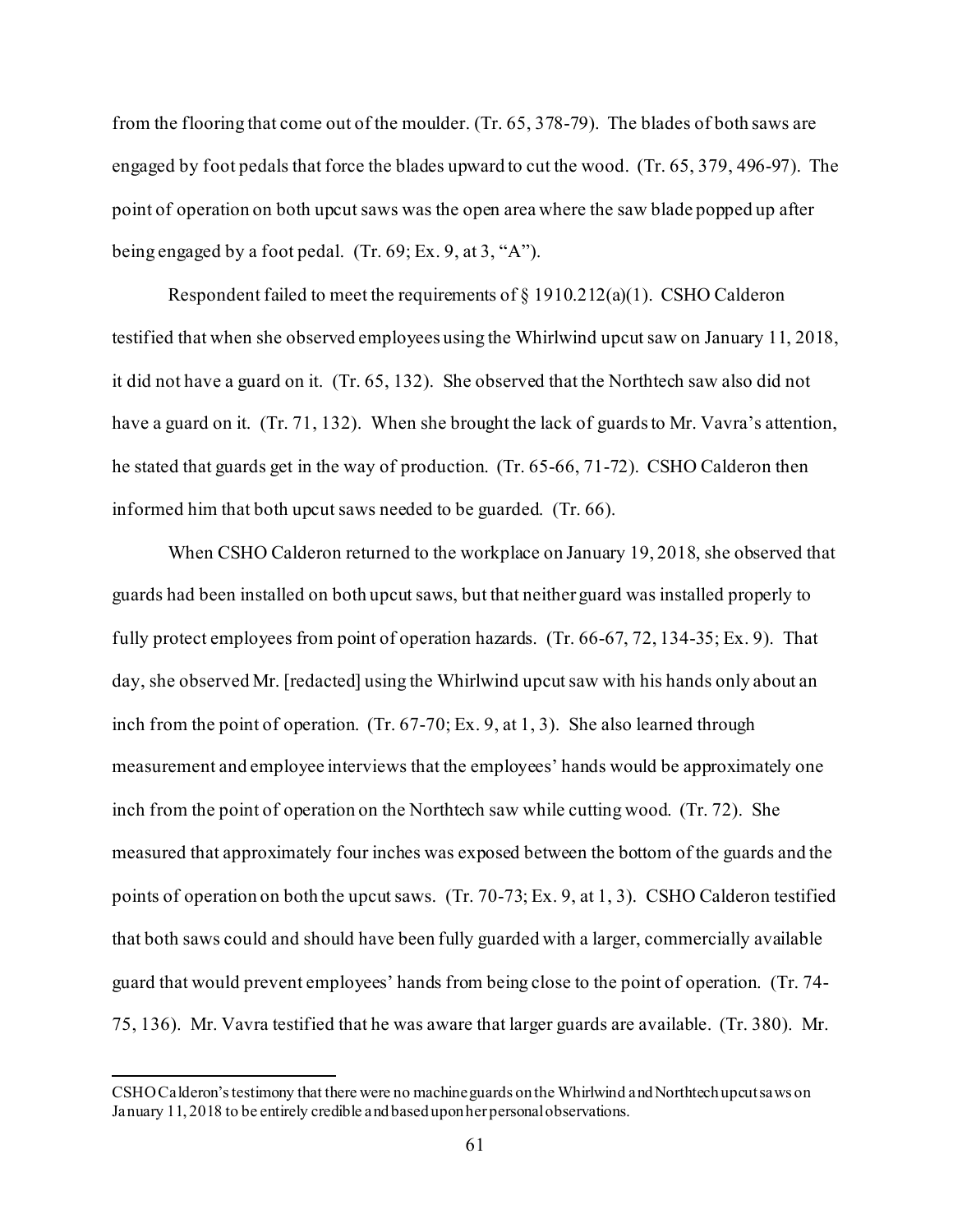from the flooring that come out of the moulder. (Tr. 65, 378-79). The blades of both saws are engaged by foot pedals that force the blades upward to cut the wood. (Tr. 65, 379, 496-97). The point of operation on both upcut saws was the open area where the saw blade popped up after being engaged by a foot pedal. (Tr. 69; Ex. 9, at 3, "A").

Respondent failed to meet the requirements of § 1910.212(a)(1). CSHO Calderon testified that when she observed employees using the Whirlwind upcut saw on January 11, 2018, it did not have a guard on it. (Tr. 65, 132). She observed that the Northtech saw also did not have a guard on it. (Tr. 71, 132). When she brought the lack of guards to Mr. Vavra's attention, he stated that guards get in the way of production. (Tr. 65-66, 71-72). CSHO Calderon then informed him that both upcut saws needed to be guarded. (Tr. 66).

When CSHO Calderon returned to the workplace on January 19, 2018, she observed that guards had been installed on both upcut saws, but that neither guard was installed properly to fully protect employees from point of operation hazards. (Tr. 66-67, 72, 134-35; Ex. 9). That day, she observed Mr. [redacted] using the Whirlwind upcut saw with his hands only about an inch from the point of operation. (Tr. 67-70; Ex. 9, at 1, 3). She also learned through measurement and employee interviews that the employees' hands would be approximately one inch from the point of operation on the Northtech saw while cutting wood. (Tr. 72). She measured that approximately four inches was exposed between the bottom of the guards and the points of operation on both the upcut saws. (Tr. 70-73; Ex. 9, at 1, 3). CSHO Calderon testified that both saws could and should have been fully guarded with a larger, commercially available guard that would prevent employees' hands from being close to the point of operation. (Tr. 74-75, 136). Mr. Vavra testified that he was aware that larger guards are available. (Tr. 380). Mr.

---

CSHO Calderon's testimony that there were no machine guards on the Whirlwind and Northtech upcut saws on January 11, 2018 to be entirely credible and based upon her personal observations.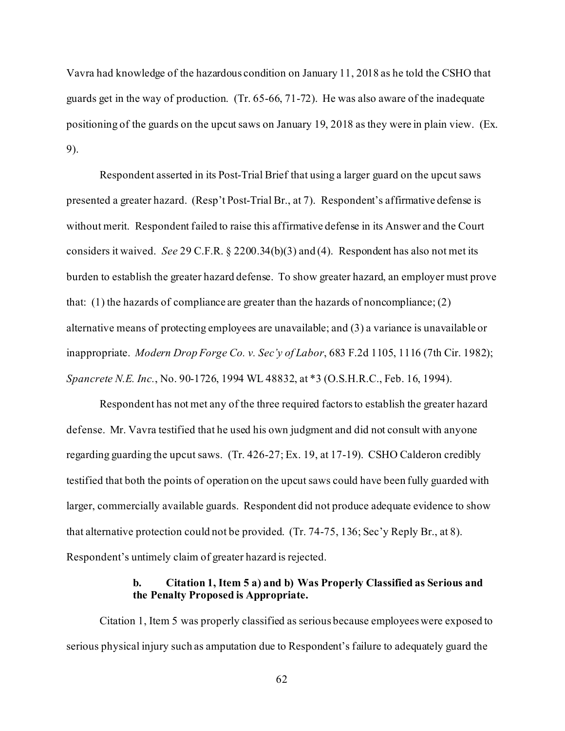Vavra had knowledge of the hazardous condition on January 11, 2018 as he told the CSHO that guards get in the way of production. (Tr. 65-66, 71-72). He was also aware of the inadequate positioning of the guards on the upcut saws on January 19, 2018 as they were in plain view. (Ex. 9).

Respondent asserted in its Post-Trial Brief that using a larger guard on the upcut saws presented a greater hazard. (Resp't Post-Trial Br., at 7). Respondent's affirmative defense is without merit. Respondent failed to raise this affirmative defense in its Answer and the Court considers it waived. *See* 29 C.F.R. § 2200.34(b)(3) and (4). Respondent has also not met its burden to establish the greater hazard defense. To show greater hazard, an employer must prove that: (1) the hazards of compliance are greater than the hazards of noncompliance; (2) alternative means of protecting employees are unavailable; and (3) a variance is unavailable or inappropriate. *Modern Drop Forge Co. v. Sec'y of Labor*, 683 F.2d 1105, 1116 (7th Cir. 1982); *Spancrete N.E. Inc.*, No. 90-1726, 1994 WL 48832, at *3 (O.S.H.R.C., Feb. 16, 1994).

Respondent has not met any of the three required factors to establish the greater hazard defense. Mr. Vavra testified that he used his own judgment and did not consult with anyone regarding guarding the upcut saws. (Tr. 426-27; Ex. 19, at 17-19). CSHO Calderon credibly testified that both the points of operation on the upcut saws could have been fully guarded with larger, commercially available guards. Respondent did not produce adequate evidence to show that alternative protection could not be provided. (Tr. 74-75, 136; Sec'y Reply Br., at 8). Respondent's untimely claim of greater hazard is rejected.

#### b. Citation 1, Item 5 a) and b) Was Properly Classified as Serious and the Penalty Proposed is Appropriate.

Citation 1, Item 5 was properly classified as serious because employees were exposed to serious physical injury such as amputation due to Respondent's failure to adequately guard the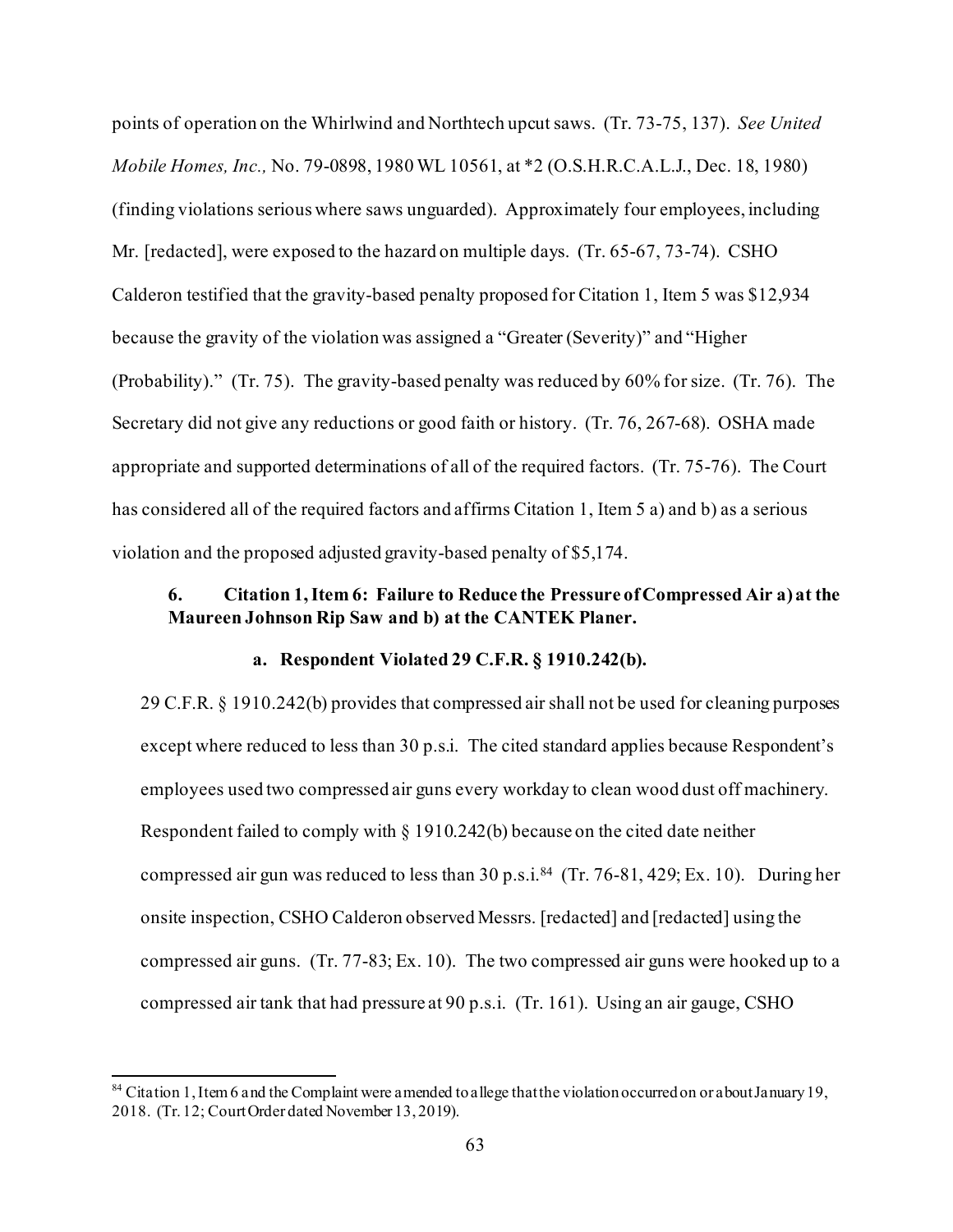points of operation on the Whirlwind and Northtech upcut saws. (Tr. 73-75, 137). *See United Mobile Homes, Inc.,* No. 79-0898, 1980 WL 10561, at *2 (O.S.H.R.C.A.L.J., Dec. 18, 1980) (finding violations serious where saws unguarded). Approximately four employees, including Mr. [redacted], were exposed to the hazard on multiple days. (Tr. 65-67, 73-74). CSHO Calderon testified that the gravity-based penalty proposed for Citation 1, Item 5 was $12,934 because the gravity of the violation was assigned a "Greater (Severity)" and "Higher (Probability)." (Tr. 75). The gravity-based penalty was reduced by 60% for size. (Tr. 76). The Secretary did not give any reductions or good faith or history. (Tr. 76, 267-68). OSHA made appropriate and supported determinations of all of the required factors. (Tr. 75-76). The Court has considered all of the required factors and affirms Citation 1, Item 5 a) and b) as a serious violation and the proposed adjusted gravity-based penalty of $5,174.

### 6. Citation 1, Item 6: Failure to Reduce the Pressure of Compressed Air a) at the Maureen Johnson Rip Saw and b) at the CANTEK Planer.

#### a. Respondent Violated 29 C.F.R. § 1910.242(b).

29 C.F.R. § 1910.242(b) provides that compressed air shall not be used for cleaning purposes except where reduced to less than 30 p.s.i. The cited standard applies because Respondent's employees used two compressed air guns every workday to clean wood dust off machinery. Respondent failed to comply with § 1910.242(b) because on the cited date neither compressed air gun was reduced to less than 30 p.s.i.[84] (Tr. 76-81, 429; Ex. 10). During her onsite inspection, CSHO Calderon observed Messrs. [redacted] and [redacted] using the compressed air guns. (Tr. 77-83; Ex. 10). The two compressed air guns were hooked up to a compressed air tank that had pressure at 90 p.s.i. (Tr. 161). Using an air gauge, CSHO

---

[84] Citation 1, Item 6 and the Complaint were amended to allege that the violation occurred on or about January 19, 2018. (Tr. 12; Court Order dated November 13, 2019).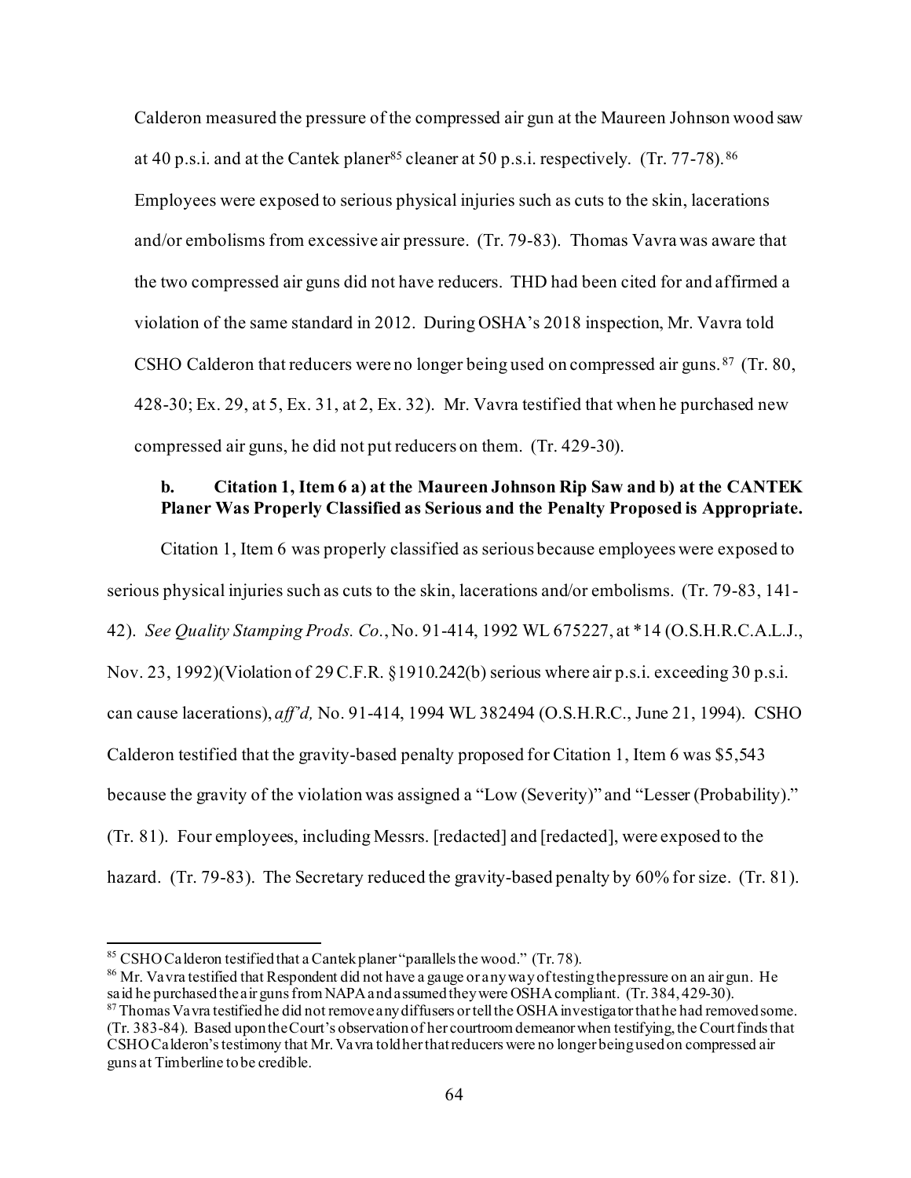Calderon measured the pressure of the compressed air gun at the Maureen Johnson wood saw at 40 p.s.i. and at the Cantek planer[85] cleaner at 50 p.s.i. respectively. (Tr. 77-78).[86] Employees were exposed to serious physical injuries such as cuts to the skin, lacerations and/or embolisms from excessive air pressure. (Tr. 79-83). Thomas Vavra was aware that the two compressed air guns did not have reducers. THD had been cited for and affirmed a violation of the same standard in 2012. During OSHA's 2018 inspection, Mr. Vavra told CSHO Calderon that reducers were no longer being used on compressed air guns.[87] (Tr. 80, 428-30; Ex. 29, at 5, Ex. 31, at 2, Ex. 32). Mr. Vavra testified that when he purchased new compressed air guns, he did not put reducers on them. (Tr. 429-30).

**b. Citation 1, Item 6 a) at the Maureen Johnson Rip Saw and b) at the CANTEK Planer Was Properly Classified as Serious and the Penalty Proposed is Appropriate.**

Citation 1, Item 6 was properly classified as serious because employees were exposed to serious physical injuries such as cuts to the skin, lacerations and/or embolisms. (Tr. 79-83, 141-42). *See Quality Stamping Prods. Co.*, No. 91-414, 1992 WL 675227, at *14 (O.S.H.R.C.A.L.J., Nov. 23, 1992)(Violation of 29 C.F.R. §1910.242(b) serious where air p.s.i. exceeding 30 p.s.i. can cause lacerations), *aff'd,* No. 91-414, 1994 WL 382494 (O.S.H.R.C., June 21, 1994). CSHO Calderon testified that the gravity-based penalty proposed for Citation 1, Item 6 was $5,543 because the gravity of the violation was assigned a "Low (Severity)" and "Lesser (Probability)." (Tr. 81). Four employees, including Messrs. [redacted] and [redacted], were exposed to the hazard. (Tr. 79-83). The Secretary reduced the gravity-based penalty by 60% for size. (Tr. 81).

---

[85] CSHO Calderon testified that a Cantek planer "parallels the wood." (Tr. 78).

[86] Mr. Vavra testified that Respondent did not have a gauge or any way of testing the pressure on an air gun. He said he purchased the air guns from NAPA and assumed they were OSHA compliant. (Tr. 384, 429-30).

[87] Thomas Vavra testified he did not remove any diffusers or tell the OSHA investigator that he had removed some. (Tr. 383-84). Based upon the Court's observation of her courtroom demeanor when testifying, the Court finds that CSHO Calderon's testimony that Mr. Vavra told her that reducers were no longer being used on compressed air guns at Timberline to be credible.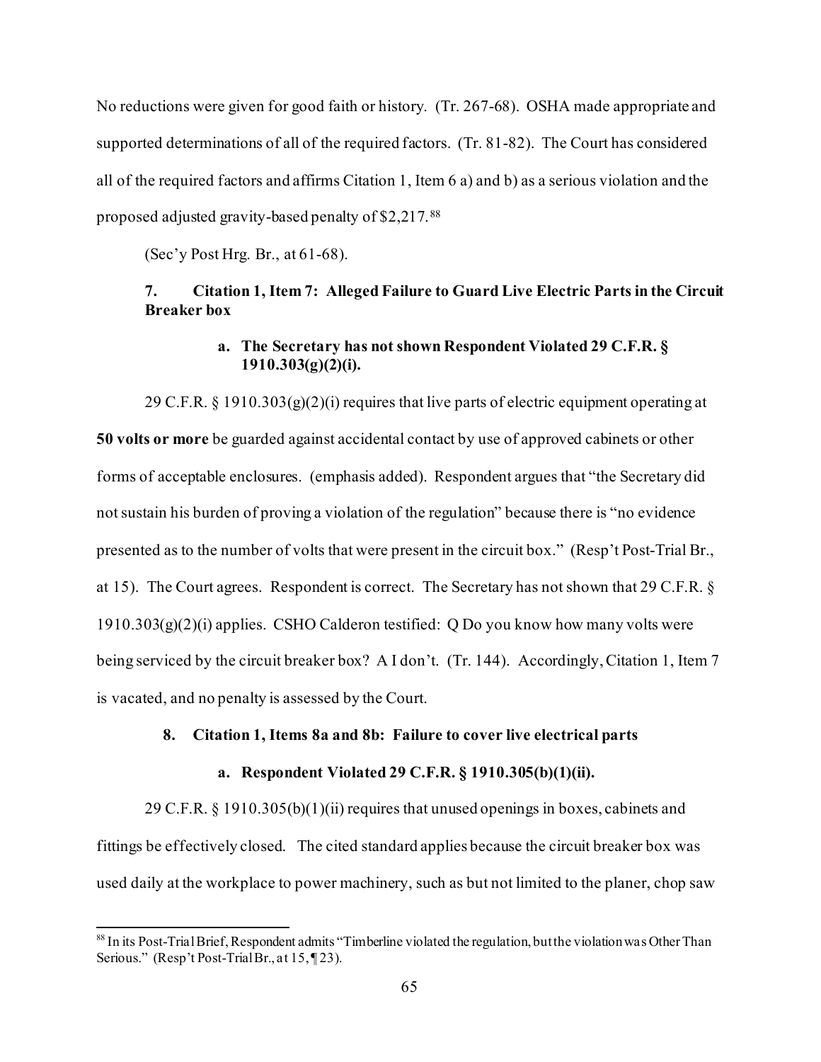No reductions were given for good faith or history. (Tr. 267-68). OSHA made appropriate and supported determinations of all of the required factors. (Tr. 81-82). The Court has considered all of the required factors and affirms Citation 1, Item 6 a) and b) as a serious violation and the proposed adjusted gravity-based penalty of $2,217.[88]

(Sec'y Post Hrg. Br., at 61-68).

### 7. Citation 1, Item 7: Alleged Failure to Guard Live Electric Parts in the Circuit Breaker box

#### a. The Secretary has not shown Respondent Violated 29 C.F.R. § 1910.303(g)(2)(i).

29 C.F.R. § 1910.303(g)(2)(i) requires that live parts of electric equipment operating at **50 volts or more** be guarded against accidental contact by use of approved cabinets or other forms of acceptable enclosures. (emphasis added). Respondent argues that "the Secretary did not sustain his burden of proving a violation of the regulation" because there is "no evidence presented as to the number of volts that were present in the circuit box." (Resp't Post-Trial Br., at 15). The Court agrees. Respondent is correct. The Secretary has not shown that 29 C.F.R. § 1910.303(g)(2)(i) applies. CSHO Calderon testified: Q Do you know how many volts were being serviced by the circuit breaker box? A I don't. (Tr. 144). Accordingly, Citation 1, Item 7 is vacated, and no penalty is assessed by the Court.

### 8. Citation 1, Items 8a and 8b: Failure to cover live electrical parts

#### a. Respondent Violated 29 C.F.R. § 1910.305(b)(1)(ii).

29 C.F.R. § 1910.305(b)(1)(ii) requires that unused openings in boxes, cabinets and fittings be effectively closed. The cited standard applies because the circuit breaker box was used daily at the workplace to power machinery, such as but not limited to the planer, chop saw

---

[88] In its Post-Trial Brief, Respondent admits "Timberline violated the regulation, but the violation was Other Than Serious." (Resp't Post-Trial Br., at 15, ¶ 23).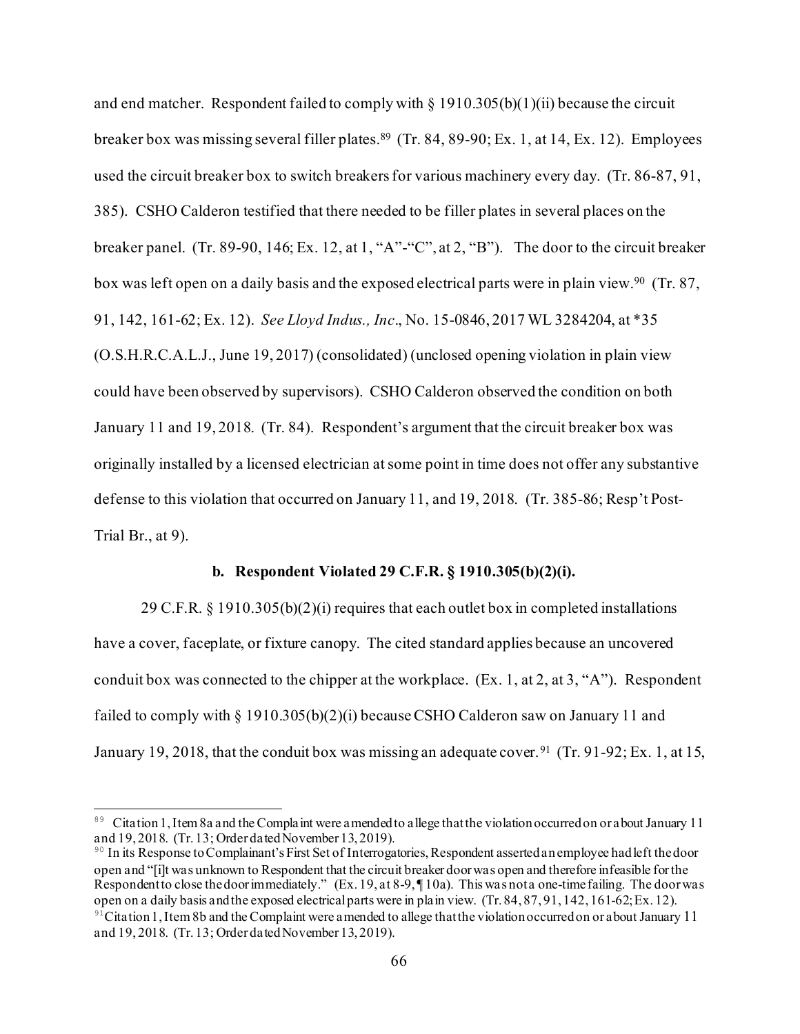and end matcher. Respondent failed to comply with § 1910.305(b)(1)(ii) because the circuit breaker box was missing several filler plates.[89] (Tr. 84, 89-90; Ex. 1, at 14, Ex. 12). Employees used the circuit breaker box to switch breakers for various machinery every day. (Tr. 86-87, 91, 385). CSHO Calderon testified that there needed to be filler plates in several places on the breaker panel. (Tr. 89-90, 146; Ex. 12, at 1, "A"-"C", at 2, "B"). The door to the circuit breaker box was left open on a daily basis and the exposed electrical parts were in plain view.[90] (Tr. 87, 91, 142, 161-62; Ex. 12). *See Lloyd Indus., Inc*., No. 15-0846, 2017 WL 3284204, at *35 (O.S.H.R.C.A.L.J., June 19, 2017) (consolidated) (unclosed opening violation in plain view could have been observed by supervisors). CSHO Calderon observed the condition on both January 11 and 19, 2018. (Tr. 84). Respondent's argument that the circuit breaker box was originally installed by a licensed electrician at some point in time does not offer any substantive defense to this violation that occurred on January 11, and 19, 2018. (Tr. 385-86; Resp't Post-Trial Br., at 9).

**b. Respondent Violated 29 C.F.R. § 1910.305(b)(2)(i).**

29 C.F.R. § 1910.305(b)(2)(i) requires that each outlet box in completed installations have a cover, faceplate, or fixture canopy. The cited standard applies because an uncovered conduit box was connected to the chipper at the workplace. (Ex. 1, at 2, at 3, "A"). Respondent failed to comply with § 1910.305(b)(2)(i) because CSHO Calderon saw on January 11 and January 19, 2018, that the conduit box was missing an adequate cover.[91] (Tr. 91-92; Ex. 1, at 15,

---

[89] Citation 1, Item 8a and the Complaint were amended to allege that the violation occurred on or about January 11 and 19, 2018. (Tr. 13; Order dated November 13, 2019).

[90] In its Response to Complainant's First Set of Interrogatories, Respondent asserted an employee had left the door open and "[i]t was unknown to Respondent that the circuit breaker door was open and therefore infeasible for the Respondent to close the door immediately." (Ex. 19, at 8-9, ¶ 10a). This was not a one-time failing. The door was open on a daily basis and the exposed electrical parts were in plain view. (Tr. 84, 87, 91, 142, 161-62; Ex. 12).

[91] Citation 1, Item 8b and the Complaint were amended to allege that the violation occurred on or about January 11 and 19, 2018. (Tr. 13; Order dated November 13, 2019).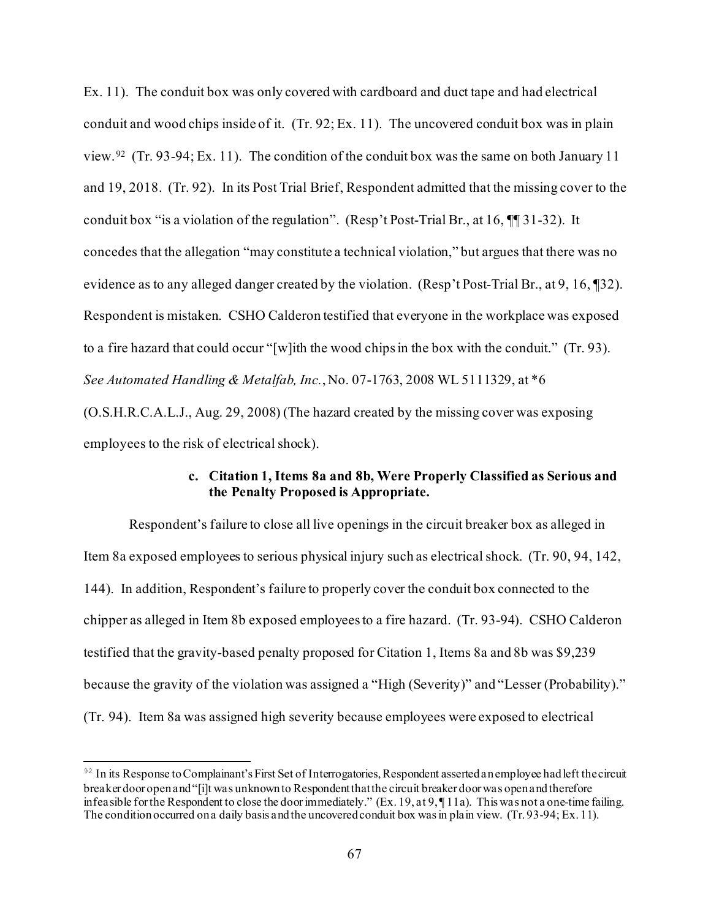Ex. 11). The conduit box was only covered with cardboard and duct tape and had electrical conduit and wood chips inside of it. (Tr. 92; Ex. 11). The uncovered conduit box was in plain view.[92] (Tr. 93-94; Ex. 11). The condition of the conduit box was the same on both January 11 and 19, 2018. (Tr. 92). In its Post Trial Brief, Respondent admitted that the missing cover to the conduit box "is a violation of the regulation". (Resp't Post-Trial Br., at 16, ¶¶ 31-32). It concedes that the allegation "may constitute a technical violation," but argues that there was no evidence as to any alleged danger created by the violation. (Resp't Post-Trial Br., at 9, 16, ¶32). Respondent is mistaken. CSHO Calderon testified that everyone in the workplace was exposed to a fire hazard that could occur "[w]ith the wood chips in the box with the conduit." (Tr. 93). *See Automated Handling & Metalfab, Inc.*, No. 07-1763, 2008 WL 5111329, at *6 (O.S.H.R.C.A.L.J., Aug. 29, 2008) (The hazard created by the missing cover was exposing employees to the risk of electrical shock).

#### c. Citation 1, Items 8a and 8b, Were Properly Classified as Serious and the Penalty Proposed is Appropriate.

Respondent's failure to close all live openings in the circuit breaker box as alleged in Item 8a exposed employees to serious physical injury such as electrical shock. (Tr. 90, 94, 142, 144). In addition, Respondent's failure to properly cover the conduit box connected to the chipper as alleged in Item 8b exposed employees to a fire hazard. (Tr. 93-94). CSHO Calderon testified that the gravity-based penalty proposed for Citation 1, Items 8a and 8b was $9,239 because the gravity of the violation was assigned a "High (Severity)" and "Lesser (Probability)." (Tr. 94). Item 8a was assigned high severity because employees were exposed to electrical

---

[92] In its Response to Complainant's First Set of Interrogatories, Respondent asserted an employee had left the circuit breaker door open and "[i]t was unknown to Respondent that the circuit breaker door was open and therefore infeasible for the Respondent to close the door immediately." (Ex. 19, at 9, ¶ 11a). This was not a one-time failing. The condition occurred on a daily basis and the uncovered conduit box was in plain view. (Tr. 93-94; Ex. 11).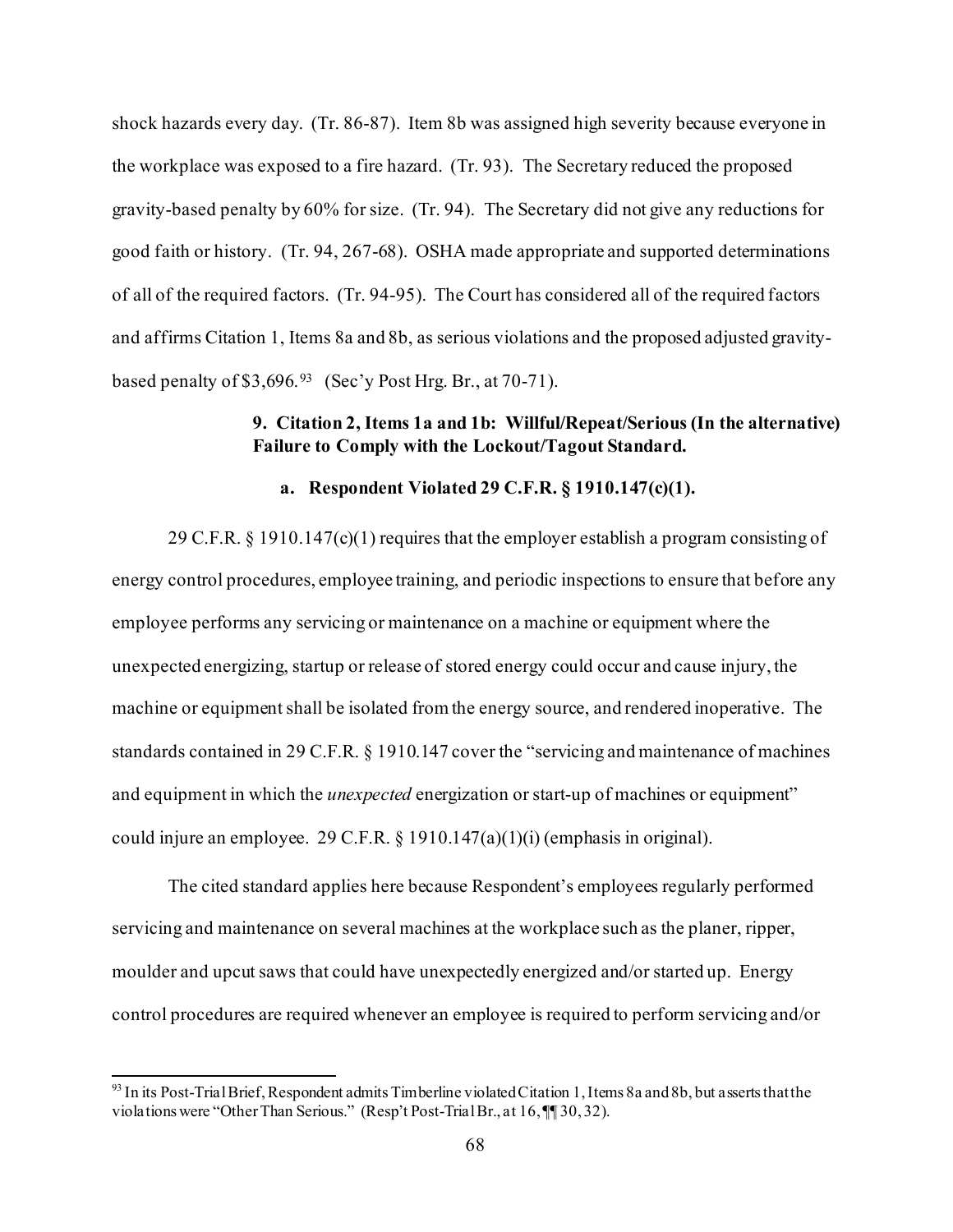shock hazards every day. (Tr. 86-87). Item 8b was assigned high severity because everyone in the workplace was exposed to a fire hazard. (Tr. 93). The Secretary reduced the proposed gravity-based penalty by 60% for size. (Tr. 94). The Secretary did not give any reductions for good faith or history. (Tr. 94, 267-68). OSHA made appropriate and supported determinations of all of the required factors. (Tr. 94-95). The Court has considered all of the required factors and affirms Citation 1, Items 8a and 8b, as serious violations and the proposed adjusted gravity-based penalty of $3,696.[93] (Sec'y Post Hrg. Br., at 70-71).

### 9. Citation 2, Items 1a and 1b: Willful/Repeat/Serious (In the alternative) Failure to Comply with the Lockout/Tagout Standard.

#### a. Respondent Violated 29 C.F.R. § 1910.147(c)(1).

29 C.F.R. § 1910.147(c)(1) requires that the employer establish a program consisting of energy control procedures, employee training, and periodic inspections to ensure that before any employee performs any servicing or maintenance on a machine or equipment where the unexpected energizing, startup or release of stored energy could occur and cause injury, the machine or equipment shall be isolated from the energy source, and rendered inoperative. The standards contained in 29 C.F.R. § 1910.147 cover the "servicing and maintenance of machines and equipment in which the *unexpected* energization or start-up of machines or equipment" could injure an employee. 29 C.F.R. § 1910.147(a)(1)(i) (emphasis in original).

The cited standard applies here because Respondent's employees regularly performed servicing and maintenance on several machines at the workplace such as the planer, ripper, moulder and upcut saws that could have unexpectedly energized and/or started up. Energy control procedures are required whenever an employee is required to perform servicing and/or

---

[93] In its Post-Trial Brief, Respondent admits Timberline violated Citation 1, Items 8a and 8b, but asserts that the violations were "Other Than Serious." (Resp't Post-Trial Br., at 16, ¶¶ 30, 32).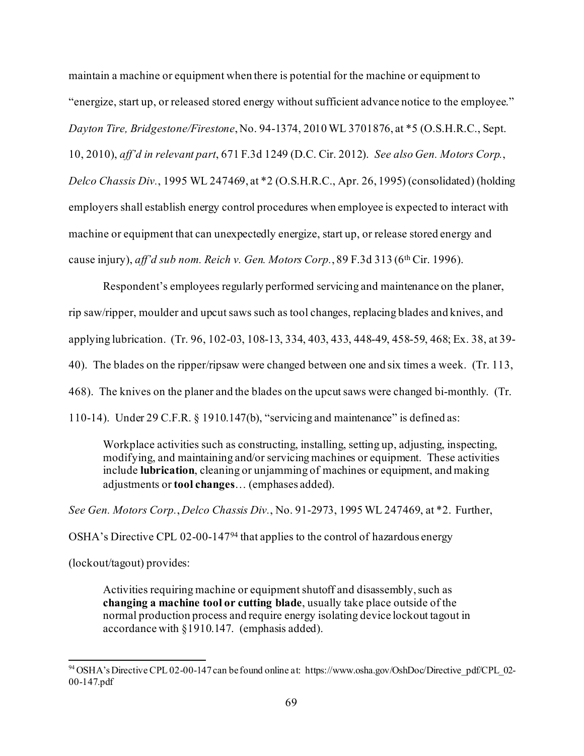maintain a machine or equipment when there is potential for the machine or equipment to "energize, start up, or released stored energy without sufficient advance notice to the employee." *Dayton Tire, Bridgestone/Firestone*, No. 94-1374, 2010 WL 3701876, at *5 (O.S.H.R.C., Sept. 10, 2010), *aff'd in relevant part*, 671 F.3d 1249 (D.C. Cir. 2012). *See also Gen. Motors Corp., Delco Chassis Div.*, 1995 WL 247469, at *2 (O.S.H.R.C., Apr. 26, 1995) (consolidated) (holding employers shall establish energy control procedures when employee is expected to interact with machine or equipment that can unexpectedly energize, start up, or release stored energy and cause injury), *aff'd sub nom. Reich v. Gen. Motors Corp.*, 89 F.3d 313 (6th Cir. 1996).

Respondent's employees regularly performed servicing and maintenance on the planer, rip saw/ripper, moulder and upcut saws such as tool changes, replacing blades and knives, and applying lubrication. (Tr. 96, 102-03, 108-13, 334, 403, 433, 448-49, 458-59, 468; Ex. 38, at 39-40). The blades on the ripper/ripsaw were changed between one and six times a week. (Tr. 113, 468). The knives on the planer and the blades on the upcut saws were changed bi-monthly. (Tr. 110-14). Under 29 C.F.R. § 1910.147(b), "servicing and maintenance" is defined as:

> Workplace activities such as constructing, installing, setting up, adjusting, inspecting, modifying, and maintaining and/or servicing machines or equipment. These activities include **lubrication**, cleaning or unjamming of machines or equipment, and making adjustments or **tool changes**… (emphases added).

*See Gen. Motors Corp., Delco Chassis Div.*, No. 91-2973, 1995 WL 247469, at *2. Further, OSHA's Directive CPL 02-00-147[94] that applies to the control of hazardous energy (lockout/tagout) provides:

> Activities requiring machine or equipment shutoff and disassembly, such as **changing a machine tool or cutting blade**, usually take place outside of the normal production process and require energy isolating device lockout tagout in accordance with §1910.147. (emphasis added).

[94] OSHA's Directive CPL 02-00-147 can be found online at: https://www.osha.gov/OshDoc/Directive_pdf/CPL_02-00-147.pdf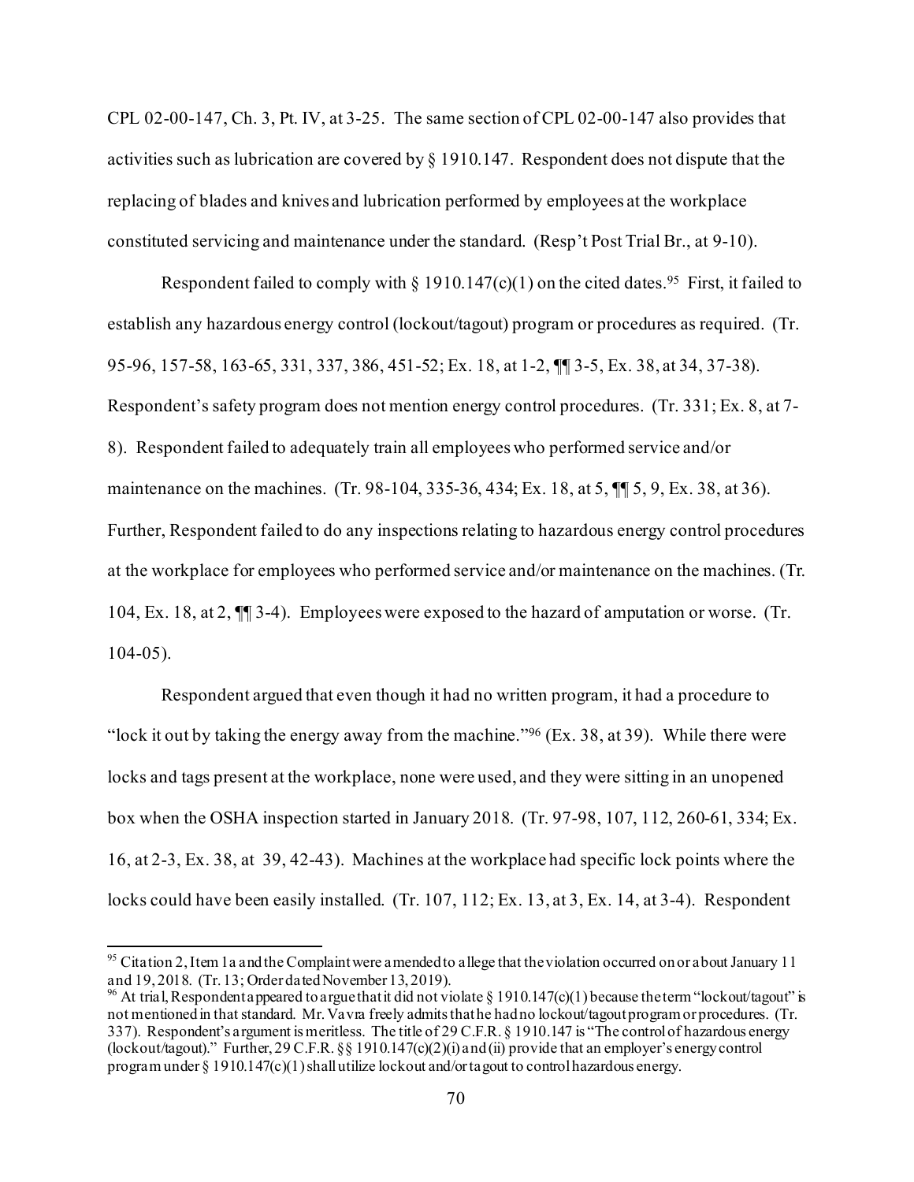CPL 02-00-147, Ch. 3, Pt. IV, at 3-25. The same section of CPL 02-00-147 also provides that activities such as lubrication are covered by § 1910.147. Respondent does not dispute that the replacing of blades and knives and lubrication performed by employees at the workplace constituted servicing and maintenance under the standard. (Resp't Post Trial Br., at 9-10).

Respondent failed to comply with § 1910.147(c)(1) on the cited dates.[95] First, it failed to establish any hazardous energy control (lockout/tagout) program or procedures as required. (Tr. 95-96, 157-58, 163-65, 331, 337, 386, 451-52; Ex. 18, at 1-2, ¶¶ 3-5, Ex. 38, at 34, 37-38). Respondent's safety program does not mention energy control procedures. (Tr. 331; Ex. 8, at 7-8). Respondent failed to adequately train all employees who performed service and/or maintenance on the machines. (Tr. 98-104, 335-36, 434; Ex. 18, at 5, ¶¶ 5, 9, Ex. 38, at 36). Further, Respondent failed to do any inspections relating to hazardous energy control procedures at the workplace for employees who performed service and/or maintenance on the machines. (Tr. 104, Ex. 18, at 2, ¶¶ 3-4). Employees were exposed to the hazard of amputation or worse. (Tr. 104-05).

Respondent argued that even though it had no written program, it had a procedure to "lock it out by taking the energy away from the machine."[96] (Ex. 38, at 39). While there were locks and tags present at the workplace, none were used, and they were sitting in an unopened box when the OSHA inspection started in January 2018. (Tr. 97-98, 107, 112, 260-61, 334; Ex. 16, at 2-3, Ex. 38, at 39, 42-43). Machines at the workplace had specific lock points where the locks could have been easily installed. (Tr. 107, 112; Ex. 13, at 3, Ex. 14, at 3-4). Respondent

---

[95] Citation 2, Item 1a and the Complaint were amended to allege that the violation occurred on or about January 11 and 19, 2018. (Tr. 13; Order dated November 13, 2019).

[96] At trial, Respondent appeared to argue that it did not violate § 1910.147(c)(1) because the term "lockout/tagout" is not mentioned in that standard. Mr. Vavra freely admits that he had no lockout/tagout program or procedures. (Tr. 337). Respondent's argument is meritless. The title of 29 C.F.R. § 1910.147 is "The control of hazardous energy (lockout/tagout)." Further, 29 C.F.R. §§ 1910.147(c)(2)(i) and (ii) provide that an employer's energy control program under § 1910.147(c)(1) shall utilize lockout and/or tagout to control hazardous energy.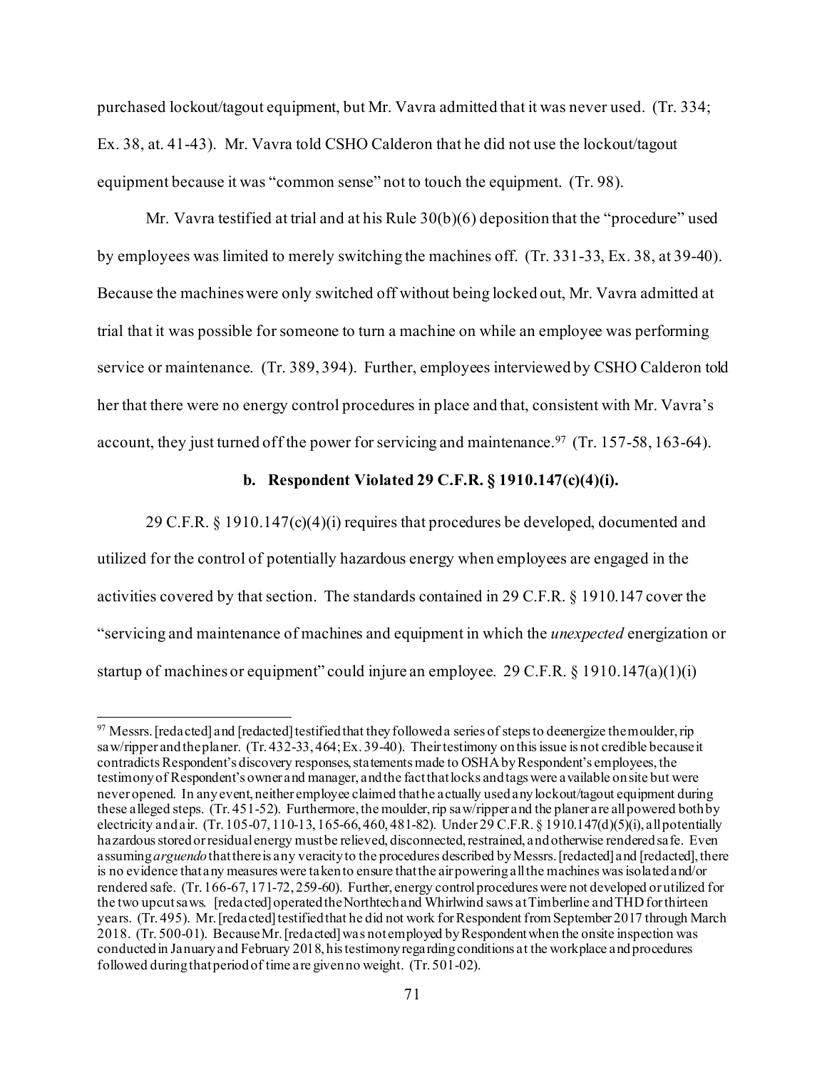purchased lockout/tagout equipment, but Mr. Vavra admitted that it was never used. (Tr. 334; Ex. 38, at. 41-43). Mr. Vavra told CSHO Calderon that he did not use the lockout/tagout equipment because it was "common sense" not to touch the equipment. (Tr. 98).

Mr. Vavra testified at trial and at his Rule 30(b)(6) deposition that the "procedure" used by employees was limited to merely switching the machines off. (Tr. 331-33, Ex. 38, at 39-40). Because the machines were only switched off without being locked out, Mr. Vavra admitted at trial that it was possible for someone to turn a machine on while an employee was performing service or maintenance. (Tr. 389, 394). Further, employees interviewed by CSHO Calderon told her that there were no energy control procedures in place and that, consistent with Mr. Vavra's account, they just turned off the power for servicing and maintenance.[97] (Tr. 157-58, 163-64).

**b. Respondent Violated 29 C.F.R. § 1910.147(c)(4)(i).**

29 C.F.R. § 1910.147(c)(4)(i) requires that procedures be developed, documented and utilized for the control of potentially hazardous energy when employees are engaged in the activities covered by that section. The standards contained in 29 C.F.R. § 1910.147 cover the "servicing and maintenance of machines and equipment in which the *unexpected* energization or startup of machines or equipment" could injure an employee. 29 C.F.R. § 1910.147(a)(1)(i)

---

[97] Messrs. [redacted] and [redacted] testified that they followed a series of steps to deenergize the moulder, rip saw/ripper and the planer. (Tr. 432-33, 464; Ex. 39-40). Their testimony on this issue is not credible because it contradicts Respondent's discovery responses, statements made to OSHA by Respondent's employees, the testimony of Respondent's owner and manager, and the fact that locks and tags were available on site but were never opened. In any event, neither employee claimed that he actually used any lockout/tagout equipment during these alleged steps. (Tr. 451-52). Furthermore, the moulder, rip saw/ripper and the planer are all powered both by electricity and air. (Tr. 105-07, 110-13, 165-66, 460, 481-82). Under 29 C.F.R. § 1910.147(d)(5)(i), all potentially hazardous stored or residual energy must be relieved, disconnected, restrained, and otherwise rendered safe. Even assuming *arguendo* that there is any veracity to the procedures described by Messrs. [redacted] and [redacted], there is no evidence that any measures were taken to ensure that the air powering all the machines was isolated and/or rendered safe. (Tr. 166-67, 171-72, 259-60). Further, energy control procedures were not developed or utilized for the two upcut saws. [redacted] operated the Northtech and Whirlwind saws at Timberline and THD for thirteen years. (Tr. 495). Mr. [redacted] testified that he did not work for Respondent from September 2017 through March 2018. (Tr. 500-01). Because Mr. [redacted] was not employed by Respondent when the onsite inspection was conducted in January and February 2018, his testimony regarding conditions at the workplace and procedures followed during that period of time are given no weight. (Tr. 501-02).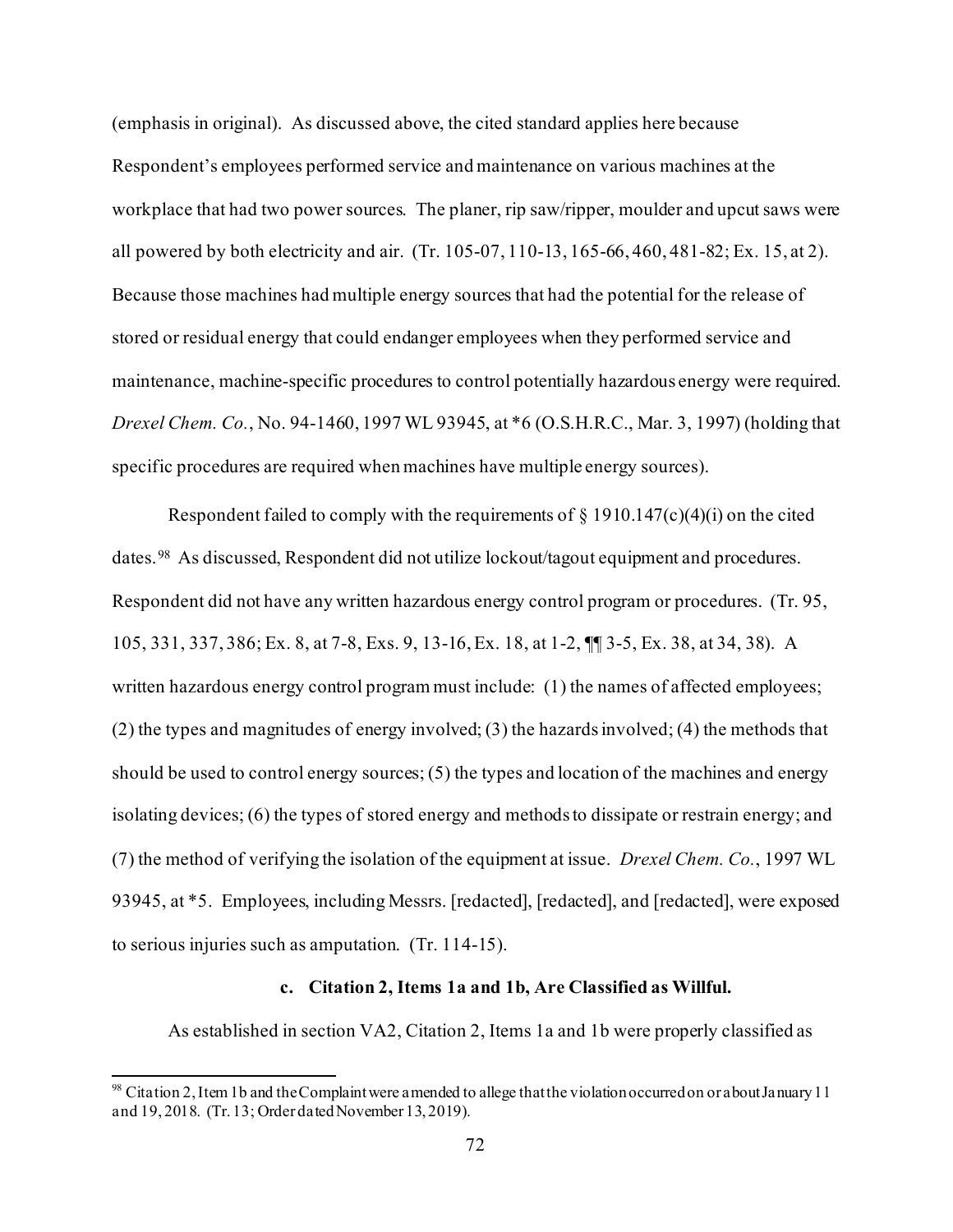(emphasis in original). As discussed above, the cited standard applies here because Respondent's employees performed service and maintenance on various machines at the workplace that had two power sources. The planer, rip saw/ripper, moulder and upcut saws were all powered by both electricity and air. (Tr. 105-07, 110-13, 165-66, 460, 481-82; Ex. 15, at 2). Because those machines had multiple energy sources that had the potential for the release of stored or residual energy that could endanger employees when they performed service and maintenance, machine-specific procedures to control potentially hazardous energy were required. *Drexel Chem. Co.*, No. 94-1460, 1997 WL 93945, at *6 (O.S.H.R.C., Mar. 3, 1997) (holding that specific procedures are required when machines have multiple energy sources).

Respondent failed to comply with the requirements of § 1910.147(c)(4)(i) on the cited dates.[98] As discussed, Respondent did not utilize lockout/tagout equipment and procedures. Respondent did not have any written hazardous energy control program or procedures. (Tr. 95, 105, 331, 337, 386; Ex. 8, at 7-8, Exs. 9, 13-16, Ex. 18, at 1-2, ¶¶ 3-5, Ex. 38, at 34, 38). A written hazardous energy control program must include: (1) the names of affected employees; (2) the types and magnitudes of energy involved; (3) the hazards involved; (4) the methods that should be used to control energy sources; (5) the types and location of the machines and energy isolating devices; (6) the types of stored energy and methods to dissipate or restrain energy; and (7) the method of verifying the isolation of the equipment at issue. *Drexel Chem. Co.*, 1997 WL 93945, at *5. Employees, including Messrs. [redacted], [redacted], and [redacted], were exposed to serious injuries such as amputation. (Tr. 114-15).

**c. Citation 2, Items 1a and 1b, Are Classified as Willful.**

As established in section VA2, Citation 2, Items 1a and 1b were properly classified as

---

[98] Citation 2, Item 1b and the Complaint were amended to allege that the violation occurred on or about January 11 and 19, 2018. (Tr. 13; Order dated November 13, 2019).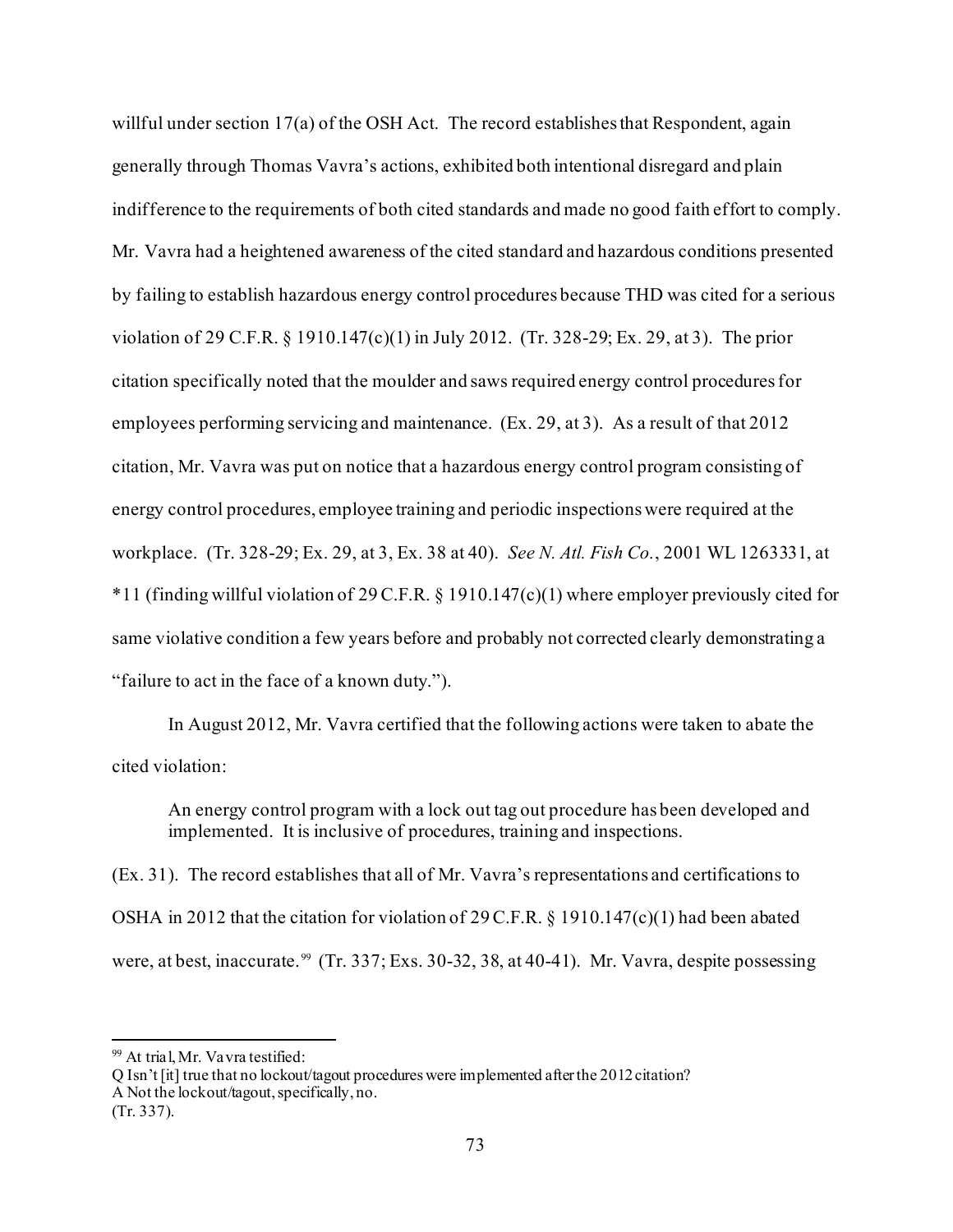willful under section 17(a) of the OSH Act. The record establishes that Respondent, again generally through Thomas Vavra's actions, exhibited both intentional disregard and plain indifference to the requirements of both cited standards and made no good faith effort to comply. Mr. Vavra had a heightened awareness of the cited standard and hazardous conditions presented by failing to establish hazardous energy control procedures because THD was cited for a serious violation of 29 C.F.R. § 1910.147(c)(1) in July 2012. (Tr. 328-29; Ex. 29, at 3). The prior citation specifically noted that the moulder and saws required energy control procedures for employees performing servicing and maintenance. (Ex. 29, at 3). As a result of that 2012 citation, Mr. Vavra was put on notice that a hazardous energy control program consisting of energy control procedures, employee training and periodic inspections were required at the workplace. (Tr. 328-29; Ex. 29, at 3, Ex. 38 at 40). *See N. Atl. Fish Co.*, 2001 WL 1263331, at *11 (finding willful violation of 29 C.F.R. § 1910.147(c)(1) where employer previously cited for same violative condition a few years before and probably not corrected clearly demonstrating a "failure to act in the face of a known duty.").

In August 2012, Mr. Vavra certified that the following actions were taken to abate the cited violation:

> An energy control program with a lock out tag out procedure has been developed and implemented. It is inclusive of procedures, training and inspections.

(Ex. 31). The record establishes that all of Mr. Vavra's representations and certifications to OSHA in 2012 that the citation for violation of 29 C.F.R. § 1910.147(c)(1) had been abated were, at best, inaccurate.[99] (Tr. 337; Exs. 30-32, 38, at 40-41). Mr. Vavra, despite possessing

---

[99] At trial, Mr. Vavra testified:
Q Isn't [it] true that no lockout/tagout procedures were implemented after the 2012 citation?
A Not the lockout/tagout, specifically, no.
(Tr. 337).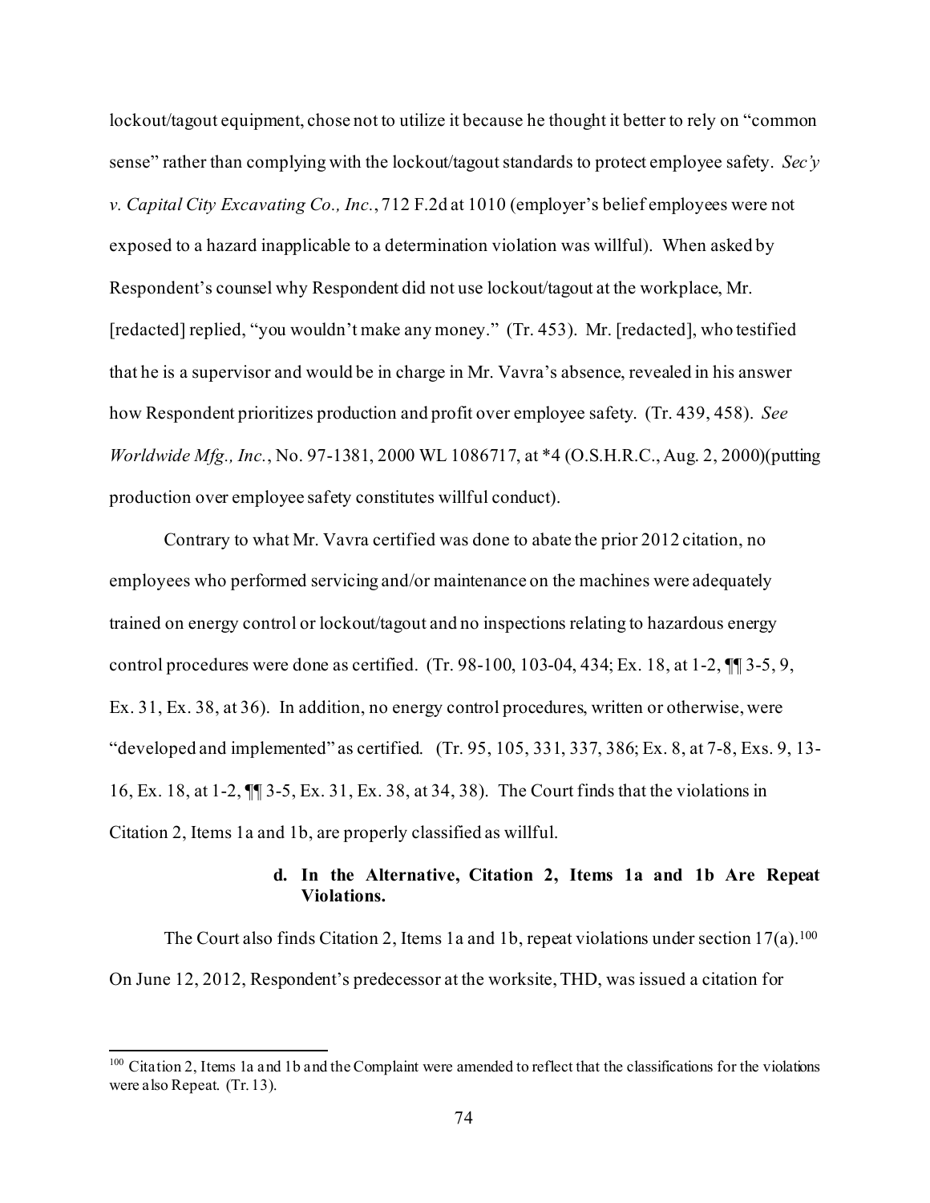lockout/tagout equipment, chose not to utilize it because he thought it better to rely on "common sense" rather than complying with the lockout/tagout standards to protect employee safety. *Sec'y v. Capital City Excavating Co., Inc.*, 712 F.2d at 1010 (employer's belief employees were not exposed to a hazard inapplicable to a determination violation was willful). When asked by Respondent's counsel why Respondent did not use lockout/tagout at the workplace, Mr. [redacted] replied, "you wouldn't make any money." (Tr. 453). Mr. [redacted], who testified that he is a supervisor and would be in charge in Mr. Vavra's absence, revealed in his answer how Respondent prioritizes production and profit over employee safety. (Tr. 439, 458). *See Worldwide Mfg., Inc.*, No. 97-1381, 2000 WL 1086717, at *4 (O.S.H.R.C., Aug. 2, 2000)(putting production over employee safety constitutes willful conduct).

Contrary to what Mr. Vavra certified was done to abate the prior 2012 citation, no employees who performed servicing and/or maintenance on the machines were adequately trained on energy control or lockout/tagout and no inspections relating to hazardous energy control procedures were done as certified. (Tr. 98-100, 103-04, 434; Ex. 18, at 1-2, ¶¶ 3-5, 9, Ex. 31, Ex. 38, at 36). In addition, no energy control procedures, written or otherwise, were "developed and implemented" as certified. (Tr. 95, 105, 331, 337, 386; Ex. 8, at 7-8, Exs. 9, 13-16, Ex. 18, at 1-2, ¶¶ 3-5, Ex. 31, Ex. 38, at 34, 38). The Court finds that the violations in Citation 2, Items 1a and 1b, are properly classified as willful.

#### d. In the Alternative, Citation 2, Items 1a and 1b Are Repeat Violations.

The Court also finds Citation 2, Items 1a and 1b, repeat violations under section 17(a).[100] On June 12, 2012, Respondent's predecessor at the worksite, THD, was issued a citation for

[100] Citation 2, Items 1a and 1b and the Complaint were amended to reflect that the classifications for the violations were also Repeat. (Tr. 13).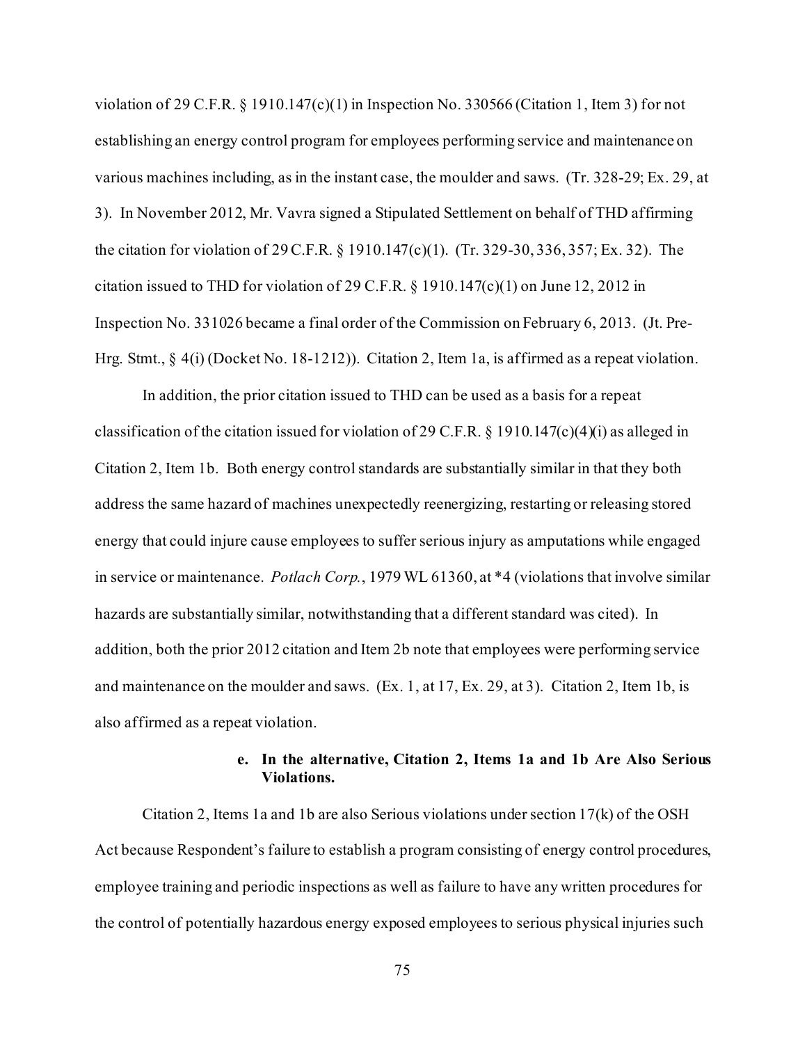violation of 29 C.F.R. § 1910.147(c)(1) in Inspection No. 330566 (Citation 1, Item 3) for not establishing an energy control program for employees performing service and maintenance on various machines including, as in the instant case, the moulder and saws. (Tr. 328-29; Ex. 29, at 3). In November 2012, Mr. Vavra signed a Stipulated Settlement on behalf of THD affirming the citation for violation of 29 C.F.R. § 1910.147(c)(1). (Tr. 329-30, 336, 357; Ex. 32). The citation issued to THD for violation of 29 C.F.R. § 1910.147(c)(1) on June 12, 2012 in Inspection No. 331026 became a final order of the Commission on February 6, 2013. (Jt. Pre-Hrg. Stmt., § 4(i) (Docket No. 18-1212)). Citation 2, Item 1a, is affirmed as a repeat violation.

In addition, the prior citation issued to THD can be used as a basis for a repeat classification of the citation issued for violation of 29 C.F.R. § 1910.147(c)(4)(i) as alleged in Citation 2, Item 1b. Both energy control standards are substantially similar in that they both address the same hazard of machines unexpectedly reenergizing, restarting or releasing stored energy that could injure cause employees to suffer serious injury as amputations while engaged in service or maintenance. *Potlach Corp.*, 1979 WL 61360, at *4 (violations that involve similar hazards are substantially similar, notwithstanding that a different standard was cited). In addition, both the prior 2012 citation and Item 2b note that employees were performing service and maintenance on the moulder and saws. (Ex. 1, at 17, Ex. 29, at 3). Citation 2, Item 1b, is also affirmed as a repeat violation.

**e. In the alternative, Citation 2, Items 1a and 1b Are Also Serious Violations.**

Citation 2, Items 1a and 1b are also Serious violations under section 17(k) of the OSH Act because Respondent's failure to establish a program consisting of energy control procedures, employee training and periodic inspections as well as failure to have any written procedures for the control of potentially hazardous energy exposed employees to serious physical injuries such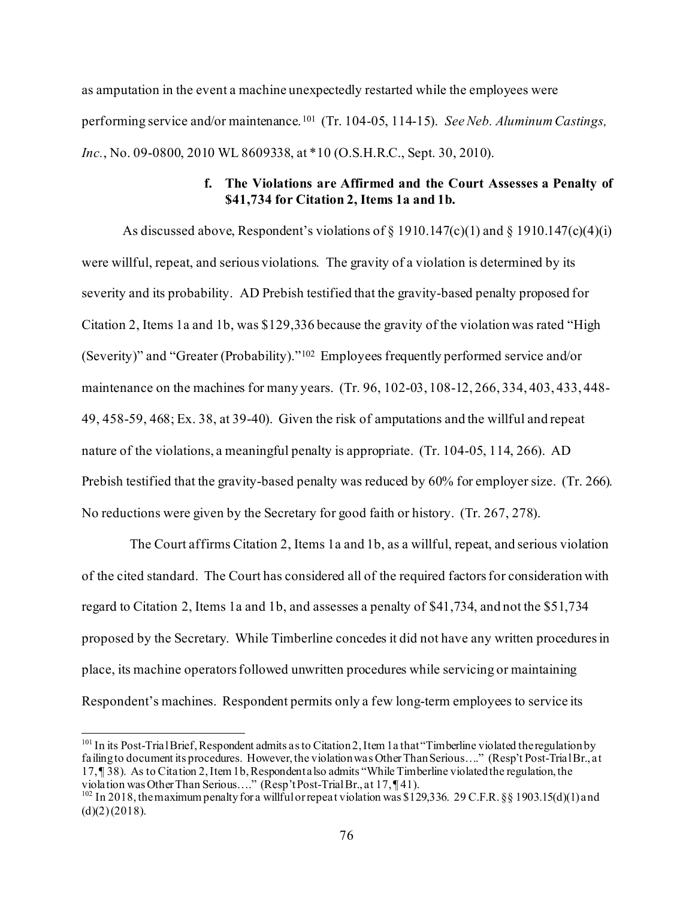as amputation in the event a machine unexpectedly restarted while the employees were performing service and/or maintenance.[101] (Tr. 104-05, 114-15). *See Neb. Aluminum Castings, Inc.*, No. 09-0800, 2010 WL 8609338, at *10 (O.S.H.R.C., Sept. 30, 2010).

**f. The Violations are Affirmed and the Court Assesses a Penalty of $41,734 for Citation 2, Items 1a and 1b.**

As discussed above, Respondent's violations of § 1910.147(c)(1) and § 1910.147(c)(4)(i) were willful, repeat, and serious violations. The gravity of a violation is determined by its severity and its probability. AD Prebish testified that the gravity-based penalty proposed for Citation 2, Items 1a and 1b, was $129,336 because the gravity of the violation was rated "High (Severity)" and "Greater (Probability)."[102] Employees frequently performed service and/or maintenance on the machines for many years. (Tr. 96, 102-03, 108-12, 266, 334, 403, 433, 448-49, 458-59, 468; Ex. 38, at 39-40). Given the risk of amputations and the willful and repeat nature of the violations, a meaningful penalty is appropriate. (Tr. 104-05, 114, 266). AD Prebish testified that the gravity-based penalty was reduced by 60% for employer size. (Tr. 266). No reductions were given by the Secretary for good faith or history. (Tr. 267, 278).

The Court affirms Citation 2, Items 1a and 1b, as a willful, repeat, and serious violation of the cited standard. The Court has considered all of the required factors for consideration with regard to Citation 2, Items 1a and 1b, and assesses a penalty of $41,734, and not the $51,734 proposed by the Secretary. While Timberline concedes it did not have any written procedures in place, its machine operators followed unwritten procedures while servicing or maintaining Respondent's machines. Respondent permits only a few long-term employees to service its

---

[101] In its Post-Trial Brief, Respondent admits as to Citation 2, Item 1a that "Timberline violated the regulation by failing to document its procedures. However, the violation was Other Than Serious…." (Resp't Post-Trial Br., at 17, ¶ 38). As to Citation 2, Item 1b, Respondent also admits "While Timberline violated the regulation, the violation was Other Than Serious…." (Resp't Post-Trial Br., at 17, ¶ 41).

[102] In 2018, the maximum penalty for a willful or repeat violation was $129,336. 29 C.F.R. §§ 1903.15(d)(1) and (d)(2) (2018).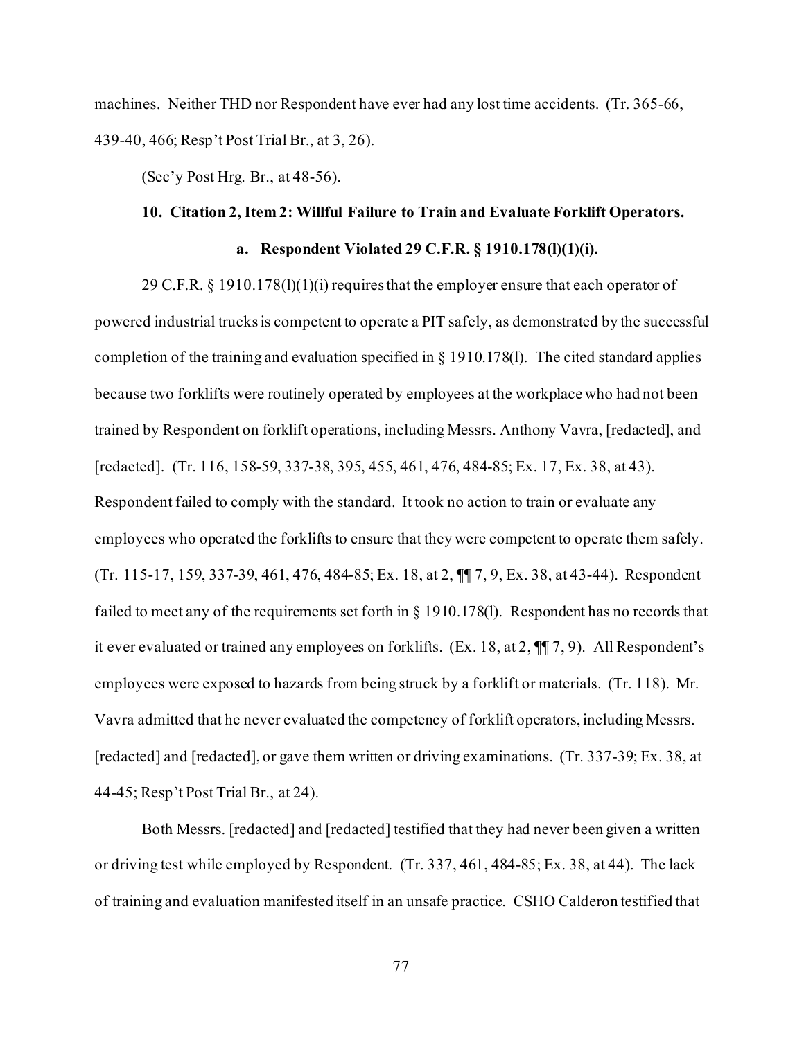machines. Neither THD nor Respondent have ever had any lost time accidents. (Tr. 365-66, 439-40, 466; Resp't Post Trial Br., at 3, 26).

(Sec'y Post Hrg. Br., at 48-56).

### 10. Citation 2, Item 2: Willful Failure to Train and Evaluate Forklift Operators.

#### a. Respondent Violated 29 C.F.R. § 1910.178(l)(1)(i).

29 C.F.R. § 1910.178(l)(1)(i) requires that the employer ensure that each operator of powered industrial trucks is competent to operate a PIT safely, as demonstrated by the successful completion of the training and evaluation specified in § 1910.178(l). The cited standard applies because two forklifts were routinely operated by employees at the workplace who had not been trained by Respondent on forklift operations, including Messrs. Anthony Vavra, [redacted], and [redacted]. (Tr. 116, 158-59, 337-38, 395, 455, 461, 476, 484-85; Ex. 17, Ex. 38, at 43). Respondent failed to comply with the standard. It took no action to train or evaluate any employees who operated the forklifts to ensure that they were competent to operate them safely. (Tr. 115-17, 159, 337-39, 461, 476, 484-85; Ex. 18, at 2, ¶¶ 7, 9, Ex. 38, at 43-44). Respondent failed to meet any of the requirements set forth in § 1910.178(l). Respondent has no records that it ever evaluated or trained any employees on forklifts. (Ex. 18, at 2, ¶¶ 7, 9). All Respondent's employees were exposed to hazards from being struck by a forklift or materials. (Tr. 118). Mr. Vavra admitted that he never evaluated the competency of forklift operators, including Messrs. [redacted] and [redacted], or gave them written or driving examinations. (Tr. 337-39; Ex. 38, at 44-45; Resp't Post Trial Br., at 24).

Both Messrs. [redacted] and [redacted] testified that they had never been given a written or driving test while employed by Respondent. (Tr. 337, 461, 484-85; Ex. 38, at 44). The lack of training and evaluation manifested itself in an unsafe practice. CSHO Calderon testified that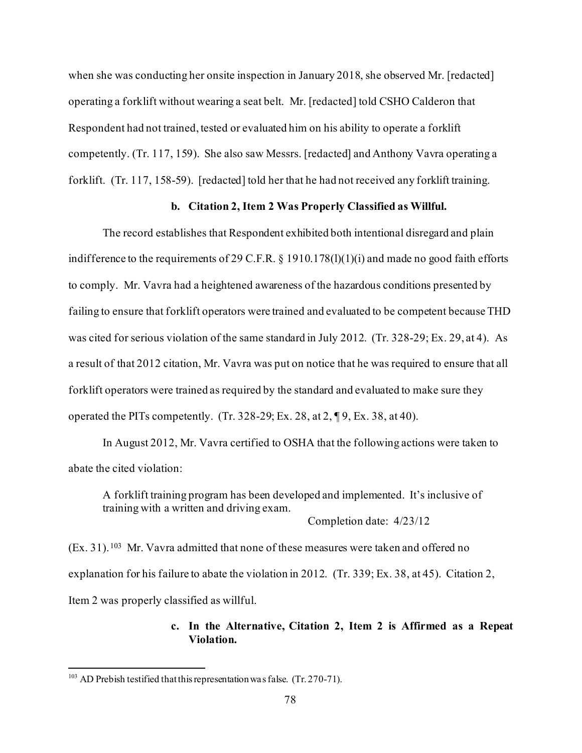when she was conducting her onsite inspection in January 2018, she observed Mr. [redacted] operating a forklift without wearing a seat belt. Mr. [redacted] told CSHO Calderon that Respondent had not trained, tested or evaluated him on his ability to operate a forklift competently. (Tr. 117, 159). She also saw Messrs. [redacted] and Anthony Vavra operating a forklift. (Tr. 117, 158-59). [redacted] told her that he had not received any forklift training.

### b. Citation 2, Item 2 Was Properly Classified as Willful.

The record establishes that Respondent exhibited both intentional disregard and plain indifference to the requirements of 29 C.F.R. § 1910.178(l)(1)(i) and made no good faith efforts to comply. Mr. Vavra had a heightened awareness of the hazardous conditions presented by failing to ensure that forklift operators were trained and evaluated to be competent because THD was cited for serious violation of the same standard in July 2012. (Tr. 328-29; Ex. 29, at 4). As a result of that 2012 citation, Mr. Vavra was put on notice that he was required to ensure that all forklift operators were trained as required by the standard and evaluated to make sure they operated the PITs competently. (Tr. 328-29; Ex. 28, at 2, ¶ 9, Ex. 38, at 40).

In August 2012, Mr. Vavra certified to OSHA that the following actions were taken to abate the cited violation:

> A forklift training program has been developed and implemented. It's inclusive of training with a written and driving exam.
>
> Completion date: 4/23/12

(Ex. 31).[103] Mr. Vavra admitted that none of these measures were taken and offered no explanation for his failure to abate the violation in 2012. (Tr. 339; Ex. 38, at 45). Citation 2, Item 2 was properly classified as willful.

### c. In the Alternative, Citation 2, Item 2 is Affirmed as a Repeat Violation.

[103] AD Prebish testified that this representation was false. (Tr. 270-71).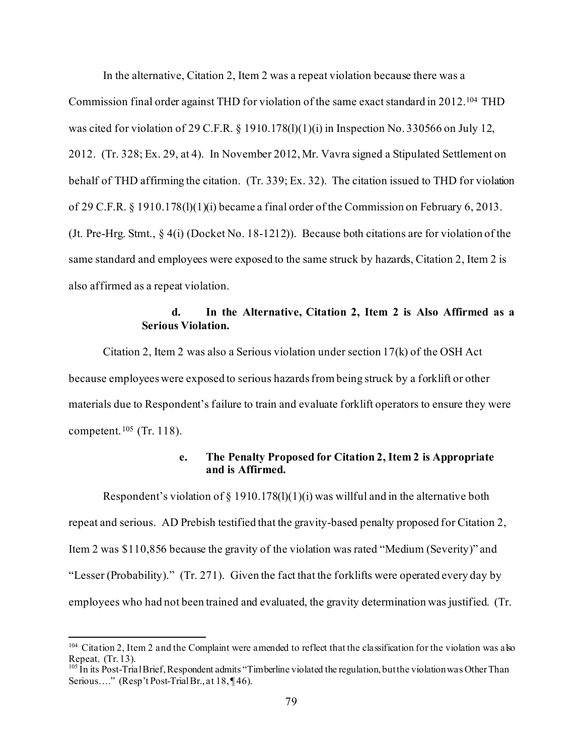In the alternative, Citation 2, Item 2 was a repeat violation because there was a Commission final order against THD for violation of the same exact standard in 2012.[104] THD was cited for violation of 29 C.F.R. § 1910.178(l)(1)(i) in Inspection No. 330566 on July 12, 2012. (Tr. 328; Ex. 29, at 4). In November 2012, Mr. Vavra signed a Stipulated Settlement on behalf of THD affirming the citation. (Tr. 339; Ex. 32). The citation issued to THD for violation of 29 C.F.R. § 1910.178(l)(1)(i) became a final order of the Commission on February 6, 2013. (Jt. Pre-Hrg. Stmt., § 4(i) (Docket No. 18-1212)). Because both citations are for violation of the same standard and employees were exposed to the same struck by hazards, Citation 2, Item 2 is also affirmed as a repeat violation.

**d. In the Alternative, Citation 2, Item 2 is Also Affirmed as a Serious Violation.**

Citation 2, Item 2 was also a Serious violation under section 17(k) of the OSH Act because employees were exposed to serious hazards from being struck by a forklift or other materials due to Respondent's failure to train and evaluate forklift operators to ensure they were competent.[105] (Tr. 118).

**e. The Penalty Proposed for Citation 2, Item 2 is Appropriate and is Affirmed.**

Respondent's violation of § 1910.178(l)(1)(i) was willful and in the alternative both repeat and serious. AD Prebish testified that the gravity-based penalty proposed for Citation 2, Item 2 was $110,856 because the gravity of the violation was rated "Medium (Severity)" and "Lesser (Probability)." (Tr. 271). Given the fact that the forklifts were operated every day by employees who had not been trained and evaluated, the gravity determination was justified. (Tr.

---

[104] Citation 2, Item 2 and the Complaint were amended to reflect that the classification for the violation was also Repeat. (Tr. 13).

[105] In its Post-Trial Brief, Respondent admits "Timberline violated the regulation, but the violation was Other Than Serious…." (Resp't Post-Trial Br., at 18, ¶ 46).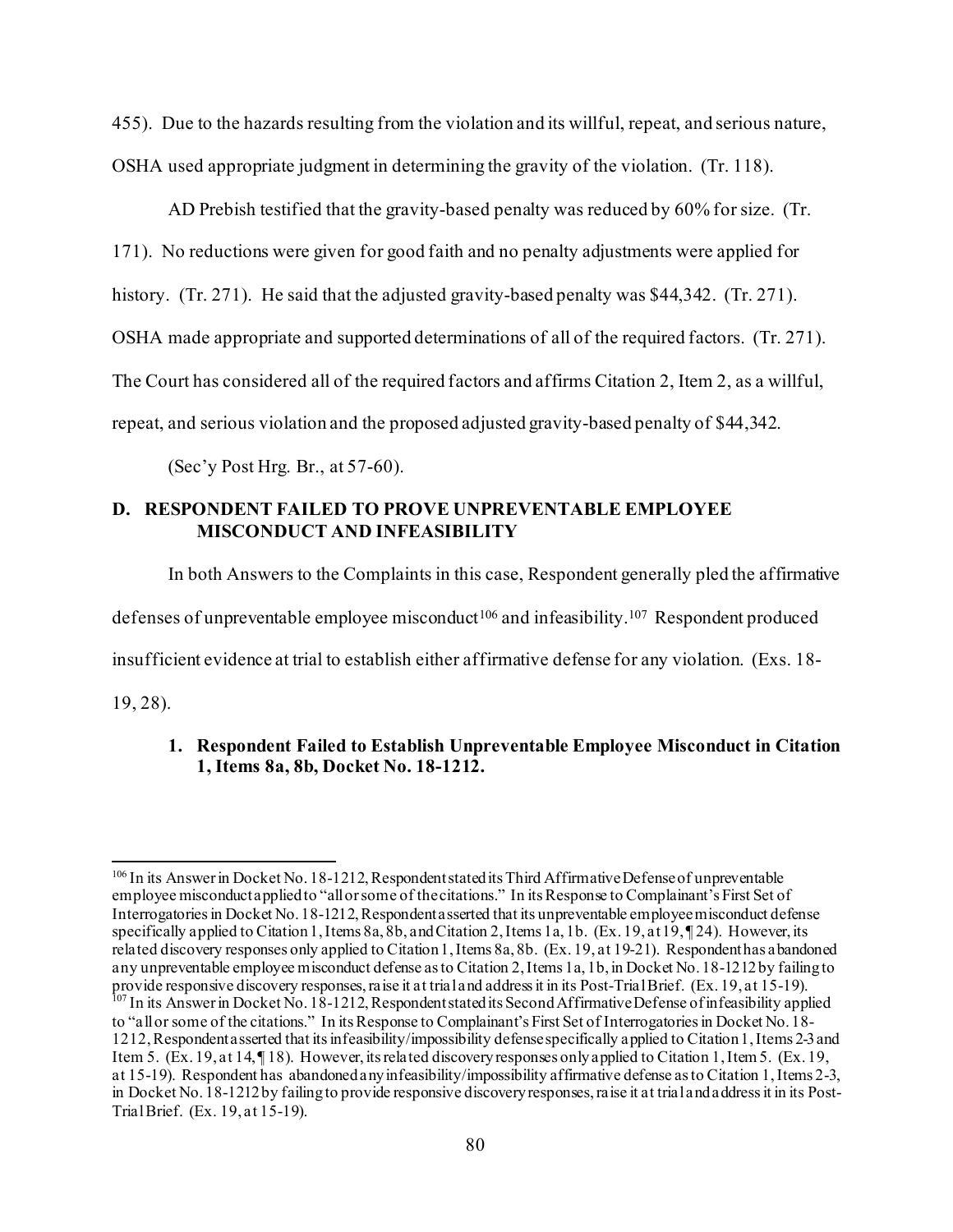455). Due to the hazards resulting from the violation and its willful, repeat, and serious nature, OSHA used appropriate judgment in determining the gravity of the violation. (Tr. 118).

AD Prebish testified that the gravity-based penalty was reduced by 60% for size. (Tr. 171). No reductions were given for good faith and no penalty adjustments were applied for history. (Tr. 271). He said that the adjusted gravity-based penalty was $44,342. (Tr. 271). OSHA made appropriate and supported determinations of all of the required factors. (Tr. 271). The Court has considered all of the required factors and affirms Citation 2, Item 2, as a willful, repeat, and serious violation and the proposed adjusted gravity-based penalty of $44,342.

(Sec'y Post Hrg. Br., at 57-60).

## D. RESPONDENT FAILED TO PROVE UNPREVENTABLE EMPLOYEE MISCONDUCT AND INFEASIBILITY

In both Answers to the Complaints in this case, Respondent generally pled the affirmative defenses of unpreventable employee misconduct[106] and infeasibility.[107] Respondent produced insufficient evidence at trial to establish either affirmative defense for any violation. (Exs. 18-19, 28).

### 1. Respondent Failed to Establish Unpreventable Employee Misconduct in Citation 1, Items 8a, 8b, Docket No. 18-1212.

[106] In its Answer in Docket No. 18-1212, Respondent stated its Third Affirmative Defense of unpreventable employee misconduct applied to "all or some of the citations." In its Response to Complainant's First Set of Interrogatories in Docket No. 18-1212, Respondent asserted that its unpreventable employee misconduct defense specifically applied to Citation 1, Items 8a, 8b, and Citation 2, Items 1a, 1b. (Ex. 19, at 19, ¶ 24). However, its related discovery responses only applied to Citation 1, Items 8a, 8b. (Ex. 19, at 19-21). Respondent has abandoned any unpreventable employee misconduct defense as to Citation 2, Items 1a, 1b, in Docket No. 18-1212 by failing to provide responsive discovery responses, raise it at trial and address it in its Post-Trial Brief. (Ex. 19, at 15-19).

[107] In its Answer in Docket No. 18-1212, Respondent stated its Second Affirmative Defense of infeasibility applied to "all or some of the citations." In its Response to Complainant's First Set of Interrogatories in Docket No. 18-1212, Respondent asserted that its infeasibility/impossibility defense specifically applied to Citation 1, Items 2-3 and Item 5. (Ex. 19, at 14, ¶ 18). However, its related discovery responses only applied to Citation 1, Item 5. (Ex. 19, at 15-19). Respondent has abandoned any infeasibility/impossibility affirmative defense as to Citation 1, Items 2-3, in Docket No. 18-1212 by failing to provide responsive discovery responses, raise it at trial and address it in its Post-Trial Brief. (Ex. 19, at 15-19).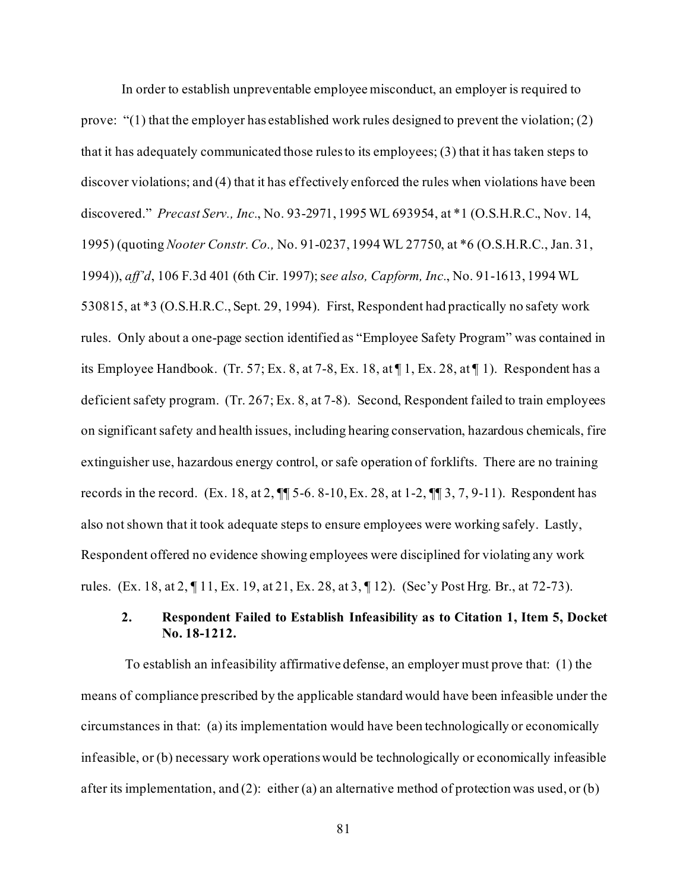In order to establish unpreventable employee misconduct, an employer is required to prove: "(1) that the employer has established work rules designed to prevent the violation; (2) that it has adequately communicated those rules to its employees; (3) that it has taken steps to discover violations; and (4) that it has effectively enforced the rules when violations have been discovered." *Precast Serv., Inc.*, No. 93-2971, 1995 WL 693954, at *1 (O.S.H.R.C., Nov. 14, 1995) (quoting *Nooter Constr. Co.,* No. 91-0237, 1994 WL 27750, at *6 (O.S.H.R.C., Jan. 31, 1994)), *aff'd*, 106 F.3d 401 (6th Cir. 1997); s*ee also, Capform, Inc*., No. 91-1613, 1994 WL 530815, at *3 (O.S.H.R.C., Sept. 29, 1994). First, Respondent had practically no safety work rules. Only about a one-page section identified as "Employee Safety Program" was contained in its Employee Handbook. (Tr. 57; Ex. 8, at 7-8, Ex. 18, at ¶ 1, Ex. 28, at ¶ 1). Respondent has a deficient safety program. (Tr. 267; Ex. 8, at 7-8). Second, Respondent failed to train employees on significant safety and health issues, including hearing conservation, hazardous chemicals, fire extinguisher use, hazardous energy control, or safe operation of forklifts. There are no training records in the record. (Ex. 18, at 2, ¶¶ 5-6. 8-10, Ex. 28, at 1-2, ¶¶ 3, 7, 9-11). Respondent has also not shown that it took adequate steps to ensure employees were working safely. Lastly, Respondent offered no evidence showing employees were disciplined for violating any work rules. (Ex. 18, at 2, ¶ 11, Ex. 19, at 21, Ex. 28, at 3, ¶ 12). (Sec'y Post Hrg. Br., at 72-73).

### 2. Respondent Failed to Establish Infeasibility as to Citation 1, Item 5, Docket No. 18-1212.

To establish an infeasibility affirmative defense, an employer must prove that: (1) the means of compliance prescribed by the applicable standard would have been infeasible under the circumstances in that: (a) its implementation would have been technologically or economically infeasible, or (b) necessary work operations would be technologically or economically infeasible after its implementation, and (2): either (a) an alternative method of protection was used, or (b)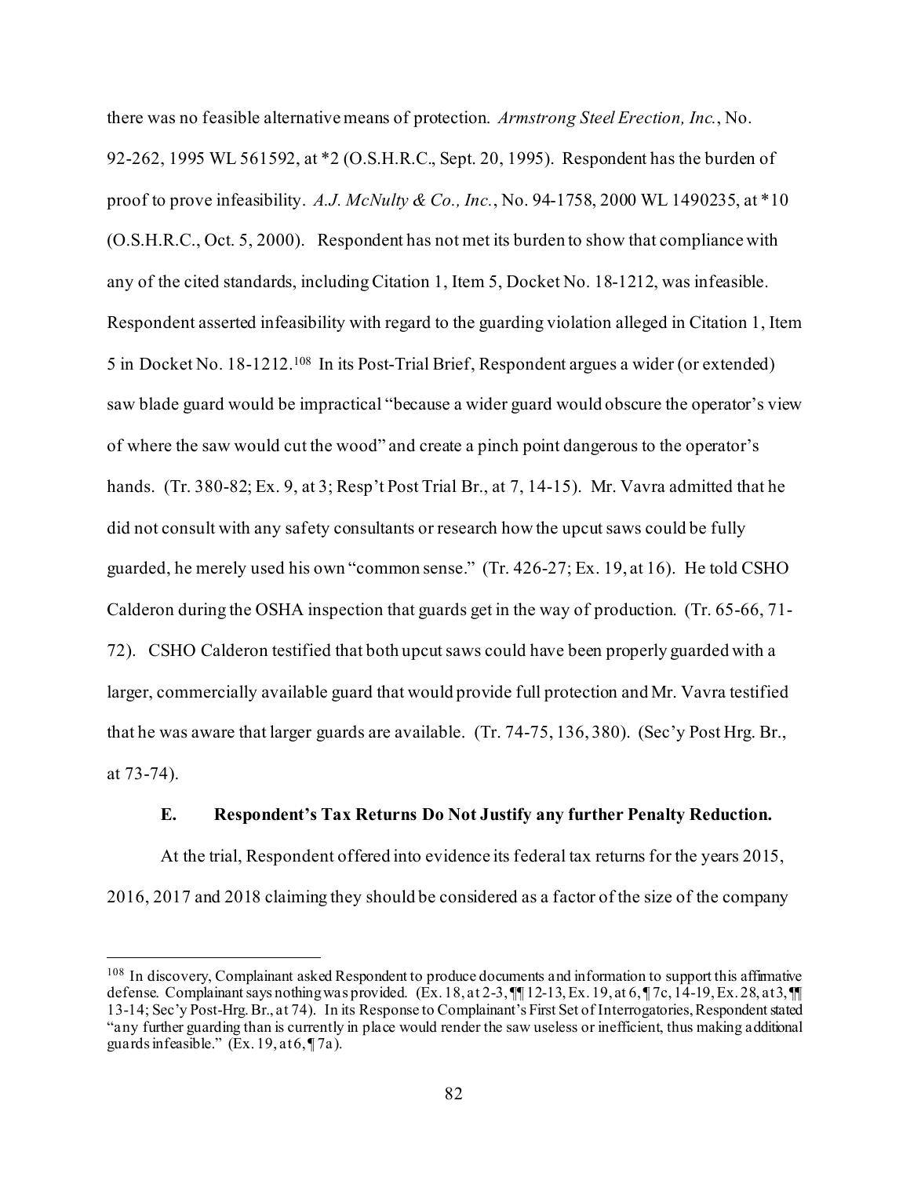there was no feasible alternative means of protection. *Armstrong Steel Erection, Inc.*, No. 92-262, 1995 WL 561592, at *2 (O.S.H.R.C., Sept. 20, 1995). Respondent has the burden of proof to prove infeasibility. *A.J. McNulty & Co., Inc.*, No. 94-1758, 2000 WL 1490235, at *10 (O.S.H.R.C., Oct. 5, 2000). Respondent has not met its burden to show that compliance with any of the cited standards, including Citation 1, Item 5, Docket No. 18-1212, was infeasible. Respondent asserted infeasibility with regard to the guarding violation alleged in Citation 1, Item 5 in Docket No. 18-1212.[108] In its Post-Trial Brief, Respondent argues a wider (or extended) saw blade guard would be impractical "because a wider guard would obscure the operator's view of where the saw would cut the wood" and create a pinch point dangerous to the operator's hands. (Tr. 380-82; Ex. 9, at 3; Resp't Post Trial Br., at 7, 14-15). Mr. Vavra admitted that he did not consult with any safety consultants or research how the upcut saws could be fully guarded, he merely used his own "common sense." (Tr. 426-27; Ex. 19, at 16). He told CSHO Calderon during the OSHA inspection that guards get in the way of production. (Tr. 65-66, 71-72). CSHO Calderon testified that both upcut saws could have been properly guarded with a larger, commercially available guard that would provide full protection and Mr. Vavra testified that he was aware that larger guards are available. (Tr. 74-75, 136, 380). (Sec'y Post Hrg. Br., at 73-74).

### E. Respondent's Tax Returns Do Not Justify any further Penalty Reduction.

At the trial, Respondent offered into evidence its federal tax returns for the years 2015, 2016, 2017 and 2018 claiming they should be considered as a factor of the size of the company

---

[108] In discovery, Complainant asked Respondent to produce documents and information to support this affirmative defense. Complainant says nothing was provided. (Ex. 18, at 2-3, ¶¶ 12-13, Ex. 19, at 6, ¶ 7c, 14-19, Ex. 28, at 3, ¶¶ 13-14; Sec'y Post-Hrg. Br., at 74). In its Response to Complainant's First Set of Interrogatories, Respondent stated "any further guarding than is currently in place would render the saw useless or inefficient, thus making additional guards infeasible." (Ex. 19, at 6, ¶ 7a).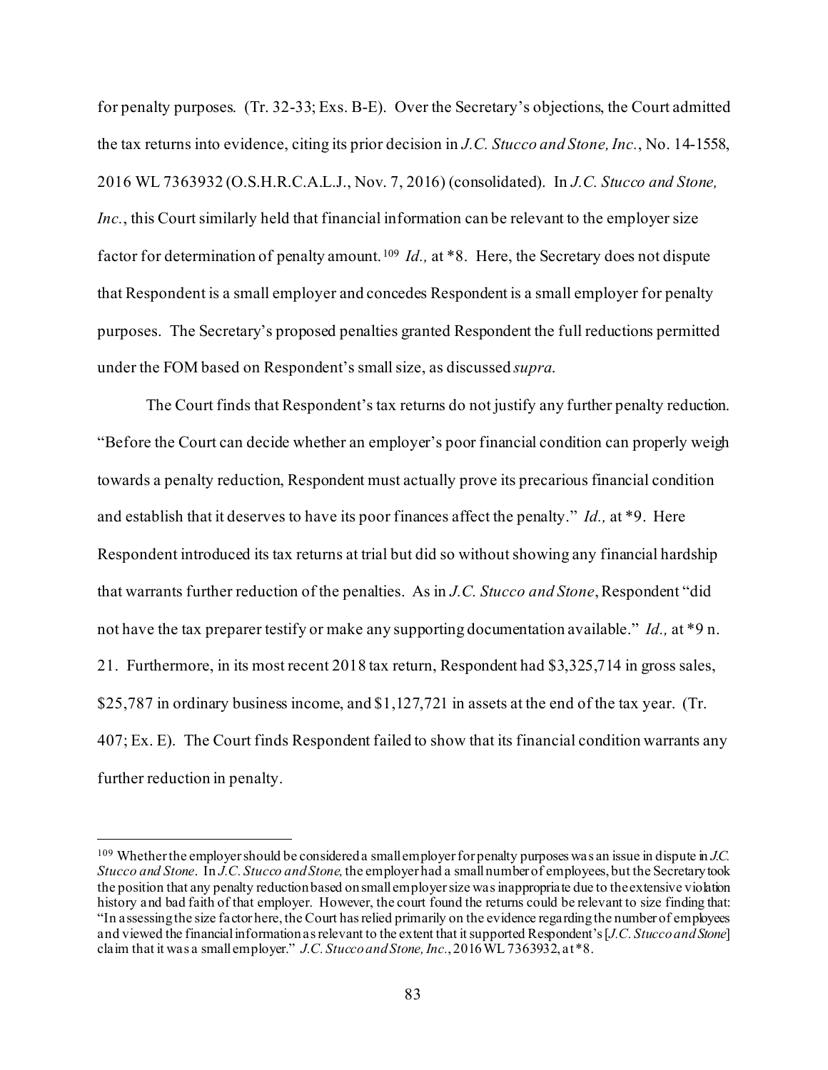for penalty purposes. (Tr. 32-33; Exs. B-E). Over the Secretary's objections, the Court admitted the tax returns into evidence, citing its prior decision in *J.C. Stucco and Stone, Inc.*, No. 14-1558, 2016 WL 7363932 (O.S.H.R.C.A.L.J., Nov. 7, 2016) (consolidated). In *J.C. Stucco and Stone, Inc.*, this Court similarly held that financial information can be relevant to the employer size factor for determination of penalty amount.[109] *Id.,* at *8. Here, the Secretary does not dispute that Respondent is a small employer and concedes Respondent is a small employer for penalty purposes. The Secretary's proposed penalties granted Respondent the full reductions permitted under the FOM based on Respondent's small size, as discussed *supra*.

The Court finds that Respondent's tax returns do not justify any further penalty reduction. "Before the Court can decide whether an employer's poor financial condition can properly weigh towards a penalty reduction, Respondent must actually prove its precarious financial condition and establish that it deserves to have its poor finances affect the penalty." *Id.,* at *9. Here Respondent introduced its tax returns at trial but did so without showing any financial hardship that warrants further reduction of the penalties. As in *J.C. Stucco and Stone*, Respondent "did not have the tax preparer testify or make any supporting documentation available." *Id.,* at *9 n. 21. Furthermore, in its most recent 2018 tax return, Respondent had $3,325,714 in gross sales, $25,787 in ordinary business income, and $1,127,721 in assets at the end of the tax year. (Tr. 407; Ex. E). The Court finds Respondent failed to show that its financial condition warrants any further reduction in penalty.

---

[109] Whether the employer should be considered a small employer for penalty purposes was an issue in dispute in *J.C. Stucco and Stone*. In *J.C. Stucco and Stone,* the employer had a small number of employees, but the Secretary took the position that any penalty reduction based on small employer size was inappropriate due to the extensive violation history and bad faith of that employer. However, the court found the returns could be relevant to size finding that: "In assessing the size factor here, the Court has relied primarily on the evidence regarding the number of employees and viewed the financial information as relevant to the extent that it supported Respondent's [*J.C. Stucco and Stone*] claim that it was a small employer." *J.C. Stucco and Stone, Inc.*, 2016 WL 7363932, at *8.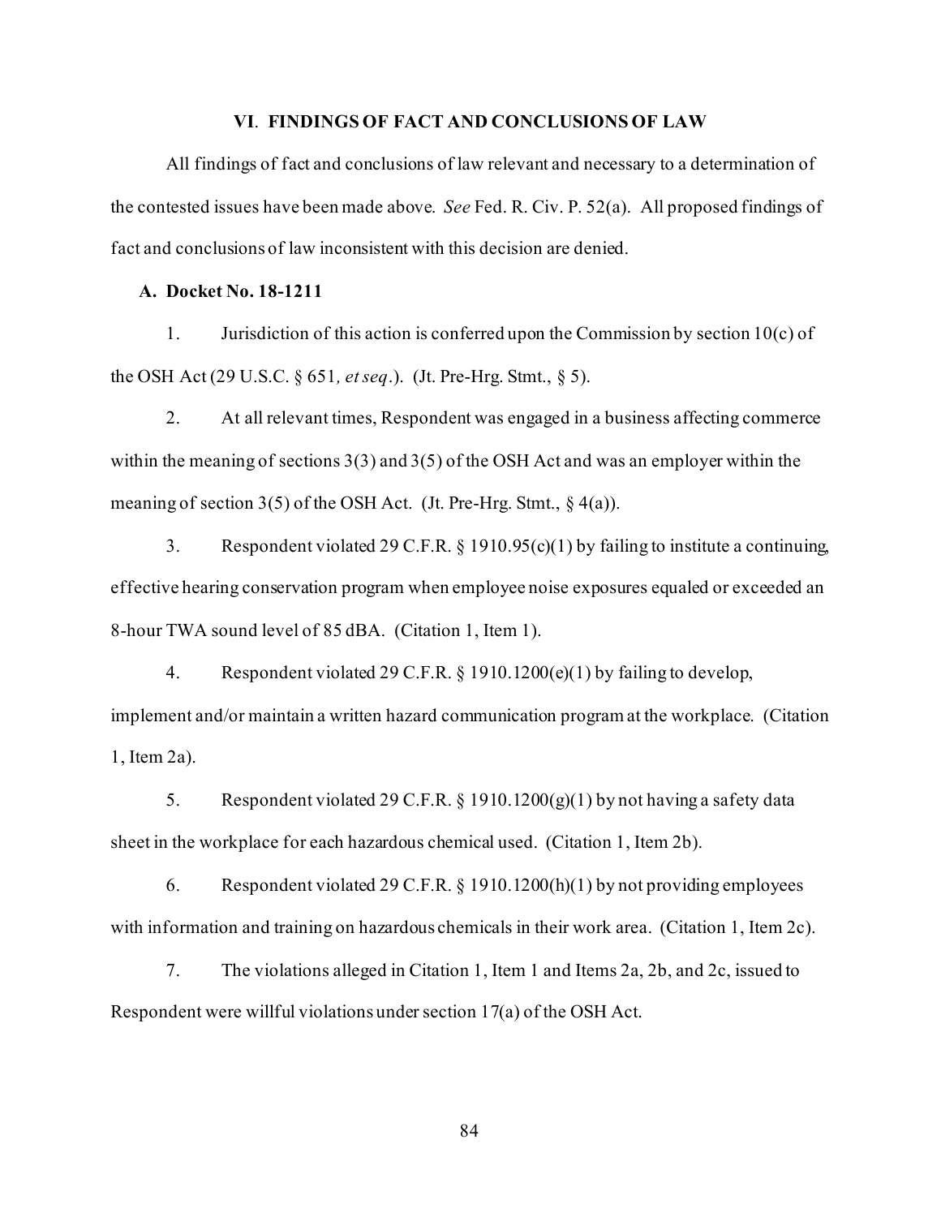## VI. FINDINGS OF FACT AND CONCLUSIONS OF LAW

All findings of fact and conclusions of law relevant and necessary to a determination of the contested issues have been made above. *See* Fed. R. Civ. P. 52(a). All proposed findings of fact and conclusions of law inconsistent with this decision are denied.

### A. Docket No. 18-1211

1. Jurisdiction of this action is conferred upon the Commission by section 10(c) of the OSH Act (29 U.S.C. § 651*, et seq*.). (Jt. Pre-Hrg. Stmt., § 5).

2. At all relevant times, Respondent was engaged in a business affecting commerce within the meaning of sections 3(3) and 3(5) of the OSH Act and was an employer within the meaning of section 3(5) of the OSH Act. (Jt. Pre-Hrg. Stmt., § 4(a)).

3. Respondent violated 29 C.F.R. § 1910.95(c)(1) by failing to institute a continuing, effective hearing conservation program when employee noise exposures equaled or exceeded an 8-hour TWA sound level of 85 dBA. (Citation 1, Item 1).

4. Respondent violated 29 C.F.R. § 1910.1200(e)(1) by failing to develop, implement and/or maintain a written hazard communication program at the workplace. (Citation 1, Item 2a).

5. Respondent violated 29 C.F.R. § 1910.1200(g)(1) by not having a safety data sheet in the workplace for each hazardous chemical used. (Citation 1, Item 2b).

6. Respondent violated 29 C.F.R. § 1910.1200(h)(1) by not providing employees with information and training on hazardous chemicals in their work area. (Citation 1, Item 2c).

7. The violations alleged in Citation 1, Item 1 and Items 2a, 2b, and 2c, issued to Respondent were willful violations under section 17(a) of the OSH Act.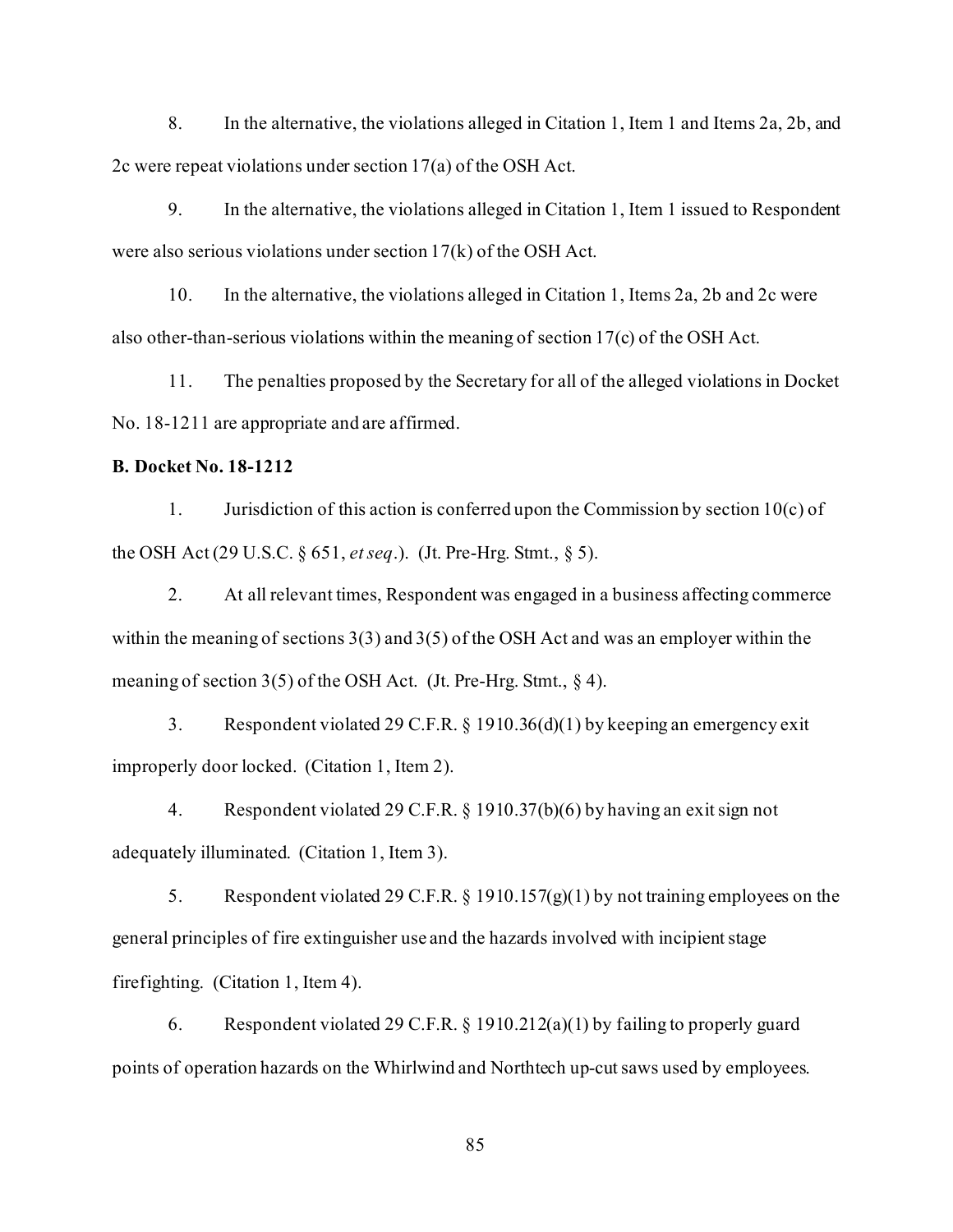8. In the alternative, the violations alleged in Citation 1, Item 1 and Items 2a, 2b, and 2c were repeat violations under section 17(a) of the OSH Act.

9. In the alternative, the violations alleged in Citation 1, Item 1 issued to Respondent were also serious violations under section 17(k) of the OSH Act.

10. In the alternative, the violations alleged in Citation 1, Items 2a, 2b and 2c were also other-than-serious violations within the meaning of section 17(c) of the OSH Act.

11. The penalties proposed by the Secretary for all of the alleged violations in Docket No. 18-1211 are appropriate and are affirmed.

**B. Docket No. 18-1212**

1. Jurisdiction of this action is conferred upon the Commission by section 10(c) of the OSH Act (29 U.S.C. § 651, *et seq*.). (Jt. Pre-Hrg. Stmt., § 5).

2. At all relevant times, Respondent was engaged in a business affecting commerce within the meaning of sections 3(3) and 3(5) of the OSH Act and was an employer within the meaning of section 3(5) of the OSH Act. (Jt. Pre-Hrg. Stmt., § 4).

3. Respondent violated 29 C.F.R. § 1910.36(d)(1) by keeping an emergency exit improperly door locked. (Citation 1, Item 2).

4. Respondent violated 29 C.F.R. § 1910.37(b)(6) by having an exit sign not adequately illuminated. (Citation 1, Item 3).

5. Respondent violated 29 C.F.R. § 1910.157(g)(1) by not training employees on the general principles of fire extinguisher use and the hazards involved with incipient stage firefighting. (Citation 1, Item 4).

6. Respondent violated 29 C.F.R. § 1910.212(a)(1) by failing to properly guard points of operation hazards on the Whirlwind and Northtech up-cut saws used by employees.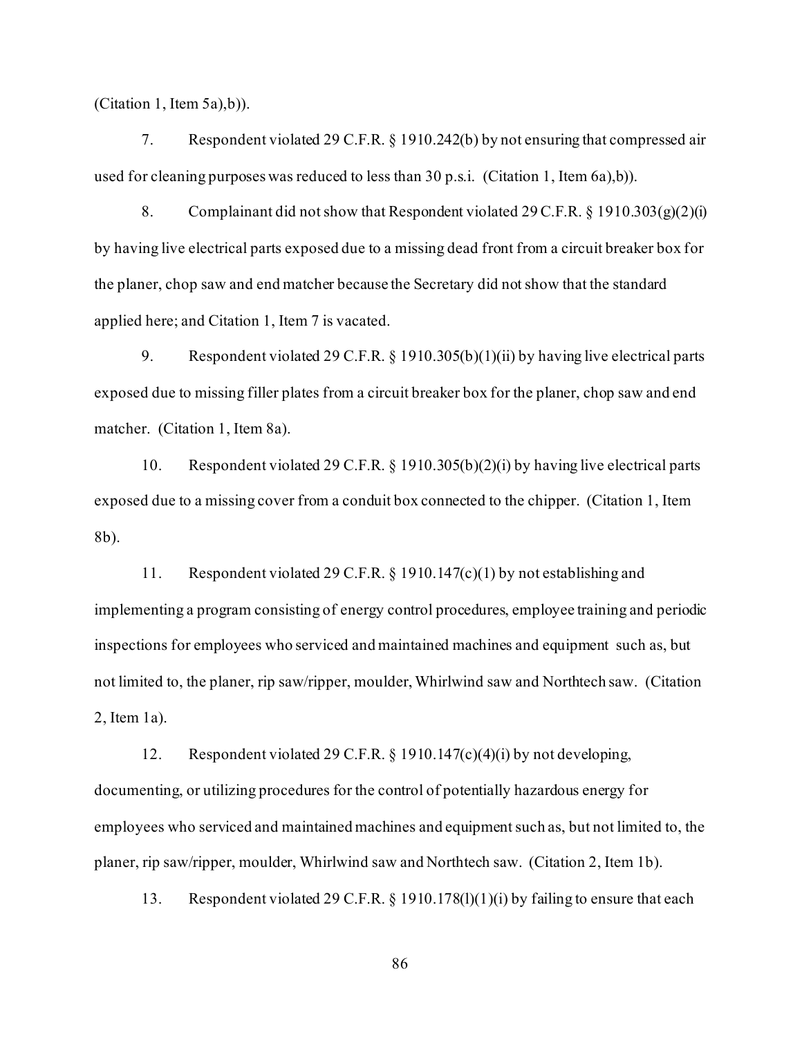(Citation 1, Item 5a),b)).

7. Respondent violated 29 C.F.R. § 1910.242(b) by not ensuring that compressed air used for cleaning purposes was reduced to less than 30 p.s.i. (Citation 1, Item 6a),b)).

8. Complainant did not show that Respondent violated 29 C.F.R. § 1910.303(g)(2)(i) by having live electrical parts exposed due to a missing dead front from a circuit breaker box for the planer, chop saw and end matcher because the Secretary did not show that the standard applied here; and Citation 1, Item 7 is vacated.

9. Respondent violated 29 C.F.R. § 1910.305(b)(1)(ii) by having live electrical parts exposed due to missing filler plates from a circuit breaker box for the planer, chop saw and end matcher. (Citation 1, Item 8a).

10. Respondent violated 29 C.F.R. § 1910.305(b)(2)(i) by having live electrical parts exposed due to a missing cover from a conduit box connected to the chipper. (Citation 1, Item 8b).

11. Respondent violated 29 C.F.R. § 1910.147(c)(1) by not establishing and implementing a program consisting of energy control procedures, employee training and periodic inspections for employees who serviced and maintained machines and equipment such as, but not limited to, the planer, rip saw/ripper, moulder, Whirlwind saw and Northtech saw. (Citation 2, Item 1a).

12. Respondent violated 29 C.F.R. § 1910.147(c)(4)(i) by not developing, documenting, or utilizing procedures for the control of potentially hazardous energy for employees who serviced and maintained machines and equipment such as, but not limited to, the planer, rip saw/ripper, moulder, Whirlwind saw and Northtech saw. (Citation 2, Item 1b).

13. Respondent violated 29 C.F.R. § 1910.178(l)(1)(i) by failing to ensure that each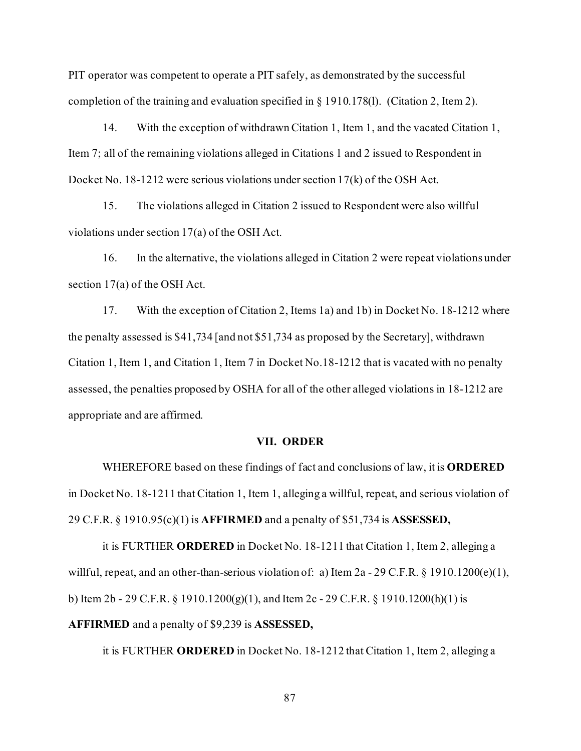PIT operator was competent to operate a PIT safely, as demonstrated by the successful completion of the training and evaluation specified in § 1910.178(l). (Citation 2, Item 2).

14. With the exception of withdrawn Citation 1, Item 1, and the vacated Citation 1, Item 7; all of the remaining violations alleged in Citations 1 and 2 issued to Respondent in Docket No. 18-1212 were serious violations under section 17(k) of the OSH Act.

15. The violations alleged in Citation 2 issued to Respondent were also willful violations under section 17(a) of the OSH Act.

16. In the alternative, the violations alleged in Citation 2 were repeat violations under section 17(a) of the OSH Act.

17. With the exception of Citation 2, Items 1a) and 1b) in Docket No. 18-1212 where the penalty assessed is $41,734 [and not $51,734 as proposed by the Secretary], withdrawn Citation 1, Item 1, and Citation 1, Item 7 in Docket No.18-1212 that is vacated with no penalty assessed, the penalties proposed by OSHA for all of the other alleged violations in 18-1212 are appropriate and are affirmed.

## VII. ORDER

WHEREFORE based on these findings of fact and conclusions of law, it is **ORDERED** in Docket No. 18-1211 that Citation 1, Item 1, alleging a willful, repeat, and serious violation of 29 C.F.R. § 1910.95(c)(1) is **AFFIRMED** and a penalty of $51,734 is **ASSESSED,**

it is FURTHER **ORDERED** in Docket No. 18-1211 that Citation 1, Item 2, alleging a willful, repeat, and an other-than-serious violation of: a) Item 2a - 29 C.F.R. § 1910.1200(e)(1), b) Item 2b - 29 C.F.R. § 1910.1200(g)(1), and Item 2c - 29 C.F.R. § 1910.1200(h)(1) is **AFFIRMED** and a penalty of $9,239 is **ASSESSED,**

it is FURTHER **ORDERED** in Docket No. 18-1212 that Citation 1, Item 2, alleging a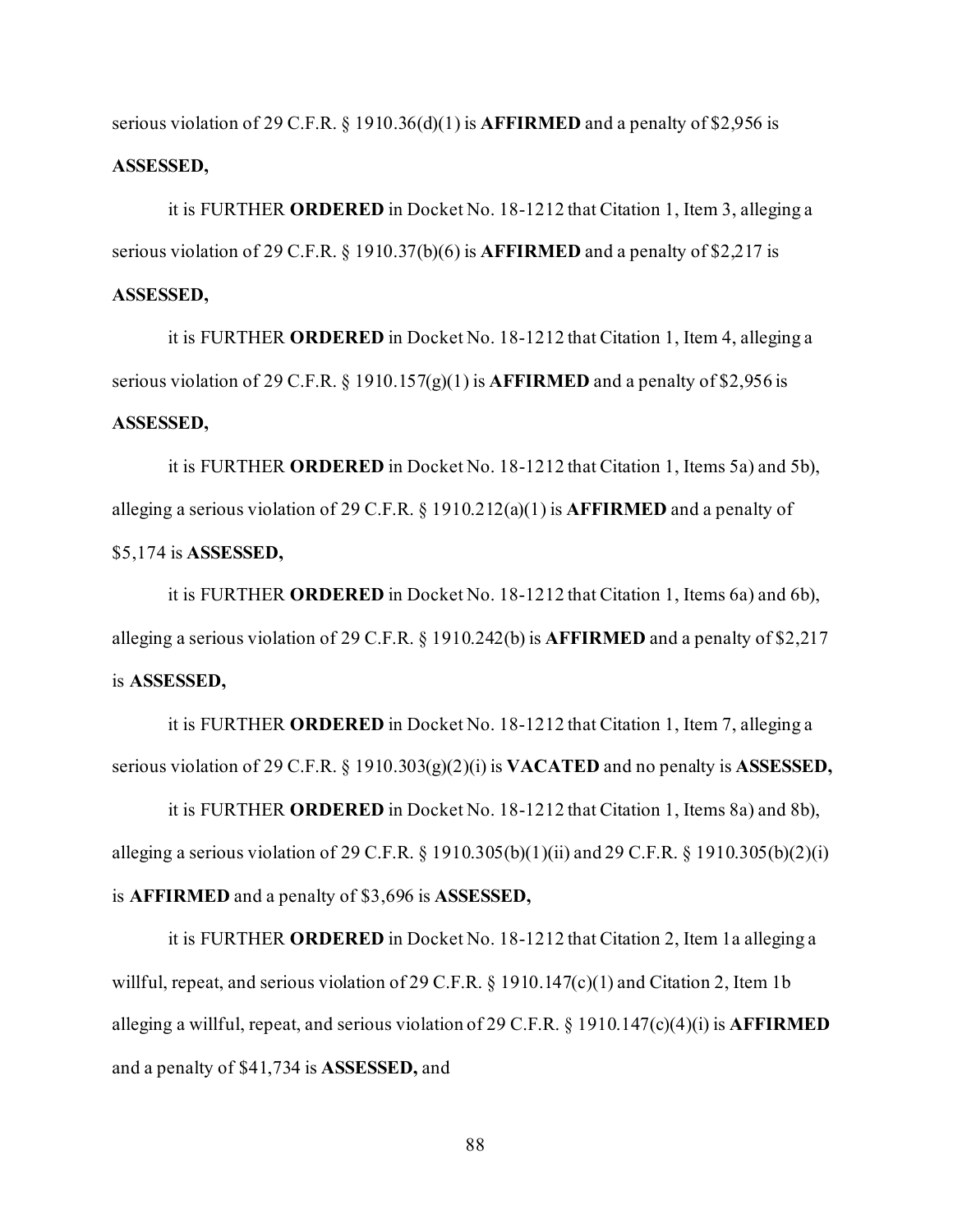serious violation of 29 C.F.R. § 1910.36(d)(1) is **AFFIRMED** and a penalty of $2,956 is **ASSESSED,**

it is FURTHER **ORDERED** in Docket No. 18-1212 that Citation 1, Item 3, alleging a serious violation of 29 C.F.R. § 1910.37(b)(6) is **AFFIRMED** and a penalty of $2,217 is **ASSESSED,**

it is FURTHER **ORDERED** in Docket No. 18-1212 that Citation 1, Item 4, alleging a serious violation of 29 C.F.R. § 1910.157(g)(1) is **AFFIRMED** and a penalty of $2,956 is **ASSESSED,**

it is FURTHER **ORDERED** in Docket No. 18-1212 that Citation 1, Items 5a) and 5b), alleging a serious violation of 29 C.F.R. § 1910.212(a)(1) is **AFFIRMED** and a penalty of $5,174 is **ASSESSED,**

it is FURTHER **ORDERED** in Docket No. 18-1212 that Citation 1, Items 6a) and 6b), alleging a serious violation of 29 C.F.R. § 1910.242(b) is **AFFIRMED** and a penalty of $2,217 is **ASSESSED,**

it is FURTHER **ORDERED** in Docket No. 18-1212 that Citation 1, Item 7, alleging a serious violation of 29 C.F.R. § 1910.303(g)(2)(i) is **VACATED** and no penalty is **ASSESSED,**

it is FURTHER **ORDERED** in Docket No. 18-1212 that Citation 1, Items 8a) and 8b), alleging a serious violation of 29 C.F.R. § 1910.305(b)(1)(ii) and 29 C.F.R. § 1910.305(b)(2)(i) is **AFFIRMED** and a penalty of $3,696 is **ASSESSED,**

it is FURTHER **ORDERED** in Docket No. 18-1212 that Citation 2, Item 1a alleging a willful, repeat, and serious violation of 29 C.F.R. § 1910.147(c)(1) and Citation 2, Item 1b alleging a willful, repeat, and serious violation of 29 C.F.R. § 1910.147(c)(4)(i) is **AFFIRMED** and a penalty of $41,734 is **ASSESSED,** and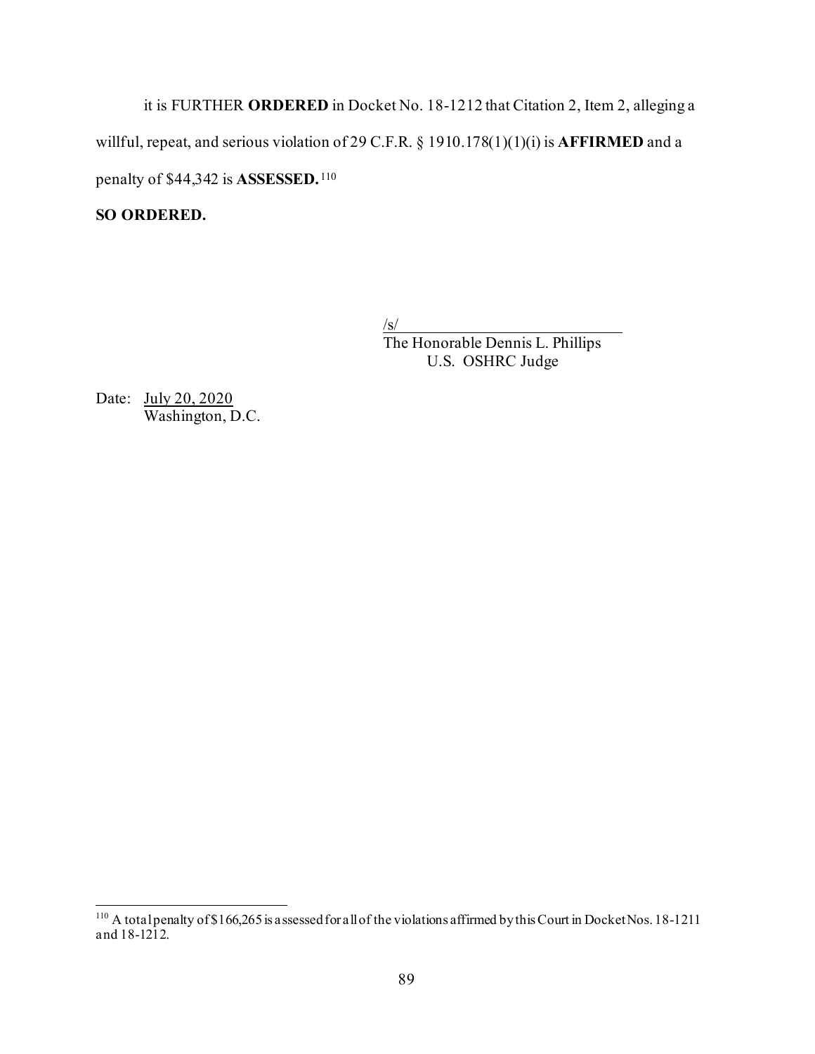it is FURTHER **ORDERED** in Docket No. 18-1212 that Citation 2, Item 2, alleging a willful, repeat, and serious violation of 29 C.F.R. § 1910.178(1)(1)(i) is **AFFIRMED** and a penalty of $44,342 is **ASSESSED.**[110]

**SO ORDERED.**

/s/

The Honorable Dennis L. Phillips
U.S. OSHRC Judge

Date: July 20, 2020
Washington, D.C.

[110] A total penalty of $166,265 is assessed for all of the violations affirmed by this Court in Docket Nos. 18-1211 and 18-1212.